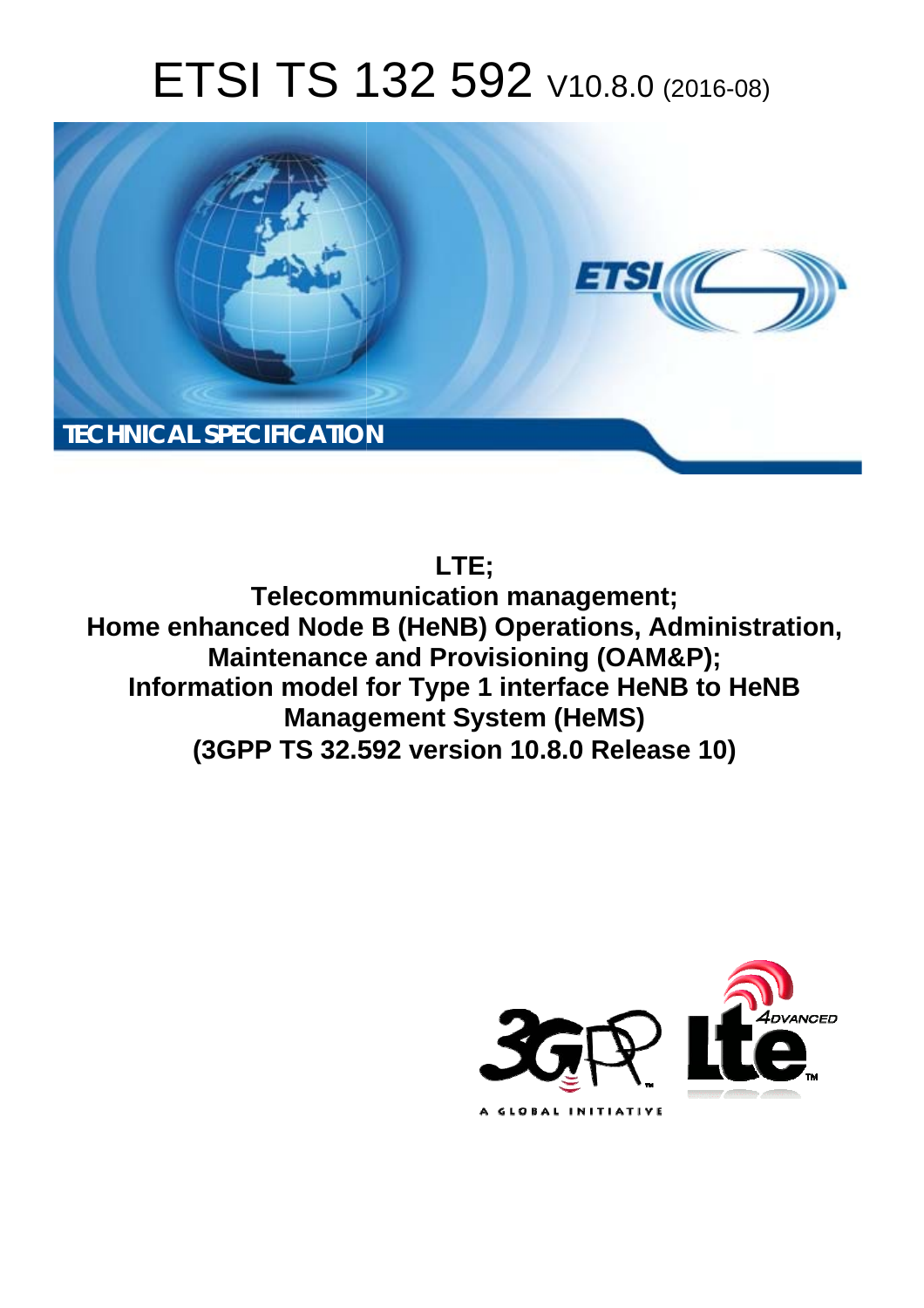# ETSI TS 132 592 V10.8.0 (2016-08)

TECHNICAL SPECIFICATION

**LTE;**
**Telecommunication management;**
**Home enhanced Node B (HeNB) Operations, Administration, Maintenance and Provisioning (OAM&P);**
**Information model for Type 1 interface HeNB to HeNB Management System (HeMS)**
**(3GPP TS 32.592 version 10.8.0 Release 10)**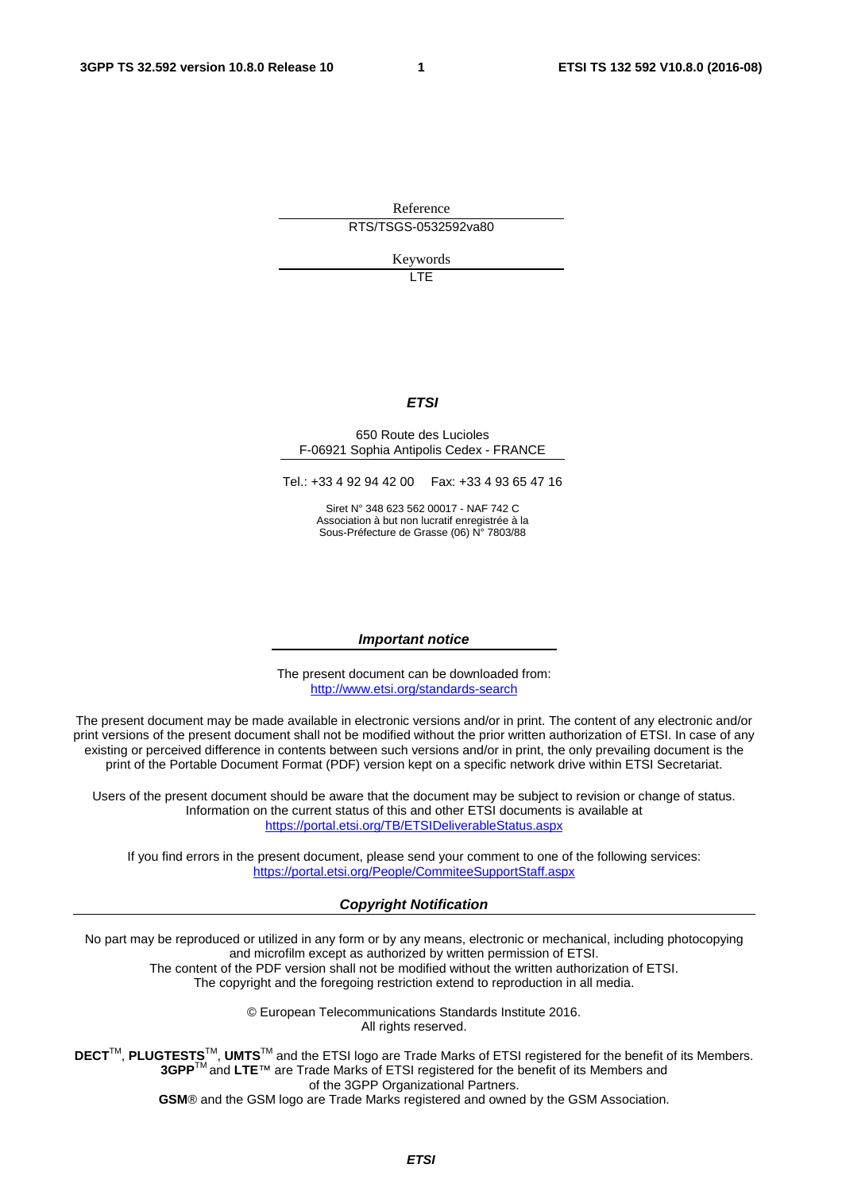Reference

RTS/TSGS-0532592va80

Keywords

LTE

***ETSI***

650 Route des Lucioles
F-06921 Sophia Antipolis Cedex - FRANCE

Tel.: +33 4 92 94 42 00 Fax: +33 4 93 65 47 16

Siret N° 348 623 562 00017 - NAF 742 C
Association à but non lucratif enregistrée à la
Sous-Préfecture de Grasse (06) N° 7803/88

***Important notice***

The present document can be downloaded from:
http://www.etsi.org/standards-search

The present document may be made available in electronic versions and/or in print. The content of any electronic and/or print versions of the present document shall not be modified without the prior written authorization of ETSI. In case of any existing or perceived difference in contents between such versions and/or in print, the only prevailing document is the print of the Portable Document Format (PDF) version kept on a specific network drive within ETSI Secretariat.

Users of the present document should be aware that the document may be subject to revision or change of status. Information on the current status of this and other ETSI documents is available at
https://portal.etsi.org/TB/ETSIDeliverableStatus.aspx

If you find errors in the present document, please send your comment to one of the following services:
https://portal.etsi.org/People/CommiteeSupportStaff.aspx

***Copyright Notification***

No part may be reproduced or utilized in any form or by any means, electronic or mechanical, including photocopying and microfilm except as authorized by written permission of ETSI.
The content of the PDF version shall not be modified without the written authorization of ETSI.
The copyright and the foregoing restriction extend to reproduction in all media.

© European Telecommunications Standards Institute 2016.
All rights reserved.

**DECT**™, **PLUGTESTS**™, **UMTS**™ and the ETSI logo are Trade Marks of ETSI registered for the benefit of its Members.
**3GPP**™ and **LTE**™ are Trade Marks of ETSI registered for the benefit of its Members and of the 3GPP Organizational Partners.
**GSM**® and the GSM logo are Trade Marks registered and owned by the GSM Association.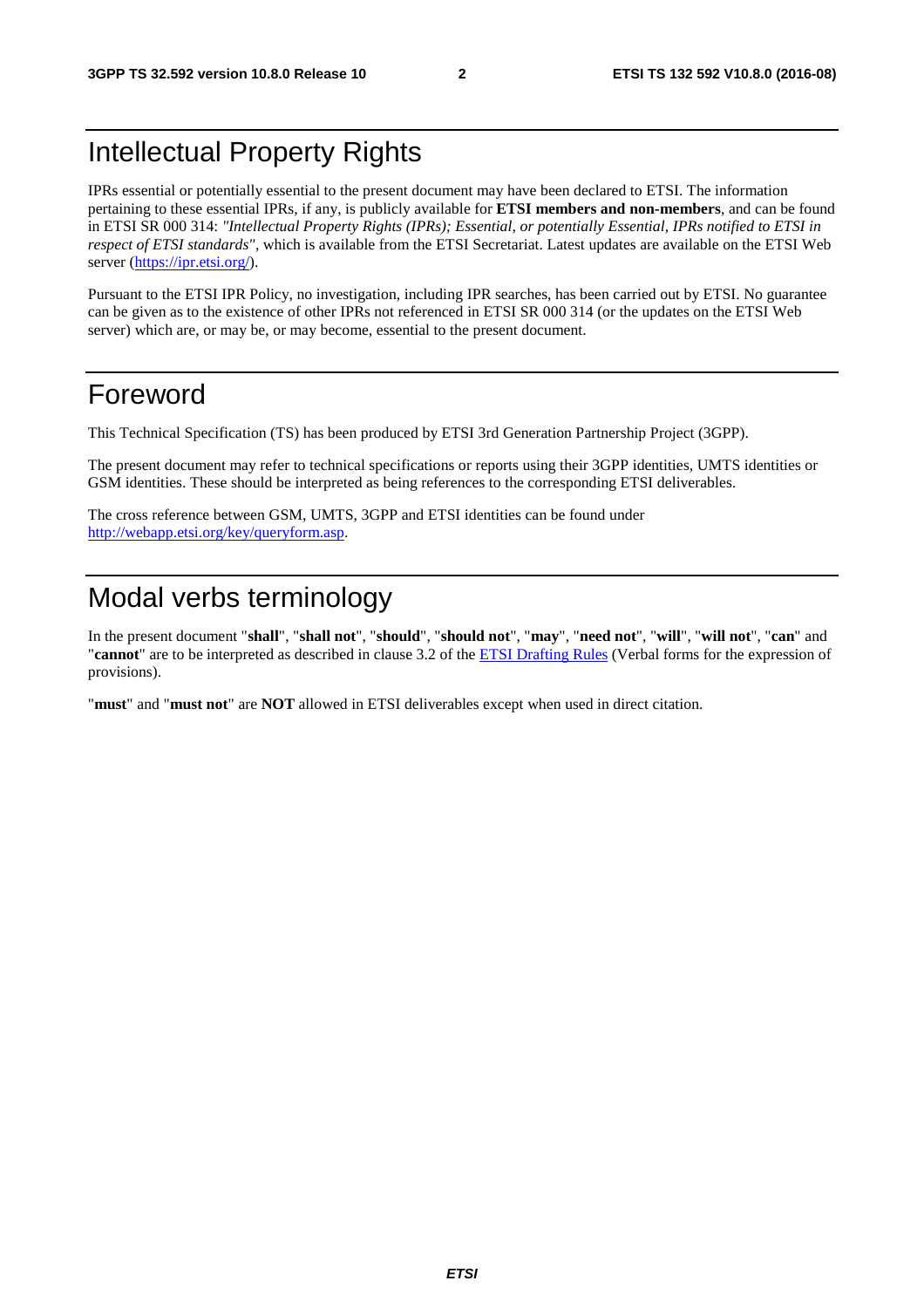# Intellectual Property Rights

IPRs essential or potentially essential to the present document may have been declared to ETSI. The information pertaining to these essential IPRs, if any, is publicly available for **ETSI members and non-members**, and can be found in ETSI SR 000 314: *"Intellectual Property Rights (IPRs); Essential, or potentially Essential, IPRs notified to ETSI in respect of ETSI standards"*, which is available from the ETSI Secretariat. Latest updates are available on the ETSI Web server (https://ipr.etsi.org/).

Pursuant to the ETSI IPR Policy, no investigation, including IPR searches, has been carried out by ETSI. No guarantee can be given as to the existence of other IPRs not referenced in ETSI SR 000 314 (or the updates on the ETSI Web server) which are, or may be, or may become, essential to the present document.

# Foreword

This Technical Specification (TS) has been produced by ETSI 3rd Generation Partnership Project (3GPP).

The present document may refer to technical specifications or reports using their 3GPP identities, UMTS identities or GSM identities. These should be interpreted as being references to the corresponding ETSI deliverables.

The cross reference between GSM, UMTS, 3GPP and ETSI identities can be found under http://webapp.etsi.org/key/queryform.asp.

# Modal verbs terminology

In the present document "**shall**", "**shall not**", "**should**", "**should not**", "**may**", "**need not**", "**will**", "**will not**", "**can**" and "**cannot**" are to be interpreted as described in clause 3.2 of the ETSI Drafting Rules (Verbal forms for the expression of provisions).

"**must**" and "**must not**" are **NOT** allowed in ETSI deliverables except when used in direct citation.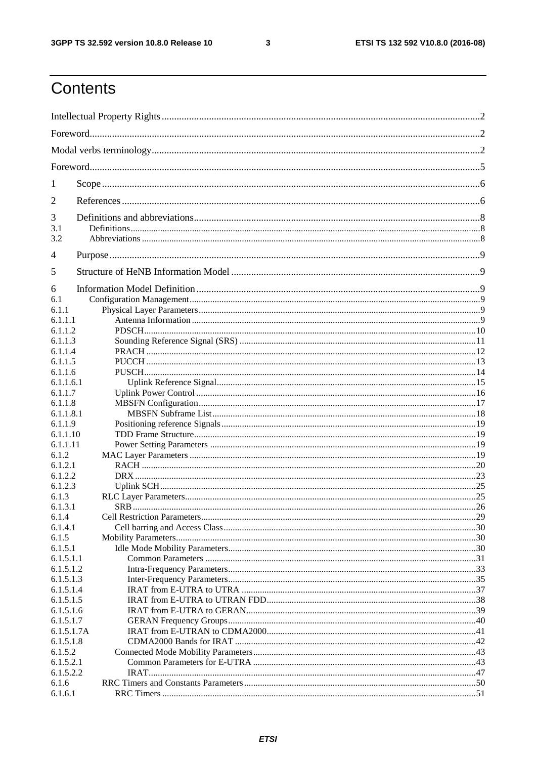# Contents

Intellectual Property Rights ........................................................................................................................2

Foreword.....................................................................................................................................................2

Modal verbs terminology.............................................................................................................................2

Foreword.....................................................................................................................................................5

1 Scope .......................................................................................................................................................6

2 References ...............................................................................................................................................6

3 Definitions and abbreviations...................................................................................................................8
3.1 Definitions .............................................................................................................................................8
3.2 Abbreviations ........................................................................................................................................8

4 Purpose ....................................................................................................................................................9

5 Structure of HeNB Information Model ....................................................................................................9

6 Information Model Definition .................................................................................................................9
6.1 Configuration Management....................................................................................................................9
6.1.1 Physical Layer Parameters...................................................................................................................9
6.1.1.1 Antenna Information ........................................................................................................................9
6.1.1.2 PDSCH.............................................................................................................................................10
6.1.1.3 Sounding Reference Signal (SRS) ..................................................................................................11
6.1.1.4 PRACH ............................................................................................................................................12
6.1.1.5 PUCCH ............................................................................................................................................13
6.1.1.6 PUSCH.............................................................................................................................................14
6.1.1.6.1 Uplink Reference Signal................................................................................................................15
6.1.1.7 Uplink Power Control .....................................................................................................................16
6.1.1.8 MBSFN Configuration....................................................................................................................17
6.1.1.8.1 MBSFN Subframe List...................................................................................................................18
6.1.1.9 Positioning reference Signals ..........................................................................................................19
6.1.1.10 TDD Frame Structure.....................................................................................................................19
6.1.1.11 Power Setting Parameters ..............................................................................................................19
6.1.2 MAC Layer Parameters .....................................................................................................................19
6.1.2.1 RACH ..............................................................................................................................................20
6.1.2.2 DRX .................................................................................................................................................23
6.1.2.3 Uplink SCH......................................................................................................................................25
6.1.3 RLC Layer Parameters........................................................................................................................25
6.1.3.1 SRB ..................................................................................................................................................26
6.1.4 Cell Restriction Parameters.................................................................................................................29
6.1.4.1 Cell barring and Access Class..........................................................................................................30
6.1.5 Mobility Parameters............................................................................................................................30
6.1.5.1 Idle Mode Mobility Parameters........................................................................................................30
6.1.5.1.1 Common Parameters .....................................................................................................................31
6.1.5.1.2 Intra-Frequency Parameters...........................................................................................................33
6.1.5.1.3 Inter-Frequency Parameters...........................................................................................................35
6.1.5.1.4 IRAT from E-UTRA to UTRA .....................................................................................................37
6.1.5.1.5 IRAT from E-UTRA to UTRAN FDD...........................................................................................38
6.1.5.1.6 IRAT from E-UTRA to GERAN...................................................................................................39
6.1.5.1.7 GERAN Frequency Groups...........................................................................................................40
6.1.5.1.7A IRAT from E-UTRAN to CDMA2000........................................................................................41
6.1.5.1.8 CDMA2000 Bands for IRAT ........................................................................................................42
6.1.5.2 Connected Mode Mobility Parameters.............................................................................................43
6.1.5.2.1 Common Parameters for E-UTRA ................................................................................................43
6.1.5.2.2 IRAT.............................................................................................................................................47
6.1.6 RRC Timers and Constants Parameters...............................................................................................50
6.1.6.1 RRC Timers .....................................................................................................................................51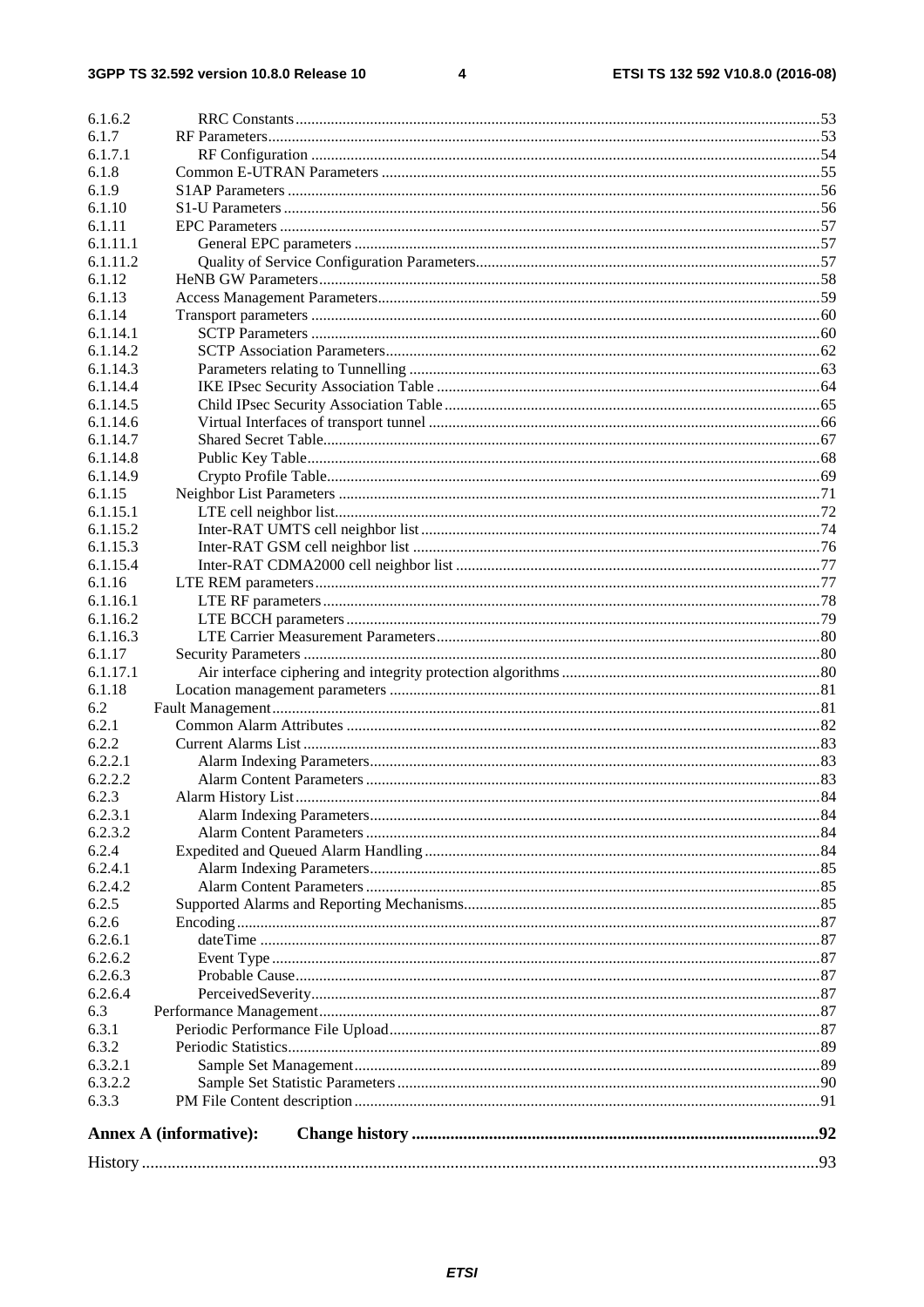| | | |
|---|---|---|
| 6.1.6.2 | RRC Constants | 53 |
| 6.1.7 | RF Parameters | 53 |
| 6.1.7.1 | RF Configuration | 54 |
| 6.1.8 | Common E-UTRAN Parameters | 55 |
| 6.1.9 | S1AP Parameters | 56 |
| 6.1.10 | S1-U Parameters | 56 |
| 6.1.11 | EPC Parameters | 57 |
| 6.1.11.1 | General EPC parameters | 57 |
| 6.1.11.2 | Quality of Service Configuration Parameters | 57 |
| 6.1.12 | HeNB GW Parameters | 58 |
| 6.1.13 | Access Management Parameters | 59 |
| 6.1.14 | Transport parameters | 60 |
| 6.1.14.1 | SCTP Parameters | 60 |
| 6.1.14.2 | SCTP Association Parameters | 62 |
| 6.1.14.3 | Parameters relating to Tunnelling | 63 |
| 6.1.14.4 | IKE IPsec Security Association Table | 64 |
| 6.1.14.5 | Child IPsec Security Association Table | 65 |
| 6.1.14.6 | Virtual Interfaces of transport tunnel | 66 |
| 6.1.14.7 | Shared Secret Table | 67 |
| 6.1.14.8 | Public Key Table | 68 |
| 6.1.14.9 | Crypto Profile Table | 69 |
| 6.1.15 | Neighbor List Parameters | 71 |
| 6.1.15.1 | LTE cell neighbor list | 72 |
| 6.1.15.2 | Inter-RAT UMTS cell neighbor list | 74 |
| 6.1.15.3 | Inter-RAT GSM cell neighbor list | 76 |
| 6.1.15.4 | Inter-RAT CDMA2000 cell neighbor list | 77 |
| 6.1.16 | LTE REM parameters | 77 |
| 6.1.16.1 | LTE RF parameters | 78 |
| 6.1.16.2 | LTE BCCH parameters | 79 |
| 6.1.16.3 | LTE Carrier Measurement Parameters | 80 |
| 6.1.17 | Security Parameters | 80 |
| 6.1.17.1 | Air interface ciphering and integrity protection algorithms | 80 |
| 6.1.18 | Location management parameters | 81 |
| 6.2 | Fault Management | 81 |
| 6.2.1 | Common Alarm Attributes | 82 |
| 6.2.2 | Current Alarms List | 83 |
| 6.2.2.1 | Alarm Indexing Parameters | 83 |
| 6.2.2.2 | Alarm Content Parameters | 83 |
| 6.2.3 | Alarm History List | 84 |
| 6.2.3.1 | Alarm Indexing Parameters | 84 |
| 6.2.3.2 | Alarm Content Parameters | 84 |
| 6.2.4 | Expedited and Queued Alarm Handling | 84 |
| 6.2.4.1 | Alarm Indexing Parameters | 85 |
| 6.2.4.2 | Alarm Content Parameters | 85 |
| 6.2.5 | Supported Alarms and Reporting Mechanisms | 85 |
| 6.2.6 | Encoding | 87 |
| 6.2.6.1 | dateTime | 87 |
| 6.2.6.2 | Event Type | 87 |
| 6.2.6.3 | Probable Cause | 87 |
| 6.2.6.4 | PerceivedSeverity | 87 |
| 6.3 | Performance Management | 87 |
| 6.3.1 | Periodic Performance File Upload | 87 |
| 6.3.2 | Periodic Statistics | 89 |
| 6.3.2.1 | Sample Set Management | 89 |
| 6.3.2.2 | Sample Set Statistic Parameters | 90 |
| 6.3.3 | PM File Content description | 91 |
| **Annex A (informative):** | **Change history** | **92** |
| History | | 93 |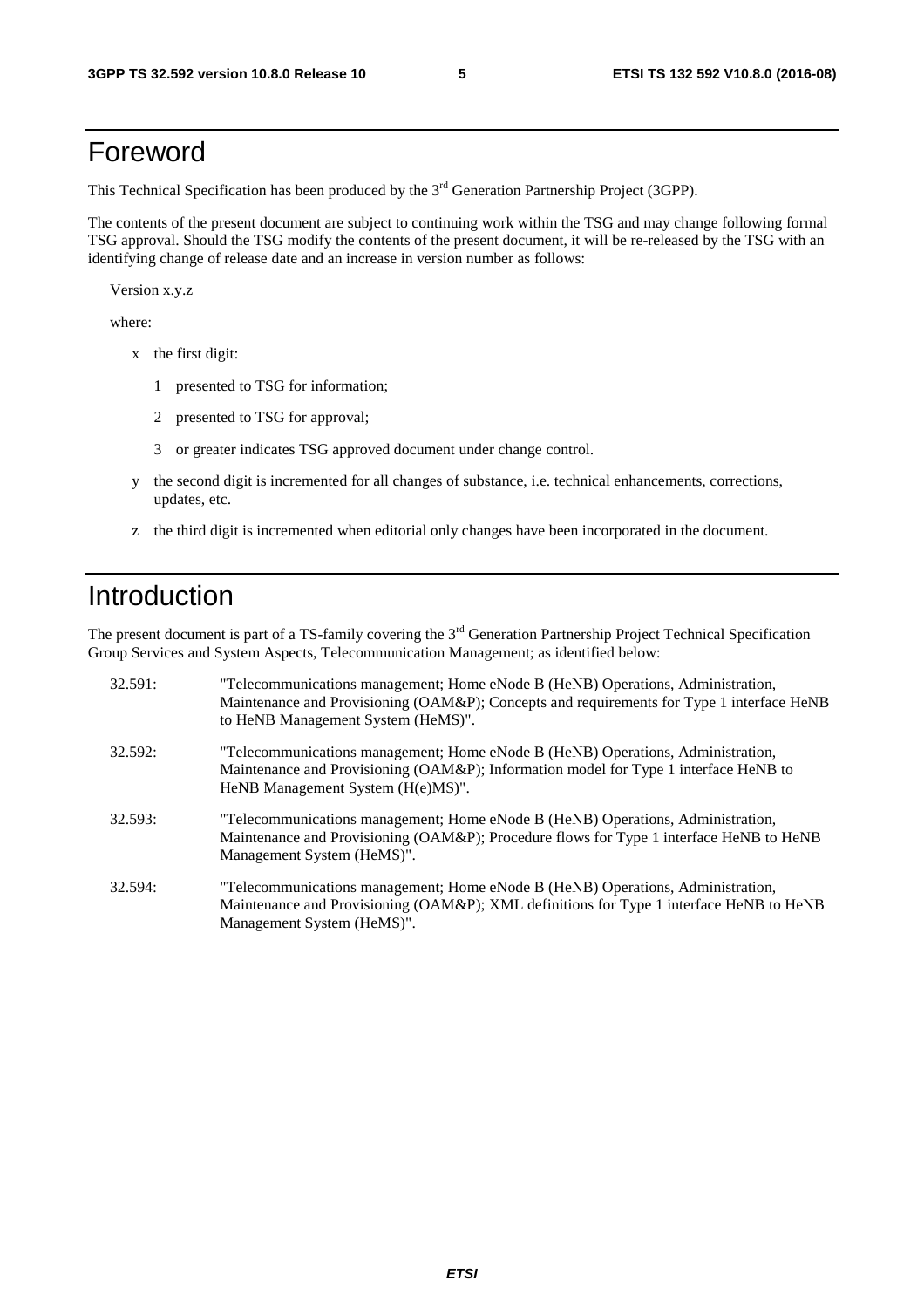# Foreword

This Technical Specification has been produced by the 3rd Generation Partnership Project (3GPP).

The contents of the present document are subject to continuing work within the TSG and may change following formal TSG approval. Should the TSG modify the contents of the present document, it will be re-released by the TSG with an identifying change of release date and an increase in version number as follows:

Version x.y.z

where:

- x the first digit:
  - 1 presented to TSG for information;
  - 2 presented to TSG for approval;
  - 3 or greater indicates TSG approved document under change control.
- y the second digit is incremented for all changes of substance, i.e. technical enhancements, corrections, updates, etc.
- z the third digit is incremented when editorial only changes have been incorporated in the document.

# Introduction

The present document is part of a TS-family covering the 3rd Generation Partnership Project Technical Specification Group Services and System Aspects, Telecommunication Management; as identified below:

32.591: "Telecommunications management; Home eNode B (HeNB) Operations, Administration, Maintenance and Provisioning (OAM&P); Concepts and requirements for Type 1 interface HeNB to HeNB Management System (HeMS)".

32.592: "Telecommunications management; Home eNode B (HeNB) Operations, Administration, Maintenance and Provisioning (OAM&P); Information model for Type 1 interface HeNB to HeNB Management System (H(e)MS)".

32.593: "Telecommunications management; Home eNode B (HeNB) Operations, Administration, Maintenance and Provisioning (OAM&P); Procedure flows for Type 1 interface HeNB to HeNB Management System (HeMS)".

32.594: "Telecommunications management; Home eNode B (HeNB) Operations, Administration, Maintenance and Provisioning (OAM&P); XML definitions for Type 1 interface HeNB to HeNB Management System (HeMS)".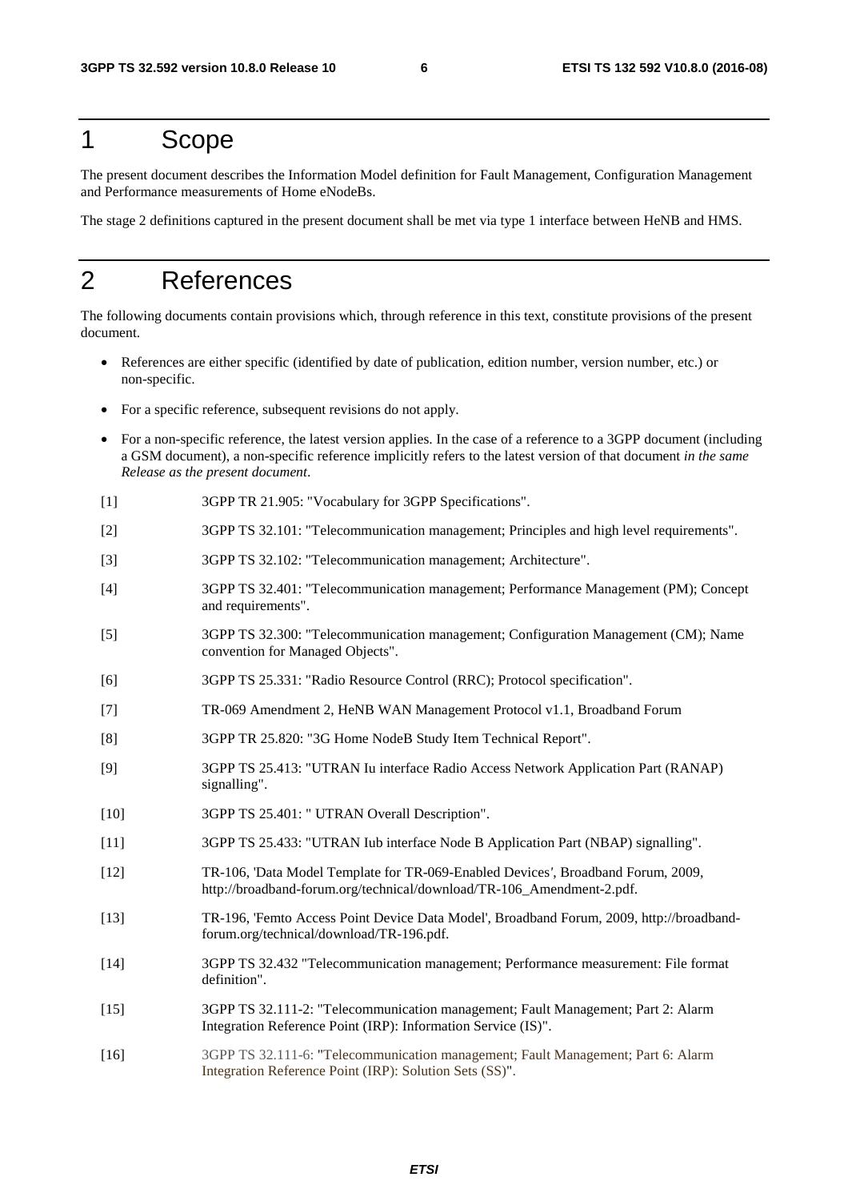# 1 Scope

The present document describes the Information Model definition for Fault Management, Configuration Management and Performance measurements of Home eNodeBs.

The stage 2 definitions captured in the present document shall be met via type 1 interface between HeNB and HMS.

# 2 References

The following documents contain provisions which, through reference in this text, constitute provisions of the present document.

- References are either specific (identified by date of publication, edition number, version number, etc.) or non-specific.
- For a specific reference, subsequent revisions do not apply.
- For a non-specific reference, the latest version applies. In the case of a reference to a 3GPP document (including a GSM document), a non-specific reference implicitly refers to the latest version of that document *in the same Release as the present document*.

[1] 3GPP TR 21.905: "Vocabulary for 3GPP Specifications".

[2] 3GPP TS 32.101: "Telecommunication management; Principles and high level requirements".

[3] 3GPP TS 32.102: "Telecommunication management; Architecture".

[4] 3GPP TS 32.401: "Telecommunication management; Performance Management (PM); Concept and requirements".

[5] 3GPP TS 32.300: "Telecommunication management; Configuration Management (CM); Name convention for Managed Objects".

[6] 3GPP TS 25.331: "Radio Resource Control (RRC); Protocol specification".

[7] TR-069 Amendment 2, HeNB WAN Management Protocol v1.1, Broadband Forum

[8] 3GPP TR 25.820: "3G Home NodeB Study Item Technical Report".

[9] 3GPP TS 25.413: "UTRAN Iu interface Radio Access Network Application Part (RANAP) signalling".

[10] 3GPP TS 25.401: " UTRAN Overall Description".

[11] 3GPP TS 25.433: "UTRAN Iub interface Node B Application Part (NBAP) signalling".

[12] TR-106, 'Data Model Template for TR-069-Enabled Devices', Broadband Forum, 2009, http://broadband-forum.org/technical/download/TR-106_Amendment-2.pdf.

[13] TR-196, 'Femto Access Point Device Data Model', Broadband Forum, 2009, http://broadband-forum.org/technical/download/TR-196.pdf.

[14] 3GPP TS 32.432 "Telecommunication management; Performance measurement: File format definition".

[15] 3GPP TS 32.111-2: "Telecommunication management; Fault Management; Part 2: Alarm Integration Reference Point (IRP): Information Service (IS)".

[16] 3GPP TS 32.111-6: "Telecommunication management; Fault Management; Part 6: Alarm Integration Reference Point (IRP): Solution Sets (SS)".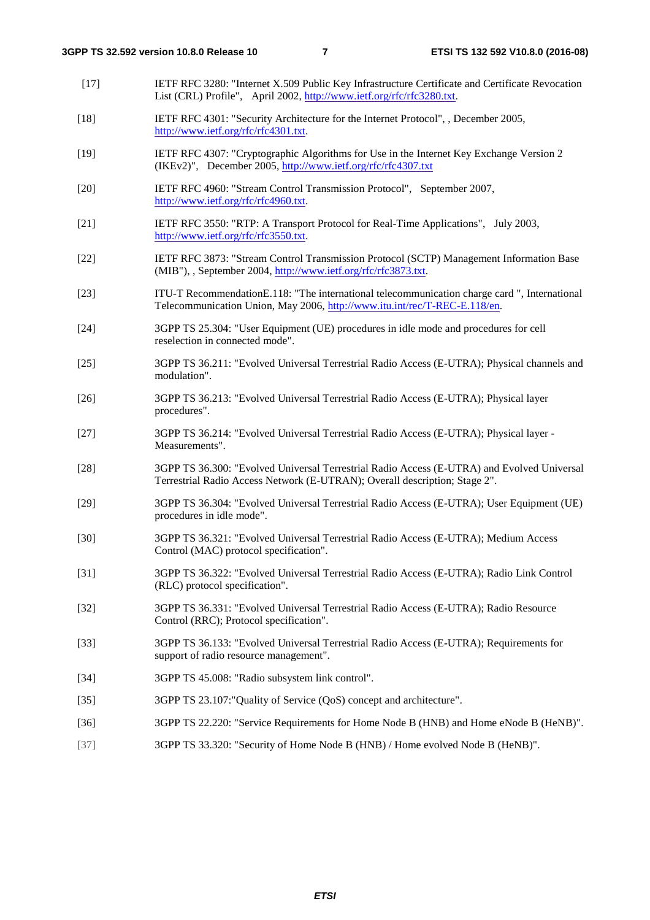[17] IETF RFC 3280: "Internet X.509 Public Key Infrastructure Certificate and Certificate Revocation List (CRL) Profile",   April 2002, http://www.ietf.org/rfc/rfc3280.txt.

[18] IETF RFC 4301: "Security Architecture for the Internet Protocol", , December 2005, http://www.ietf.org/rfc/rfc4301.txt.

[19] IETF RFC 4307: "Cryptographic Algorithms for Use in the Internet Key Exchange Version 2 (IKEv2)",   December 2005, http://www.ietf.org/rfc/rfc4307.txt

[20] IETF RFC 4960: "Stream Control Transmission Protocol",   September 2007, http://www.ietf.org/rfc/rfc4960.txt.

[21] IETF RFC 3550: "RTP: A Transport Protocol for Real-Time Applications",   July 2003, http://www.ietf.org/rfc/rfc3550.txt.

[22] IETF RFC 3873: "Stream Control Transmission Protocol (SCTP) Management Information Base (MIB"), , September 2004, http://www.ietf.org/rfc/rfc3873.txt.

[23] ITU-T RecommendationE.118: "The international telecommunication charge card ", International Telecommunication Union, May 2006, http://www.itu.int/rec/T-REC-E.118/en.

[24] 3GPP TS 25.304: "User Equipment (UE) procedures in idle mode and procedures for cell reselection in connected mode".

[25] 3GPP TS 36.211: "Evolved Universal Terrestrial Radio Access (E-UTRA); Physical channels and modulation".

[26] 3GPP TS 36.213: "Evolved Universal Terrestrial Radio Access (E-UTRA); Physical layer procedures".

[27] 3GPP TS 36.214: "Evolved Universal Terrestrial Radio Access (E-UTRA); Physical layer - Measurements".

[28] 3GPP TS 36.300: "Evolved Universal Terrestrial Radio Access (E-UTRA) and Evolved Universal Terrestrial Radio Access Network (E-UTRAN); Overall description; Stage 2".

[29] 3GPP TS 36.304: "Evolved Universal Terrestrial Radio Access (E-UTRA); User Equipment (UE) procedures in idle mode".

[30] 3GPP TS 36.321: "Evolved Universal Terrestrial Radio Access (E-UTRA); Medium Access Control (MAC) protocol specification".

[31] 3GPP TS 36.322: "Evolved Universal Terrestrial Radio Access (E-UTRA); Radio Link Control (RLC) protocol specification".

[32] 3GPP TS 36.331: "Evolved Universal Terrestrial Radio Access (E-UTRA); Radio Resource Control (RRC); Protocol specification".

[33] 3GPP TS 36.133: "Evolved Universal Terrestrial Radio Access (E-UTRA); Requirements for support of radio resource management".

[34] 3GPP TS 45.008: "Radio subsystem link control".

[35] 3GPP TS 23.107:"Quality of Service (QoS) concept and architecture".

[36] 3GPP TS 22.220: "Service Requirements for Home Node B (HNB) and Home eNode B (HeNB)".

[37] 3GPP TS 33.320: "Security of Home Node B (HNB) / Home evolved Node B (HeNB)".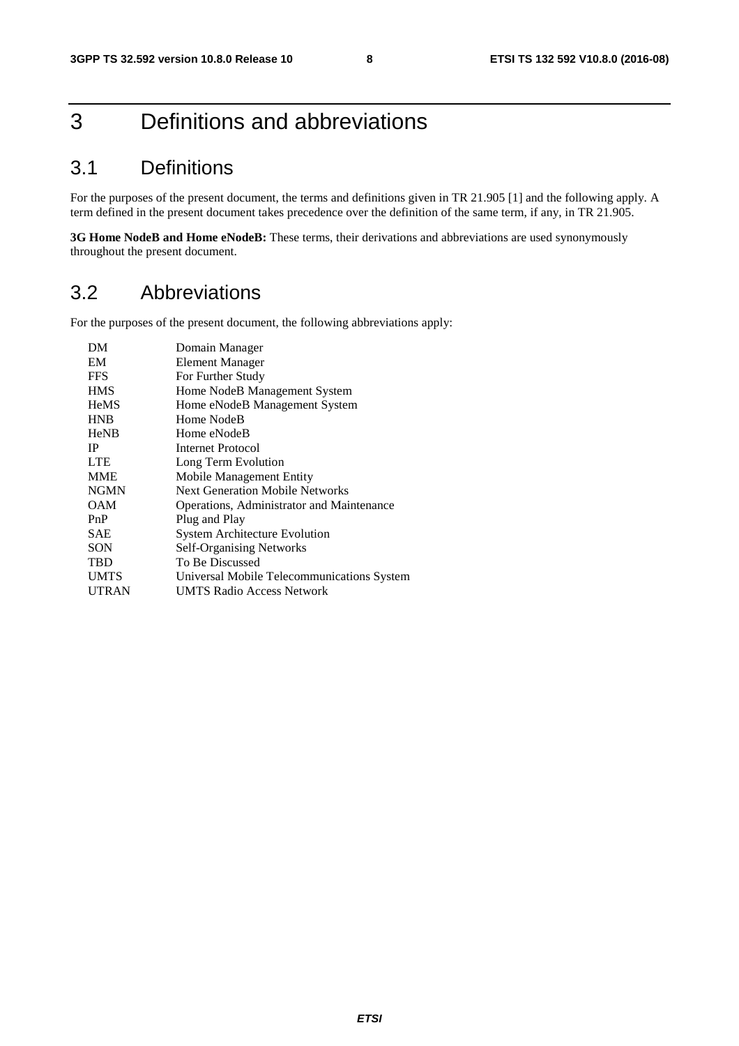# 3 Definitions and abbreviations

## 3.1 Definitions

For the purposes of the present document, the terms and definitions given in TR 21.905 [1] and the following apply. A term defined in the present document takes precedence over the definition of the same term, if any, in TR 21.905.

**3G Home NodeB and Home eNodeB:** These terms, their derivations and abbreviations are used synonymously throughout the present document.

## 3.2 Abbreviations

For the purposes of the present document, the following abbreviations apply:

| | |
|---|---|
| DM | Domain Manager |
| EM | Element Manager |
| FFS | For Further Study |
| HMS | Home NodeB Management System |
| HeMS | Home eNodeB Management System |
| HNB | Home NodeB |
| HeNB | Home eNodeB |
| IP | Internet Protocol |
| LTE | Long Term Evolution |
| MME | Mobile Management Entity |
| NGMN | Next Generation Mobile Networks |
| OAM | Operations, Administrator and Maintenance |
| PnP | Plug and Play |
| SAE | System Architecture Evolution |
| SON | Self-Organising Networks |
| TBD | To Be Discussed |
| UMTS | Universal Mobile Telecommunications System |
| UTRAN | UMTS Radio Access Network |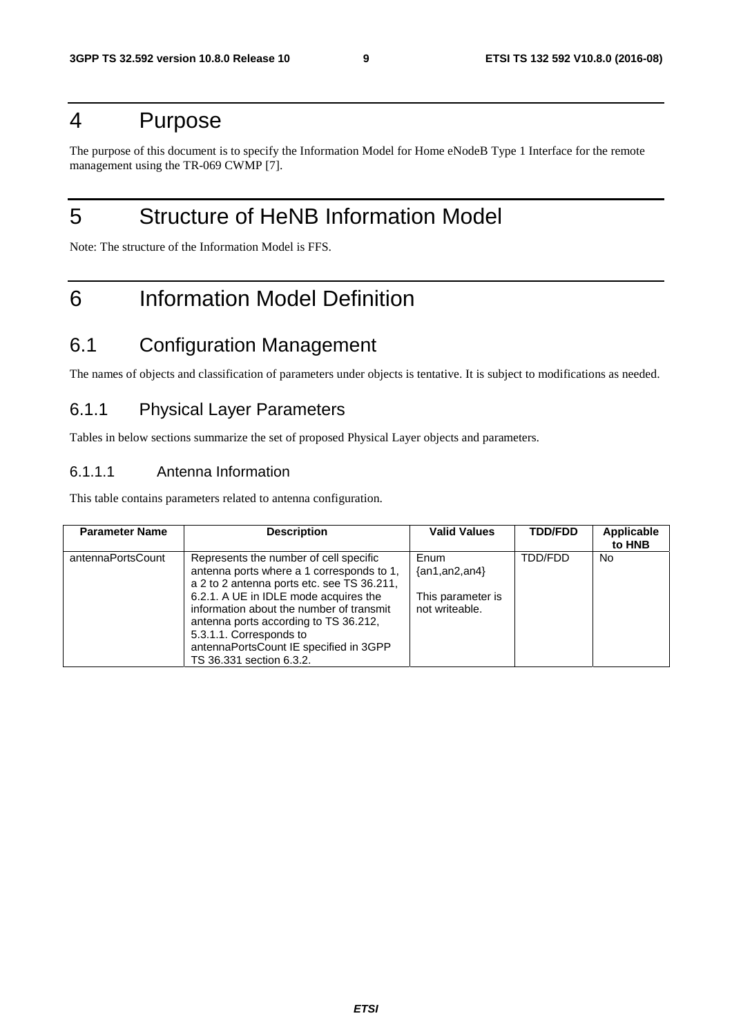# 4 Purpose

The purpose of this document is to specify the Information Model for Home eNodeB Type 1 Interface for the remote management using the TR-069 CWMP [7].

# 5 Structure of HeNB Information Model

Note: The structure of the Information Model is FFS.

# 6 Information Model Definition

## 6.1 Configuration Management

The names of objects and classification of parameters under objects is tentative. It is subject to modifications as needed.

### 6.1.1 Physical Layer Parameters

Tables in below sections summarize the set of proposed Physical Layer objects and parameters.

#### 6.1.1.1 Antenna Information

This table contains parameters related to antenna configuration.

| Parameter Name | Description | Valid Values | TDD/FDD | Applicable to HNB |
|---|---|---|---|---|
| antennaPortsCount | Represents the number of cell specific antenna ports where a 1 corresponds to 1, a 2 to 2 antenna ports etc. see TS 36.211, 6.2.1. A UE in IDLE mode acquires the information about the number of transmit antenna ports according to TS 36.212, 5.3.1.1. Corresponds to antennaPortsCount IE specified in 3GPP TS 36.331 section 6.3.2. | Enum {an1,an2,an4}<br><br>This parameter is not writeable. | TDD/FDD | No |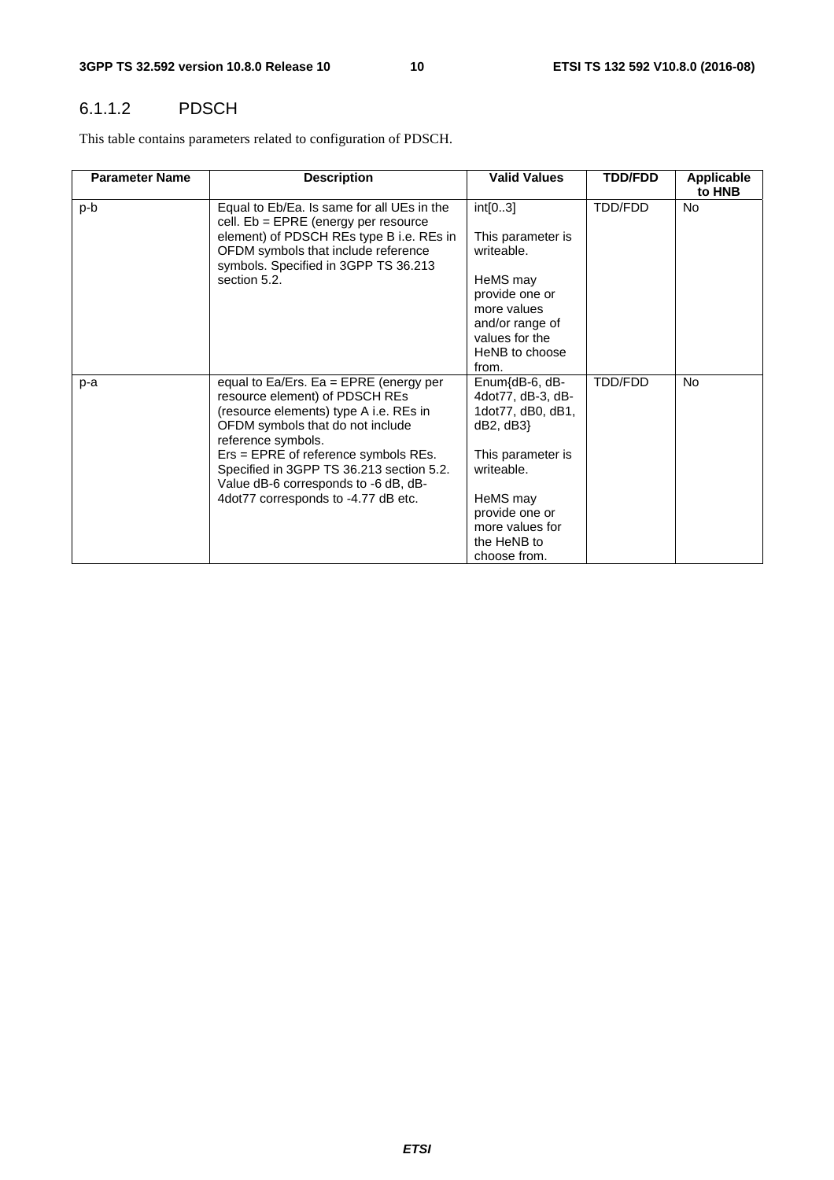### 6.1.1.2 PDSCH

This table contains parameters related to configuration of PDSCH.

| Parameter Name | Description | Valid Values | TDD/FDD | Applicable to HNB |
|---|---|---|---|---|
| p-b | Equal to Eb/Ea. Is same for all UEs in the cell. Eb = EPRE (energy per resource element) of PDSCH REs type B i.e. REs in OFDM symbols that include reference symbols. Specified in 3GPP TS 36.213 section 5.2. | int[0..3]<br><br>This parameter is writeable.<br><br>HeMS may provide one or more values and/or range of values for the HeNB to choose from. | TDD/FDD | No |
| p-a | equal to Ea/Ers. Ea = EPRE (energy per resource element) of PDSCH REs (resource elements) type A i.e. REs in OFDM symbols that do not include reference symbols.<br>Ers = EPRE of reference symbols REs. Specified in 3GPP TS 36.213 section 5.2.<br>Value dB-6 corresponds to -6 dB, dB-4dot77 corresponds to -4.77 dB etc. | Enum{dB-6, dB-4dot77, dB-3, dB-1dot77, dB0, dB1, dB2, dB3}<br><br>This parameter is writeable.<br><br>HeMS may provide one or more values for the HeNB to choose from. | TDD/FDD | No |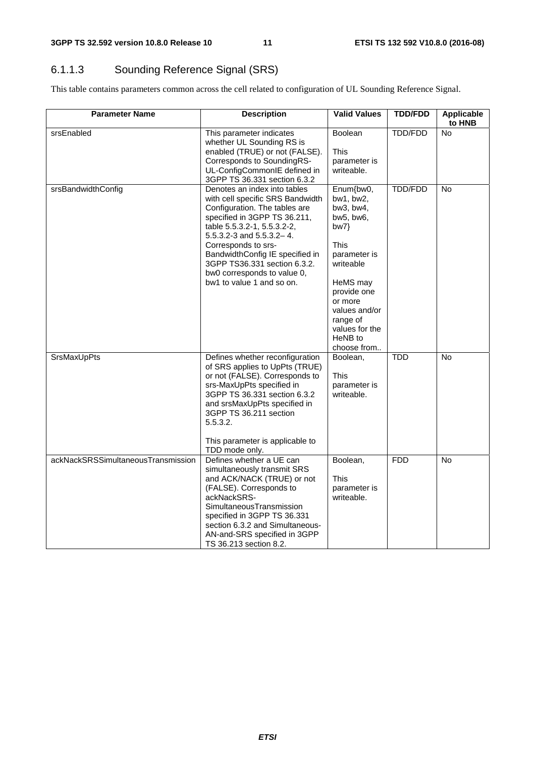### 6.1.1.3 Sounding Reference Signal (SRS)

This table contains parameters common across the cell related to configuration of UL Sounding Reference Signal.

| Parameter Name | Description | Valid Values | TDD/FDD | Applicable to HNB |
|---|---|---|---|---|
| srsEnabled | This parameter indicates whether UL Sounding RS is enabled (TRUE) or not (FALSE). Corresponds to SoundingRS-UL-ConfigCommonIE defined in 3GPP TS 36.331 section 6.3.2 | Boolean<br><br>This parameter is writeable. | TDD/FDD | No |
| srsBandwidthConfig | Denotes an index into tables with cell specific SRS Bandwidth Configuration. The tables are specified in 3GPP TS 36.211, table 5.5.3.2-1, 5.5.3.2-2, 5.5.3.2-3 and 5.5.3.2– 4. Corresponds to srs-BandwidthConfig IE specified in 3GPP TS36.331 section 6.3.2. bw0 corresponds to value 0, bw1 to value 1 and so on. | Enum{bw0, bw1, bw2, bw3, bw4, bw5, bw6, bw7}<br><br>This parameter is writeable<br><br>HeMS may provide one or more values and/or range of values for the HeNB to choose from.. | TDD/FDD | No |
| SrsMaxUpPts | Defines whether reconfiguration of SRS applies to UpPts (TRUE) or not (FALSE). Corresponds to srs-MaxUpPts specified in 3GPP TS 36.331 section 6.3.2 and srsMaxUpPts specified in 3GPP TS 36.211 section 5.5.3.2.<br><br>This parameter is applicable to TDD mode only. | Boolean,<br><br>This parameter is writeable. | TDD | No |
| ackNackSRSSimultaneousTransmission | Defines whether a UE can simultaneously transmit SRS and ACK/NACK (TRUE) or not (FALSE). Corresponds to ackNackSRS-SimultaneousTransmission specified in 3GPP TS 36.331 section 6.3.2 and Simultaneous-AN-and-SRS specified in 3GPP TS 36.213 section 8.2. | Boolean,<br><br>This parameter is writeable. | FDD | No |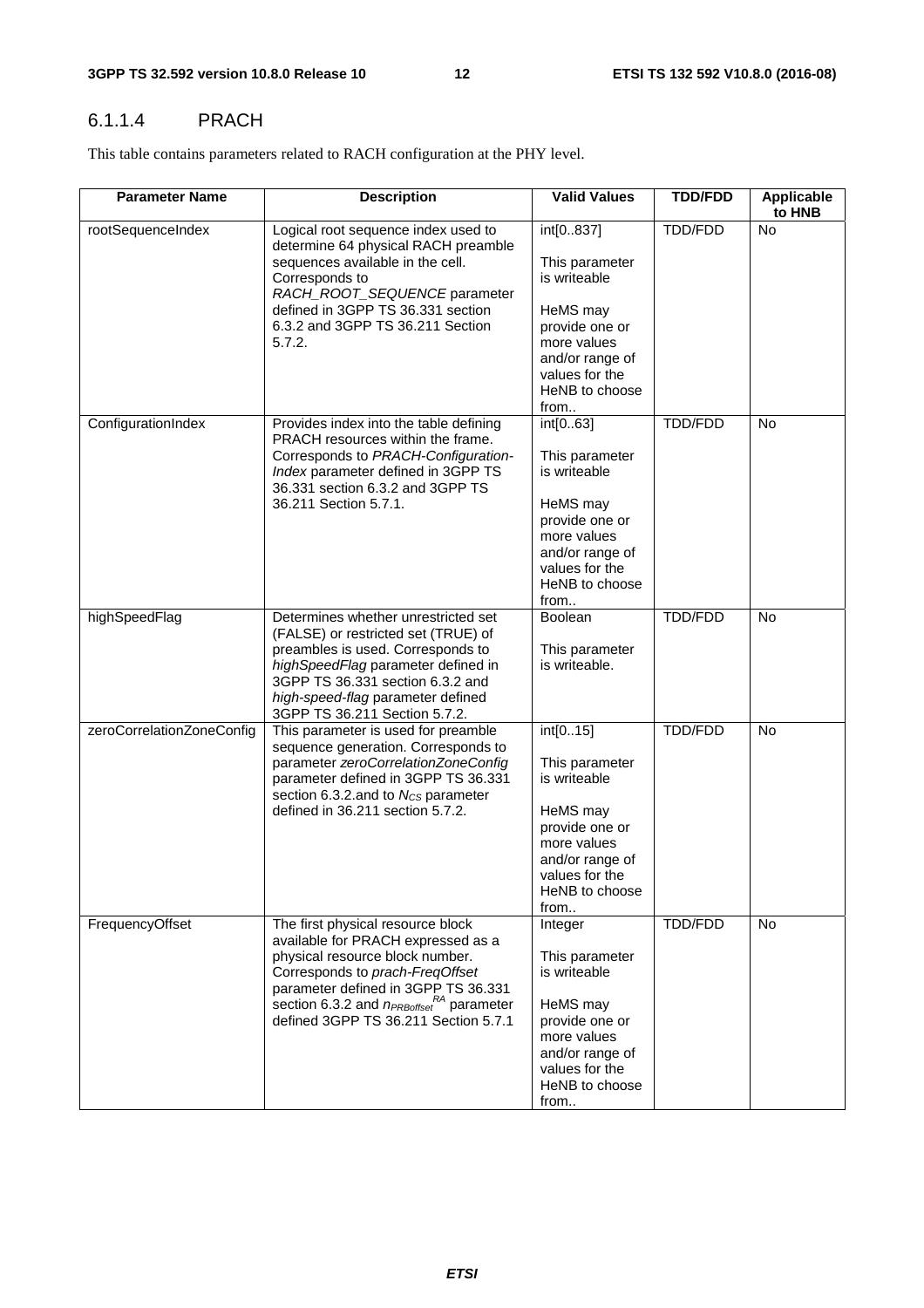### 6.1.1.4 PRACH

This table contains parameters related to RACH configuration at the PHY level.

| Parameter Name | Description | Valid Values | TDD/FDD | Applicable to HNB |
|---|---|---|---|---|
| rootSequenceIndex | Logical root sequence index used to determine 64 physical RACH preamble sequences available in the cell. Corresponds to *RACH_ROOT_SEQUENCE* parameter defined in 3GPP TS 36.331 section 6.3.2 and 3GPP TS 36.211 Section 5.7.2. | int[0..837]<br><br>This parameter is writeable<br><br>HeMS may provide one or more values and/or range of values for the HeNB to choose from.. | TDD/FDD | No |
| ConfigurationIndex | Provides index into the table defining PRACH resources within the frame. Corresponds to *PRACH-Configuration-Index* parameter defined in 3GPP TS 36.331 section 6.3.2 and 3GPP TS 36.211 Section 5.7.1. | int[0..63]<br><br>This parameter is writeable<br><br>HeMS may provide one or more values and/or range of values for the HeNB to choose from.. | TDD/FDD | No |
| highSpeedFlag | Determines whether unrestricted set (FALSE) or restricted set (TRUE) of preambles is used. Corresponds to *highSpeedFlag* parameter defined in 3GPP TS 36.331 section 6.3.2 and *high-speed-flag* parameter defined 3GPP TS 36.211 Section 5.7.2. | Boolean<br><br>This parameter is writeable. | TDD/FDD | No |
| zeroCorrelationZoneConfig | This parameter is used for preamble sequence generation. Corresponds to parameter *zeroCorrelationZoneConfig* parameter defined in 3GPP TS 36.331 section 6.3.2.and to $N_{CS}$ parameter defined in 36.211 section 5.7.2. | int[0..15]<br><br>This parameter is writeable<br><br>HeMS may provide one or more values and/or range of values for the HeNB to choose from.. | TDD/FDD | No |
| FrequencyOffset | The first physical resource block available for PRACH expressed as a physical resource block number. Corresponds to *prach-FreqOffset* parameter defined in 3GPP TS 36.331 section 6.3.2 and $n_{PRBoffset}^{RA}$ parameter defined 3GPP TS 36.211 Section 5.7.1 | Integer<br><br>This parameter is writeable<br><br>HeMS may provide one or more values and/or range of values for the HeNB to choose from.. | TDD/FDD | No |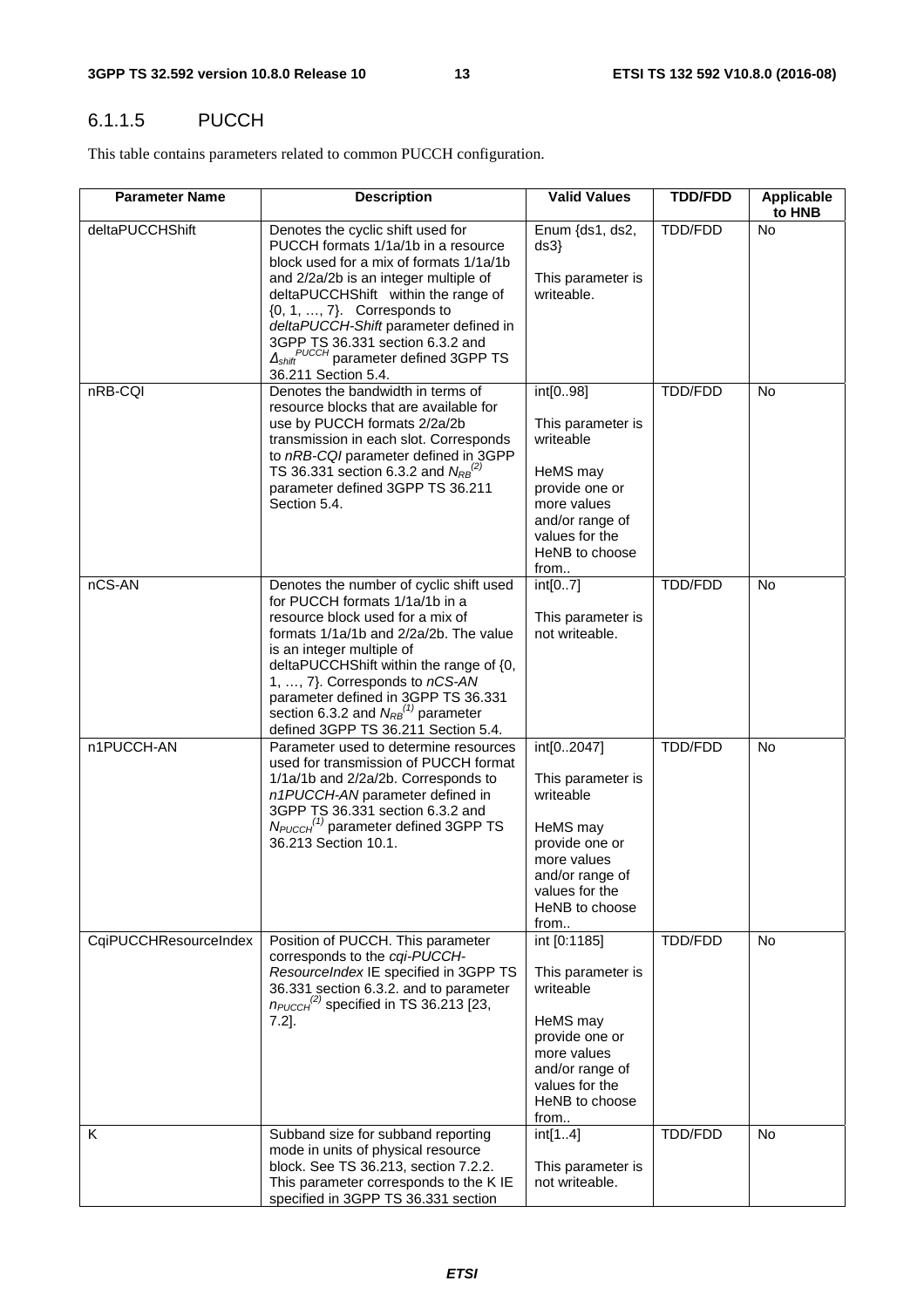### 6.1.1.5 PUCCH

This table contains parameters related to common PUCCH configuration.

| Parameter Name | Description | Valid Values | TDD/FDD | Applicable to HNB |
|---|---|---|---|---|
| deltaPUCCHShift | Denotes the cyclic shift used for PUCCH formats 1/1a/1b in a resource block used for a mix of formats 1/1a/1b and 2/2a/2b is an integer multiple of deltaPUCCHShift within the range of {0, 1, …, 7}. Corresponds to *deltaPUCCH-Shift* parameter defined in 3GPP TS 36.331 section 6.3.2 and $\Delta_{shift}^{PUCCH}$ parameter defined 3GPP TS 36.211 Section 5.4. | Enum {ds1, ds2, ds3}<br><br>This parameter is writeable. | TDD/FDD | No |
| nRB-CQI | Denotes the bandwidth in terms of resource blocks that are available for use by PUCCH formats 2/2a/2b transmission in each slot. Corresponds to *nRB-CQI* parameter defined in 3GPP TS 36.331 section 6.3.2 and $N_{RB}^{(2)}$ parameter defined 3GPP TS 36.211 Section 5.4. | int[0..98]<br><br>This parameter is writeable<br><br>HeMS may provide one or more values and/or range of values for the HeNB to choose from.. | TDD/FDD | No |
| nCS-AN | Denotes the number of cyclic shift used for PUCCH formats 1/1a/1b in a resource block used for a mix of formats 1/1a/1b and 2/2a/2b. The value is an integer multiple of deltaPUCCHShift within the range of {0, 1, …, 7}. Corresponds to *nCS-AN* parameter defined in 3GPP TS 36.331 section 6.3.2 and $N_{RB}^{(1)}$ parameter defined 3GPP TS 36.211 Section 5.4. | int[0..7]<br><br>This parameter is not writeable. | TDD/FDD | No |
| n1PUCCH-AN | Parameter used to determine resources used for transmission of PUCCH format 1/1a/1b and 2/2a/2b. Corresponds to *n1PUCCH-AN* parameter defined in 3GPP TS 36.331 section 6.3.2 and $N_{PUCCH}^{(1)}$ parameter defined 3GPP TS 36.213 Section 10.1. | int[0..2047]<br><br>This parameter is writeable<br><br>HeMS may provide one or more values and/or range of values for the HeNB to choose from.. | TDD/FDD | No |
| CqiPUCCHResourceIndex | Position of PUCCH. This parameter corresponds to the *cqi-PUCCH-ResourceIndex* IE specified in 3GPP TS 36.331 section 6.3.2. and to parameter $n_{PUCCH}^{(2)}$ specified in TS 36.213 [23, 7.2]. | int [0:1185]<br><br>This parameter is writeable<br><br>HeMS may provide one or more values and/or range of values for the HeNB to choose from.. | TDD/FDD | No |
| K | Subband size for subband reporting mode in units of physical resource block. See TS 36.213, section 7.2.2. This parameter corresponds to the K IE specified in 3GPP TS 36.331 section | int[1..4]<br><br>This parameter is not writeable. | TDD/FDD | No |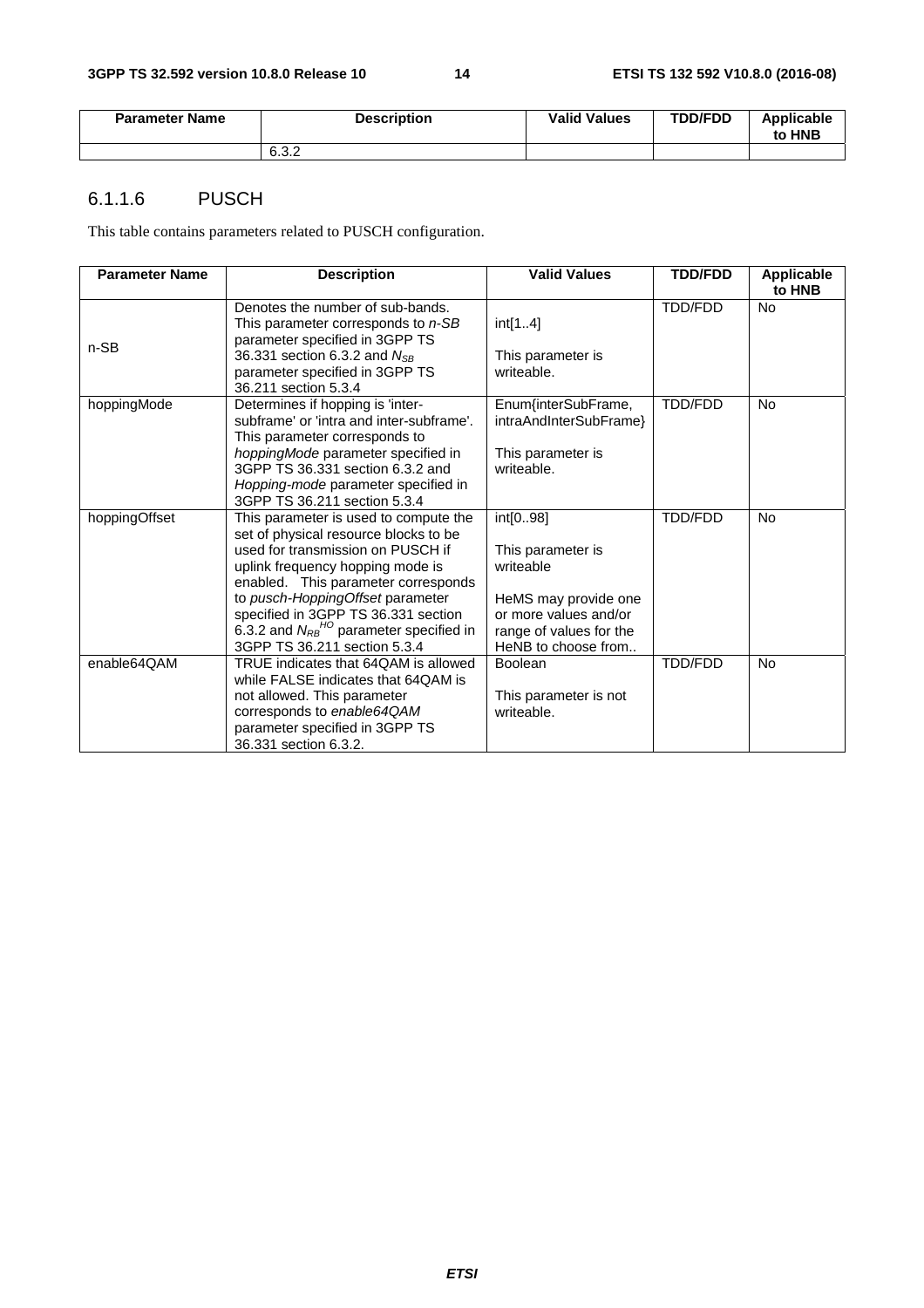| Parameter Name | Description | Valid Values | TDD/FDD | Applicable to HNB |
|---|---|---|---|---|
| | 6.3.2 | | | |

### 6.1.1.6 PUSCH

This table contains parameters related to PUSCH configuration.

| Parameter Name | Description | Valid Values | TDD/FDD | Applicable to HNB |
|---|---|---|---|---|
| n-SB | Denotes the number of sub-bands. This parameter corresponds to *n-SB* parameter specified in 3GPP TS 36.331 section 6.3.2 and $N_{SB}$ parameter specified in 3GPP TS 36.211 section 5.3.4 | int[1..4]<br><br>This parameter is writeable. | TDD/FDD | No |
| hoppingMode | Determines if hopping is 'inter-subframe' or 'intra and inter-subframe'. This parameter corresponds to *hoppingMode* parameter specified in 3GPP TS 36.331 section 6.3.2 and *Hopping-mode* parameter specified in 3GPP TS 36.211 section 5.3.4 | Enum{interSubFrame, intraAndInterSubFrame}<br><br>This parameter is writeable. | TDD/FDD | No |
| hoppingOffset | This parameter is used to compute the set of physical resource blocks to be used for transmission on PUSCH if uplink frequency hopping mode is enabled. This parameter corresponds to *pusch-HoppingOffset* parameter specified in 3GPP TS 36.331 section 6.3.2 and $N_{RB}^{HO}$ parameter specified in 3GPP TS 36.211 section 5.3.4 | int[0..98]<br><br>This parameter is writeable<br><br>HeMS may provide one or more values and/or range of values for the HeNB to choose from.. | TDD/FDD | No |
| enable64QAM | TRUE indicates that 64QAM is allowed while FALSE indicates that 64QAM is not allowed. This parameter corresponds to *enable64QAM* parameter specified in 3GPP TS 36.331 section 6.3.2. | Boolean<br><br>This parameter is not writeable. | TDD/FDD | No |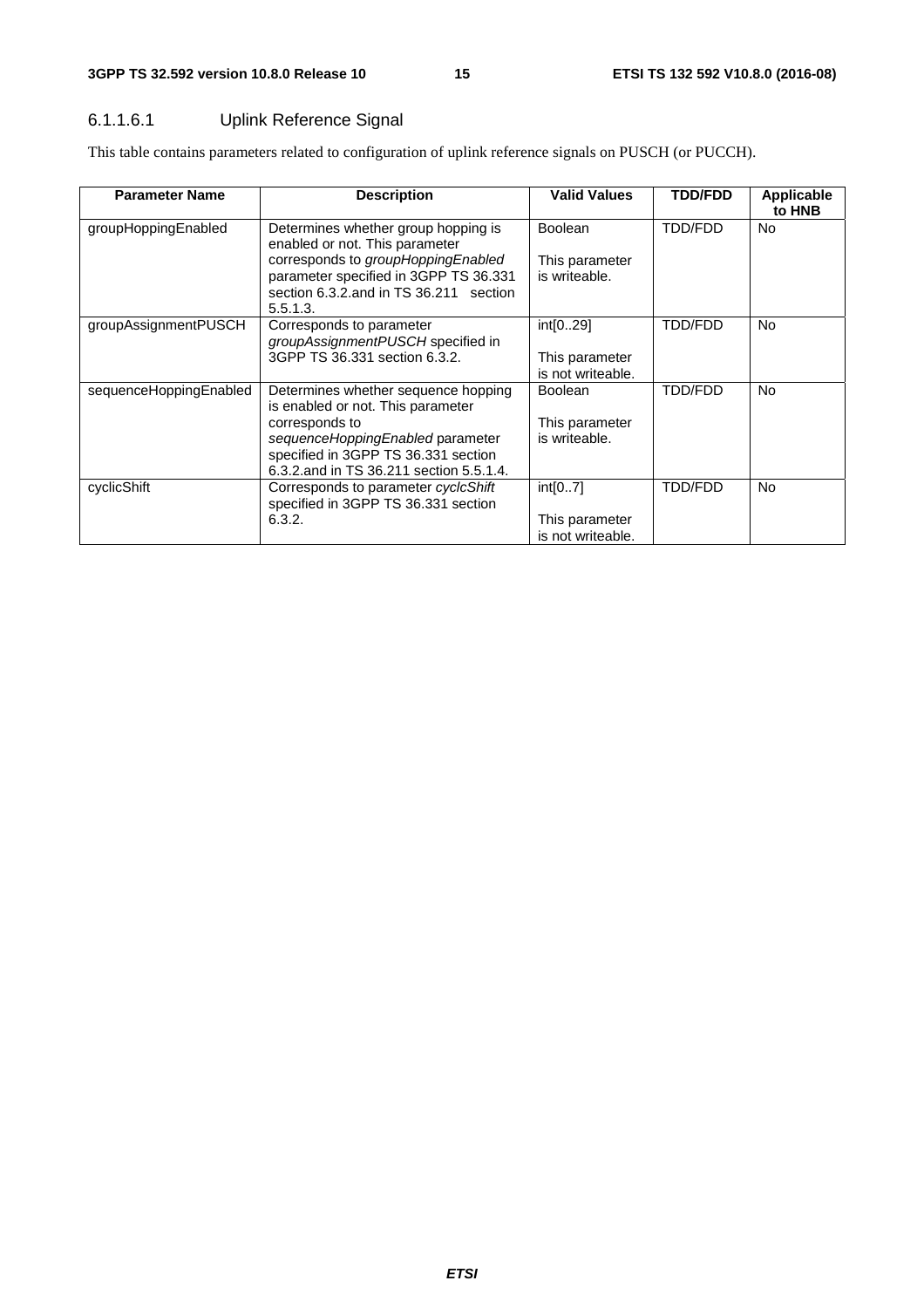#### 6.1.1.6.1 Uplink Reference Signal

This table contains parameters related to configuration of uplink reference signals on PUSCH (or PUCCH).

| Parameter Name | Description | Valid Values | TDD/FDD | Applicable to HNB |
|---|---|---|---|---|
| groupHoppingEnabled | Determines whether group hopping is enabled or not. This parameter corresponds to *groupHoppingEnabled* parameter specified in 3GPP TS 36.331 section 6.3.2.and in TS 36.211 section 5.5.1.3. | Boolean<br><br>This parameter is writeable. | TDD/FDD | No |
| groupAssignmentPUSCH | Corresponds to parameter *groupAssignmentPUSCH* specified in 3GPP TS 36.331 section 6.3.2. | int[0..29]<br><br>This parameter is not writeable. | TDD/FDD | No |
| sequenceHoppingEnabled | Determines whether sequence hopping is enabled or not. This parameter corresponds to *sequenceHoppingEnabled* parameter specified in 3GPP TS 36.331 section 6.3.2.and in TS 36.211 section 5.5.1.4. | Boolean<br><br>This parameter is writeable. | TDD/FDD | No |
| cyclicShift | Corresponds to parameter *cyclcShift* specified in 3GPP TS 36.331 section 6.3.2. | int[0..7]<br><br>This parameter is not writeable. | TDD/FDD | No |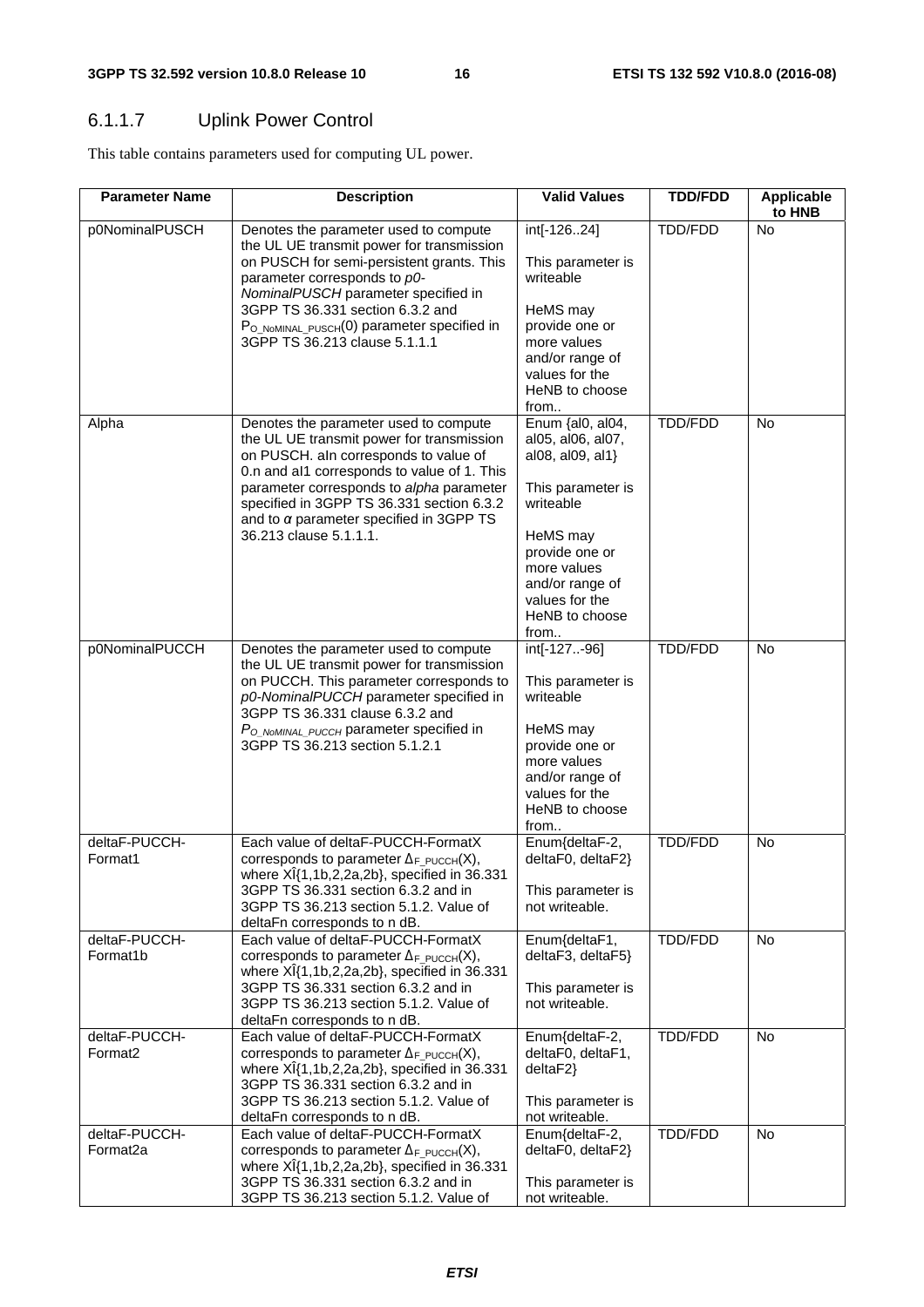#### 6.1.1.7 Uplink Power Control

This table contains parameters used for computing UL power.

| Parameter Name | Description | Valid Values | TDD/FDD | Applicable to HNB |
|---|---|---|---|---|
| p0NominalPUSCH | Denotes the parameter used to compute the UL UE transmit power for transmission on PUSCH for semi-persistent grants. This parameter corresponds to *p0-NominalPUSCH* parameter specified in 3GPP TS 36.331 section 6.3.2 and $P_{O\_NoMINAL\_PUSCH}(0)$ parameter specified in 3GPP TS 36.213 clause 5.1.1.1 | int[-126..24]<br><br>This parameter is writeable<br><br>HeMS may provide one or more values and/or range of values for the HeNB to choose from.. | TDD/FDD | No |
| Alpha | Denotes the parameter used to compute the UL UE transmit power for transmission on PUSCH. aln corresponds to value of 0.n and al1 corresponds to value of 1. This parameter corresponds to *alpha* parameter specified in 3GPP TS 36.331 section 6.3.2 and to $\alpha$ parameter specified in 3GPP TS 36.213 clause 5.1.1.1. | Enum {al0, al04, al05, al06, al07, al08, al09, al1}<br><br>This parameter is writeable<br><br>HeMS may provide one or more values and/or range of values for the HeNB to choose from.. | TDD/FDD | No |
| p0NominalPUCCH | Denotes the parameter used to compute the UL UE transmit power for transmission on PUCCH. This parameter corresponds to *p0-NominalPUCCH* parameter specified in 3GPP TS 36.331 clause 6.3.2 and $P_{O\_NoMINAL\_PUCCH}$ parameter specified in 3GPP TS 36.213 section 5.1.2.1 | int[-127..-96]<br><br>This parameter is writeable<br><br>HeMS may provide one or more values and/or range of values for the HeNB to choose from.. | TDD/FDD | No |
| deltaF-PUCCH-Format1 | Each value of deltaF-PUCCH-FormatX corresponds to parameter $\Delta_{F\_PUCCH}(X)$, where XÎ{1,1b,2,2a,2b}, specified in 36.331 3GPP TS 36.331 section 6.3.2 and in 3GPP TS 36.213 section 5.1.2. Value of deltaFn corresponds to n dB. | Enum{deltaF-2, deltaF0, deltaF2}<br><br>This parameter is not writeable. | TDD/FDD | No |
| deltaF-PUCCH-Format1b | Each value of deltaF-PUCCH-FormatX corresponds to parameter $\Delta_{F\_PUCCH}(X)$, where XÎ{1,1b,2,2a,2b}, specified in 36.331 3GPP TS 36.331 section 6.3.2 and in 3GPP TS 36.213 section 5.1.2. Value of deltaFn corresponds to n dB. | Enum{deltaF1, deltaF3, deltaF5}<br><br>This parameter is not writeable. | TDD/FDD | No |
| deltaF-PUCCH-Format2 | Each value of deltaF-PUCCH-FormatX corresponds to parameter $\Delta_{F\_PUCCH}(X)$, where XÎ{1,1b,2,2a,2b}, specified in 36.331 3GPP TS 36.331 section 6.3.2 and in 3GPP TS 36.213 section 5.1.2. Value of deltaFn corresponds to n dB. | Enum{deltaF-2, deltaF0, deltaF1, deltaF2}<br><br>This parameter is not writeable. | TDD/FDD | No |
| deltaF-PUCCH-Format2a | Each value of deltaF-PUCCH-FormatX corresponds to parameter $\Delta_{F\_PUCCH}(X)$, where XÎ{1,1b,2,2a,2b}, specified in 36.331 3GPP TS 36.331 section 6.3.2 and in 3GPP TS 36.213 section 5.1.2. Value of | Enum{deltaF-2, deltaF0, deltaF2}<br><br>This parameter is not writeable. | TDD/FDD | No |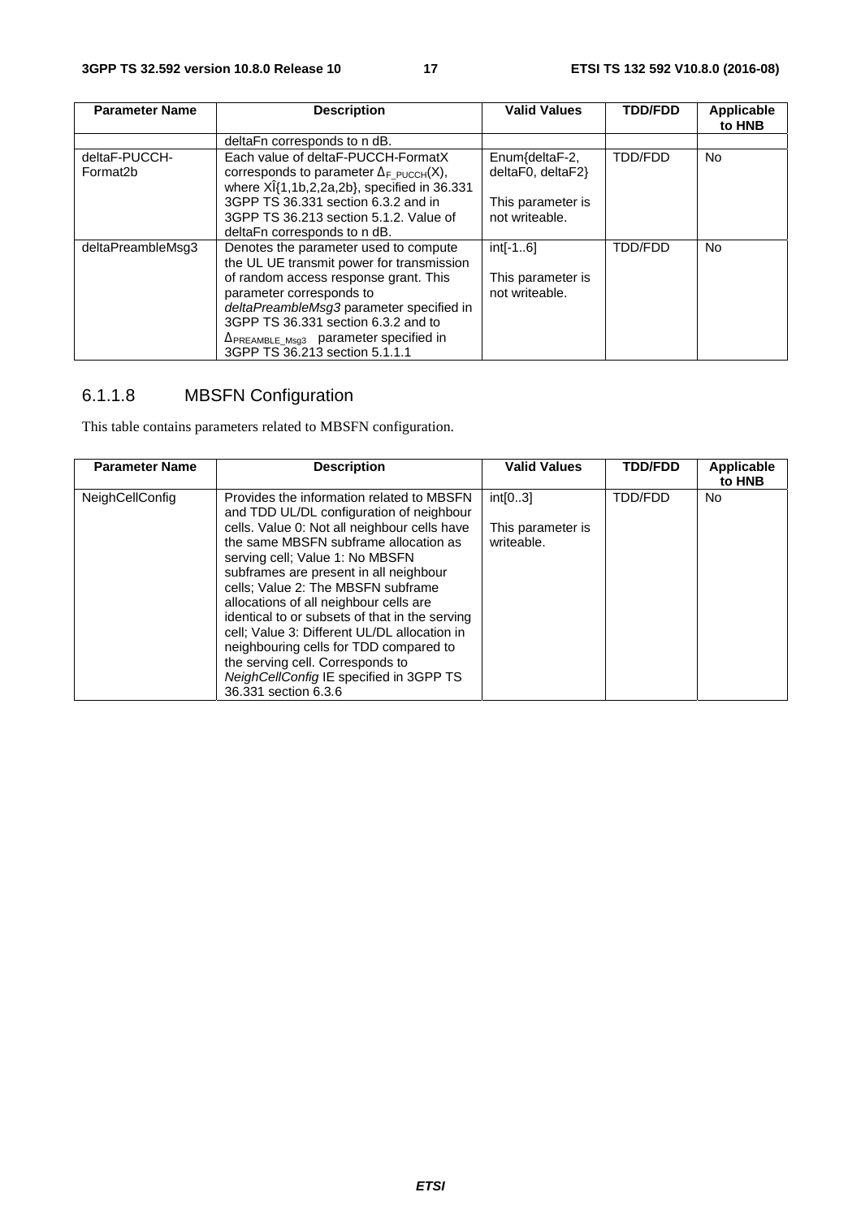| Parameter Name | Description | Valid Values | TDD/FDD | Applicable to HNB |
|---|---|---|---|---|
| | deltaFn corresponds to n dB. | | | |
| deltaF-PUCCH-Format2b | Each value of deltaF-PUCCH-FormatX corresponds to parameter $\Delta_{F\_PUCCH}(X)$, where XÎ{1,1b,2,2a,2b}, specified in 36.331 3GPP TS 36.331 section 6.3.2 and in 3GPP TS 36.213 section 5.1.2. Value of deltaFn corresponds to n dB. | Enum{deltaF-2, deltaF0, deltaF2}<br><br>This parameter is not writeable. | TDD/FDD | No |
| deltaPreambleMsg3 | Denotes the parameter used to compute the UL UE transmit power for transmission of random access response grant. This parameter corresponds to *deltaPreambleMsg3* parameter specified in 3GPP TS 36.331 section 6.3.2 and to $\Delta_{PREAMBLE\_Msg3}$ parameter specified in 3GPP TS 36.213 section 5.1.1.1 | int[-1..6]<br><br>This parameter is not writeable. | TDD/FDD | No |

### 6.1.1.8 MBSFN Configuration

This table contains parameters related to MBSFN configuration.

| Parameter Name | Description | Valid Values | TDD/FDD | Applicable to HNB |
|---|---|---|---|---|
| NeighCellConfig | Provides the information related to MBSFN and TDD UL/DL configuration of neighbour cells. Value 0: Not all neighbour cells have the same MBSFN subframe allocation as serving cell; Value 1: No MBSFN subframes are present in all neighbour cells; Value 2: The MBSFN subframe allocations of all neighbour cells are identical to or subsets of that in the serving cell; Value 3: Different UL/DL allocation in neighbouring cells for TDD compared to the serving cell. Corresponds to *NeighCellConfig* IE specified in 3GPP TS 36.331 section 6.3.6 | int[0..3]<br><br>This parameter is writeable. | TDD/FDD | No |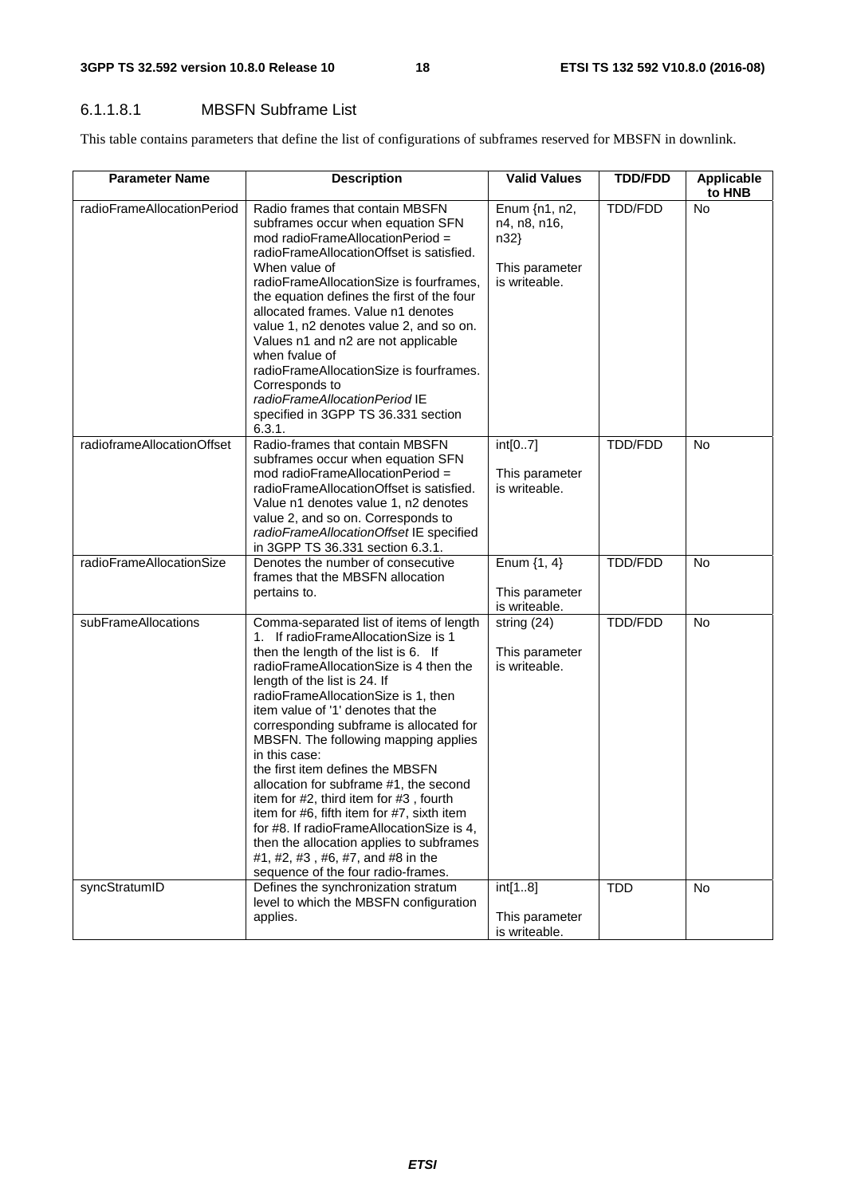#### 6.1.1.8.1 MBSFN Subframe List

This table contains parameters that define the list of configurations of subframes reserved for MBSFN in downlink.

| Parameter Name | Description | Valid Values | TDD/FDD | Applicable to HNB |
|---|---|---|---|---|
| radioFrameAllocationPeriod | Radio frames that contain MBSFN subframes occur when equation SFN mod radioFrameAllocationPeriod = radioFrameAllocationOffset is satisfied. When value of radioFrameAllocationSize is fourframes, the equation defines the first of the four allocated frames. Value n1 denotes value 1, n2 denotes value 2, and so on. Values n1 and n2 are not applicable when fvalue of radioFrameAllocationSize is fourframes. Corresponds to *radioFrameAllocationPeriod* IE specified in 3GPP TS 36.331 section 6.3.1. | Enum {n1, n2, n4, n8, n16, n32}<br><br>This parameter is writeable. | TDD/FDD | No |
| radioframeAllocationOffset | Radio-frames that contain MBSFN subframes occur when equation SFN mod radioFrameAllocationPeriod = radioFrameAllocationOffset is satisfied. Value n1 denotes value 1, n2 denotes value 2, and so on. Corresponds to *radioFrameAllocationOffset* IE specified in 3GPP TS 36.331 section 6.3.1. | int[0..7]<br><br>This parameter is writeable. | TDD/FDD | No |
| radioFrameAllocationSize | Denotes the number of consecutive frames that the MBSFN allocation pertains to. | Enum {1, 4}<br><br>This parameter is writeable. | TDD/FDD | No |
| subFrameAllocations | Comma-separated list of items of length 1. If radioFrameAllocationSize is 1 then the length of the list is 6. If radioFrameAllocationSize is 4 then the length of the list is 24. If radioFrameAllocationSize is 1, then item value of '1' denotes that the corresponding subframe is allocated for MBSFN. The following mapping applies in this case: the first item defines the MBSFN allocation for subframe #1, the second item for #2, third item for #3 , fourth item for #6, fifth item for #7, sixth item for #8. If radioFrameAllocationSize is 4, then the allocation applies to subframes #1, #2, #3 , #6, #7, and #8 in the sequence of the four radio-frames. | string (24)<br><br>This parameter is writeable. | TDD/FDD | No |
| syncStratumID | Defines the synchronization stratum level to which the MBSFN configuration applies. | int[1..8]<br><br>This parameter is writeable. | TDD | No |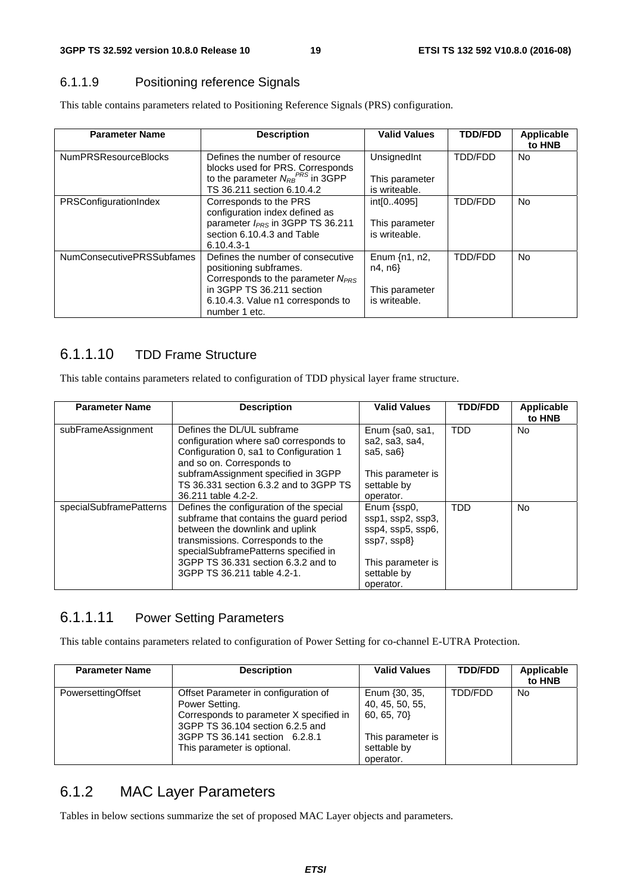### 6.1.1.9 Positioning reference Signals

This table contains parameters related to Positioning Reference Signals (PRS) configuration.

| Parameter Name | Description | Valid Values | TDD/FDD | Applicable to HNB |
|---|---|---|---|---|
| NumPRSResourceBlocks | Defines the number of resource blocks used for PRS. Corresponds to the parameter $N_{RB}^{PRS}$ in 3GPP TS 36.211 section 6.10.4.2 | UnsignedInt<br><br>This parameter is writeable. | TDD/FDD | No |
| PRSConfigurationIndex | Corresponds to the PRS configuration index defined as parameter $I_{PRS}$ in 3GPP TS 36.211 section 6.10.4.3 and Table 6.10.4.3-1 | int[0..4095]<br><br>This parameter is writeable. | TDD/FDD | No |
| NumConsecutivePRSSubfames | Defines the number of consecutive positioning subframes. Corresponds to the parameter $N_{PRS}$ in 3GPP TS 36.211 section 6.10.4.3. Value n1 corresponds to number 1 etc. | Enum {n1, n2, n4, n6}<br><br>This parameter is writeable. | TDD/FDD | No |

### 6.1.1.10 TDD Frame Structure

This table contains parameters related to configuration of TDD physical layer frame structure.

| Parameter Name | Description | Valid Values | TDD/FDD | Applicable to HNB |
|---|---|---|---|---|
| subFrameAssignment | Defines the DL/UL subframe configuration where sa0 corresponds to Configuration 0, sa1 to Configuration 1 and so on. Corresponds to subframAssignment specified in 3GPP TS 36.331 section 6.3.2 and to 3GPP TS 36.211 table 4.2-2. | Enum {sa0, sa1, sa2, sa3, sa4, sa5, sa6}<br><br>This parameter is settable by operator. | TDD | No |
| specialSubframePatterns | Defines the configuration of the special subframe that contains the guard period between the downlink and uplink transmissions. Corresponds to the specialSubframePatterns specified in 3GPP TS 36.331 section 6.3.2 and to 3GPP TS 36.211 table 4.2-1. | Enum {ssp0, ssp1, ssp2, ssp3, ssp4, ssp5, ssp6, ssp7, ssp8}<br><br>This parameter is settable by operator. | TDD | No |

### 6.1.1.11 Power Setting Parameters

This table contains parameters related to configuration of Power Setting for co-channel E-UTRA Protection.

| Parameter Name | Description | Valid Values | TDD/FDD | Applicable to HNB |
|---|---|---|---|---|
| PowersettingOffset | Offset Parameter in configuration of Power Setting.<br>Corresponds to parameter X specified in 3GPP TS 36.104 section 6.2.5 and 3GPP TS 36.141 section 6.2.8.1<br>This parameter is optional. | Enum {30, 35, 40, 45, 50, 55, 60, 65, 70}<br><br>This parameter is settable by operator. | TDD/FDD | No |

## 6.1.2 MAC Layer Parameters

Tables in below sections summarize the set of proposed MAC Layer objects and parameters.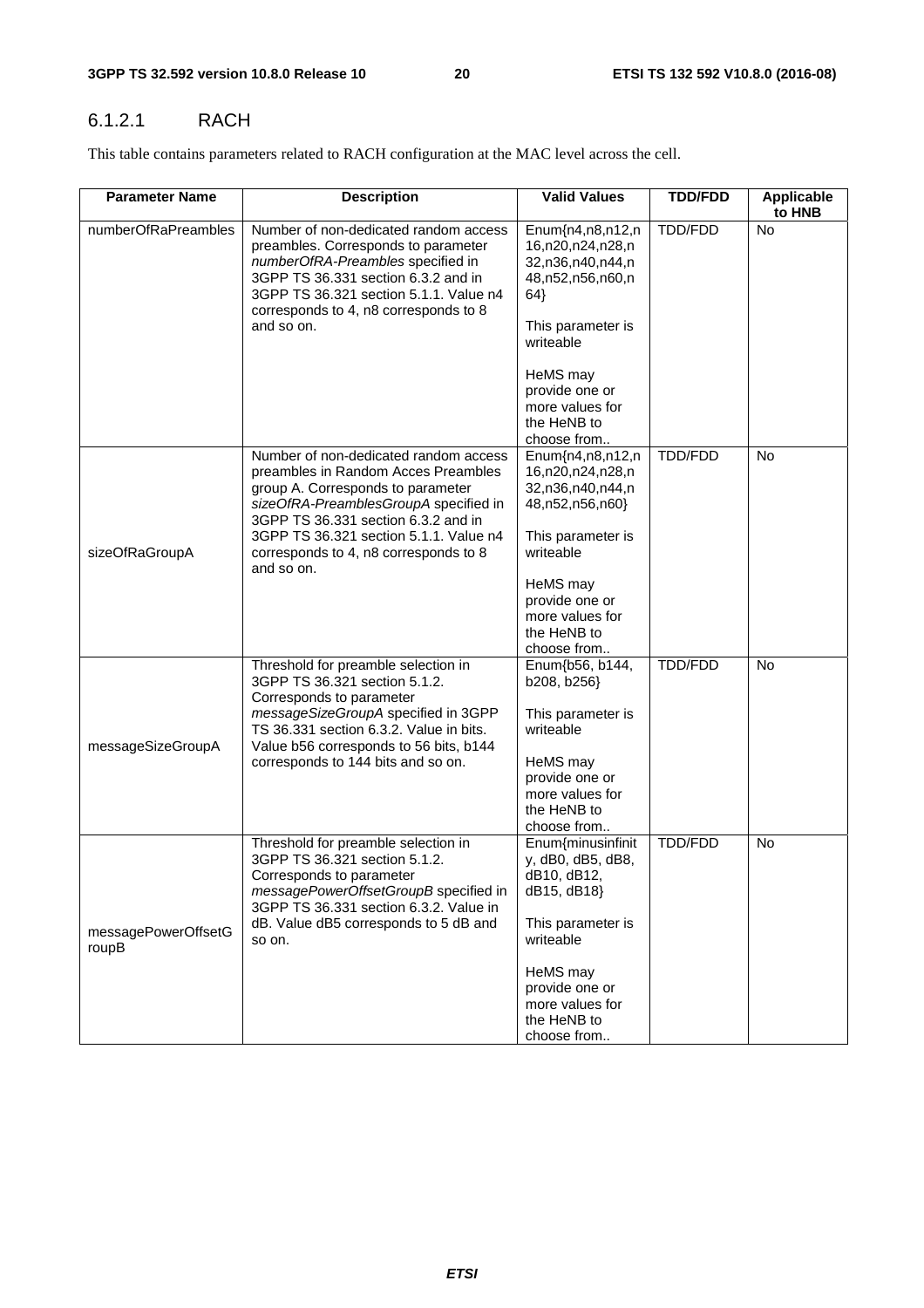### 6.1.2.1 RACH

This table contains parameters related to RACH configuration at the MAC level across the cell.

| Parameter Name | Description | Valid Values | TDD/FDD | Applicable to HNB |
|---|---|---|---|---|
| numberOfRaPreambles | Number of non-dedicated random access preambles. Corresponds to parameter *numberOfRA-Preambles* specified in 3GPP TS 36.331 section 6.3.2 and in 3GPP TS 36.321 section 5.1.1. Value n4 corresponds to 4, n8 corresponds to 8 and so on. | Enum{n4,n8,n12,n16,n20,n24,n28,n32,n36,n40,n44,n48,n52,n56,n60,n64}<br><br>This parameter is writeable<br><br>HeMS may provide one or more values for the HeNB to choose from.. | TDD/FDD | No |
| sizeOfRaGroupA | Number of non-dedicated random access preambles in Random Acces Preambles group A. Corresponds to parameter *sizeOfRA-PreamblesGroupA* specified in 3GPP TS 36.331 section 6.3.2 and in 3GPP TS 36.321 section 5.1.1. Value n4 corresponds to 4, n8 corresponds to 8 and so on. | Enum{n4,n8,n12,n16,n20,n24,n28,n32,n36,n40,n44,n48,n52,n56,n60}<br><br>This parameter is writeable<br><br>HeMS may provide one or more values for the HeNB to choose from.. | TDD/FDD | No |
| messageSizeGroupA | Threshold for preamble selection in 3GPP TS 36.321 section 5.1.2. Corresponds to parameter *messageSizeGroupA* specified in 3GPP TS 36.331 section 6.3.2. Value in bits. Value b56 corresponds to 56 bits, b144 corresponds to 144 bits and so on. | Enum{b56, b144, b208, b256}<br><br>This parameter is writeable<br><br>HeMS may provide one or more values for the HeNB to choose from.. | TDD/FDD | No |
| messagePowerOffsetGroupB | Threshold for preamble selection in 3GPP TS 36.321 section 5.1.2. Corresponds to parameter *messagePowerOffsetGroupB* specified in 3GPP TS 36.331 section 6.3.2. Value in dB. Value dB5 corresponds to 5 dB and so on. | Enum{minusinfinity, dB0, dB5, dB8, dB10, dB12, dB15, dB18}<br><br>This parameter is writeable<br><br>HeMS may provide one or more values for the HeNB to choose from.. | TDD/FDD | No |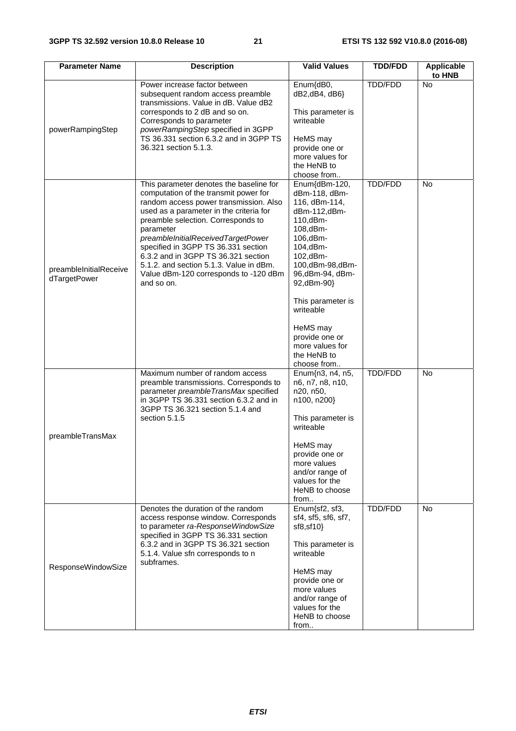| Parameter Name | Description | Valid Values | TDD/FDD | Applicable to HNB |
|---|---|---|---|---|
| powerRampingStep | Power increase factor between subsequent random access preamble transmissions. Value in dB. Value dB2 corresponds to 2 dB and so on. Corresponds to parameter *powerRampingStep* specified in 3GPP TS 36.331 section 6.3.2 and in 3GPP TS 36.321 section 5.1.3. | Enum{dB0, dB2,dB4, dB6}<br><br>This parameter is writeable<br><br>HeMS may provide one or more values for the HeNB to choose from.. | TDD/FDD | No |
| preambleInitialReceivedTargetPower | This parameter denotes the baseline for computation of the transmit power for random access power transmission. Also used as a parameter in the criteria for preamble selection. Corresponds to parameter *preambleInitialReceivedTargetPower* specified in 3GPP TS 36.331 section 6.3.2 and in 3GPP TS 36.321 section 5.1.2. and section 5.1.3. Value in dBm. Value dBm-120 corresponds to -120 dBm and so on. | Enum{dBm-120, dBm-118, dBm-116, dBm-114, dBm-112,dBm-110,dBm-108,dBm-106,dBm-104,dBm-102,dBm-100,dBm-98,dBm-96,dBm-94, dBm-92,dBm-90}<br><br>This parameter is writeable<br><br>HeMS may provide one or more values for the HeNB to choose from.. | TDD/FDD | No |
| preambleTransMax | Maximum number of random access preamble transmissions. Corresponds to parameter *preambleTransMax* specified in 3GPP TS 36.331 section 6.3.2 and in 3GPP TS 36.321 section 5.1.4 and section 5.1.5 | Enum{n3, n4, n5, n6, n7, n8, n10, n20, n50, n100, n200}<br><br>This parameter is writeable<br><br>HeMS may provide one or more values and/or range of values for the HeNB to choose from.. | TDD/FDD | No |
| ResponseWindowSize | Denotes the duration of the random access response window. Corresponds to parameter *ra-ResponseWindowSize* specified in 3GPP TS 36.331 section 6.3.2 and in 3GPP TS 36.321 section 5.1.4. Value sfn corresponds to n subframes. | Enum{sf2, sf3, sf4, sf5, sf6, sf7, sf8,sf10}<br><br>This parameter is writeable<br><br>HeMS may provide one or more values and/or range of values for the HeNB to choose from.. | TDD/FDD | No |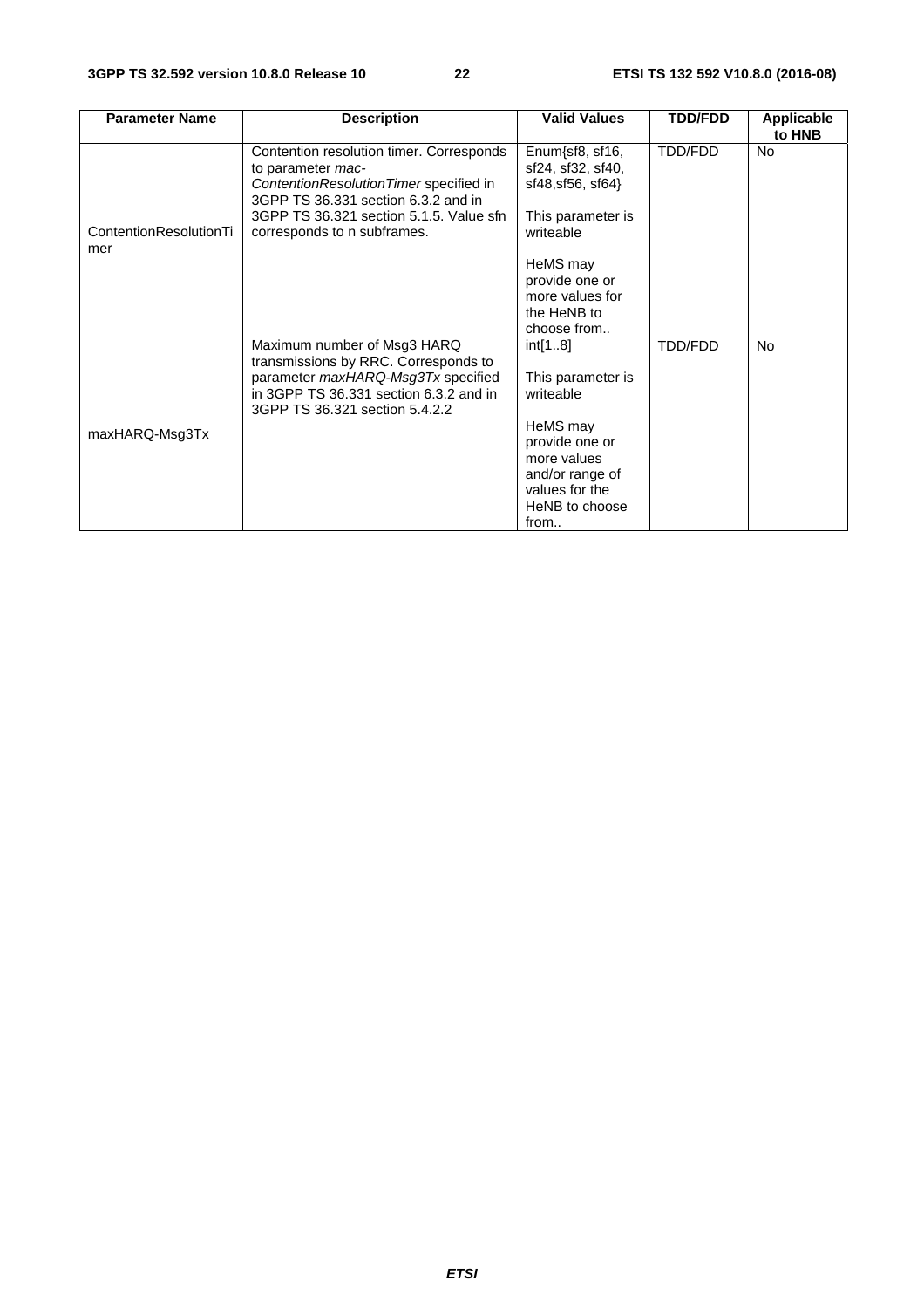| Parameter Name | Description | Valid Values | TDD/FDD | Applicable to HNB |
| --- | --- | --- | --- | --- |
| ContentionResolutionTimer | Contention resolution timer. Corresponds to parameter *mac-ContentionResolutionTimer* specified in 3GPP TS 36.331 section 6.3.2 and in 3GPP TS 36.321 section 5.1.5. Value sfn corresponds to n subframes. | Enum{sf8, sf16, sf24, sf32, sf40, sf48,sf56, sf64}<br><br>This parameter is writeable<br><br>HeMS may provide one or more values for the HeNB to choose from.. | TDD/FDD | No |
| maxHARQ-Msg3Tx | Maximum number of Msg3 HARQ transmissions by RRC. Corresponds to parameter *maxHARQ-Msg3Tx* specified in 3GPP TS 36.331 section 6.3.2 and in 3GPP TS 36.321 section 5.4.2.2 | int[1..8]<br><br>This parameter is writeable<br><br>HeMS may provide one or more values and/or range of values for the HeNB to choose from.. | TDD/FDD | No |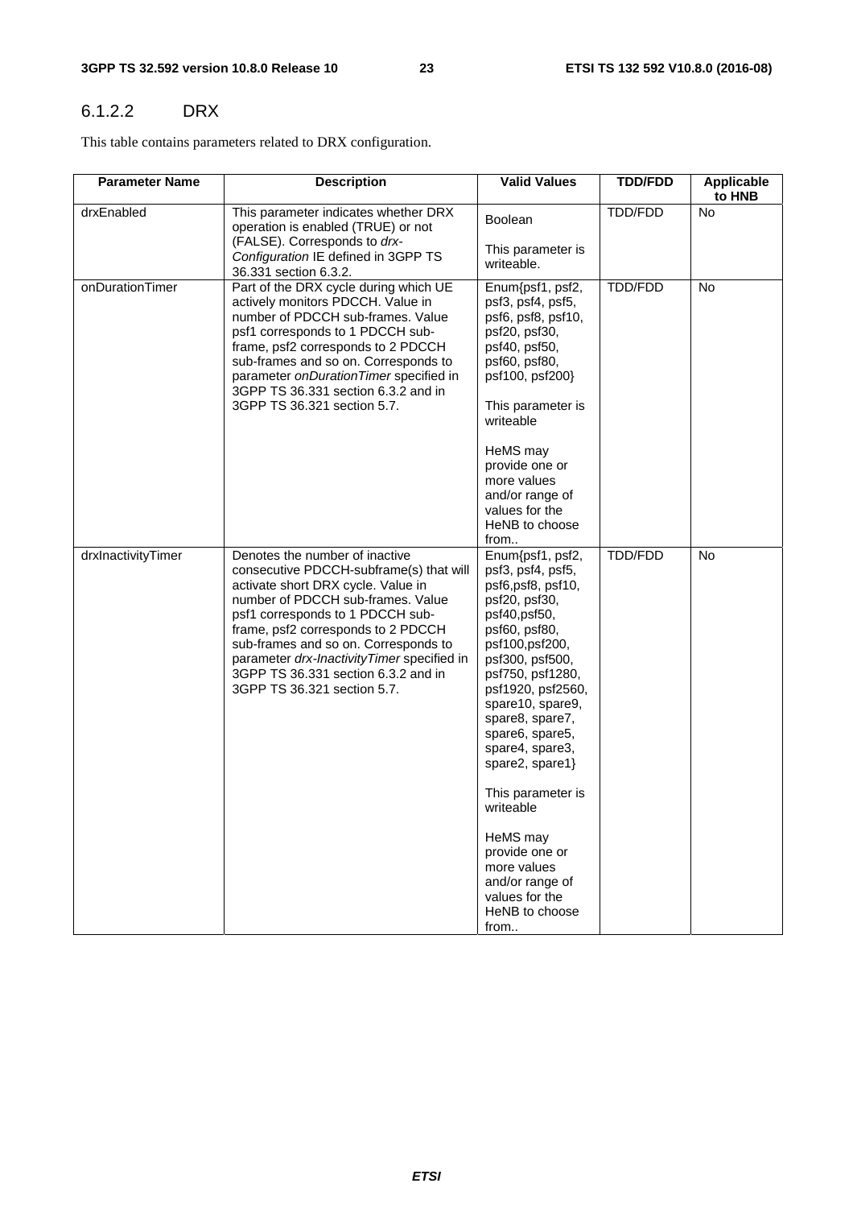### 6.1.2.2 DRX

This table contains parameters related to DRX configuration.

| Parameter Name | Description | Valid Values | TDD/FDD | Applicable to HNB |
|---|---|---|---|---|
| drxEnabled | This parameter indicates whether DRX operation is enabled (TRUE) or not (FALSE). Corresponds to *drx-Configuration* IE defined in 3GPP TS 36.331 section 6.3.2. | Boolean<br><br>This parameter is writeable. | TDD/FDD | No |
| onDurationTimer | Part of the DRX cycle during which UE actively monitors PDCCH. Value in number of PDCCH sub-frames. Value psf1 corresponds to 1 PDCCH sub-frame, psf2 corresponds to 2 PDCCH sub-frames and so on. Corresponds to parameter *onDurationTimer* specified in 3GPP TS 36.331 section 6.3.2 and in 3GPP TS 36.321 section 5.7. | Enum{psf1, psf2, psf3, psf4, psf5, psf6, psf8, psf10, psf20, psf30, psf40, psf50, psf60, psf80, psf100, psf200}<br><br>This parameter is writeable<br><br>HeMS may provide one or more values and/or range of values for the HeNB to choose from.. | TDD/FDD | No |
| drxInactivityTimer | Denotes the number of inactive consecutive PDCCH-subframe(s) that will activate short DRX cycle. Value in number of PDCCH sub-frames. Value psf1 corresponds to 1 PDCCH sub-frame, psf2 corresponds to 2 PDCCH sub-frames and so on. Corresponds to parameter *drx-InactivityTimer* specified in 3GPP TS 36.331 section 6.3.2 and in 3GPP TS 36.321 section 5.7. | Enum{psf1, psf2, psf3, psf4, psf5, psf6,psf8, psf10, psf20, psf30, psf40,psf50, psf60, psf80, psf100,psf200, psf300, psf500, psf750, psf1280, psf1920, psf2560, spare10, spare9, spare8, spare7, spare6, spare5, spare4, spare3, spare2, spare1}<br><br>This parameter is writeable<br><br>HeMS may provide one or more values and/or range of values for the HeNB to choose from.. | TDD/FDD | No |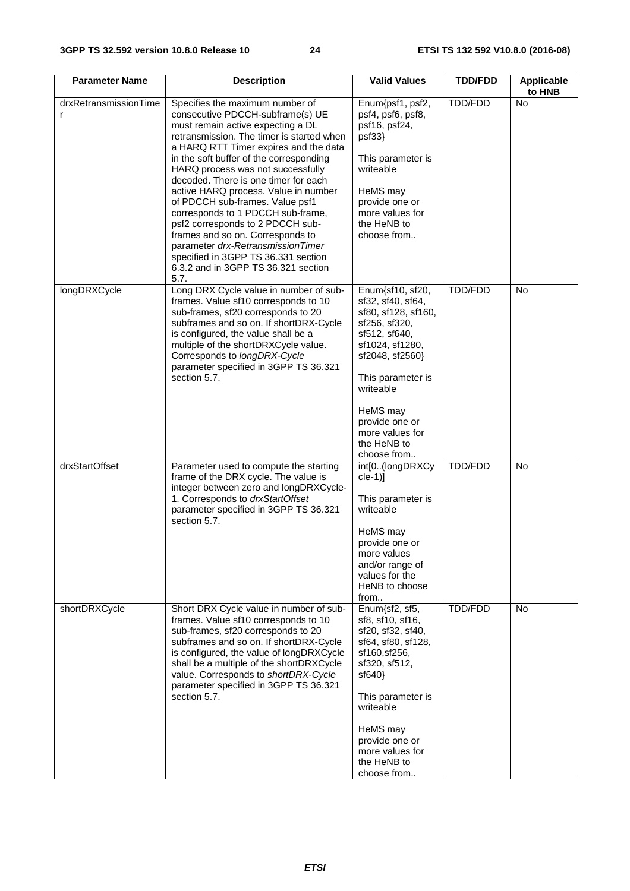| Parameter Name | Description | Valid Values | TDD/FDD | Applicable to HNB |
|---|---|---|---|---|
| drxRetransmissionTimer | Specifies the maximum number of consecutive PDCCH-subframe(s) UE must remain active expecting a DL retransmission. The timer is started when a HARQ RTT Timer expires and the data in the soft buffer of the corresponding HARQ process was not successfully decoded. There is one timer for each active HARQ process. Value in number of PDCCH sub-frames. Value psf1 corresponds to 1 PDCCH sub-frame, psf2 corresponds to 2 PDCCH sub-frames and so on. Corresponds to parameter *drx-RetransmissionTimer* specified in 3GPP TS 36.331 section 6.3.2 and in 3GPP TS 36.321 section 5.7. | Enum{psf1, psf2, psf4, psf6, psf8, psf16, psf24, psf33}<br><br>This parameter is writeable<br><br>HeMS may provide one or more values for the HeNB to choose from.. | TDD/FDD | No |
| longDRXCycle | Long DRX Cycle value in number of sub-frames. Value sf10 corresponds to 10 sub-frames, sf20 corresponds to 20 subframes and so on. If shortDRX-Cycle is configured, the value shall be a multiple of the shortDRXCycle value. Corresponds to *longDRX-Cycle* parameter specified in 3GPP TS 36.321 section 5.7. | Enum{sf10, sf20, sf32, sf40, sf64, sf80, sf128, sf160, sf256, sf320, sf512, sf640, sf1024, sf1280, sf2048, sf2560}<br><br>This parameter is writeable<br><br>HeMS may provide one or more values for the HeNB to choose from.. | TDD/FDD | No |
| drxStartOffset | Parameter used to compute the starting frame of the DRX cycle. The value is integer between zero and longDRXCycle-1. Corresponds to *drxStartOffset* parameter specified in 3GPP TS 36.321 section 5.7. | int[0..(longDRXCycle-1)]<br><br>This parameter is writeable<br><br>HeMS may provide one or more values and/or range of values for the HeNB to choose from.. | TDD/FDD | No |
| shortDRXCycle | Short DRX Cycle value in number of sub-frames. Value sf10 corresponds to 10 sub-frames, sf20 corresponds to 20 subframes and so on. If shortDRX-Cycle is configured, the value of longDRXCycle shall be a multiple of the shortDRXCycle value. Corresponds to *shortDRX-Cycle* parameter specified in 3GPP TS 36.321 section 5.7. | Enum{sf2, sf5, sf8, sf10, sf16, sf20, sf32, sf40, sf64, sf80, sf128, sf160,sf256, sf320, sf512, sf640}<br><br>This parameter is writeable<br><br>HeMS may provide one or more values for the HeNB to choose from.. | TDD/FDD | No |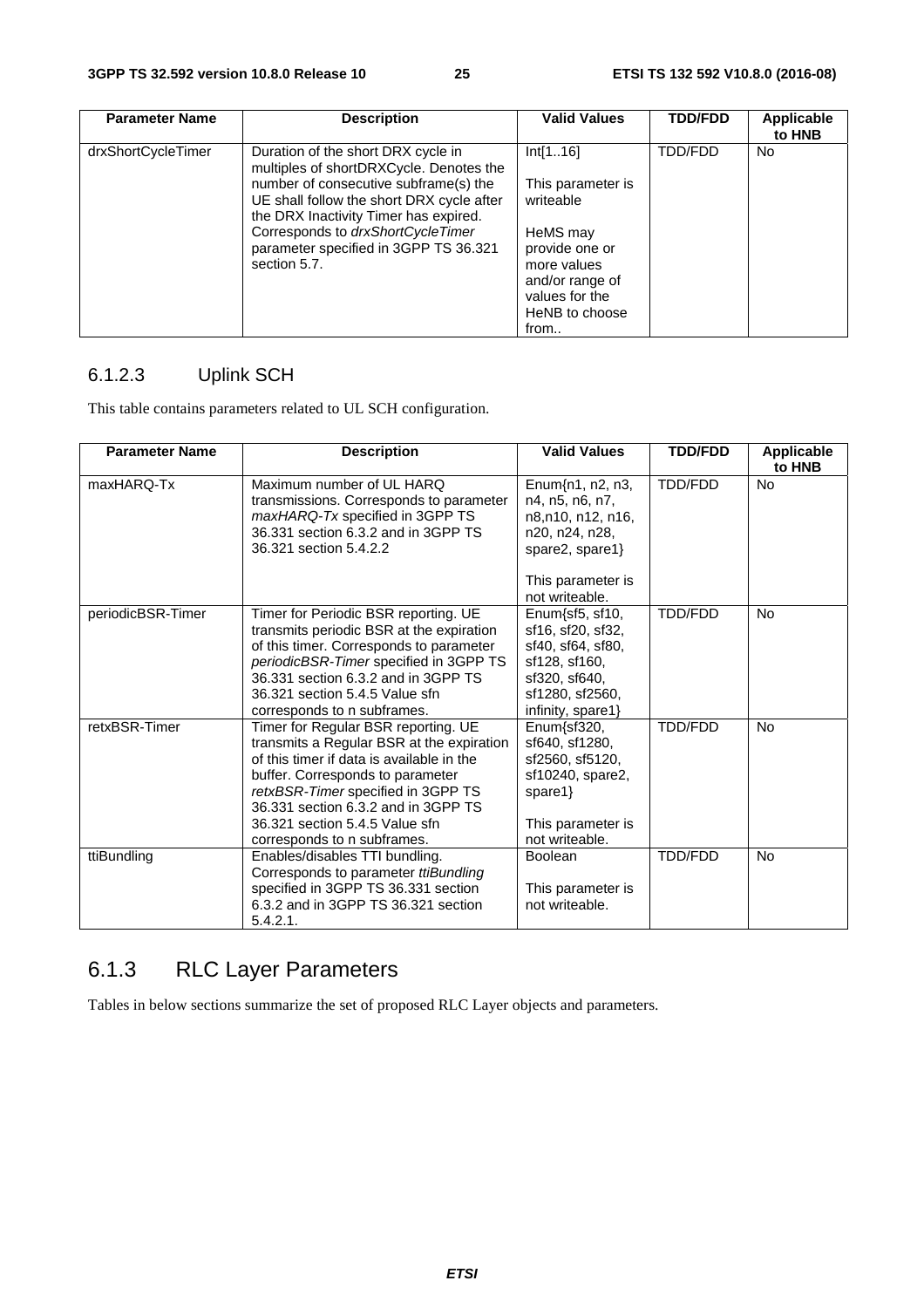| Parameter Name | Description | Valid Values | TDD/FDD | Applicable to HNB |
|---|---|---|---|---|
| drxShortCycleTimer | Duration of the short DRX cycle in multiples of shortDRXCycle. Denotes the number of consecutive subframe(s) the UE shall follow the short DRX cycle after the DRX Inactivity Timer has expired. Corresponds to *drxShortCycleTimer* parameter specified in 3GPP TS 36.321 section 5.7. | Int[1..16]<br><br>This parameter is writeable<br><br>HeMS may provide one or more values and/or range of values for the HeNB to choose from.. | TDD/FDD | No |

### 6.1.2.3 Uplink SCH

This table contains parameters related to UL SCH configuration.

| Parameter Name | Description | Valid Values | TDD/FDD | Applicable to HNB |
|---|---|---|---|---|
| maxHARQ-Tx | Maximum number of UL HARQ transmissions. Corresponds to parameter *maxHARQ-Tx* specified in 3GPP TS 36.331 section 6.3.2 and in 3GPP TS 36.321 section 5.4.2.2 | Enum{n1, n2, n3, n4, n5, n6, n7, n8,n10, n12, n16, n20, n24, n28, spare2, spare1}<br><br>This parameter is not writeable. | TDD/FDD | No |
| periodicBSR-Timer | Timer for Periodic BSR reporting. UE transmits periodic BSR at the expiration of this timer. Corresponds to parameter *periodicBSR-Timer* specified in 3GPP TS 36.331 section 6.3.2 and in 3GPP TS 36.321 section 5.4.5 Value sfn corresponds to n subframes. | Enum{sf5, sf10, sf16, sf20, sf32, sf40, sf64, sf80, sf128, sf160, sf320, sf640, sf1280, sf2560, infinity, spare1} | TDD/FDD | No |
| retxBSR-Timer | Timer for Regular BSR reporting. UE transmits a Regular BSR at the expiration of this timer if data is available in the buffer. Corresponds to parameter *retxBSR-Timer* specified in 3GPP TS 36.331 section 6.3.2 and in 3GPP TS 36.321 section 5.4.5 Value sfn corresponds to n subframes. | Enum{sf320, sf640, sf1280, sf2560, sf5120, sf10240, spare2, spare1}<br><br>This parameter is not writeable. | TDD/FDD | No |
| ttiBundling | Enables/disables TTI bundling. Corresponds to parameter *ttiBundling* specified in 3GPP TS 36.331 section 6.3.2 and in 3GPP TS 36.321 section 5.4.2.1. | Boolean<br><br>This parameter is not writeable. | TDD/FDD | No |

## 6.1.3 RLC Layer Parameters

Tables in below sections summarize the set of proposed RLC Layer objects and parameters.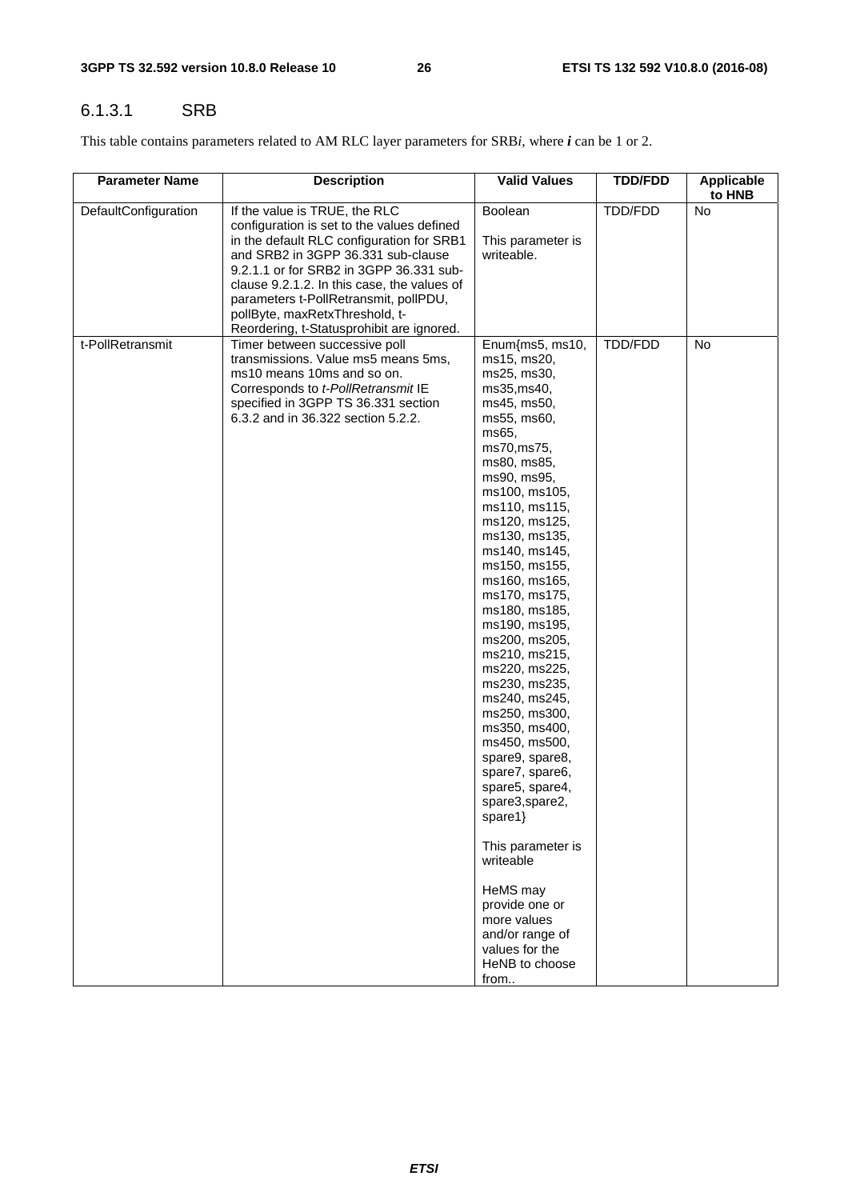### 6.1.3.1 SRB

This table contains parameters related to AM RLC layer parameters for SRB*i*, where ***i*** can be 1 or 2.

| Parameter Name | Description | Valid Values | TDD/FDD | Applicable to HNB |
|---|---|---|---|---|
| DefaultConfiguration | If the value is TRUE, the RLC configuration is set to the values defined in the default RLC configuration for SRB1 and SRB2 in 3GPP 36.331 sub-clause 9.2.1.1 or for SRB2 in 3GPP 36.331 sub-clause 9.2.1.2. In this case, the values of parameters t-PollRetransmit, pollPDU, pollByte, maxRetxThreshold, t-Reordering, t-Statusprohibit are ignored. | Boolean<br><br>This parameter is writeable. | TDD/FDD | No |
| t-PollRetransmit | Timer between successive poll transmissions. Value ms5 means 5ms, ms10 means 10ms and so on. Corresponds to *t-PollRetransmit* IE specified in 3GPP TS 36.331 section 6.3.2 and in 36.322 section 5.2.2. | Enum{ms5, ms10, ms15, ms20, ms25, ms30, ms35,ms40, ms45, ms50, ms55, ms60, ms65, ms70,ms75, ms80, ms85, ms90, ms95, ms100, ms105, ms110, ms115, ms120, ms125, ms130, ms135, ms140, ms145, ms150, ms155, ms160, ms165, ms170, ms175, ms180, ms185, ms190, ms195, ms200, ms205, ms210, ms215, ms220, ms225, ms230, ms235, ms240, ms245, ms250, ms300, ms350, ms400, ms450, ms500, spare9, spare8, spare7, spare6, spare5, spare4, spare3,spare2, spare1}<br><br>This parameter is writeable<br><br>HeMS may provide one or more values and/or range of values for the HeNB to choose from.. | TDD/FDD | No |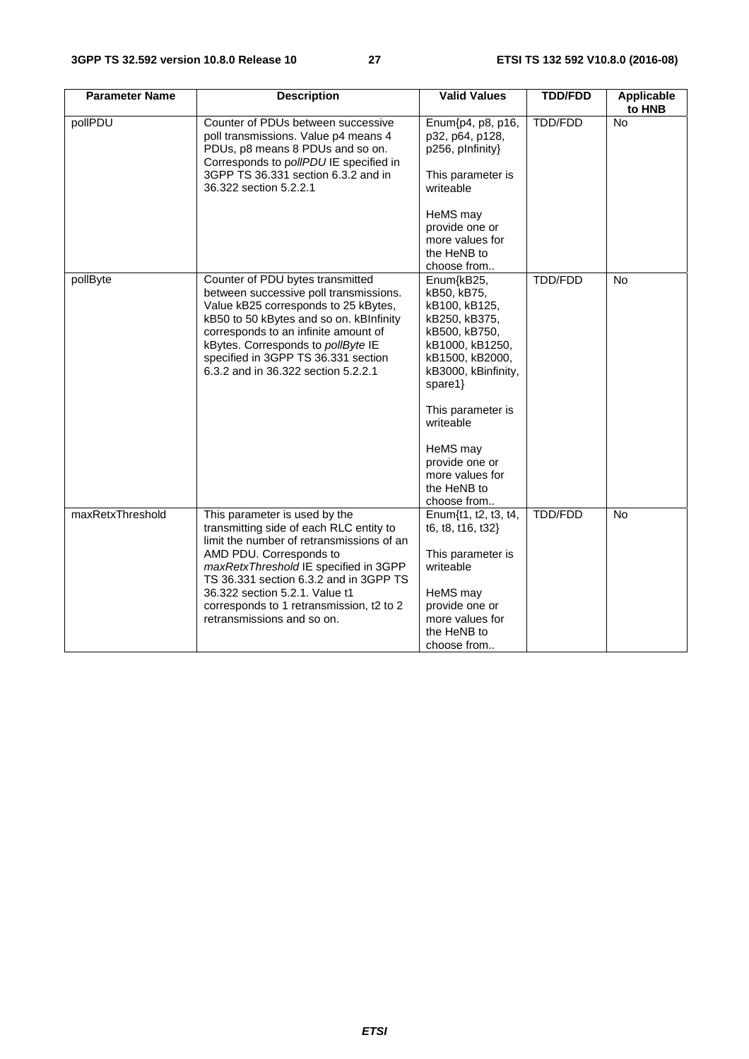| Parameter Name | Description | Valid Values | TDD/FDD | Applicable to HNB |
|---|---|---|---|---|
| pollPDU | Counter of PDUs between successive poll transmissions. Value p4 means 4 PDUs, p8 means 8 PDUs and so on. Corresponds to p*ollPDU* IE specified in 3GPP TS 36.331 section 6.3.2 and in 36.322 section 5.2.2.1 | Enum{p4, p8, p16, p32, p64, p128, p256, pInfinity}<br><br>This parameter is writeable<br><br>HeMS may provide one or more values for the HeNB to choose from.. | TDD/FDD | No |
| pollByte | Counter of PDU bytes transmitted between successive poll transmissions. Value kB25 corresponds to 25 kBytes, kB50 to 50 kBytes and so on. kBInfinity corresponds to an infinite amount of kBytes. Corresponds to *pollByte* IE specified in 3GPP TS 36.331 section 6.3.2 and in 36.322 section 5.2.2.1 | Enum{kB25, kB50, kB75, kB100, kB125, kB250, kB375, kB500, kB750, kB1000, kB1250, kB1500, kB2000, kB3000, kBinfinity, spare1}<br><br>This parameter is writeable<br><br>HeMS may provide one or more values for the HeNB to choose from.. | TDD/FDD | No |
| maxRetxThreshold | This parameter is used by the transmitting side of each RLC entity to limit the number of retransmissions of an AMD PDU. Corresponds to *maxRetxThreshold* IE specified in 3GPP TS 36.331 section 6.3.2 and in 3GPP TS 36.322 section 5.2.1. Value t1 corresponds to 1 retransmission, t2 to 2 retransmissions and so on. | Enum{t1, t2, t3, t4, t6, t8, t16, t32}<br><br>This parameter is writeable<br><br>HeMS may provide one or more values for the HeNB to choose from.. | TDD/FDD | No |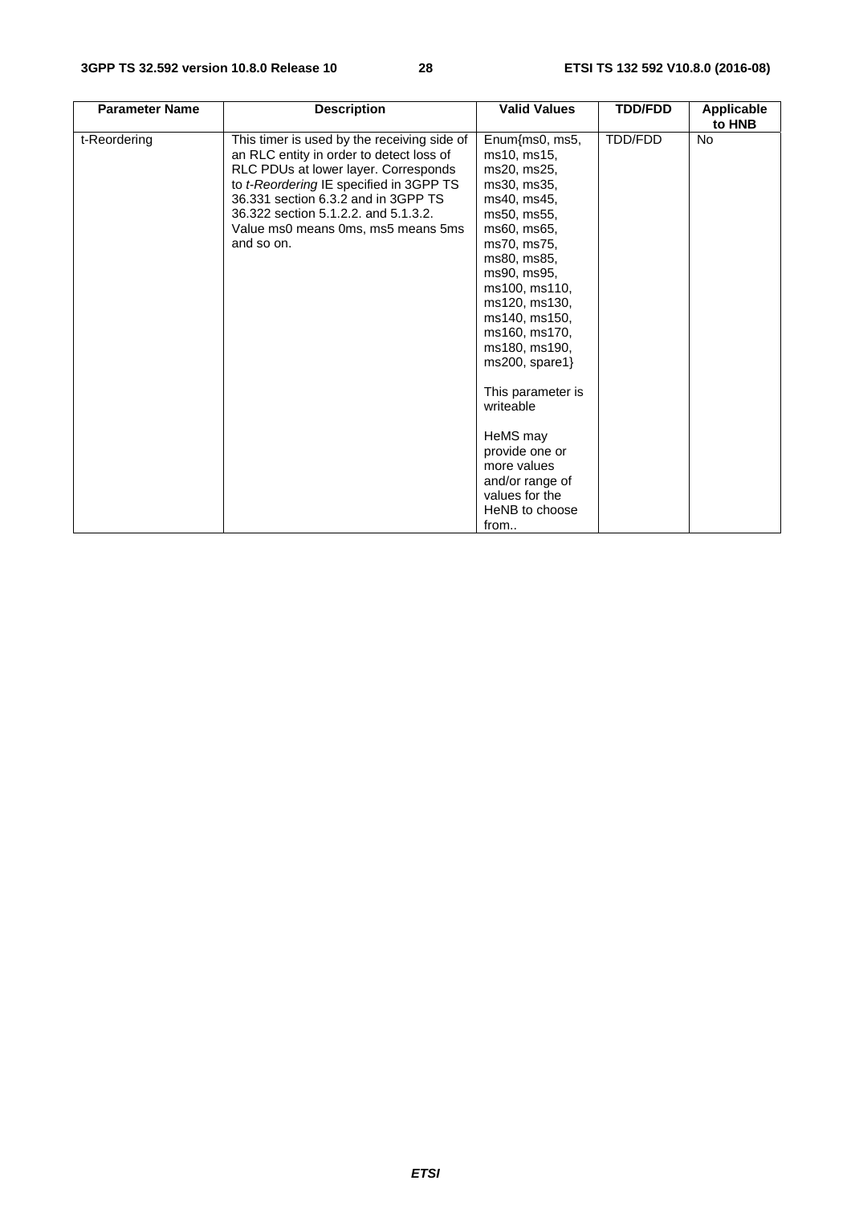| Parameter Name | Description | Valid Values | TDD/FDD | Applicable to HNB |
|---|---|---|---|---|
| t-Reordering | This timer is used by the receiving side of an RLC entity in order to detect loss of RLC PDUs at lower layer. Corresponds to *t-Reordering* IE specified in 3GPP TS 36.331 section 6.3.2 and in 3GPP TS 36.322 section 5.1.2.2. and 5.1.3.2. Value ms0 means 0ms, ms5 means 5ms and so on. | Enum{ms0, ms5, ms10, ms15, ms20, ms25, ms30, ms35, ms40, ms45, ms50, ms55, ms60, ms65, ms70, ms75, ms80, ms85, ms90, ms95, ms100, ms110, ms120, ms130, ms140, ms150, ms160, ms170, ms180, ms190, ms200, spare1}<br><br>This parameter is writeable<br><br>HeMS may provide one or more values and/or range of values for the HeNB to choose from.. | TDD/FDD | No |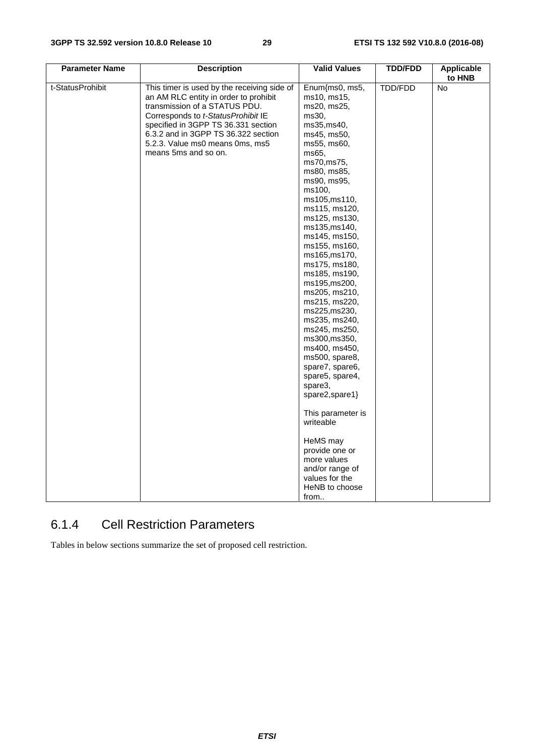| Parameter Name | Description | Valid Values | TDD/FDD | Applicable to HNB |
|---|---|---|---|---|
| t-StatusProhibit | This timer is used by the receiving side of an AM RLC entity in order to prohibit transmission of a STATUS PDU. Corresponds to *t-StatusProhibit* IE specified in 3GPP TS 36.331 section 6.3.2 and in 3GPP TS 36.322 section 5.2.3. Value ms0 means 0ms, ms5 means 5ms and so on. | Enum{ms0, ms5, ms10, ms15, ms20, ms25, ms30, ms35,ms40, ms45, ms50, ms55, ms60, ms65, ms70,ms75, ms80, ms85, ms90, ms95, ms100, ms105,ms110, ms115, ms120, ms125, ms130, ms135,ms140, ms145, ms150, ms155, ms160, ms165,ms170, ms175, ms180, ms185, ms190, ms195,ms200, ms205, ms210, ms215, ms220, ms225,ms230, ms235, ms240, ms245, ms250, ms300,ms350, ms400, ms450, ms500, spare8, spare7, spare6, spare5, spare4, spare3, spare2,spare1}<br><br>This parameter is writeable<br><br>HeMS may provide one or more values and/or range of values for the HeNB to choose from.. | TDD/FDD | No |

## 6.1.4 Cell Restriction Parameters

Tables in below sections summarize the set of proposed cell restriction.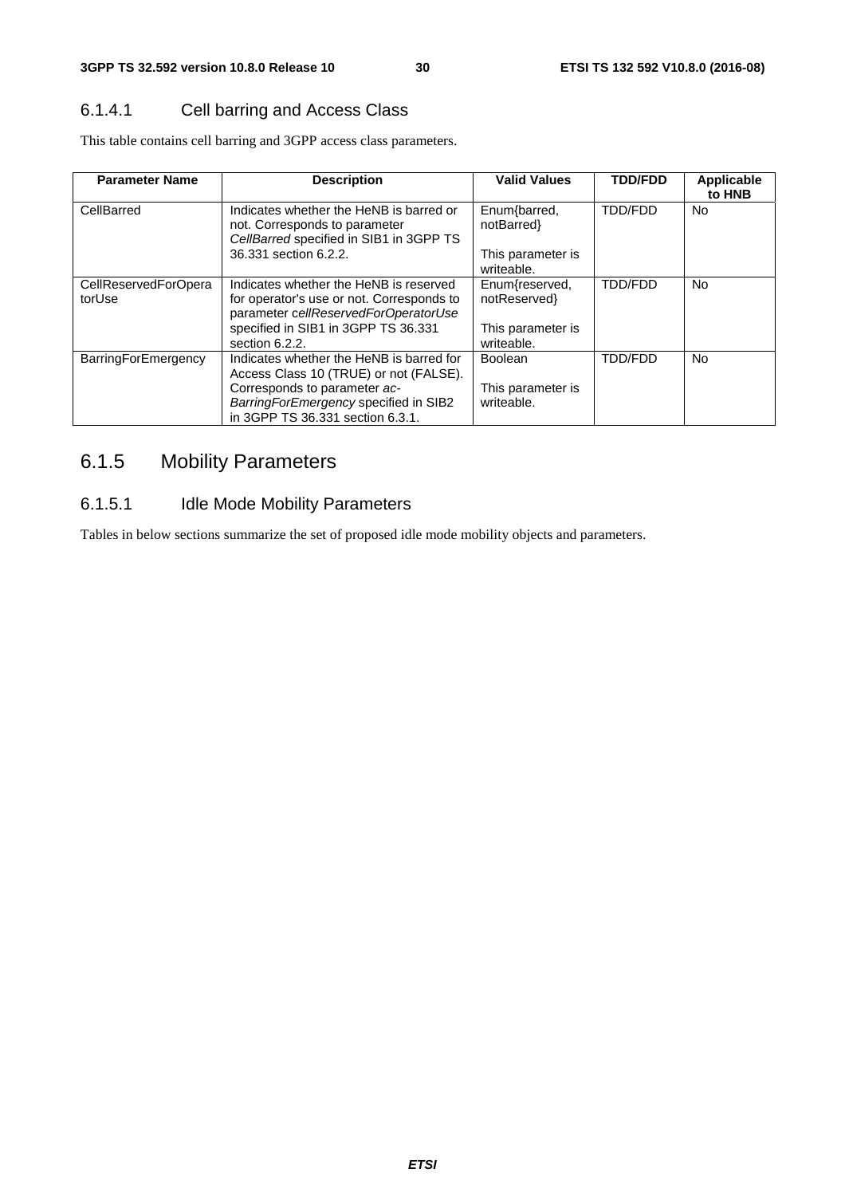### 6.1.4.1 Cell barring and Access Class

This table contains cell barring and 3GPP access class parameters.

| Parameter Name | Description | Valid Values | TDD/FDD | Applicable to HNB |
|---|---|---|---|---|
| CellBarred | Indicates whether the HeNB is barred or not. Corresponds to parameter *CellBarred* specified in SIB1 in 3GPP TS 36.331 section 6.2.2. | Enum{barred, notBarred}<br><br>This parameter is writeable. | TDD/FDD | No |
| CellReservedForOperatorUse | Indicates whether the HeNB is reserved for operator's use or not. Corresponds to parameter *cellReservedForOperatorUse* specified in SIB1 in 3GPP TS 36.331 section 6.2.2. | Enum{reserved, notReserved}<br><br>This parameter is writeable. | TDD/FDD | No |
| BarringForEmergency | Indicates whether the HeNB is barred for Access Class 10 (TRUE) or not (FALSE). Corresponds to parameter *ac-BarringForEmergency* specified in SIB2 in 3GPP TS 36.331 section 6.3.1. | Boolean<br><br>This parameter is writeable. | TDD/FDD | No |

## 6.1.5 Mobility Parameters

### 6.1.5.1 Idle Mode Mobility Parameters

Tables in below sections summarize the set of proposed idle mode mobility objects and parameters.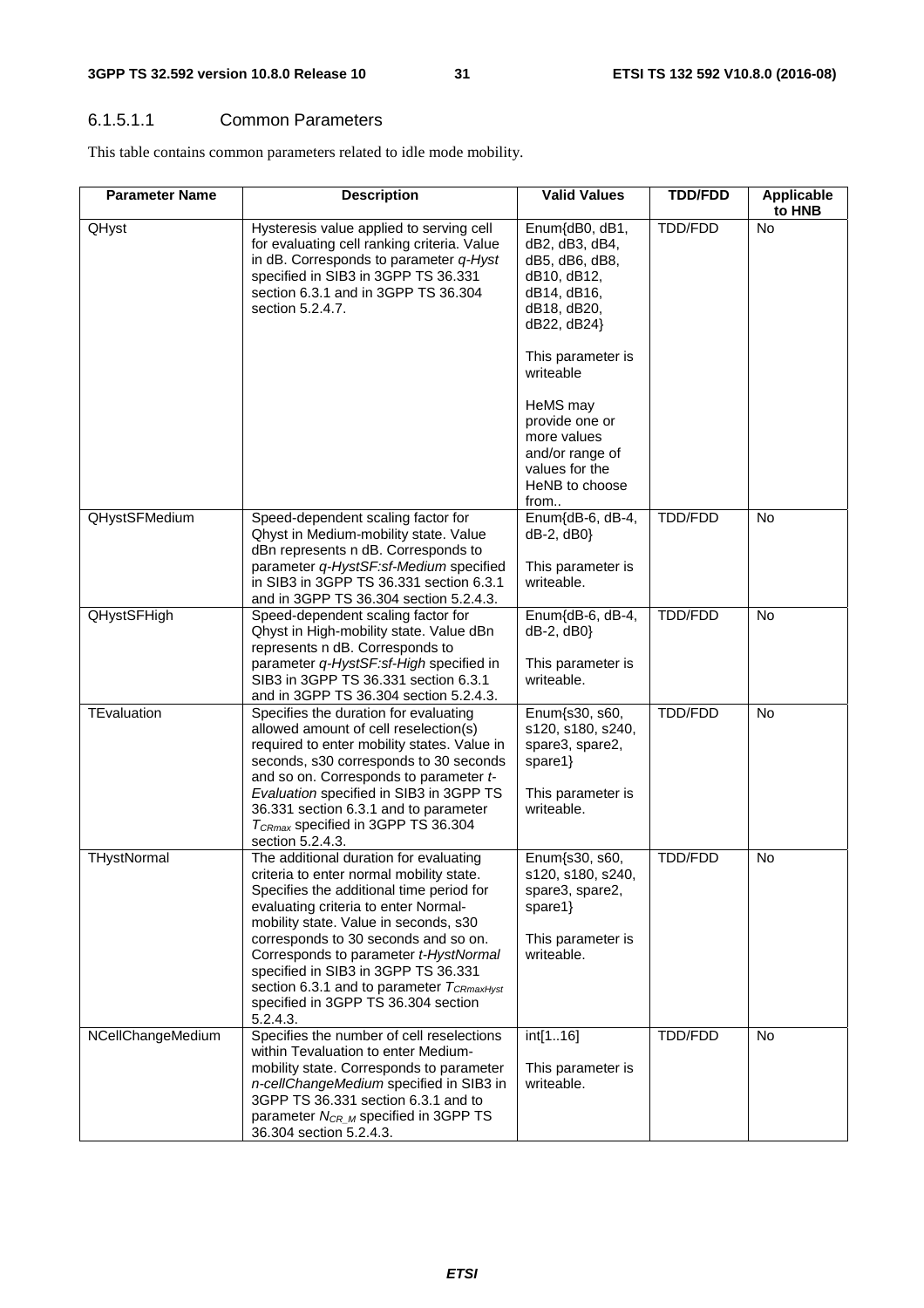#### 6.1.5.1.1 Common Parameters

This table contains common parameters related to idle mode mobility.

| Parameter Name | Description | Valid Values | TDD/FDD | Applicable to HNB |
|---|---|---|---|---|
| QHyst | Hysteresis value applied to serving cell for evaluating cell ranking criteria. Value in dB. Corresponds to parameter *q-Hyst* specified in SIB3 in 3GPP TS 36.331 section 6.3.1 and in 3GPP TS 36.304 section 5.2.4.7. | Enum{dB0, dB1, dB2, dB3, dB4, dB5, dB6, dB8, dB10, dB12, dB14, dB16, dB18, dB20, dB22, dB24}<br><br>This parameter is writeable<br><br>HeMS may provide one or more values and/or range of values for the HeNB to choose from.. | TDD/FDD | No |
| QHystSFMedium | Speed-dependent scaling factor for Qhyst in Medium-mobility state. Value dBn represents n dB. Corresponds to parameter *q-HystSF:sf-Medium* specified in SIB3 in 3GPP TS 36.331 section 6.3.1 and in 3GPP TS 36.304 section 5.2.4.3. | Enum{dB-6, dB-4, dB-2, dB0}<br><br>This parameter is writeable. | TDD/FDD | No |
| QHystSFHigh | Speed-dependent scaling factor for Qhyst in High-mobility state. Value dBn represents n dB. Corresponds to parameter *q-HystSF:sf-High* specified in SIB3 in 3GPP TS 36.331 section 6.3.1 and in 3GPP TS 36.304 section 5.2.4.3. | Enum{dB-6, dB-4, dB-2, dB0}<br><br>This parameter is writeable. | TDD/FDD | No |
| TEvaluation | Specifies the duration for evaluating allowed amount of cell reselection(s) required to enter mobility states. Value in seconds, s30 corresponds to 30 seconds and so on. Corresponds to parameter *t-Evaluation* specified in SIB3 in 3GPP TS 36.331 section 6.3.1 and to parameter $T_{CRmax}$ specified in 3GPP TS 36.304 section 5.2.4.3. | Enum{s30, s60, s120, s180, s240, spare3, spare2, spare1}<br><br>This parameter is writeable. | TDD/FDD | No |
| THystNormal | The additional duration for evaluating criteria to enter normal mobility state. Specifies the additional time period for evaluating criteria to enter Normal-mobility state. Value in seconds, s30 corresponds to 30 seconds and so on. Corresponds to parameter *t-HystNormal* specified in SIB3 in 3GPP TS 36.331 section 6.3.1 and to parameter $T_{CRmaxHyst}$ specified in 3GPP TS 36.304 section 5.2.4.3. | Enum{s30, s60, s120, s180, s240, spare3, spare2, spare1}<br><br>This parameter is writeable. | TDD/FDD | No |
| NCellChangeMedium | Specifies the number of cell reselections within Tevaluation to enter Medium-mobility state. Corresponds to parameter *n-cellChangeMedium* specified in SIB3 in 3GPP TS 36.331 section 6.3.1 and to parameter $N_{CR\_M}$ specified in 3GPP TS 36.304 section 5.2.4.3. | int[1..16]<br><br>This parameter is writeable. | TDD/FDD | No |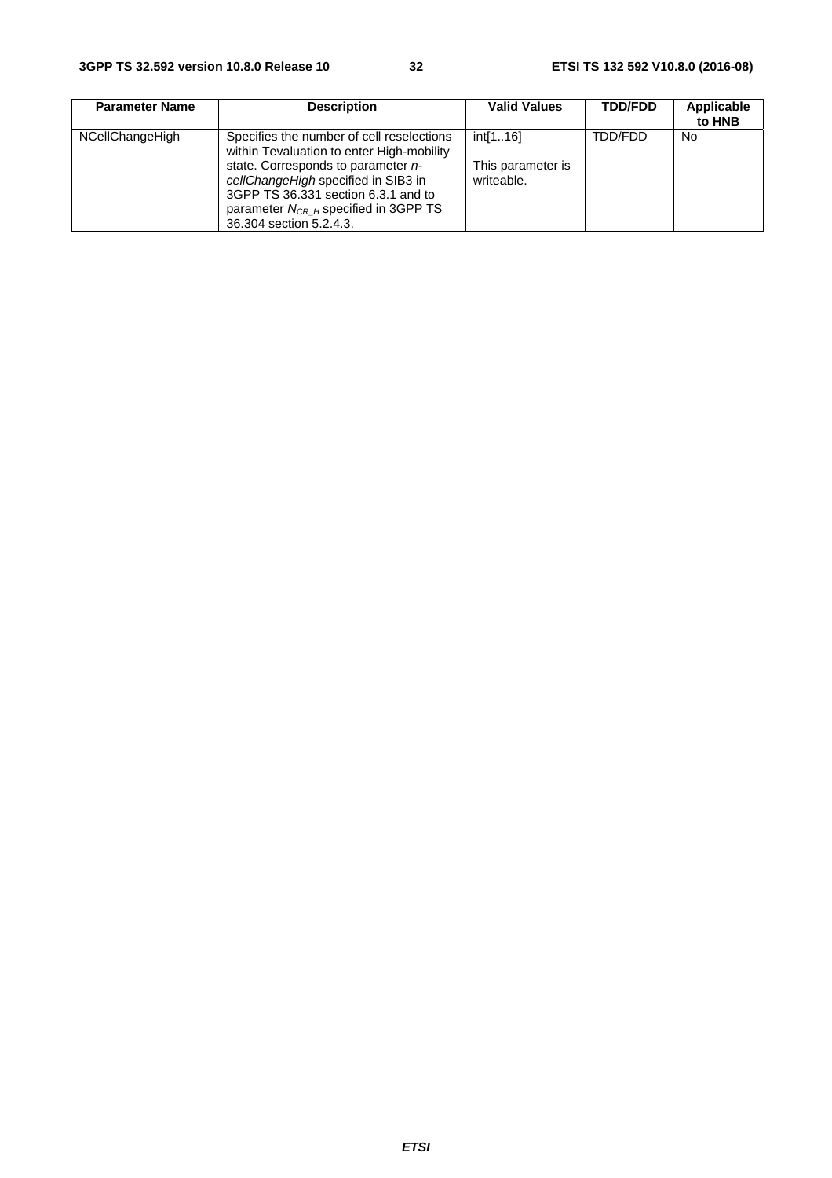| Parameter Name | Description | Valid Values | TDD/FDD | Applicable to HNB |
|---|---|---|---|---|
| NCellChangeHigh | Specifies the number of cell reselections within Tevaluation to enter High-mobility state. Corresponds to parameter *n-cellChangeHigh* specified in SIB3 in 3GPP TS 36.331 section 6.3.1 and to parameter $N_{CR\_H}$ specified in 3GPP TS 36.304 section 5.2.4.3. | int[1..16]<br><br>This parameter is writeable. | TDD/FDD | No |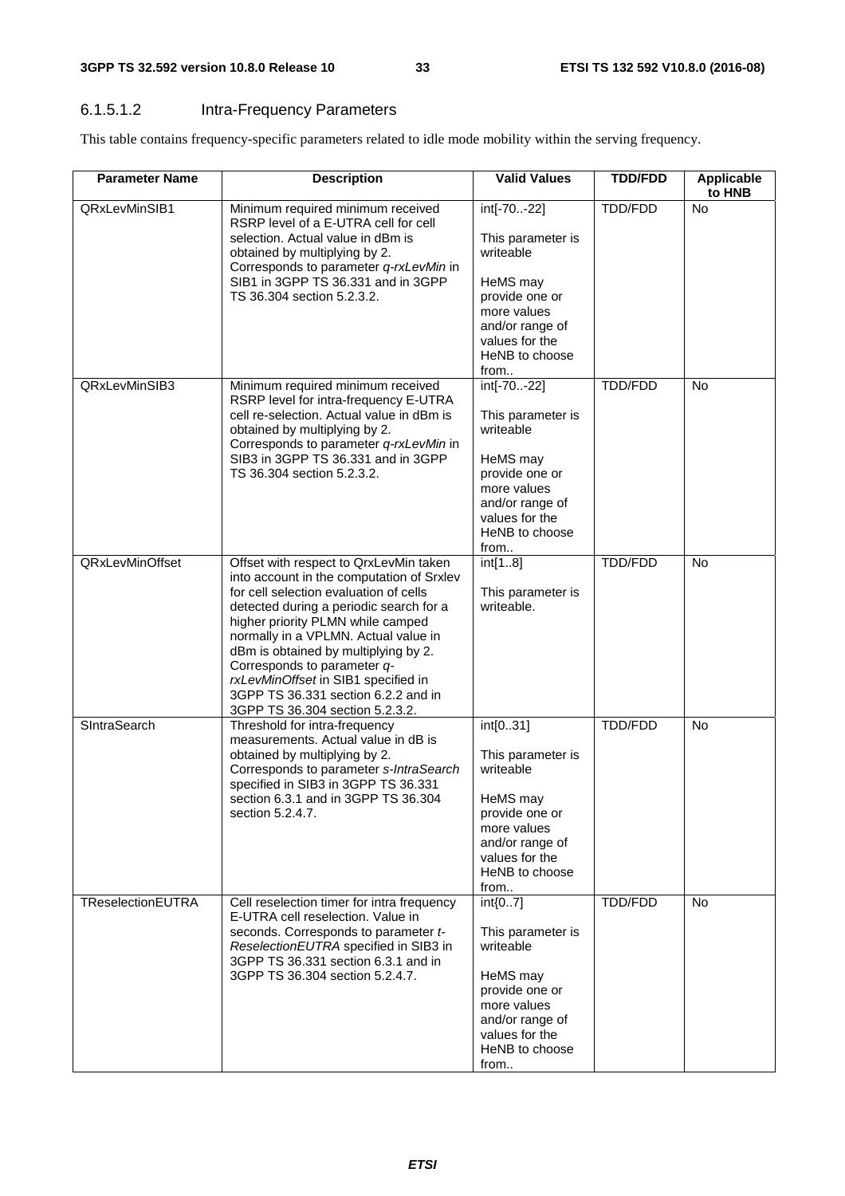### 6.1.5.1.2 Intra-Frequency Parameters

This table contains frequency-specific parameters related to idle mode mobility within the serving frequency.

| Parameter Name | Description | Valid Values | TDD/FDD | Applicable to HNB |
|---|---|---|---|---|
| QRxLevMinSIB1 | Minimum required minimum received RSRP level of a E-UTRA cell for cell selection. Actual value in dBm is obtained by multiplying by 2. Corresponds to parameter *q-rxLevMin* in SIB1 in 3GPP TS 36.331 and in 3GPP TS 36.304 section 5.2.3.2. | int[-70..-22]<br><br>This parameter is writeable<br><br>HeMS may provide one or more values and/or range of values for the HeNB to choose from.. | TDD/FDD | No |
| QRxLevMinSIB3 | Minimum required minimum received RSRP level for intra-frequency E-UTRA cell re-selection. Actual value in dBm is obtained by multiplying by 2. Corresponds to parameter *q-rxLevMin* in SIB3 in 3GPP TS 36.331 and in 3GPP TS 36.304 section 5.2.3.2. | int[-70..-22]<br><br>This parameter is writeable<br><br>HeMS may provide one or more values and/or range of values for the HeNB to choose from.. | TDD/FDD | No |
| QRxLevMinOffset | Offset with respect to QrxLevMin taken into account in the computation of Srxlev for cell selection evaluation of cells detected during a periodic search for a higher priority PLMN while camped normally in a VPLMN. Actual value in dBm is obtained by multiplying by 2. Corresponds to parameter *q-rxLevMinOffset* in SIB1 specified in 3GPP TS 36.331 section 6.2.2 and in 3GPP TS 36.304 section 5.2.3.2. | int[1..8]<br><br>This parameter is writeable. | TDD/FDD | No |
| SIntraSearch | Threshold for intra-frequency measurements. Actual value in dB is obtained by multiplying by 2. Corresponds to parameter *s-IntraSearch* specified in SIB3 in 3GPP TS 36.331 section 6.3.1 and in 3GPP TS 36.304 section 5.2.4.7. | int[0..31]<br><br>This parameter is writeable<br><br>HeMS may provide one or more values and/or range of values for the HeNB to choose from.. | TDD/FDD | No |
| TReselectionEUTRA | Cell reselection timer for intra frequency E-UTRA cell reselection. Value in seconds. Corresponds to parameter *t-ReselectionEUTRA* specified in SIB3 in 3GPP TS 36.331 section 6.3.1 and in 3GPP TS 36.304 section 5.2.4.7. | int{0..7]<br><br>This parameter is writeable<br><br>HeMS may provide one or more values and/or range of values for the HeNB to choose from.. | TDD/FDD | No |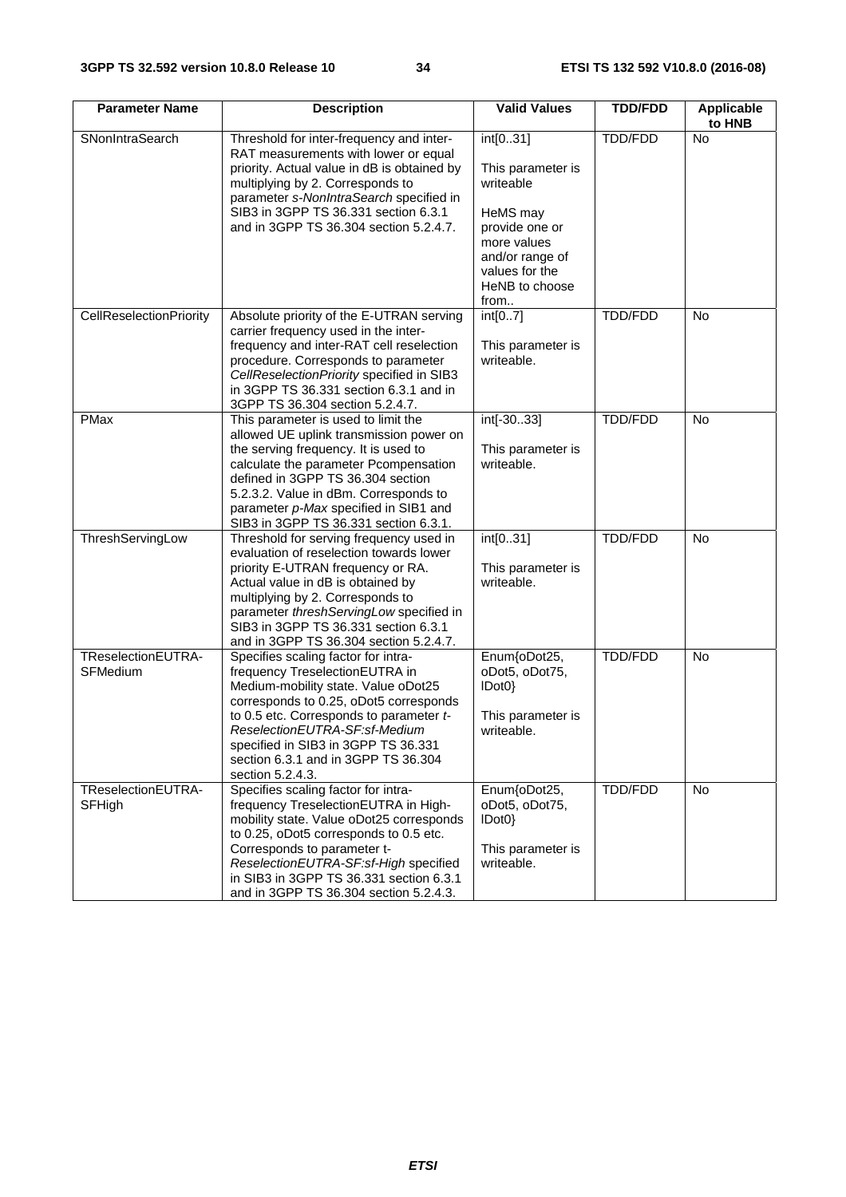| Parameter Name | Description | Valid Values | TDD/FDD | Applicable to HNB |
|---|---|---|---|---|
| SNonIntraSearch | Threshold for inter-frequency and inter-RAT measurements with lower or equal priority. Actual value in dB is obtained by multiplying by 2. Corresponds to parameter *s-NonIntraSearch* specified in SIB3 in 3GPP TS 36.331 section 6.3.1 and in 3GPP TS 36.304 section 5.2.4.7. | int[0..31]<br><br>This parameter is writeable<br><br>HeMS may provide one or more values and/or range of values for the HeNB to choose from.. | TDD/FDD | No |
| CellReselectionPriority | Absolute priority of the E-UTRAN serving carrier frequency used in the inter-frequency and inter-RAT cell reselection procedure. Corresponds to parameter *CellReselectionPriority* specified in SIB3 in 3GPP TS 36.331 section 6.3.1 and in 3GPP TS 36.304 section 5.2.4.7. | int[0..7]<br><br>This parameter is writeable. | TDD/FDD | No |
| PMax | This parameter is used to limit the allowed UE uplink transmission power on the serving frequency. It is used to calculate the parameter Pcompensation defined in 3GPP TS 36.304 section 5.2.3.2. Value in dBm. Corresponds to parameter *p-Max* specified in SIB1 and SIB3 in 3GPP TS 36.331 section 6.3.1. | int[-30..33]<br><br>This parameter is writeable. | TDD/FDD | No |
| ThreshServingLow | Threshold for serving frequency used in evaluation of reselection towards lower priority E-UTRAN frequency or RA. Actual value in dB is obtained by multiplying by 2. Corresponds to parameter *threshServingLow* specified in SIB3 in 3GPP TS 36.331 section 6.3.1 and in 3GPP TS 36.304 section 5.2.4.7. | int[0..31]<br><br>This parameter is writeable. | TDD/FDD | No |
| TReselectionEUTRA-SFMedium | Specifies scaling factor for intra-frequency TreselectionEUTRA in Medium-mobility state. Value oDot25 corresponds to 0.25, oDot5 corresponds to 0.5 etc. Corresponds to parameter *t-ReselectionEUTRA-SF:sf-Medium* specified in SIB3 in 3GPP TS 36.331 section 6.3.1 and in 3GPP TS 36.304 section 5.2.4.3. | Enum{oDot25, oDot5, oDot75, lDot0}<br><br>This parameter is writeable. | TDD/FDD | No |
| TReselectionEUTRA-SFHigh | Specifies scaling factor for intra-frequency TreselectionEUTRA in High-mobility state. Value oDot25 corresponds to 0.25, oDot5 corresponds to 0.5 etc. Corresponds to parameter t-*ReselectionEUTRA-SF:sf-High* specified in SIB3 in 3GPP TS 36.331 section 6.3.1 and in 3GPP TS 36.304 section 5.2.4.3. | Enum{oDot25, oDot5, oDot75, lDot0}<br><br>This parameter is writeable. | TDD/FDD | No |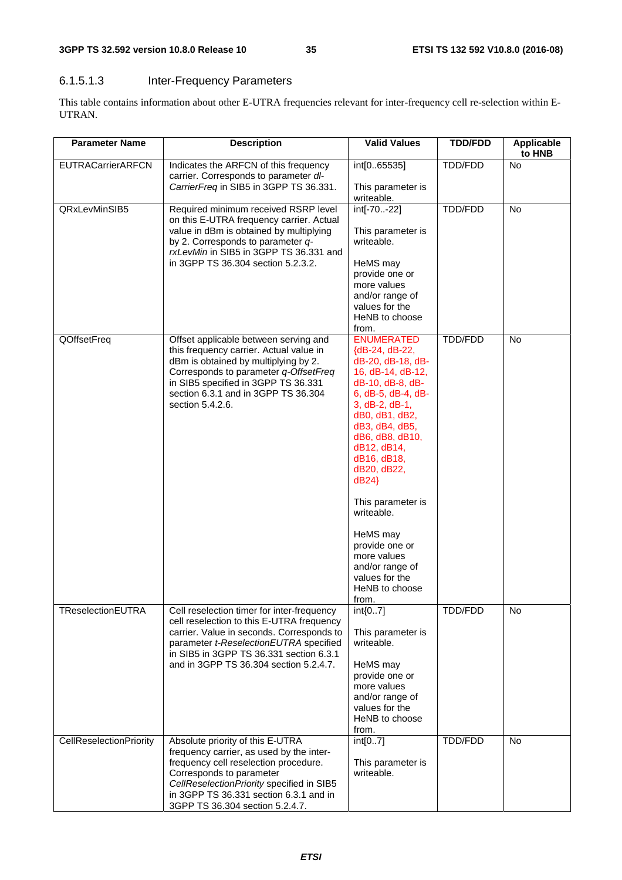#### 6.1.5.1.3 Inter-Frequency Parameters

This table contains information about other E-UTRA frequencies relevant for inter-frequency cell re-selection within E-UTRAN.

| Parameter Name | Description | Valid Values | TDD/FDD | Applicable to HNB |
|---|---|---|---|---|
| EUTRACarrierARFCN | Indicates the ARFCN of this frequency carrier. Corresponds to parameter *dl-CarrierFreq* in SIB5 in 3GPP TS 36.331. | int[0..65535]<br><br>This parameter is writeable. | TDD/FDD | No |
| QRxLevMinSIB5 | Required minimum received RSRP level on this E-UTRA frequency carrier. Actual value in dBm is obtained by multiplying by 2. Corresponds to parameter *q-rxLevMin* in SIB5 in 3GPP TS 36.331 and in 3GPP TS 36.304 section 5.2.3.2. | int[-70..-22]<br><br>This parameter is writeable.<br><br>HeMS may provide one or more values and/or range of values for the HeNB to choose from. | TDD/FDD | No |
| QOffsetFreq | Offset applicable between serving and this frequency carrier. Actual value in dBm is obtained by multiplying by 2. Corresponds to parameter *q-OffsetFreq* in SIB5 specified in 3GPP TS 36.331 section 6.3.1 and in 3GPP TS 36.304 section 5.4.2.6. | ENUMERATED {dB-24, dB-22, dB-20, dB-18, dB-16, dB-14, dB-12, dB-10, dB-8, dB-6, dB-5, dB-4, dB-3, dB-2, dB-1, dB0, dB1, dB2, dB3, dB4, dB5, dB6, dB8, dB10, dB12, dB14, dB16, dB18, dB20, dB22, dB24}<br><br>This parameter is writeable.<br><br>HeMS may provide one or more values and/or range of values for the HeNB to choose from. | TDD/FDD | No |
| TReselectionEUTRA | Cell reselection timer for inter-frequency cell reselection to this E-UTRA frequency carrier. Value in seconds. Corresponds to parameter *t-ReselectionEUTRA* specified in SIB5 in 3GPP TS 36.331 section 6.3.1 and in 3GPP TS 36.304 section 5.2.4.7. | int{0..7]<br><br>This parameter is writeable.<br><br>HeMS may provide one or more values and/or range of values for the HeNB to choose from. | TDD/FDD | No |
| CellReselectionPriority | Absolute priority of this E-UTRA frequency carrier, as used by the inter-frequency cell reselection procedure. Corresponds to parameter *CellReselectionPriority* specified in SIB5 in 3GPP TS 36.331 section 6.3.1 and in 3GPP TS 36.304 section 5.2.4.7. | int[0..7]<br><br>This parameter is writeable. | TDD/FDD | No |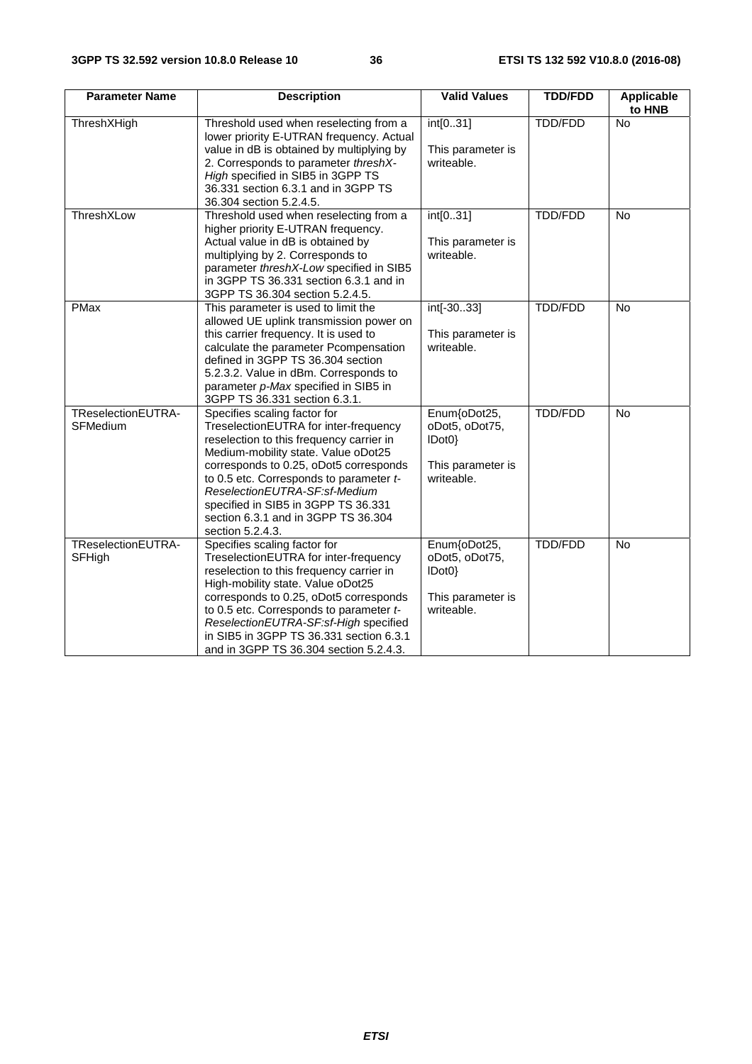| Parameter Name | Description | Valid Values | TDD/FDD | Applicable to HNB |
|---|---|---|---|---|
| ThreshXHigh | Threshold used when reselecting from a lower priority E-UTRAN frequency. Actual value in dB is obtained by multiplying by 2. Corresponds to parameter *threshX-High* specified in SIB5 in 3GPP TS 36.331 section 6.3.1 and in 3GPP TS 36.304 section 5.2.4.5. | int[0..31]<br><br>This parameter is writeable. | TDD/FDD | No |
| ThreshXLow | Threshold used when reselecting from a higher priority E-UTRAN frequency. Actual value in dB is obtained by multiplying by 2. Corresponds to parameter *threshX-Low* specified in SIB5 in 3GPP TS 36.331 section 6.3.1 and in 3GPP TS 36.304 section 5.2.4.5. | int[0..31]<br><br>This parameter is writeable. | TDD/FDD | No |
| PMax | This parameter is used to limit the allowed UE uplink transmission power on this carrier frequency. It is used to calculate the parameter Pcompensation defined in 3GPP TS 36.304 section 5.2.3.2. Value in dBm. Corresponds to parameter *p-Max* specified in SIB5 in 3GPP TS 36.331 section 6.3.1. | int[-30..33]<br><br>This parameter is writeable. | TDD/FDD | No |
| TReselectionEUTRA-SFMedium | Specifies scaling factor for TreselectionEUTRA for inter-frequency reselection to this frequency carrier in Medium-mobility state. Value oDot25 corresponds to 0.25, oDot5 corresponds to 0.5 etc. Corresponds to parameter *t-ReselectionEUTRA-SF:sf-Medium* specified in SIB5 in 3GPP TS 36.331 section 6.3.1 and in 3GPP TS 36.304 section 5.2.4.3. | Enum{oDot25, oDot5, oDot75, lDot0}<br><br>This parameter is writeable. | TDD/FDD | No |
| TReselectionEUTRA-SFHigh | Specifies scaling factor for TreselectionEUTRA for inter-frequency reselection to this frequency carrier in High-mobility state. Value oDot25 corresponds to 0.25, oDot5 corresponds to 0.5 etc. Corresponds to parameter *t-ReselectionEUTRA-SF:sf-High* specified in SIB5 in 3GPP TS 36.331 section 6.3.1 and in 3GPP TS 36.304 section 5.2.4.3. | Enum{oDot25, oDot5, oDot75, lDot0}<br><br>This parameter is writeable. | TDD/FDD | No |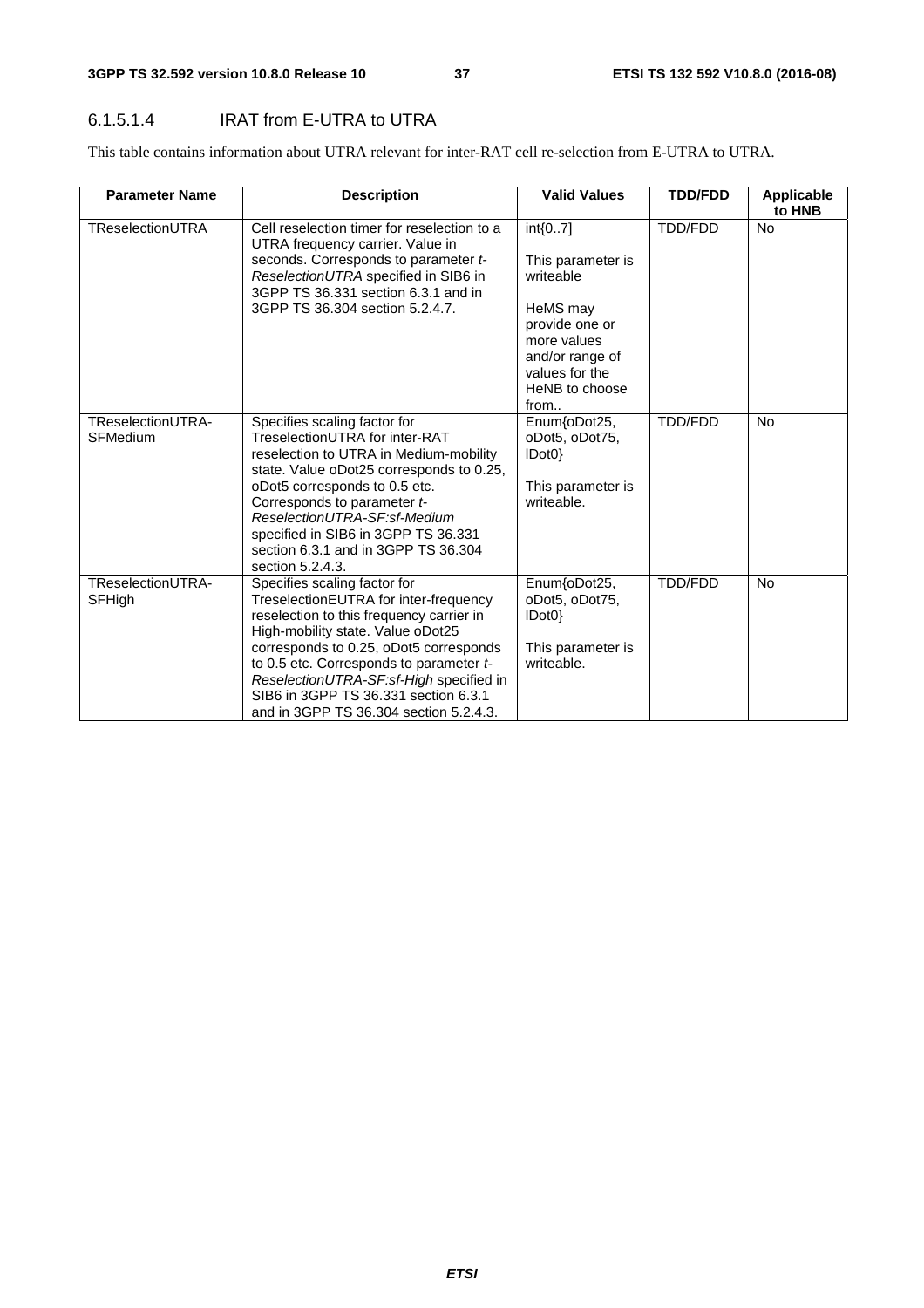#### 6.1.5.1.4 IRAT from E-UTRA to UTRA

This table contains information about UTRA relevant for inter-RAT cell re-selection from E-UTRA to UTRA.

| Parameter Name | Description | Valid Values | TDD/FDD | Applicable to HNB |
|---|---|---|---|---|
| TReselectionUTRA | Cell reselection timer for reselection to a UTRA frequency carrier. Value in seconds. Corresponds to parameter *t-ReselectionUTRA* specified in SIB6 in 3GPP TS 36.331 section 6.3.1 and in 3GPP TS 36.304 section 5.2.4.7. | int{0..7}<br><br>This parameter is writeable<br><br>HeMS may provide one or more values and/or range of values for the HeNB to choose from.. | TDD/FDD | No |
| TReselectionUTRA-SFMedium | Specifies scaling factor for TreselectionUTRA for inter-RAT reselection to UTRA in Medium-mobility state. Value oDot25 corresponds to 0.25, oDot5 corresponds to 0.5 etc. Corresponds to parameter *t-ReselectionUTRA-SF:sf-Medium* specified in SIB6 in 3GPP TS 36.331 section 6.3.1 and in 3GPP TS 36.304 section 5.2.4.3. | Enum{oDot25, oDot5, oDot75, lDot0}<br><br>This parameter is writeable. | TDD/FDD | No |
| TReselectionUTRA-SFHigh | Specifies scaling factor for TreselectionEUTRA for inter-frequency reselection to this frequency carrier in High-mobility state. Value oDot25 corresponds to 0.25, oDot5 corresponds to 0.5 etc. Corresponds to parameter *t-ReselectionUTRA-SF:sf-High* specified in SIB6 in 3GPP TS 36.331 section 6.3.1 and in 3GPP TS 36.304 section 5.2.4.3. | Enum{oDot25, oDot5, oDot75, lDot0}<br><br>This parameter is writeable. | TDD/FDD | No |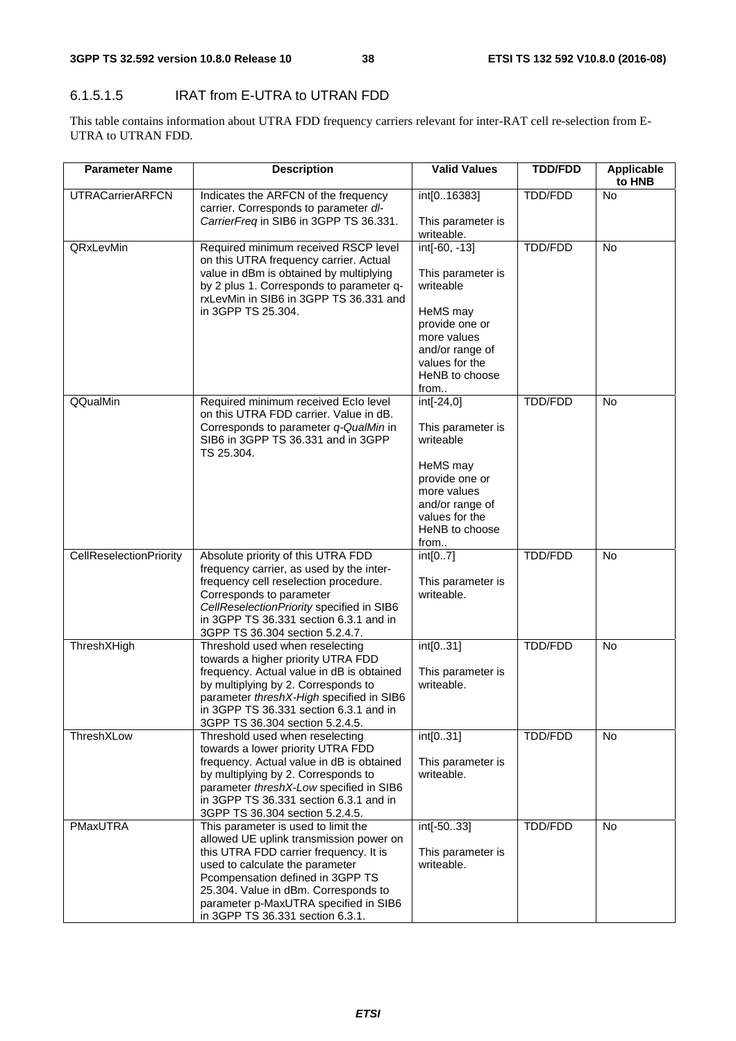#### 6.1.5.1.5 IRAT from E-UTRA to UTRAN FDD

This table contains information about UTRA FDD frequency carriers relevant for inter-RAT cell re-selection from E-UTRA to UTRAN FDD.

| Parameter Name | Description | Valid Values | TDD/FDD | Applicable to HNB |
|---|---|---|---|---|
| UTRACarrierARFCN | Indicates the ARFCN of the frequency carrier. Corresponds to parameter *dl-CarrierFreq* in SIB6 in 3GPP TS 36.331. | int[0..16383]<br><br>This parameter is writeable. | TDD/FDD | No |
| QRxLevMin | Required minimum received RSCP level on this UTRA frequency carrier. Actual value in dBm is obtained by multiplying by 2 plus 1. Corresponds to parameter q-rxLevMin in SIB6 in 3GPP TS 36.331 and in 3GPP TS 25.304. | int[-60, -13]<br><br>This parameter is writeable<br><br>HeMS may provide one or more values and/or range of values for the HeNB to choose from.. | TDD/FDD | No |
| QQualMin | Required minimum received EcIo level on this UTRA FDD carrier. Value in dB. Corresponds to parameter *q-QualMin* in SIB6 in 3GPP TS 36.331 and in 3GPP TS 25.304. | int[-24,0]<br><br>This parameter is writeable<br><br>HeMS may provide one or more values and/or range of values for the HeNB to choose from.. | TDD/FDD | No |
| CellReselectionPriority | Absolute priority of this UTRA FDD frequency carrier, as used by the inter-frequency cell reselection procedure. Corresponds to parameter *CellReselectionPriority* specified in SIB6 in 3GPP TS 36.331 section 6.3.1 and in 3GPP TS 36.304 section 5.2.4.7. | int[0..7]<br><br>This parameter is writeable. | TDD/FDD | No |
| ThreshXHigh | Threshold used when reselecting towards a higher priority UTRA FDD frequency. Actual value in dB is obtained by multiplying by 2. Corresponds to parameter *threshX-High* specified in SIB6 in 3GPP TS 36.331 section 6.3.1 and in 3GPP TS 36.304 section 5.2.4.5. | int[0..31]<br><br>This parameter is writeable. | TDD/FDD | No |
| ThreshXLow | Threshold used when reselecting towards a lower priority UTRA FDD frequency. Actual value in dB is obtained by multiplying by 2. Corresponds to parameter *threshX-Low* specified in SIB6 in 3GPP TS 36.331 section 6.3.1 and in 3GPP TS 36.304 section 5.2.4.5. | int[0..31]<br><br>This parameter is writeable. | TDD/FDD | No |
| PMaxUTRA | This parameter is used to limit the allowed UE uplink transmission power on this UTRA FDD carrier frequency. It is used to calculate the parameter Pcompensation defined in 3GPP TS 25.304. Value in dBm. Corresponds to parameter p-MaxUTRA specified in SIB6 in 3GPP TS 36.331 section 6.3.1. | int[-50..33]<br><br>This parameter is writeable. | TDD/FDD | No |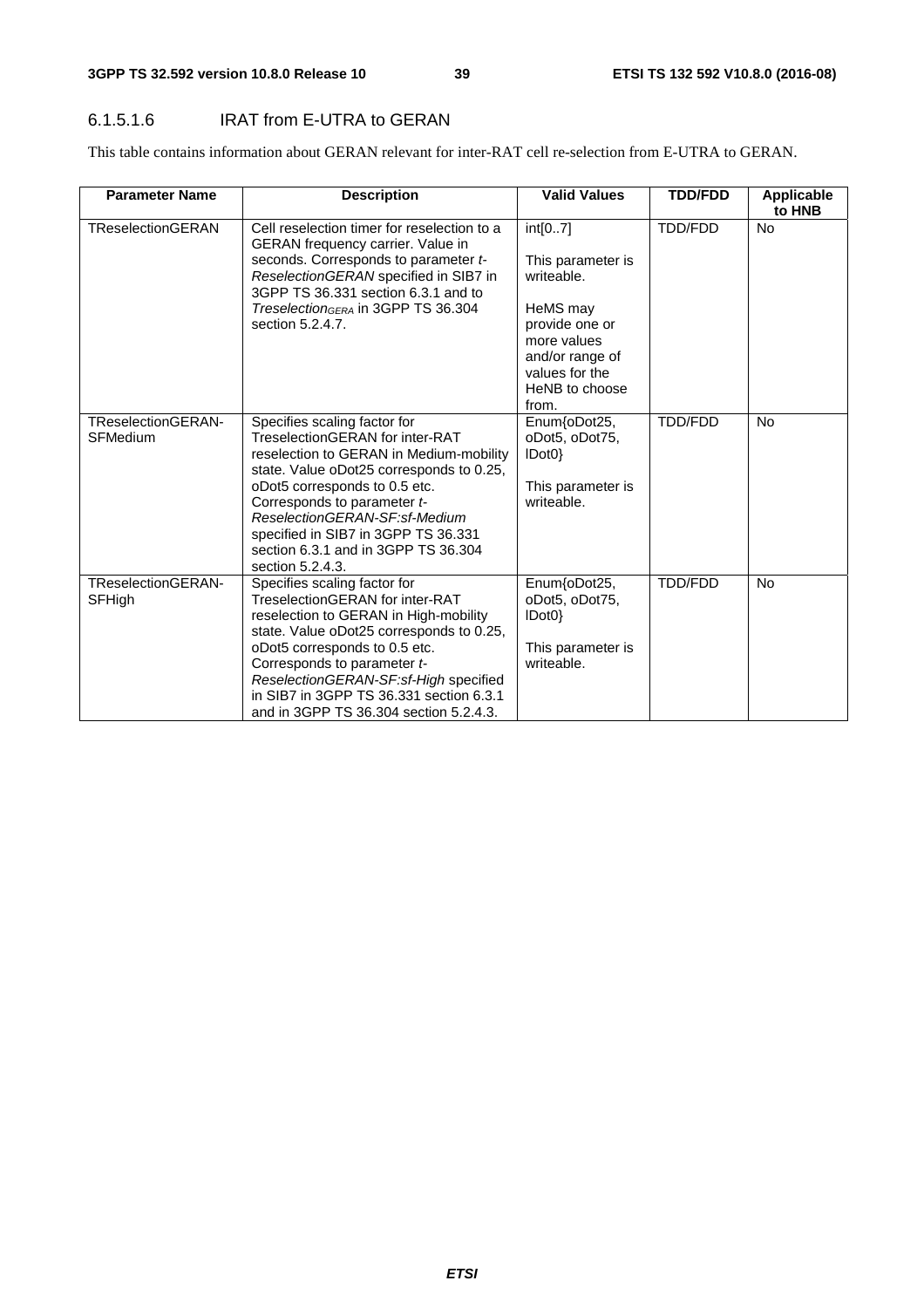### 6.1.5.1.6 IRAT from E-UTRA to GERAN

This table contains information about GERAN relevant for inter-RAT cell re-selection from E-UTRA to GERAN.

| Parameter Name | Description | Valid Values | TDD/FDD | Applicable to HNB |
|---|---|---|---|---|
| TReselectionGERAN | Cell reselection timer for reselection to a GERAN frequency carrier. Value in seconds. Corresponds to parameter *t-ReselectionGERAN* specified in SIB7 in 3GPP TS 36.331 section 6.3.1 and to *Treselection$_{GERA}$* in 3GPP TS 36.304 section 5.2.4.7. | int[0..7]<br><br>This parameter is writeable.<br><br>HeMS may provide one or more values and/or range of values for the HeNB to choose from. | TDD/FDD | No |
| TReselectionGERAN-SFMedium | Specifies scaling factor for TreselectionGERAN for inter-RAT reselection to GERAN in Medium-mobility state. Value oDot25 corresponds to 0.25, oDot5 corresponds to 0.5 etc. Corresponds to parameter *t-ReselectionGERAN-SF:sf-Medium* specified in SIB7 in 3GPP TS 36.331 section 6.3.1 and in 3GPP TS 36.304 section 5.2.4.3. | Enum{oDot25, oDot5, oDot75, lDot0}<br><br>This parameter is writeable. | TDD/FDD | No |
| TReselectionGERAN-SFHigh | Specifies scaling factor for TreselectionGERAN for inter-RAT reselection to GERAN in High-mobility state. Value oDot25 corresponds to 0.25, oDot5 corresponds to 0.5 etc. Corresponds to parameter *t-ReselectionGERAN-SF:sf-High* specified in SIB7 in 3GPP TS 36.331 section 6.3.1 and in 3GPP TS 36.304 section 5.2.4.3. | Enum{oDot25, oDot5, oDot75, lDot0}<br><br>This parameter is writeable. | TDD/FDD | No |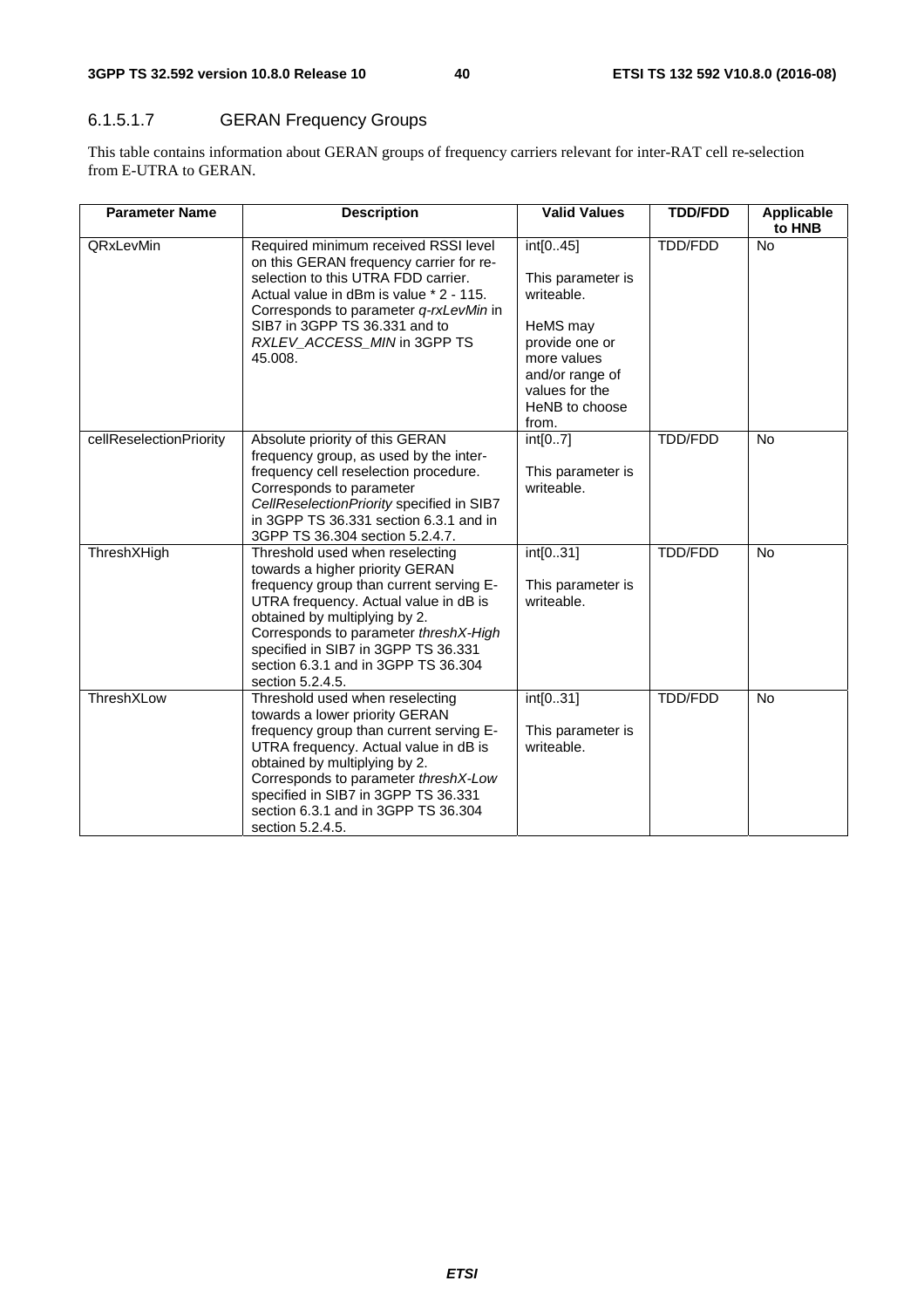#### 6.1.5.1.7 GERAN Frequency Groups

This table contains information about GERAN groups of frequency carriers relevant for inter-RAT cell re-selection from E-UTRA to GERAN.

| Parameter Name | Description | Valid Values | TDD/FDD | Applicable to HNB |
|---|---|---|---|---|
| QRxLevMin | Required minimum received RSSI level on this GERAN frequency carrier for re-selection to this UTRA FDD carrier. Actual value in dBm is value * 2 - 115. Corresponds to parameter *q-rxLevMin* in SIB7 in 3GPP TS 36.331 and to *RXLEV_ACCESS_MIN* in 3GPP TS 45.008. | int[0..45]<br><br>This parameter is writeable.<br><br>HeMS may provide one or more values and/or range of values for the HeNB to choose from. | TDD/FDD | No |
| cellReselectionPriority | Absolute priority of this GERAN frequency group, as used by the inter-frequency cell reselection procedure. Corresponds to parameter *CellReselectionPriority* specified in SIB7 in 3GPP TS 36.331 section 6.3.1 and in 3GPP TS 36.304 section 5.2.4.7. | int[0..7]<br><br>This parameter is writeable. | TDD/FDD | No |
| ThreshXHigh | Threshold used when reselecting towards a higher priority GERAN frequency group than current serving E-UTRA frequency. Actual value in dB is obtained by multiplying by 2. Corresponds to parameter *threshX-High* specified in SIB7 in 3GPP TS 36.331 section 6.3.1 and in 3GPP TS 36.304 section 5.2.4.5. | int[0..31]<br><br>This parameter is writeable. | TDD/FDD | No |
| ThreshXLow | Threshold used when reselecting towards a lower priority GERAN frequency group than current serving E-UTRA frequency. Actual value in dB is obtained by multiplying by 2. Corresponds to parameter *threshX-Low* specified in SIB7 in 3GPP TS 36.331 section 6.3.1 and in 3GPP TS 36.304 section 5.2.4.5. | int[0..31]<br><br>This parameter is writeable. | TDD/FDD | No |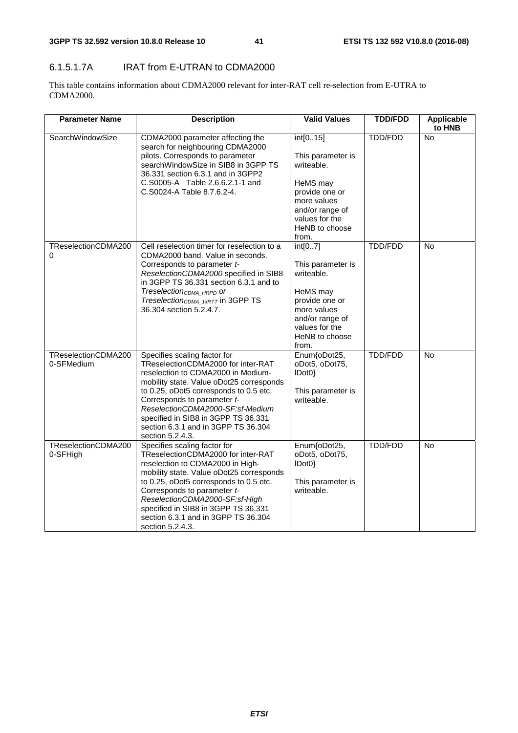### 6.1.5.1.7A IRAT from E-UTRAN to CDMA2000

This table contains information about CDMA2000 relevant for inter-RAT cell re-selection from E-UTRA to CDMA2000.

| Parameter Name | Description | Valid Values | TDD/FDD | Applicable to HNB |
|---|---|---|---|---|
| SearchWindowSize | CDMA2000 parameter affecting the search for neighbouring CDMA2000 pilots. Corresponds to parameter searchWindowSize in SIB8 in 3GPP TS 36.331 section 6.3.1 and in 3GPP2 C.S0005-A Table 2.6.6.2.1-1 and C.S0024-A Table 8.7.6.2-4. | int[0..15]<br><br>This parameter is writeable.<br><br>HeMS may provide one or more values and/or range of values for the HeNB to choose from. | TDD/FDD | No |
| TReselectionCDMA2000 | Cell reselection timer for reselection to a CDMA2000 band. Value in seconds. Corresponds to parameter *t-ReselectionCDMA2000* specified in SIB8 in 3GPP TS 36.331 section 6.3.1 and to $Treselection_{CDMA\_HRPD}$ or $Treselection_{CDMA\_1xRTT}$ in 3GPP TS 36.304 section 5.2.4.7. | int[0..7]<br><br>This parameter is writeable.<br><br>HeMS may provide one or more values and/or range of values for the HeNB to choose from. | TDD/FDD | No |
| TReselectionCDMA2000-SFMedium | Specifies scaling factor for TReselectionCDMA2000 for inter-RAT reselection to CDMA2000 in Medium-mobility state. Value oDot25 corresponds to 0.25, oDot5 corresponds to 0.5 etc. Corresponds to parameter *t-ReselectionCDMA2000-SF:sf-Medium* specified in SIB8 in 3GPP TS 36.331 section 6.3.1 and in 3GPP TS 36.304 section 5.2.4.3. | Enum{oDot25, oDot5, oDot75, lDot0}<br><br>This parameter is writeable. | TDD/FDD | No |
| TReselectionCDMA2000-SFHigh | Specifies scaling factor for TReselectionCDMA2000 for inter-RAT reselection to CDMA2000 in High-mobility state. Value oDot25 corresponds to 0.25, oDot5 corresponds to 0.5 etc. Corresponds to parameter *t-ReselectionCDMA2000-SF:sf-High* specified in SIB8 in 3GPP TS 36.331 section 6.3.1 and in 3GPP TS 36.304 section 5.2.4.3. | Enum{oDot25, oDot5, oDot75, lDot0}<br><br>This parameter is writeable. | TDD/FDD | No |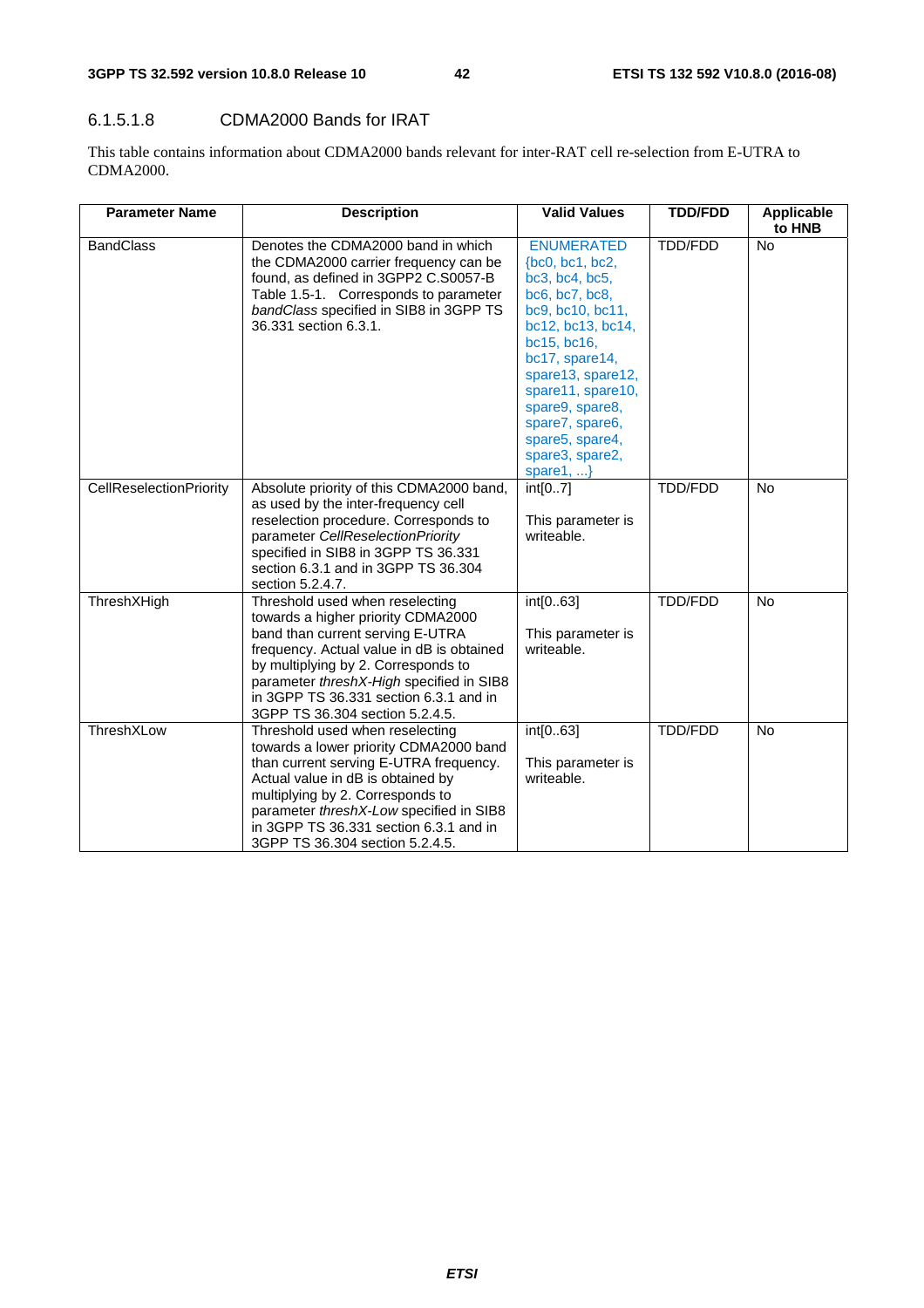#### 6.1.5.1.8 CDMA2000 Bands for IRAT

This table contains information about CDMA2000 bands relevant for inter-RAT cell re-selection from E-UTRA to CDMA2000.

| Parameter Name | Description | Valid Values | TDD/FDD | Applicable to HNB |
|---|---|---|---|---|
| BandClass | Denotes the CDMA2000 band in which the CDMA2000 carrier frequency can be found, as defined in 3GPP2 C.S0057-B Table 1.5-1. Corresponds to parameter *bandClass* specified in SIB8 in 3GPP TS 36.331 section 6.3.1. | ENUMERATED {bc0, bc1, bc2, bc3, bc4, bc5, bc6, bc7, bc8, bc9, bc10, bc11, bc12, bc13, bc14, bc15, bc16, bc17, spare14, spare13, spare12, spare11, spare10, spare9, spare8, spare7, spare6, spare5, spare4, spare3, spare2, spare1, ...} | TDD/FDD | No |
| CellReselectionPriority | Absolute priority of this CDMA2000 band, as used by the inter-frequency cell reselection procedure. Corresponds to parameter *CellReselectionPriority* specified in SIB8 in 3GPP TS 36.331 section 6.3.1 and in 3GPP TS 36.304 section 5.2.4.7. | int[0..7]<br><br>This parameter is writeable. | TDD/FDD | No |
| ThreshXHigh | Threshold used when reselecting towards a higher priority CDMA2000 band than current serving E-UTRA frequency. Actual value in dB is obtained by multiplying by 2. Corresponds to parameter *threshX-High* specified in SIB8 in 3GPP TS 36.331 section 6.3.1 and in 3GPP TS 36.304 section 5.2.4.5. | int[0..63]<br><br>This parameter is writeable. | TDD/FDD | No |
| ThreshXLow | Threshold used when reselecting towards a lower priority CDMA2000 band than current serving E-UTRA frequency. Actual value in dB is obtained by multiplying by 2. Corresponds to parameter *threshX-Low* specified in SIB8 in 3GPP TS 36.331 section 6.3.1 and in 3GPP TS 36.304 section 5.2.4.5. | int[0..63]<br><br>This parameter is writeable. | TDD/FDD | No |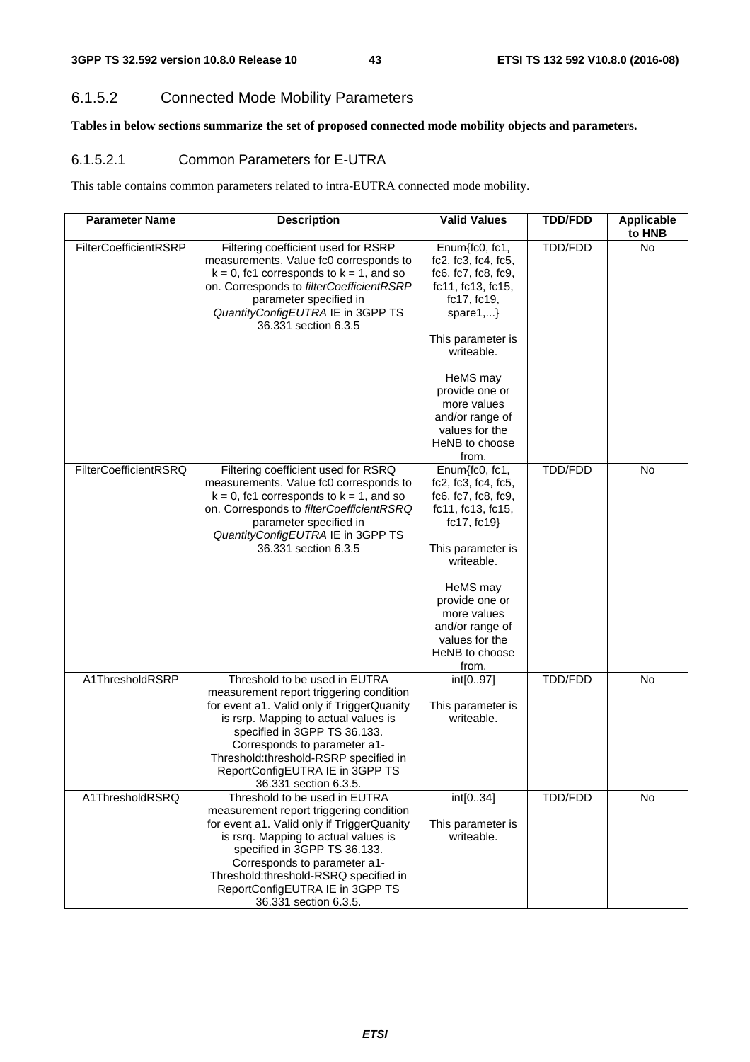### 6.1.5.2 Connected Mode Mobility Parameters

**Tables in below sections summarize the set of proposed connected mode mobility objects and parameters.**

#### 6.1.5.2.1 Common Parameters for E-UTRA

This table contains common parameters related to intra-EUTRA connected mode mobility.

| Parameter Name | Description | Valid Values | TDD/FDD | Applicable to HNB |
|---|---|---|---|---|
| FilterCoefficientRSRP | Filtering coefficient used for RSRP measurements. Value fc0 corresponds to k = 0, fc1 corresponds to k = 1, and so on. Corresponds to *filterCoefficientRSRP* parameter specified in *QuantityConfigEUTRA* IE in 3GPP TS 36.331 section 6.3.5 | Enum{fc0, fc1, fc2, fc3, fc4, fc5, fc6, fc7, fc8, fc9, fc11, fc13, fc15, fc17, fc19, spare1,...}<br><br>This parameter is writeable.<br><br>HeMS may provide one or more values and/or range of values for the HeNB to choose from. | TDD/FDD | No |
| FilterCoefficientRSRQ | Filtering coefficient used for RSRQ measurements. Value fc0 corresponds to k = 0, fc1 corresponds to k = 1, and so on. Corresponds to *filterCoefficientRSRQ* parameter specified in *QuantityConfigEUTRA* IE in 3GPP TS 36.331 section 6.3.5 | Enum{fc0, fc1, fc2, fc3, fc4, fc5, fc6, fc7, fc8, fc9, fc11, fc13, fc15, fc17, fc19}<br><br>This parameter is writeable.<br><br>HeMS may provide one or more values and/or range of values for the HeNB to choose from. | TDD/FDD | No |
| A1ThresholdRSRP | Threshold to be used in EUTRA measurement report triggering condition for event a1. Valid only if TriggerQuanity is rsrp. Mapping to actual values is specified in 3GPP TS 36.133. Corresponds to parameter a1-Threshold:threshold-RSRP specified in ReportConfigEUTRA IE in 3GPP TS 36.331 section 6.3.5. | int[0..97]<br><br>This parameter is writeable. | TDD/FDD | No |
| A1ThresholdRSRQ | Threshold to be used in EUTRA measurement report triggering condition for event a1. Valid only if TriggerQuanity is rsrq. Mapping to actual values is specified in 3GPP TS 36.133. Corresponds to parameter a1-Threshold:threshold-RSRQ specified in ReportConfigEUTRA IE in 3GPP TS 36.331 section 6.3.5. | int[0..34]<br><br>This parameter is writeable. | TDD/FDD | No |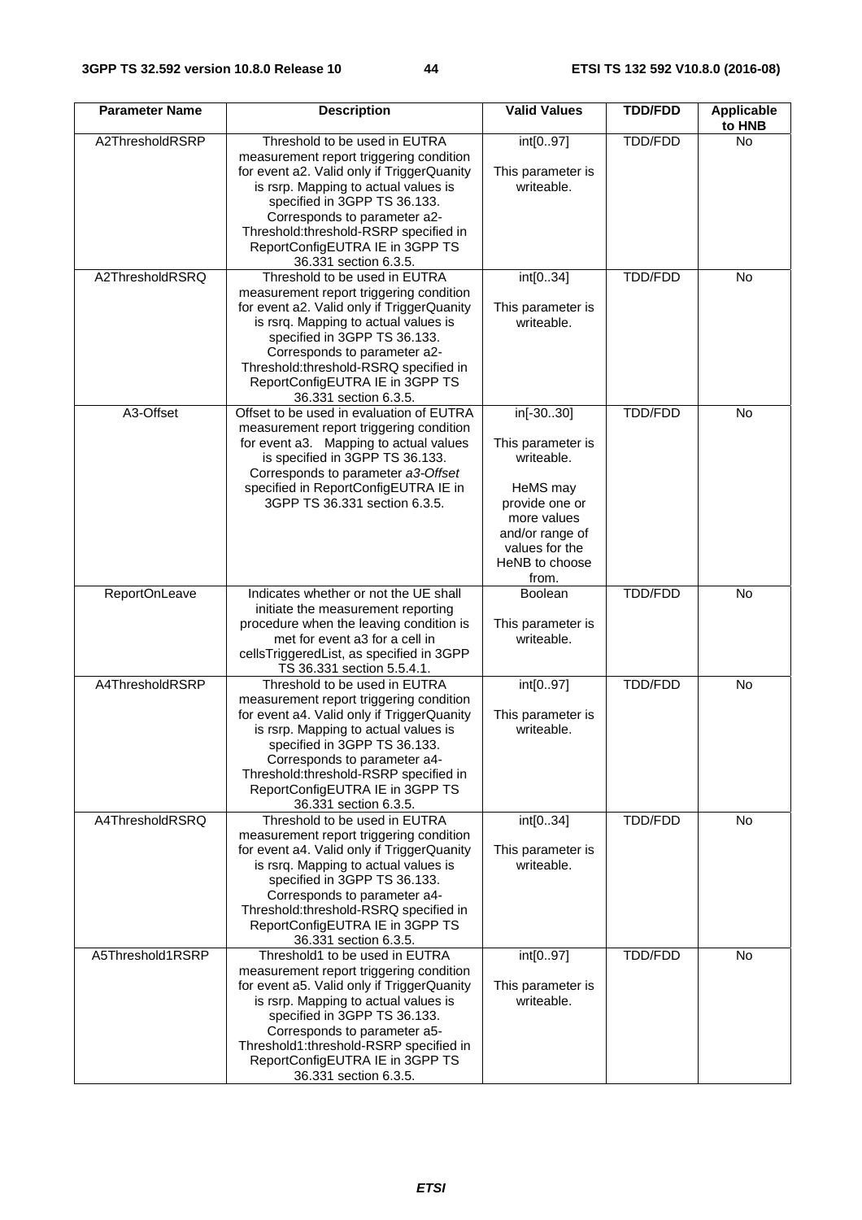| Parameter Name | Description | Valid Values | TDD/FDD | Applicable to HNB |
|---|---|---|---|---|
| A2ThresholdRSRP | Threshold to be used in EUTRA measurement report triggering condition for event a2. Valid only if TriggerQuanity is rsrp. Mapping to actual values is specified in 3GPP TS 36.133. Corresponds to parameter a2-Threshold:threshold-RSRP specified in ReportConfigEUTRA IE in 3GPP TS 36.331 section 6.3.5. | int[0..97]<br><br>This parameter is writeable. | TDD/FDD | No |
| A2ThresholdRSRQ | Threshold to be used in EUTRA measurement report triggering condition for event a2. Valid only if TriggerQuanity is rsrq. Mapping to actual values is specified in 3GPP TS 36.133. Corresponds to parameter a2-Threshold:threshold-RSRQ specified in ReportConfigEUTRA IE in 3GPP TS 36.331 section 6.3.5. | int[0..34]<br><br>This parameter is writeable. | TDD/FDD | No |
| A3-Offset | Offset to be used in evaluation of EUTRA measurement report triggering condition for event a3. Mapping to actual values is specified in 3GPP TS 36.133. Corresponds to parameter *a3-Offset* specified in ReportConfigEUTRA IE in 3GPP TS 36.331 section 6.3.5. | in[-30..30]<br><br>This parameter is writeable.<br><br>HeMS may provide one or more values and/or range of values for the HeNB to choose from. | TDD/FDD | No |
| ReportOnLeave | Indicates whether or not the UE shall initiate the measurement reporting procedure when the leaving condition is met for event a3 for a cell in cellsTriggeredList, as specified in 3GPP TS 36.331 section 5.5.4.1. | Boolean<br><br>This parameter is writeable. | TDD/FDD | No |
| A4ThresholdRSRP | Threshold to be used in EUTRA measurement report triggering condition for event a4. Valid only if TriggerQuanity is rsrp. Mapping to actual values is specified in 3GPP TS 36.133. Corresponds to parameter a4-Threshold:threshold-RSRP specified in ReportConfigEUTRA IE in 3GPP TS 36.331 section 6.3.5. | int[0..97]<br><br>This parameter is writeable. | TDD/FDD | No |
| A4ThresholdRSRQ | Threshold to be used in EUTRA measurement report triggering condition for event a4. Valid only if TriggerQuanity is rsrq. Mapping to actual values is specified in 3GPP TS 36.133. Corresponds to parameter a4-Threshold:threshold-RSRQ specified in ReportConfigEUTRA IE in 3GPP TS 36.331 section 6.3.5. | int[0..34]<br><br>This parameter is writeable. | TDD/FDD | No |
| A5Threshold1RSRP | Threshold1 to be used in EUTRA measurement report triggering condition for event a5. Valid only if TriggerQuanity is rsrp. Mapping to actual values is specified in 3GPP TS 36.133. Corresponds to parameter a5-Threshold1:threshold-RSRP specified in ReportConfigEUTRA IE in 3GPP TS 36.331 section 6.3.5. | int[0..97]<br><br>This parameter is writeable. | TDD/FDD | No |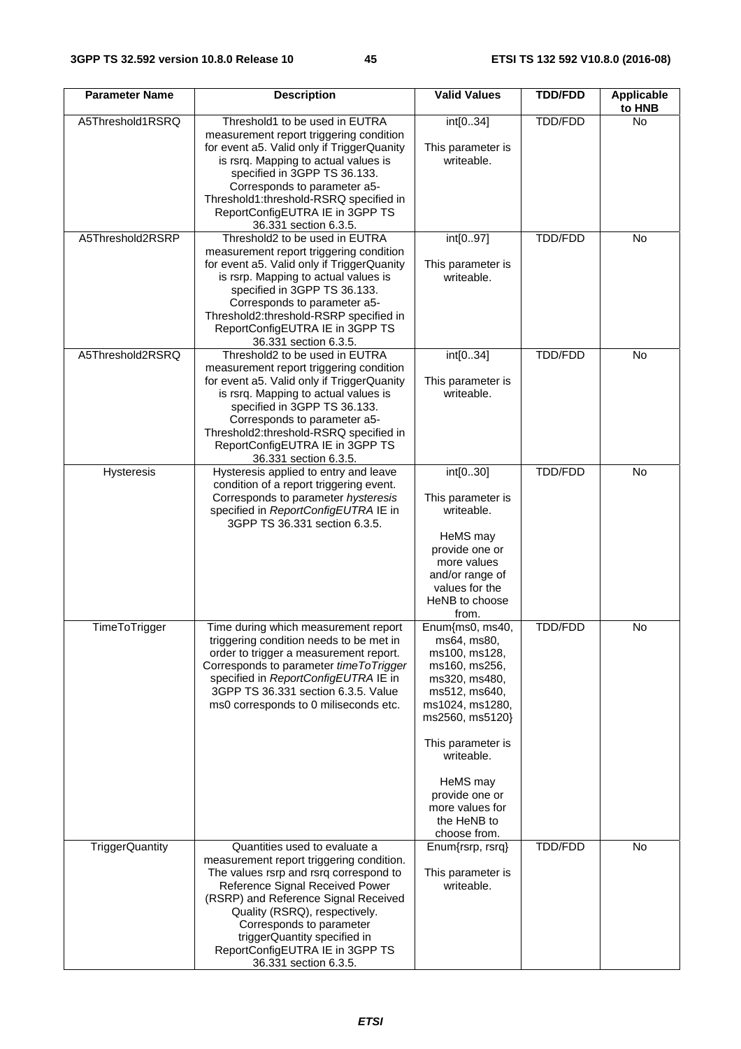| Parameter Name | Description | Valid Values | TDD/FDD | Applicable to HNB |
|---|---|---|---|---|
| A5Threshold1RSRQ | Threshold1 to be used in EUTRA measurement report triggering condition for event a5. Valid only if TriggerQuanity is rsrq. Mapping to actual values is specified in 3GPP TS 36.133. Corresponds to parameter a5-Threshold1:threshold-RSRQ specified in ReportConfigEUTRA IE in 3GPP TS 36.331 section 6.3.5. | int[0..34]<br><br>This parameter is writeable. | TDD/FDD | No |
| A5Threshold2RSRP | Threshold2 to be used in EUTRA measurement report triggering condition for event a5. Valid only if TriggerQuanity is rsrp. Mapping to actual values is specified in 3GPP TS 36.133. Corresponds to parameter a5-Threshold2:threshold-RSRP specified in ReportConfigEUTRA IE in 3GPP TS 36.331 section 6.3.5. | int[0..97]<br><br>This parameter is writeable. | TDD/FDD | No |
| A5Threshold2RSRQ | Threshold2 to be used in EUTRA measurement report triggering condition for event a5. Valid only if TriggerQuanity is rsrq. Mapping to actual values is specified in 3GPP TS 36.133. Corresponds to parameter a5-Threshold2:threshold-RSRQ specified in ReportConfigEUTRA IE in 3GPP TS 36.331 section 6.3.5. | int[0..34]<br><br>This parameter is writeable. | TDD/FDD | No |
| Hysteresis | Hysteresis applied to entry and leave condition of a report triggering event. Corresponds to parameter *hysteresis* specified in *ReportConfigEUTRA* IE in 3GPP TS 36.331 section 6.3.5. | int[0..30]<br><br>This parameter is writeable.<br><br>HeMS may provide one or more values and/or range of values for the HeNB to choose from. | TDD/FDD | No |
| TimeToTrigger | Time during which measurement report triggering condition needs to be met in order to trigger a measurement report. Corresponds to parameter *timeToTrigger* specified in *ReportConfigEUTRA* IE in 3GPP TS 36.331 section 6.3.5. Value ms0 corresponds to 0 miliseconds etc. | Enum{ms0, ms40, ms64, ms80, ms100, ms128, ms160, ms256, ms320, ms480, ms512, ms640, ms1024, ms1280, ms2560, ms5120}<br><br>This parameter is writeable.<br><br>HeMS may provide one or more values for the HeNB to choose from. | TDD/FDD | No |
| TriggerQuantity | Quantities used to evaluate a measurement report triggering condition. The values rsrp and rsrq correspond to Reference Signal Received Power (RSRP) and Reference Signal Received Quality (RSRQ), respectively. Corresponds to parameter triggerQuantity specified in ReportConfigEUTRA IE in 3GPP TS 36.331 section 6.3.5. | Enum{rsrp, rsrq}<br><br>This parameter is writeable. | TDD/FDD | No |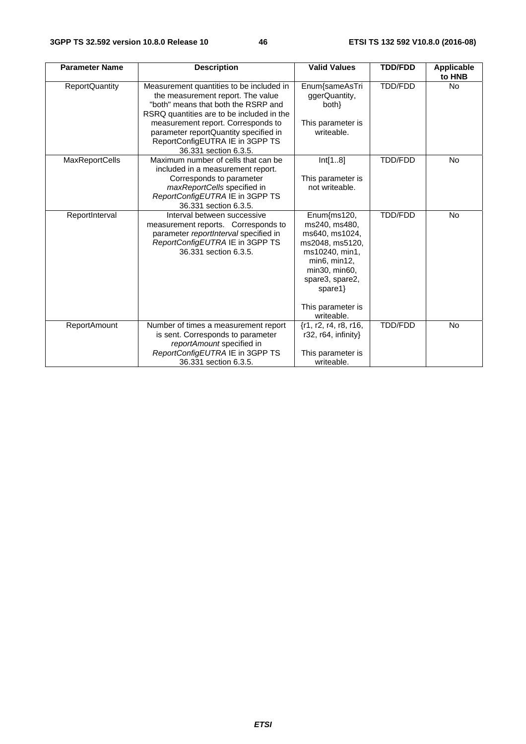| Parameter Name | Description | Valid Values | TDD/FDD | Applicable to HNB |
| --- | --- | --- | --- | --- |
| ReportQuantity | Measurement quantities to be included in the measurement report. The value "both" means that both the RSRP and RSRQ quantities are to be included in the measurement report. Corresponds to parameter reportQuantity specified in ReportConfigEUTRA IE in 3GPP TS 36.331 section 6.3.5. | Enum{sameAsTriggerQuantity, both}<br><br>This parameter is writeable. | TDD/FDD | No |
| MaxReportCells | Maximum number of cells that can be included in a measurement report. Corresponds to parameter *maxReportCells* specified in *ReportConfigEUTRA* IE in 3GPP TS 36.331 section 6.3.5. | Int[1..8]<br><br>This parameter is not writeable. | TDD/FDD | No |
| ReportInterval | Interval between successive measurement reports. Corresponds to parameter *reportInterval* specified in *ReportConfigEUTRA* IE in 3GPP TS 36.331 section 6.3.5. | Enum{ms120, ms240, ms480, ms640, ms1024, ms2048, ms5120, ms10240, min1, min6, min12, min30, min60, spare3, spare2, spare1}<br><br>This parameter is writeable. | TDD/FDD | No |
| ReportAmount | Number of times a measurement report is sent. Corresponds to parameter *reportAmount* specified in *ReportConfigEUTRA* IE in 3GPP TS 36.331 section 6.3.5. | {r1, r2, r4, r8, r16, r32, r64, infinity}<br><br>This parameter is writeable. | TDD/FDD | No |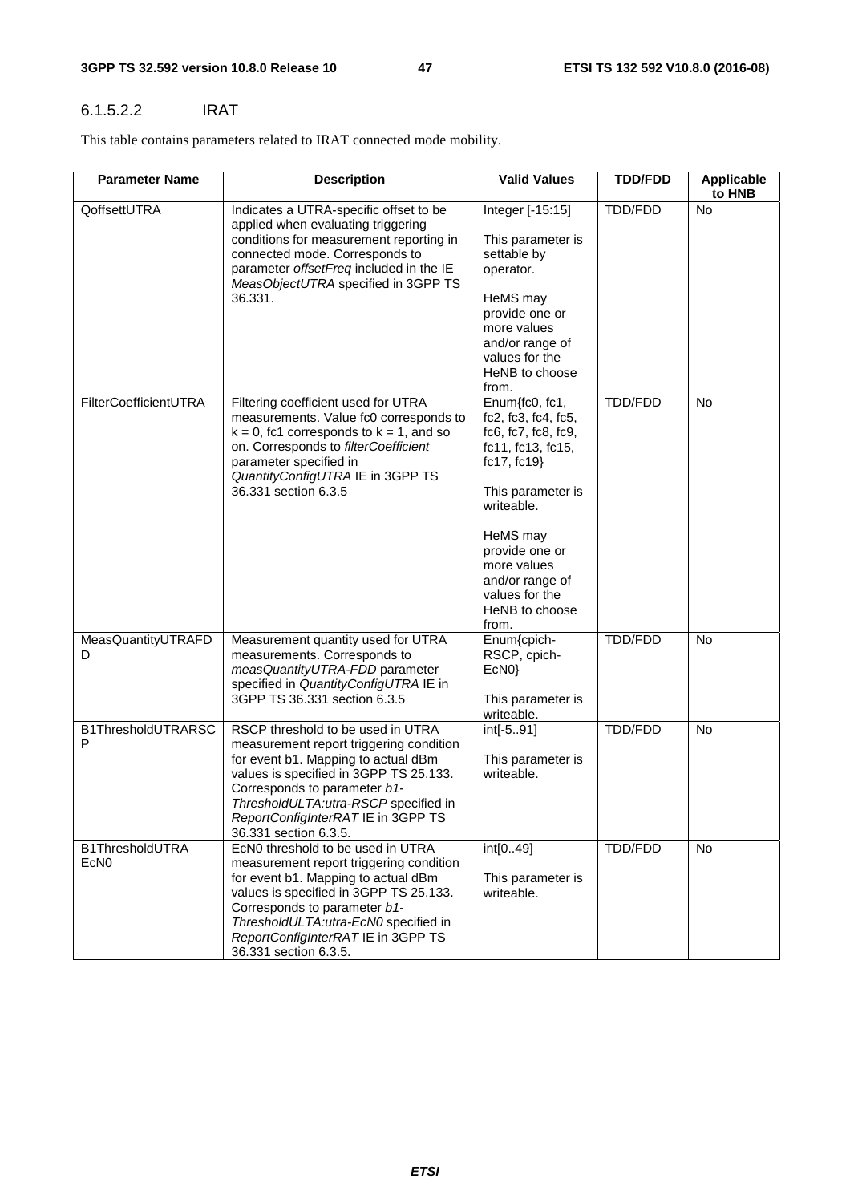#### 6.1.5.2.2 IRAT

This table contains parameters related to IRAT connected mode mobility.

| Parameter Name | Description | Valid Values | TDD/FDD | Applicable to HNB |
|---|---|---|---|---|
| QoffsettUTRA | Indicates a UTRA-specific offset to be applied when evaluating triggering conditions for measurement reporting in connected mode. Corresponds to parameter *offsetFreq* included in the IE *MeasObjectUTRA* specified in 3GPP TS 36.331. | Integer [-15:15]<br><br>This parameter is settable by operator.<br><br>HeMS may provide one or more values and/or range of values for the HeNB to choose from. | TDD/FDD | No |
| FilterCoefficientUTRA | Filtering coefficient used for UTRA measurements. Value fc0 corresponds to k = 0, fc1 corresponds to k = 1, and so on. Corresponds to *filterCoefficient* parameter specified in *QuantityConfigUTRA* IE in 3GPP TS 36.331 section 6.3.5 | Enum{fc0, fc1, fc2, fc3, fc4, fc5, fc6, fc7, fc8, fc9, fc11, fc13, fc15, fc17, fc19}<br><br>This parameter is writeable.<br><br>HeMS may provide one or more values and/or range of values for the HeNB to choose from. | TDD/FDD | No |
| MeasQuantityUTRAFDD | Measurement quantity used for UTRA measurements. Corresponds to *measQuantityUTRA-FDD* parameter specified in *QuantityConfigUTRA* IE in 3GPP TS 36.331 section 6.3.5 | Enum{cpich-RSCP, cpich-EcN0}<br><br>This parameter is writeable. | TDD/FDD | No |
| B1ThresholdUTRARSCP | RSCP threshold to be used in UTRA measurement report triggering condition for event b1. Mapping to actual dBm values is specified in 3GPP TS 25.133. Corresponds to parameter *b1-ThresholdULTA:utra-RSCP* specified in *ReportConfigInterRAT* IE in 3GPP TS 36.331 section 6.3.5. | int[-5..91]<br><br>This parameter is writeable. | TDD/FDD | No |
| B1ThresholdUTRAEcN0 | EcN0 threshold to be used in UTRA measurement report triggering condition for event b1. Mapping to actual dBm values is specified in 3GPP TS 25.133. Corresponds to parameter *b1-ThresholdULTA:utra-EcN0* specified in *ReportConfigInterRAT* IE in 3GPP TS 36.331 section 6.3.5. | int[0..49]<br><br>This parameter is writeable. | TDD/FDD | No |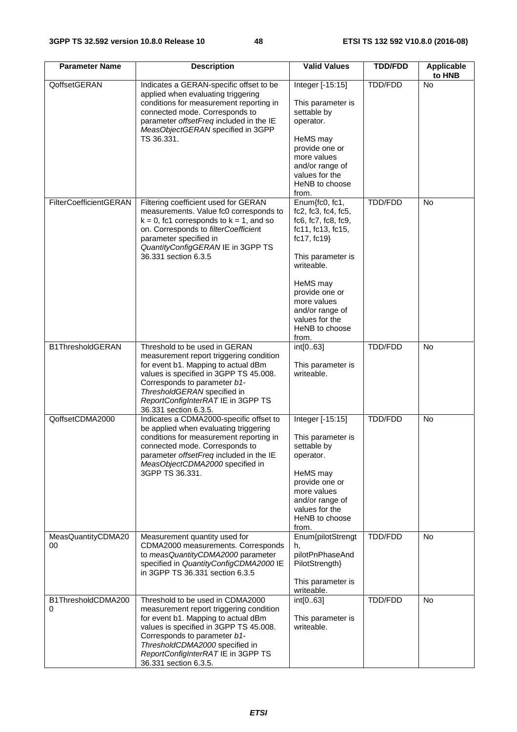| Parameter Name | Description | Valid Values | TDD/FDD | Applicable to HNB |
|---|---|---|---|---|
| QoffsetGERAN | Indicates a GERAN-specific offset to be applied when evaluating triggering conditions for measurement reporting in connected mode. Corresponds to parameter *offsetFreq* included in the IE *MeasObjectGERAN* specified in 3GPP TS 36.331. | Integer [-15:15]<br><br>This parameter is settable by operator.<br><br>HeMS may provide one or more values and/or range of values for the HeNB to choose from. | TDD/FDD | No |
| FilterCoefficientGERAN | Filtering coefficient used for GERAN measurements. Value fc0 corresponds to k = 0, fc1 corresponds to k = 1, and so on. Corresponds to *filterCoefficient* parameter specified in *QuantityConfigGERAN* IE in 3GPP TS 36.331 section 6.3.5 | Enum{fc0, fc1, fc2, fc3, fc4, fc5, fc6, fc7, fc8, fc9, fc11, fc13, fc15, fc17, fc19}<br><br>This parameter is writeable.<br><br>HeMS may provide one or more values and/or range of values for the HeNB to choose from. | TDD/FDD | No |
| B1ThresholdGERAN | Threshold to be used in GERAN measurement report triggering condition for event b1. Mapping to actual dBm values is specified in 3GPP TS 45.008. Corresponds to parameter *b1-ThresholdGERAN* specified in *ReportConfigInterRAT* IE in 3GPP TS 36.331 section 6.3.5. | int[0..63]<br><br>This parameter is writeable. | TDD/FDD | No |
| QoffsetCDMA2000 | Indicates a CDMA2000-specific offset to be applied when evaluating triggering conditions for measurement reporting in connected mode. Corresponds to parameter *offsetFreq* included in the IE *MeasObjectCDMA2000* specified in 3GPP TS 36.331. | Integer [-15:15]<br><br>This parameter is settable by operator.<br><br>HeMS may provide one or more values and/or range of values for the HeNB to choose from. | TDD/FDD | No |
| MeasQuantityCDMA2000 | Measurement quantity used for CDMA2000 measurements. Corresponds to *measQuantityCDMA2000* parameter specified in *QuantityConfigCDMA2000* IE in 3GPP TS 36.331 section 6.3.5 | Enum{pilotStrength, pilotPnPhaseAndPilotStrength}<br><br>This parameter is writeable. | TDD/FDD | No |
| B1ThresholdCDMA2000 | Threshold to be used in CDMA2000 measurement report triggering condition for event b1. Mapping to actual dBm values is specified in 3GPP TS 45.008. Corresponds to parameter *b1-ThresholdCDMA2000* specified in *ReportConfigInterRAT* IE in 3GPP TS 36.331 section 6.3.5. | int[0..63]<br><br>This parameter is writeable. | TDD/FDD | No |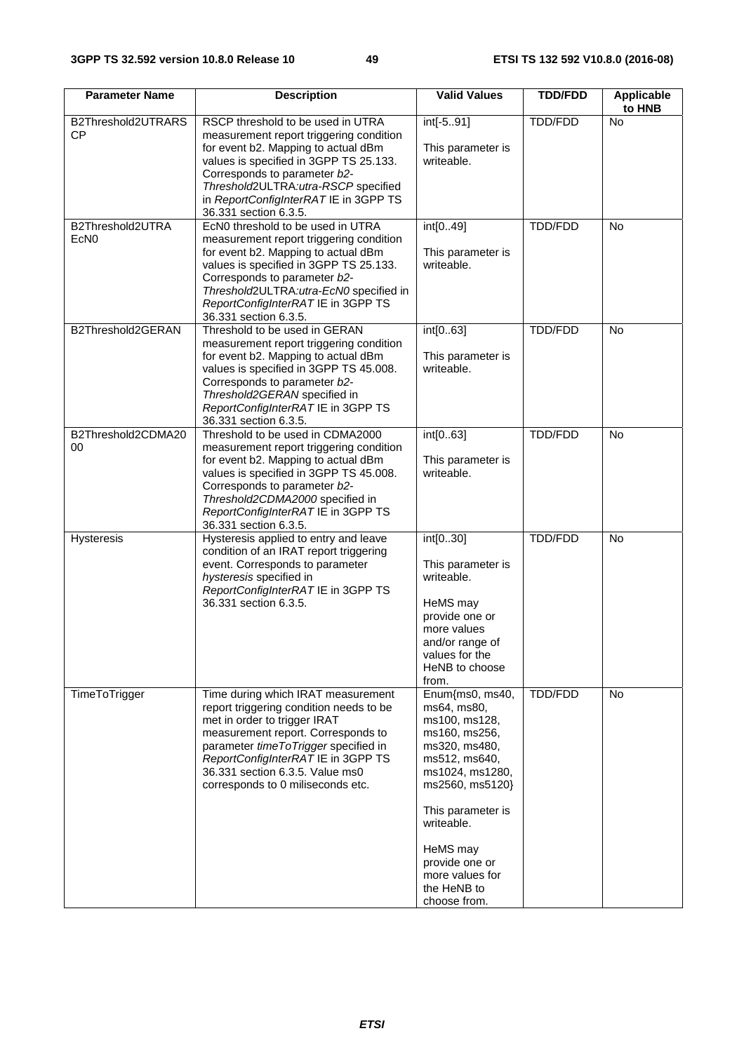| Parameter Name | Description | Valid Values | TDD/FDD | Applicable to HNB |
|---|---|---|---|---|
| B2Threshold2UTRARSCP | RSCP threshold to be used in UTRA measurement report triggering condition for event b2. Mapping to actual dBm values is specified in 3GPP TS 25.133. Corresponds to parameter *b2-Threshold2*ULTRA:*utra-RSCP* specified in *ReportConfigInterRAT* IE in 3GPP TS 36.331 section 6.3.5. | int[-5..91]<br><br>This parameter is writeable. | TDD/FDD | No |
| B2Threshold2UTRAEcN0 | EcN0 threshold to be used in UTRA measurement report triggering condition for event b2. Mapping to actual dBm values is specified in 3GPP TS 25.133. Corresponds to parameter *b2-Threshold2*ULTRA:*utra-EcN0* specified in *ReportConfigInterRAT* IE in 3GPP TS 36.331 section 6.3.5. | int[0..49]<br><br>This parameter is writeable. | TDD/FDD | No |
| B2Threshold2GERAN | Threshold to be used in GERAN measurement report triggering condition for event b2. Mapping to actual dBm values is specified in 3GPP TS 45.008. Corresponds to parameter *b2-Threshold2GERAN* specified in *ReportConfigInterRAT* IE in 3GPP TS 36.331 section 6.3.5. | int[0..63]<br><br>This parameter is writeable. | TDD/FDD | No |
| B2Threshold2CDMA2000 | Threshold to be used in CDMA2000 measurement report triggering condition for event b2. Mapping to actual dBm values is specified in 3GPP TS 45.008. Corresponds to parameter *b2-Threshold2CDMA2000* specified in *ReportConfigInterRAT* IE in 3GPP TS 36.331 section 6.3.5. | int[0..63]<br><br>This parameter is writeable. | TDD/FDD | No |
| Hysteresis | Hysteresis applied to entry and leave condition of an IRAT report triggering event. Corresponds to parameter *hysteresis* specified in *ReportConfigInterRAT* IE in 3GPP TS 36.331 section 6.3.5. | int[0..30]<br><br>This parameter is writeable.<br><br>HeMS may provide one or more values and/or range of values for the HeNB to choose from. | TDD/FDD | No |
| TimeToTrigger | Time during which IRAT measurement report triggering condition needs to be met in order to trigger IRAT measurement report. Corresponds to parameter *timeToTrigger* specified in *ReportConfigInterRAT* IE in 3GPP TS 36.331 section 6.3.5. Value ms0 corresponds to 0 miliseconds etc. | Enum{ms0, ms40, ms64, ms80, ms100, ms128, ms160, ms256, ms320, ms480, ms512, ms640, ms1024, ms1280, ms2560, ms5120}<br><br>This parameter is writeable.<br><br>HeMS may provide one or more values for the HeNB to choose from. | TDD/FDD | No |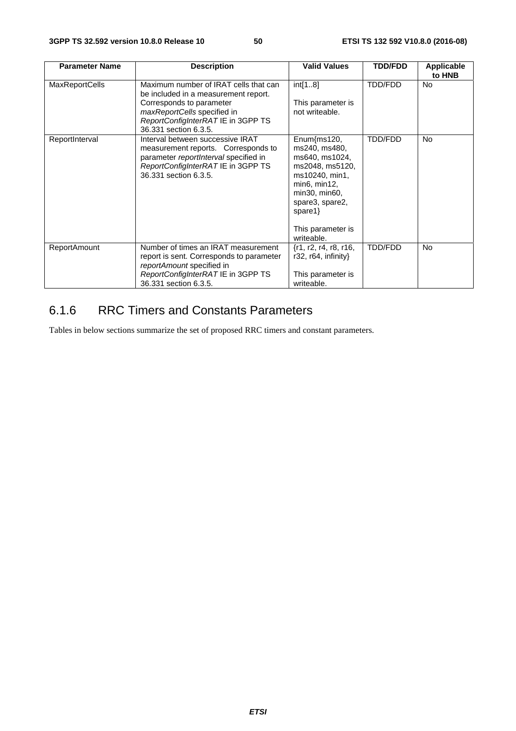| Parameter Name | Description | Valid Values | TDD/FDD | Applicable to HNB |
| --- | --- | --- | --- | --- |
| MaxReportCells | Maximum number of IRAT cells that can be included in a measurement report. Corresponds to parameter *maxReportCells* specified in *ReportConfigInterRAT* IE in 3GPP TS 36.331 section 6.3.5. | int[1..8]<br><br>This parameter is not writeable. | TDD/FDD | No |
| ReportInterval | Interval between successive IRAT measurement reports. Corresponds to parameter *reportInterval* specified in *ReportConfigInterRAT* IE in 3GPP TS 36.331 section 6.3.5. | Enum{ms120, ms240, ms480, ms640, ms1024, ms2048, ms5120, ms10240, min1, min6, min12, min30, min60, spare3, spare2, spare1}<br><br>This parameter is writeable. | TDD/FDD | No |
| ReportAmount | Number of times an IRAT measurement report is sent. Corresponds to parameter *reportAmount* specified in *ReportConfigInterRAT* IE in 3GPP TS 36.331 section 6.3.5. | {r1, r2, r4, r8, r16, r32, r64, infinity}<br><br>This parameter is writeable. | TDD/FDD | No |

### 6.1.6 RRC Timers and Constants Parameters

Tables in below sections summarize the set of proposed RRC timers and constant parameters.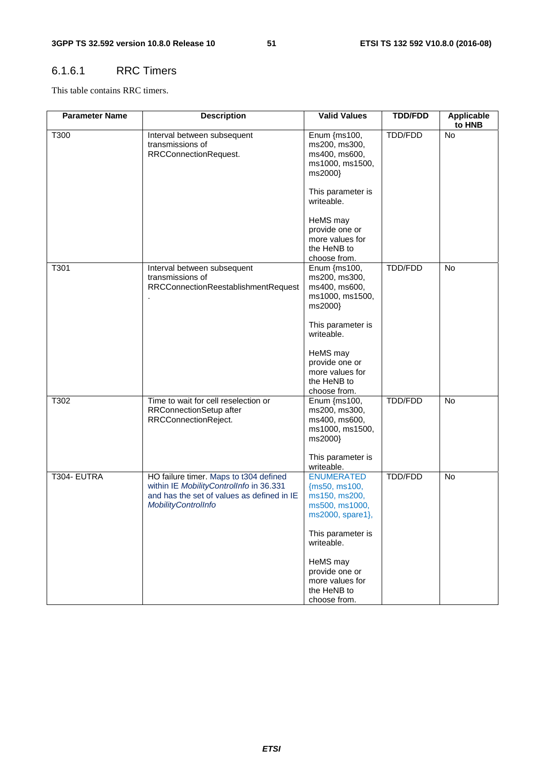### 6.1.6.1 RRC Timers

This table contains RRC timers.

| Parameter Name | Description | Valid Values | TDD/FDD | Applicable to HNB |
|---|---|---|---|---|
| T300 | Interval between subsequent transmissions of RRCConnectionRequest. | Enum {ms100, ms200, ms300, ms400, ms600, ms1000, ms1500, ms2000}<br><br>This parameter is writeable.<br><br>HeMS may provide one or more values for the HeNB to choose from. | TDD/FDD | No |
| T301 | Interval between subsequent transmissions of RRCConnectionReestablishmentRequest. | Enum {ms100, ms200, ms300, ms400, ms600, ms1000, ms1500, ms2000}<br><br>This parameter is writeable.<br><br>HeMS may provide one or more values for the HeNB to choose from. | TDD/FDD | No |
| T302 | Time to wait for cell reselection or RRConnectionSetup after RRConnectionReject. | Enum {ms100, ms200, ms300, ms400, ms600, ms1000, ms1500, ms2000}<br><br>This parameter is writeable. | TDD/FDD | No |
| T304- EUTRA | HO failure timer. Maps to t304 defined within IE *MobilityControlInfo* in 36.331 and has the set of values as defined in IE *MobilityControlInfo* | ENUMERATED {ms50, ms100, ms150, ms200, ms500, ms1000, ms2000, spare1},<br><br>This parameter is writeable.<br><br>HeMS may provide one or more values for the HeNB to choose from. | TDD/FDD | No |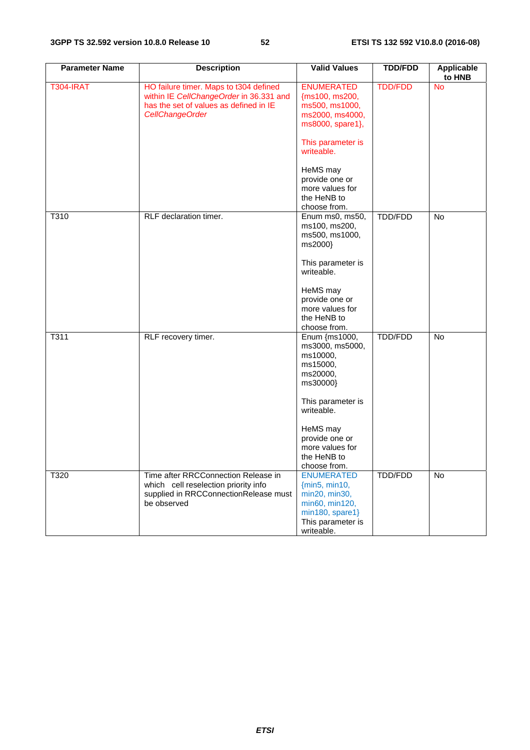| Parameter Name | Description | Valid Values | TDD/FDD | Applicable to HNB |
|---|---|---|---|---|
| T304-IRAT | HO failure timer. Maps to t304 defined within IE *CellChangeOrder* in 36.331 and has the set of values as defined in IE *CellChangeOrder* | ENUMERATED {ms100, ms200, ms500, ms1000, ms2000, ms4000, ms8000, spare1},<br><br>This parameter is writeable.<br><br>HeMS may provide one or more values for the HeNB to choose from. | TDD/FDD | No |
| T310 | RLF declaration timer. | Enum ms0, ms50, ms100, ms200, ms500, ms1000, ms2000}<br><br>This parameter is writeable.<br><br>HeMS may provide one or more values for the HeNB to choose from. | TDD/FDD | No |
| T311 | RLF recovery timer. | Enum {ms1000, ms3000, ms5000, ms10000, ms15000, ms20000, ms30000}<br><br>This parameter is writeable.<br><br>HeMS may provide one or more values for the HeNB to choose from. | TDD/FDD | No |
| T320 | Time after RRCConnection Release in which cell reselection priority info supplied in RRCConnectionRelease must be observed | ENUMERATED {min5, min10, min20, min30, min60, min120, min180, spare1}<br>This parameter is writeable. | TDD/FDD | No |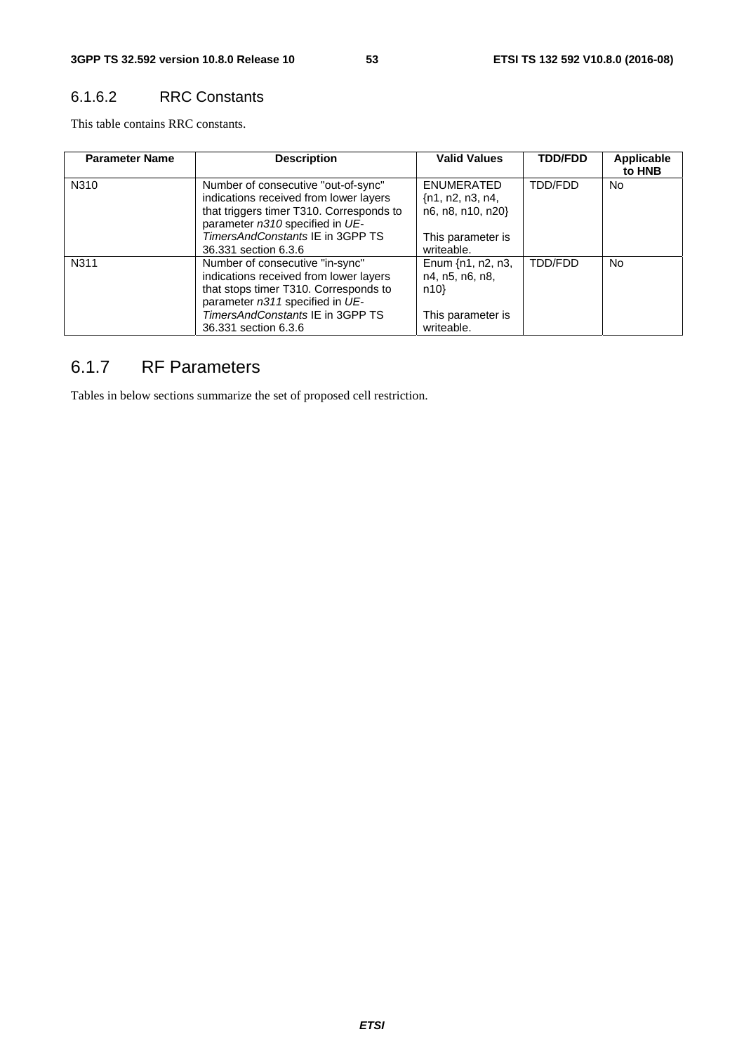### 6.1.6.2 RRC Constants

This table contains RRC constants.

| Parameter Name | Description | Valid Values | TDD/FDD | Applicable to HNB |
|---|---|---|---|---|
| N310 | Number of consecutive "out-of-sync" indications received from lower layers that triggers timer T310. Corresponds to parameter *n310* specified in *UE-TimersAndConstants* IE in 3GPP TS 36.331 section 6.3.6 | ENUMERATED {n1, n2, n3, n4, n6, n8, n10, n20}<br><br>This parameter is writeable. | TDD/FDD | No |
| N311 | Number of consecutive "in-sync" indications received from lower layers that stops timer T310. Corresponds to parameter *n311* specified in *UE-TimersAndConstants* IE in 3GPP TS 36.331 section 6.3.6 | Enum {n1, n2, n3, n4, n5, n6, n8, n10}<br><br>This parameter is writeable. | TDD/FDD | No |

## 6.1.7 RF Parameters

Tables in below sections summarize the set of proposed cell restriction.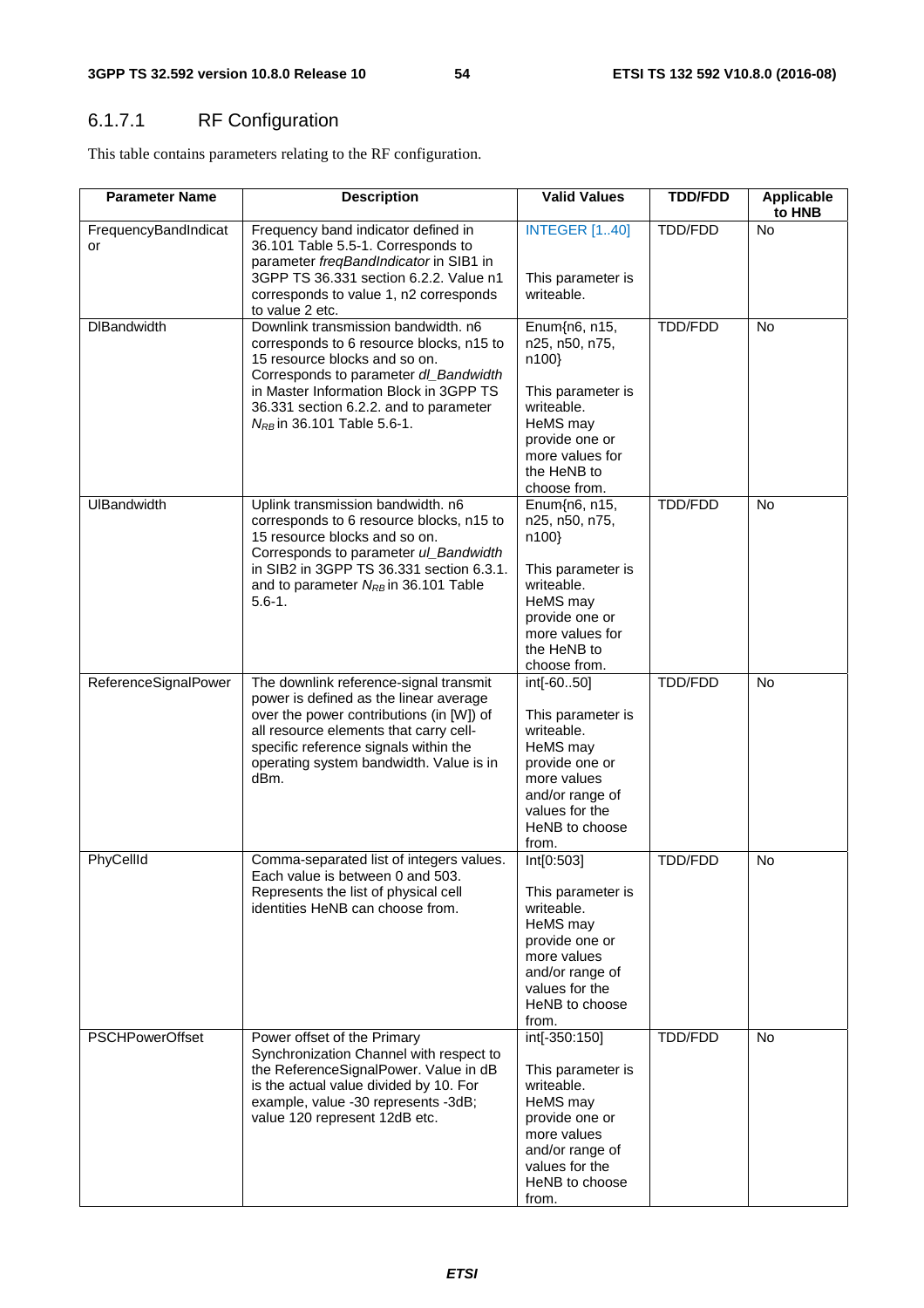### 6.1.7.1 RF Configuration

This table contains parameters relating to the RF configuration.

| Parameter Name | Description | Valid Values | TDD/FDD | Applicable to HNB |
|---|---|---|---|---|
| FrequencyBandIndicator | Frequency band indicator defined in 36.101 Table 5.5-1. Corresponds to parameter *freqBandIndicator* in SIB1 in 3GPP TS 36.331 section 6.2.2. Value n1 corresponds to value 1, n2 corresponds to value 2 etc. | INTEGER [1..40]<br><br>This parameter is writeable. | TDD/FDD | No |
| DlBandwidth | Downlink transmission bandwidth. n6 corresponds to 6 resource blocks, n15 to 15 resource blocks and so on. Corresponds to parameter *dl_Bandwidth* in Master Information Block in 3GPP TS 36.331 section 6.2.2. and to parameter $N_{RB}$ in 36.101 Table 5.6-1. | Enum{n6, n15, n25, n50, n75, n100}<br><br>This parameter is writeable. HeMS may provide one or more values for the HeNB to choose from. | TDD/FDD | No |
| UlBandwidth | Uplink transmission bandwidth. n6 corresponds to 6 resource blocks, n15 to 15 resource blocks and so on. Corresponds to parameter *ul_Bandwidth* in SIB2 in 3GPP TS 36.331 section 6.3.1. and to parameter $N_{RB}$ in 36.101 Table 5.6-1. | Enum{n6, n15, n25, n50, n75, n100}<br><br>This parameter is writeable. HeMS may provide one or more values for the HeNB to choose from. | TDD/FDD | No |
| ReferenceSignalPower | The downlink reference-signal transmit power is defined as the linear average over the power contributions (in [W]) of all resource elements that carry cell-specific reference signals within the operating system bandwidth. Value is in dBm. | int[-60..50]<br><br>This parameter is writeable. HeMS may provide one or more values and/or range of values for the HeNB to choose from. | TDD/FDD | No |
| PhyCellId | Comma-separated list of integers values. Each value is between 0 and 503. Represents the list of physical cell identities HeNB can choose from. | Int[0:503]<br><br>This parameter is writeable. HeMS may provide one or more values and/or range of values for the HeNB to choose from. | TDD/FDD | No |
| PSCHPowerOffset | Power offset of the Primary Synchronization Channel with respect to the ReferenceSignalPower. Value in dB is the actual value divided by 10. For example, value -30 represents -3dB; value 120 represent 12dB etc. | int[-350:150]<br><br>This parameter is writeable. HeMS may provide one or more values and/or range of values for the HeNB to choose from. | TDD/FDD | No |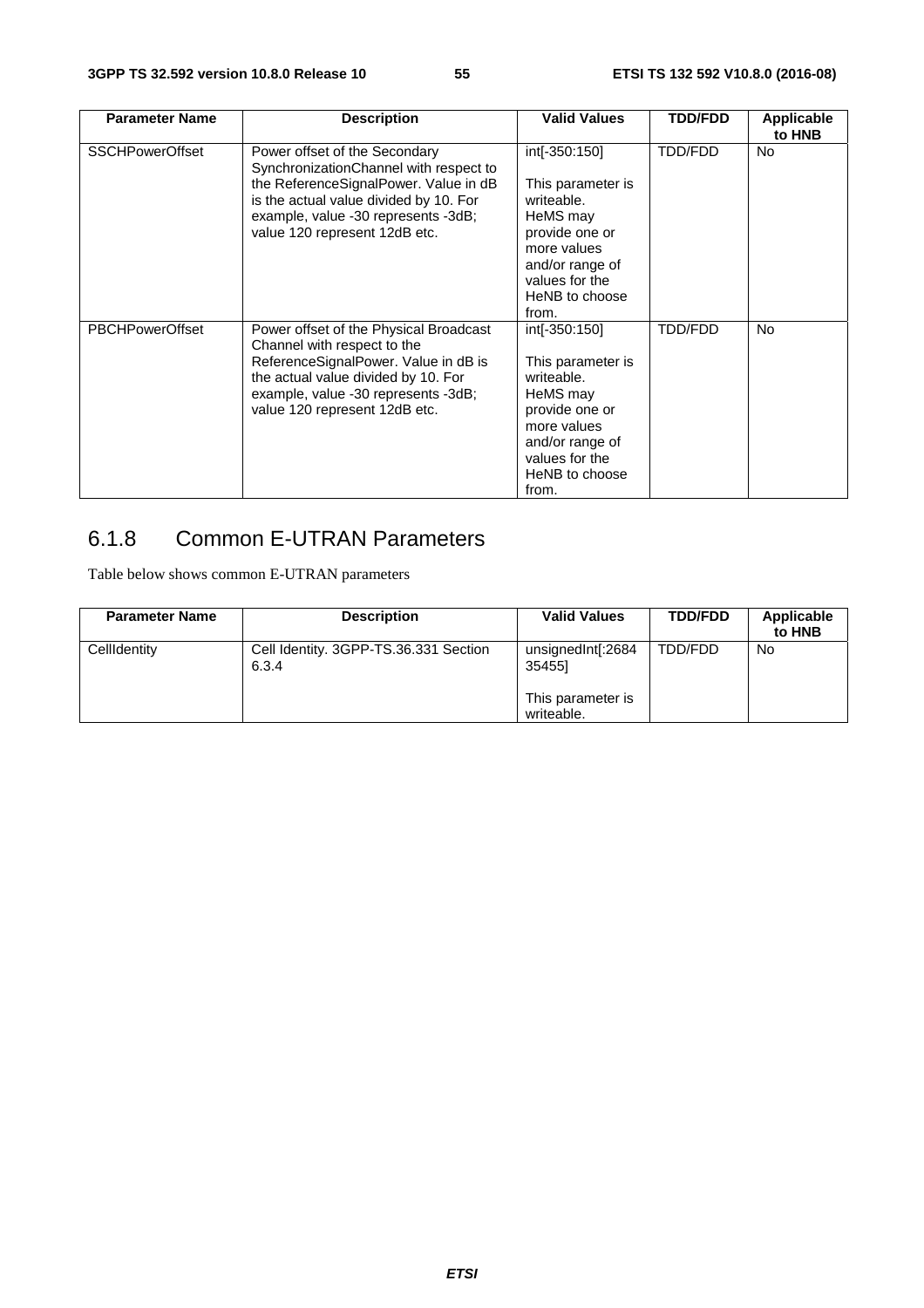| Parameter Name | Description | Valid Values | TDD/FDD | Applicable to HNB |
|---|---|---|---|---|
| SSCHPowerOffset | Power offset of the Secondary SynchronizationChannel with respect to the ReferenceSignalPower. Value in dB is the actual value divided by 10. For example, value -30 represents -3dB; value 120 represent 12dB etc. | int[-350:150]<br><br>This parameter is writeable. HeMS may provide one or more values and/or range of values for the HeNB to choose from. | TDD/FDD | No |
| PBCHPowerOffset | Power offset of the Physical Broadcast Channel with respect to the ReferenceSignalPower. Value in dB is the actual value divided by 10. For example, value -30 represents -3dB; value 120 represent 12dB etc. | int[-350:150]<br><br>This parameter is writeable. HeMS may provide one or more values and/or range of values for the HeNB to choose from. | TDD/FDD | No |

## 6.1.8 Common E-UTRAN Parameters

Table below shows common E-UTRAN parameters

| Parameter Name | Description | Valid Values | TDD/FDD | Applicable to HNB |
|---|---|---|---|---|
| CellIdentity | Cell Identity. 3GPP-TS.36.331 Section 6.3.4 | unsignedInt[:268435455]<br><br>This parameter is writeable. | TDD/FDD | No |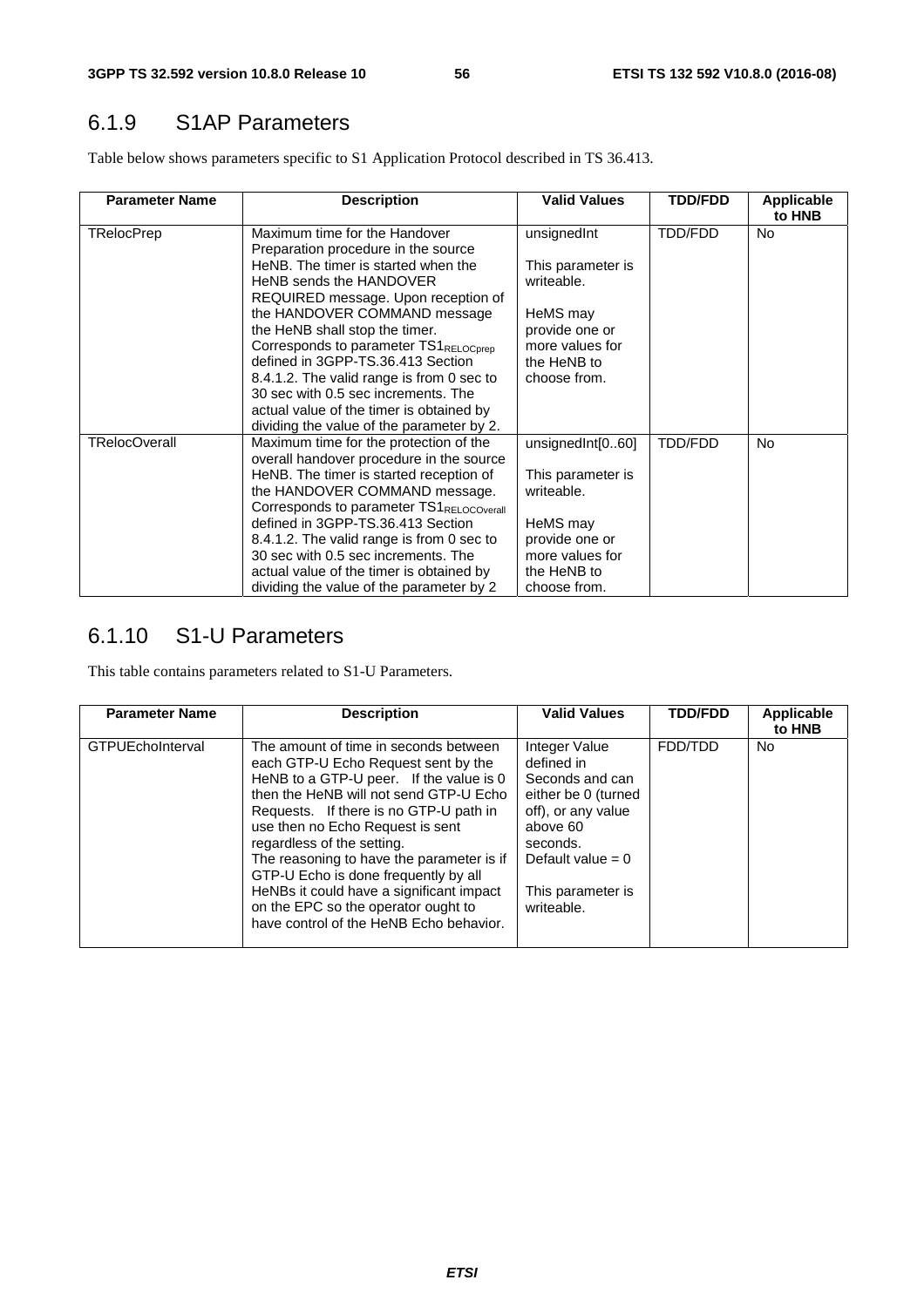## 6.1.9 S1AP Parameters

Table below shows parameters specific to S1 Application Protocol described in TS 36.413.

| Parameter Name | Description | Valid Values | TDD/FDD | Applicable to HNB |
|---|---|---|---|---|
| TRelocPrep | Maximum time for the Handover Preparation procedure in the source HeNB. The timer is started when the HeNB sends the HANDOVER REQUIRED message. Upon reception of the HANDOVER COMMAND message the HeNB shall stop the timer. Corresponds to parameter $TS1_{RELOCprep}$ defined in 3GPP-TS.36.413 Section 8.4.1.2. The valid range is from 0 sec to 30 sec with 0.5 sec increments. The actual value of the timer is obtained by dividing the value of the parameter by 2. | unsignedInt<br><br>This parameter is writeable.<br><br>HeMS may provide one or more values for the HeNB to choose from. | TDD/FDD | No |
| TRelocOverall | Maximum time for the protection of the overall handover procedure in the source HeNB. The timer is started reception of the HANDOVER COMMAND message. Corresponds to parameter $TS1_{RELOCOverall}$ defined in 3GPP-TS.36.413 Section 8.4.1.2. The valid range is from 0 sec to 30 sec with 0.5 sec increments. The actual value of the timer is obtained by dividing the value of the parameter by 2 | unsignedInt[0..60]<br><br>This parameter is writeable.<br><br>HeMS may provide one or more values for the HeNB to choose from. | TDD/FDD | No |

## 6.1.10 S1-U Parameters

This table contains parameters related to S1-U Parameters.

| Parameter Name | Description | Valid Values | TDD/FDD | Applicable to HNB |
|---|---|---|---|---|
| GTPUEchoInterval | The amount of time in seconds between each GTP-U Echo Request sent by the HeNB to a GTP-U peer. If the value is 0 then the HeNB will not send GTP-U Echo Requests. If there is no GTP-U path in use then no Echo Request is sent regardless of the setting.<br>The reasoning to have the parameter is if GTP-U Echo is done frequently by all HeNBs it could have a significant impact on the EPC so the operator ought to have control of the HeNB Echo behavior. | Integer Value defined in Seconds and can either be 0 (turned off), or any value above 60 seconds.<br>Default value = 0<br><br>This parameter is writeable. | FDD/TDD | No |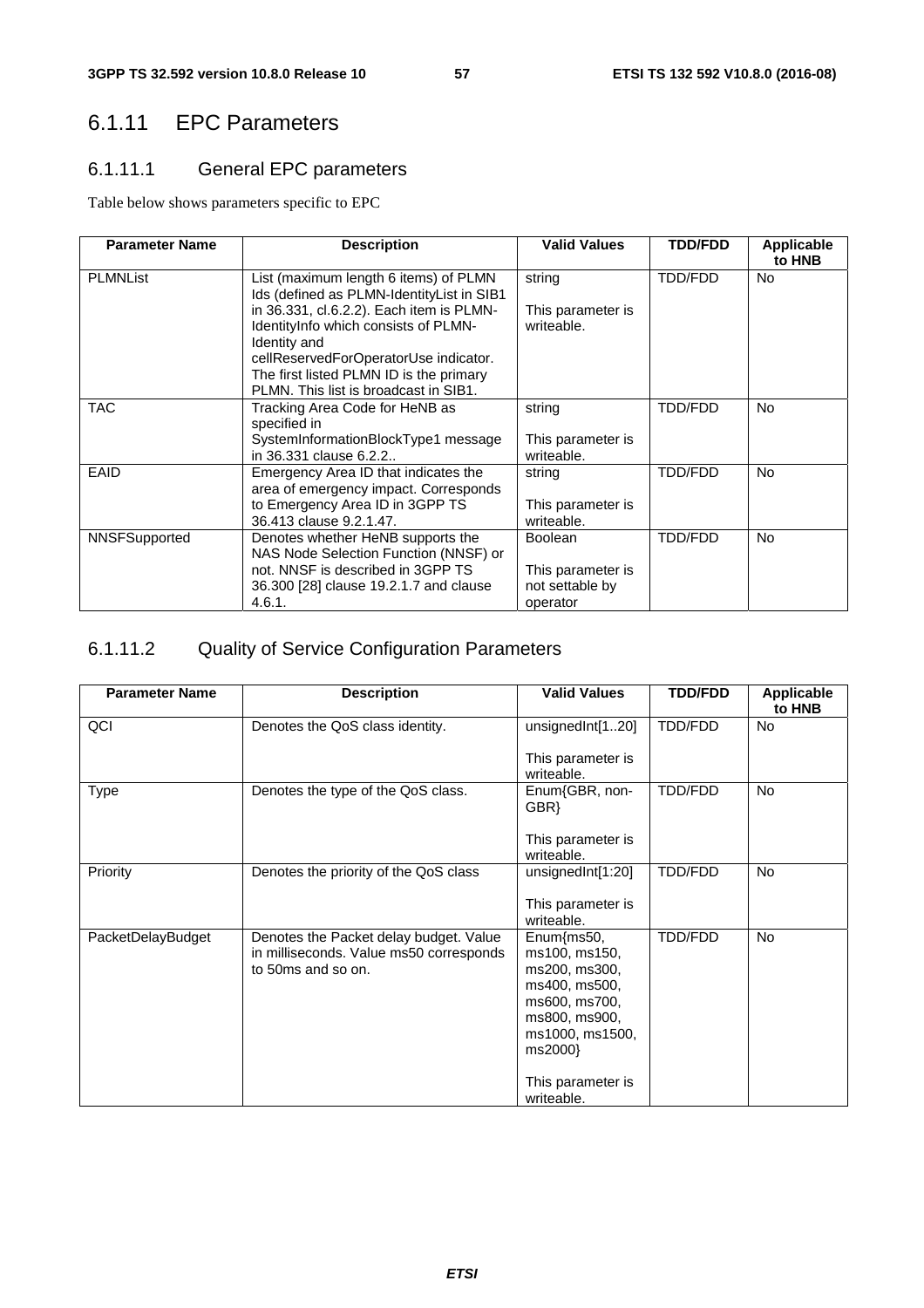## 6.1.11 EPC Parameters

### 6.1.11.1 General EPC parameters

Table below shows parameters specific to EPC

| Parameter Name | Description | Valid Values | TDD/FDD | Applicable to HNB |
|---|---|---|---|---|
| PLMNList | List (maximum length 6 items) of PLMN Ids (defined as PLMN-IdentityList in SIB1 in 36.331, cl.6.2.2). Each item is PLMN-IdentityInfo which consists of PLMN-Identity and cellReservedForOperatorUse indicator. The first listed PLMN ID is the primary PLMN. This list is broadcast in SIB1. | string<br><br>This parameter is writeable. | TDD/FDD | No |
| TAC | Tracking Area Code for HeNB as specified in SystemInformationBlockType1 message in 36.331 clause 6.2.2.. | string<br><br>This parameter is writeable. | TDD/FDD | No |
| EAID | Emergency Area ID that indicates the area of emergency impact. Corresponds to Emergency Area ID in 3GPP TS 36.413 clause 9.2.1.47. | string<br><br>This parameter is writeable. | TDD/FDD | No |
| NNSFSupported | Denotes whether HeNB supports the NAS Node Selection Function (NNSF) or not. NNSF is described in 3GPP TS 36.300 [28] clause 19.2.1.7 and clause 4.6.1. | Boolean<br><br>This parameter is not settable by operator | TDD/FDD | No |

### 6.1.11.2 Quality of Service Configuration Parameters

| Parameter Name | Description | Valid Values | TDD/FDD | Applicable to HNB |
|---|---|---|---|---|
| QCI | Denotes the QoS class identity. | unsignedInt[1..20]<br><br>This parameter is writeable. | TDD/FDD | No |
| Type | Denotes the type of the QoS class. | Enum{GBR, non-GBR}<br><br>This parameter is writeable. | TDD/FDD | No |
| Priority | Denotes the priority of the QoS class | unsignedInt[1:20]<br><br>This parameter is writeable. | TDD/FDD | No |
| PacketDelayBudget | Denotes the Packet delay budget. Value in milliseconds. Value ms50 corresponds to 50ms and so on. | Enum{ms50, ms100, ms150, ms200, ms300, ms400, ms500, ms600, ms700, ms800, ms900, ms1000, ms1500, ms2000}<br><br>This parameter is writeable. | TDD/FDD | No |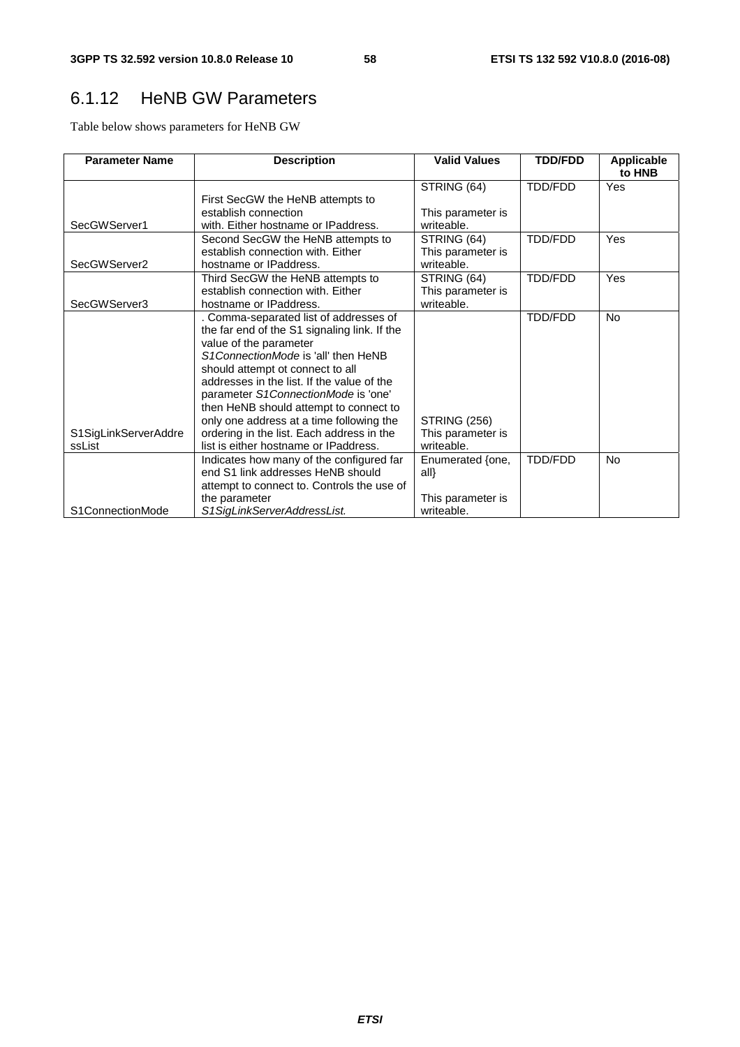## 6.1.12 HeNB GW Parameters

Table below shows parameters for HeNB GW

| Parameter Name | Description | Valid Values | TDD/FDD | Applicable to HNB |
|---|---|---|---|---|
| SecGWServer1 | First SecGW the HeNB attempts to establish connection with. Either hostname or IPaddress. | STRING (64)<br><br>This parameter is writeable. | TDD/FDD | Yes |
| SecGWServer2 | Second SecGW the HeNB attempts to establish connection with. Either hostname or IPaddress. | STRING (64)<br>This parameter is writeable. | TDD/FDD | Yes |
| SecGWServer3 | Third SecGW the HeNB attempts to establish connection with. Either hostname or IPaddress. | STRING (64)<br>This parameter is writeable. | TDD/FDD | Yes |
| S1SigLinkServerAddressList | . Comma-separated list of addresses of the far end of the S1 signaling link. If the value of the parameter *S1ConnectionMode* is 'all' then HeNB should attempt ot connect to all addresses in the list. If the value of the parameter *S1ConnectionMode* is 'one' then HeNB should attempt to connect to only one address at a time following the ordering in the list. Each address in the list is either hostname or IPaddress. | STRING (256)<br>This parameter is writeable. | TDD/FDD | No |
| S1ConnectionMode | Indicates how many of the configured far end S1 link addresses HeNB should attempt to connect to. Controls the use of the parameter *S1SigLinkServerAddressList.* | Enumerated {one, all}<br><br>This parameter is writeable. | TDD/FDD | No |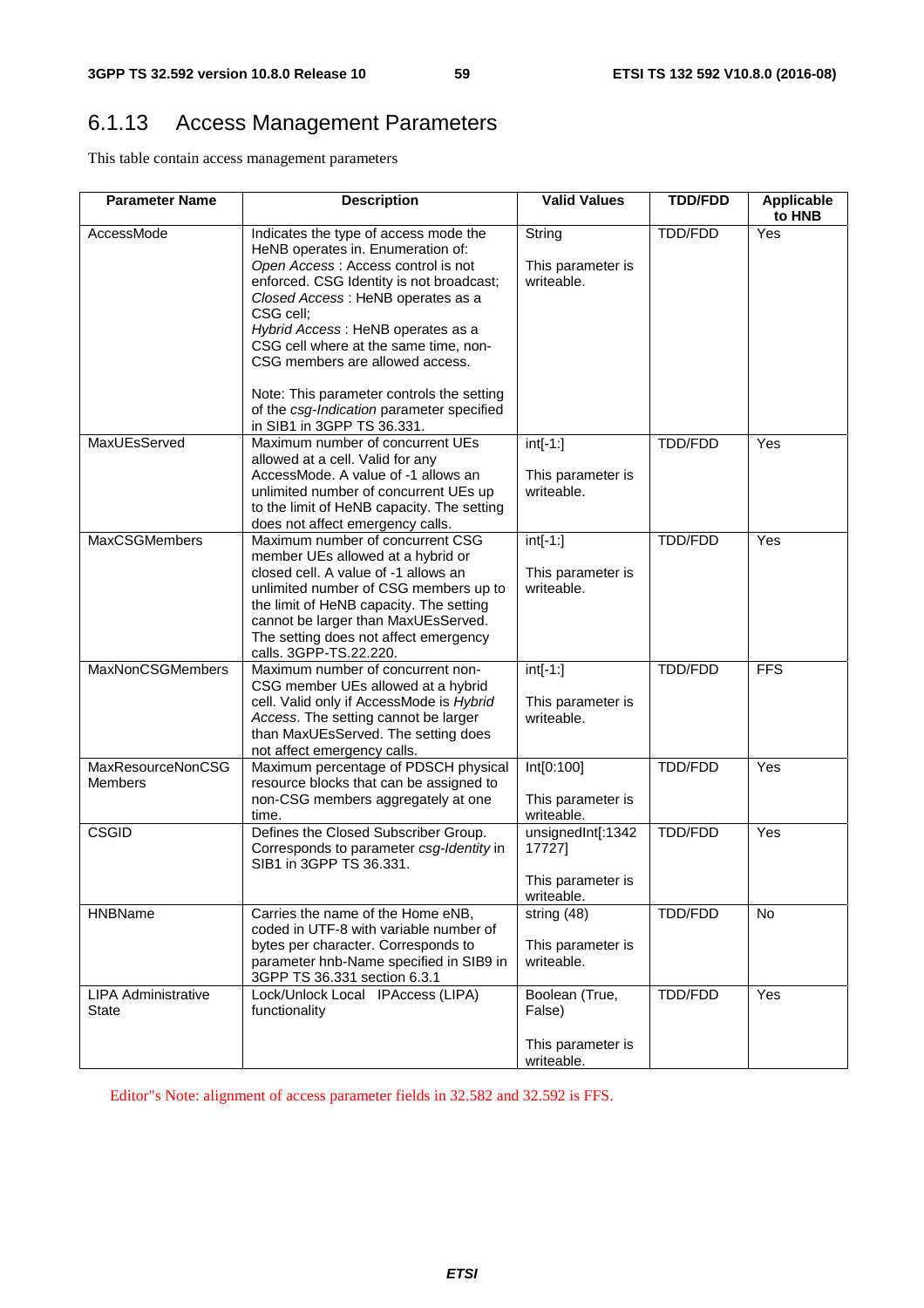### 6.1.13 Access Management Parameters

This table contain access management parameters

| Parameter Name | Description | Valid Values | TDD/FDD | Applicable to HNB |
|---|---|---|---|---|
| AccessMode | Indicates the type of access mode the HeNB operates in. Enumeration of:<br>*Open Access* : Access control is not enforced. CSG Identity is not broadcast;<br>*Closed Access* : HeNB operates as a CSG cell;<br>*Hybrid Access* : HeNB operates as a CSG cell where at the same time, non-CSG members are allowed access.<br><br>Note: This parameter controls the setting of the *csg-Indication* parameter specified in SIB1 in 3GPP TS 36.331. | String<br><br>This parameter is writeable. | TDD/FDD | Yes |
| MaxUEsServed | Maximum number of concurrent UEs allowed at a cell. Valid for any AccessMode. A value of -1 allows an unlimited number of concurrent UEs up to the limit of HeNB capacity. The setting does not affect emergency calls. | int[-1:]<br><br>This parameter is writeable. | TDD/FDD | Yes |
| MaxCSGMembers | Maximum number of concurrent CSG member UEs allowed at a hybrid or closed cell. A value of -1 allows an unlimited number of CSG members up to the limit of HeNB capacity. The setting cannot be larger than MaxUEsServed. The setting does not affect emergency calls. 3GPP-TS.22.220. | int[-1:]<br><br>This parameter is writeable. | TDD/FDD | Yes |
| MaxNonCSGMembers | Maximum number of concurrent non-CSG member UEs allowed at a hybrid cell. Valid only if AccessMode is *Hybrid Access*. The setting cannot be larger than MaxUEsServed. The setting does not affect emergency calls. | int[-1:]<br><br>This parameter is writeable. | TDD/FDD | FFS |
| MaxResourceNonCSG Members | Maximum percentage of PDSCH physical resource blocks that can be assigned to non-CSG members aggregately at one time. | Int[0:100]<br><br>This parameter is writeable. | TDD/FDD | Yes |
| CSGID | Defines the Closed Subscriber Group. Corresponds to parameter *csg-Identity* in SIB1 in 3GPP TS 36.331. | unsignedInt[:134217727]<br><br>This parameter is writeable. | TDD/FDD | Yes |
| HNBName | Carries the name of the Home eNB, coded in UTF-8 with variable number of bytes per character. Corresponds to parameter hnb-Name specified in SIB9 in 3GPP TS 36.331 section 6.3.1 | string (48)<br><br>This parameter is writeable. | TDD/FDD | No |
| LIPA Administrative State | Lock/Unlock Local IPAccess (LIPA) functionality | Boolean (True, False)<br><br>This parameter is writeable. | TDD/FDD | Yes |

Editor"s Note: alignment of access parameter fields in 32.582 and 32.592 is FFS.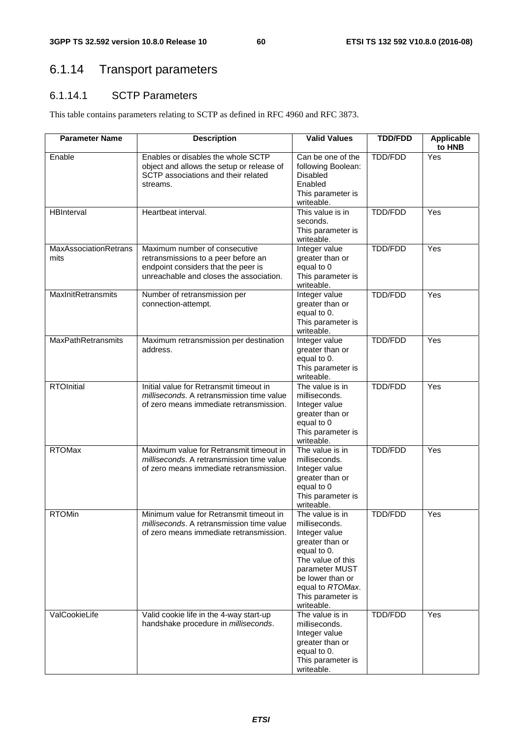## 6.1.14 Transport parameters

### 6.1.14.1 SCTP Parameters

This table contains parameters relating to SCTP as defined in RFC 4960 and RFC 3873.

| Parameter Name | Description | Valid Values | TDD/FDD | Applicable to HNB |
|---|---|---|---|---|
| Enable | Enables or disables the whole SCTP object and allows the setup or release of SCTP associations and their related streams. | Can be one of the following Boolean: Disabled Enabled This parameter is writeable. | TDD/FDD | Yes |
| HBInterval | Heartbeat interval. | This value is in seconds. This parameter is writeable. | TDD/FDD | Yes |
| MaxAssociationRetransmits | Maximum number of consecutive retransmissions to a peer before an endpoint considers that the peer is unreachable and closes the association. | Integer value greater than or equal to 0 This parameter is writeable. | TDD/FDD | Yes |
| MaxInitRetransmits | Number of retransmission per connection-attempt. | Integer value greater than or equal to 0. This parameter is writeable. | TDD/FDD | Yes |
| MaxPathRetransmits | Maximum retransmission per destination address. | Integer value greater than or equal to 0. This parameter is writeable. | TDD/FDD | Yes |
| RTOInitial | Initial value for Retransmit timeout in *milliseconds*. A retransmission time value of zero means immediate retransmission. | The value is in milliseconds. Integer value greater than or equal to 0 This parameter is writeable. | TDD/FDD | Yes |
| RTOMax | Maximum value for Retransmit timeout in *milliseconds*. A retransmission time value of zero means immediate retransmission. | The value is in milliseconds. Integer value greater than or equal to 0 This parameter is writeable. | TDD/FDD | Yes |
| RTOMin | Minimum value for Retransmit timeout in *milliseconds*. A retransmission time value of zero means immediate retransmission. | The value is in milliseconds. Integer value greater than or equal to 0. The value of this parameter MUST be lower than or equal to *RTOMax*. This parameter is writeable. | TDD/FDD | Yes |
| ValCookieLife | Valid cookie life in the 4-way start-up handshake procedure in *milliseconds*. | The value is in milliseconds. Integer value greater than or equal to 0. This parameter is writeable. | TDD/FDD | Yes |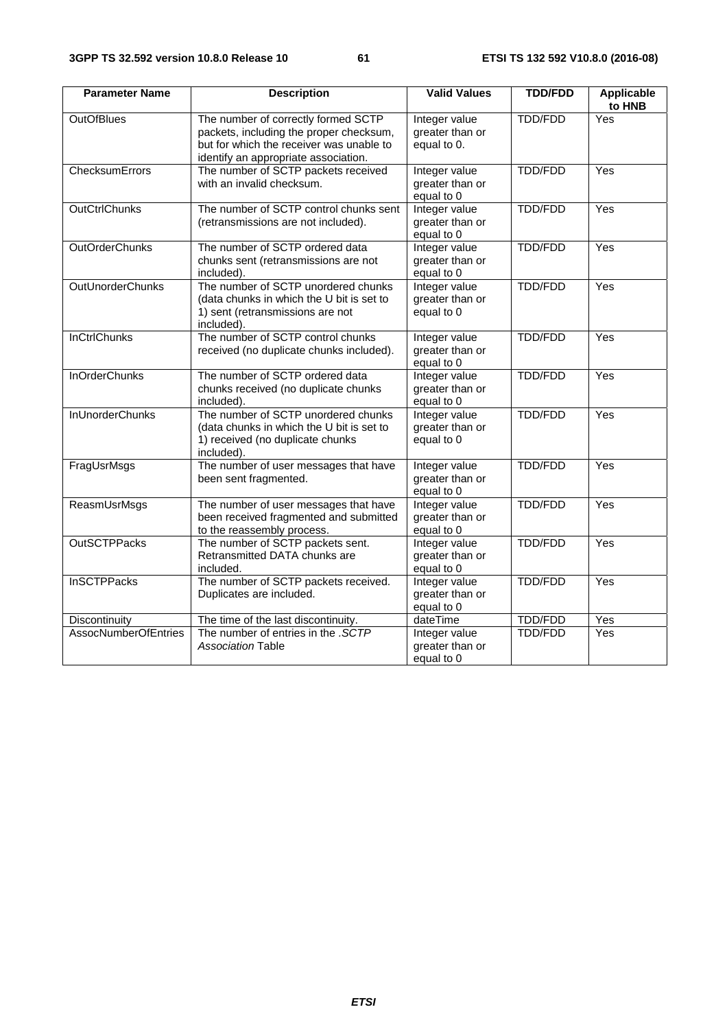| Parameter Name | Description | Valid Values | TDD/FDD | Applicable to HNB |
|---|---|---|---|---|
| OutOfBlues | The number of correctly formed SCTP packets, including the proper checksum, but for which the receiver was unable to identify an appropriate association. | Integer value greater than or equal to 0. | TDD/FDD | Yes |
| ChecksumErrors | The number of SCTP packets received with an invalid checksum. | Integer value greater than or equal to 0 | TDD/FDD | Yes |
| OutCtrlChunks | The number of SCTP control chunks sent (retransmissions are not included). | Integer value greater than or equal to 0 | TDD/FDD | Yes |
| OutOrderChunks | The number of SCTP ordered data chunks sent (retransmissions are not included). | Integer value greater than or equal to 0 | TDD/FDD | Yes |
| OutUnorderChunks | The number of SCTP unordered chunks (data chunks in which the U bit is set to 1) sent (retransmissions are not included). | Integer value greater than or equal to 0 | TDD/FDD | Yes |
| InCtrlChunks | The number of SCTP control chunks received (no duplicate chunks included). | Integer value greater than or equal to 0 | TDD/FDD | Yes |
| InOrderChunks | The number of SCTP ordered data chunks received (no duplicate chunks included). | Integer value greater than or equal to 0 | TDD/FDD | Yes |
| InUnorderChunks | The number of SCTP unordered chunks (data chunks in which the U bit is set to 1) received (no duplicate chunks included). | Integer value greater than or equal to 0 | TDD/FDD | Yes |
| FragUsrMsgs | The number of user messages that have been sent fragmented. | Integer value greater than or equal to 0 | TDD/FDD | Yes |
| ReasmUsrMsgs | The number of user messages that have been received fragmented and submitted to the reassembly process. | Integer value greater than or equal to 0 | TDD/FDD | Yes |
| OutSCTPPacks | The number of SCTP packets sent. Retransmitted DATA chunks are included. | Integer value greater than or equal to 0 | TDD/FDD | Yes |
| InSCTPPacks | The number of SCTP packets received. Duplicates are included. | Integer value greater than or equal to 0 | TDD/FDD | Yes |
| Discontinuity | The time of the last discontinuity. | dateTime | TDD/FDD | Yes |
| AssocNumberOfEntries | The number of entries in the *.SCTP Association* Table | Integer value greater than or equal to 0 | TDD/FDD | Yes |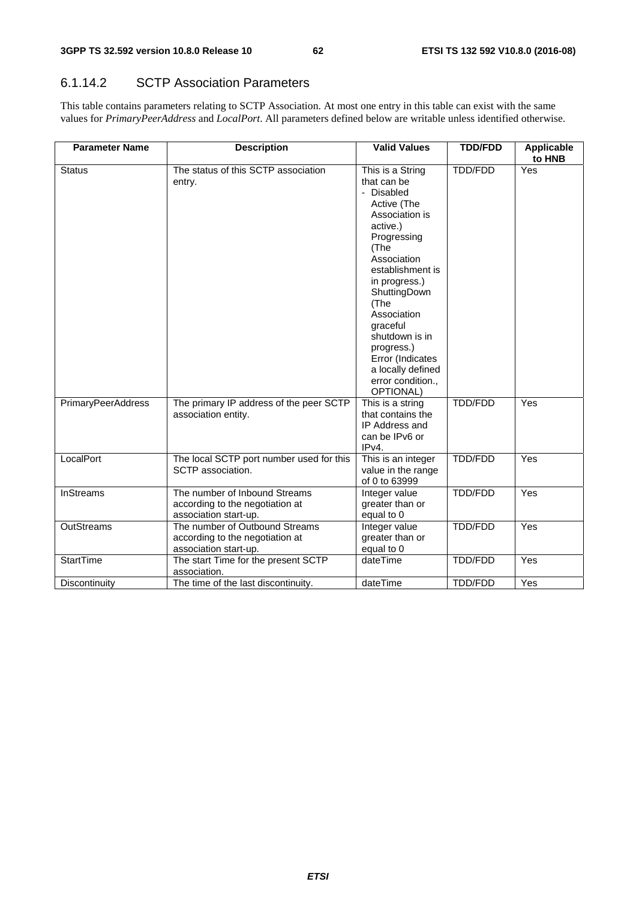### 6.1.14.2 SCTP Association Parameters

This table contains parameters relating to SCTP Association. At most one entry in this table can exist with the same values for *PrimaryPeerAddress* and *LocalPort*. All parameters defined below are writable unless identified otherwise.

| Parameter Name | Description | Valid Values | TDD/FDD | Applicable to HNB |
|---|---|---|---|---|
| Status | The status of this SCTP association entry. | This is a String that can be<br>- Disabled<br>Active (The Association is active.)<br>Progressing (The Association establishment is in progress.)<br>ShuttingDown (The Association graceful shutdown is in progress.)<br>Error (Indicates a locally defined error condition., OPTIONAL) | TDD/FDD | Yes |
| PrimaryPeerAddress | The primary IP address of the peer SCTP association entity. | This is a string that contains the IP Address and can be IPv6 or IPv4. | TDD/FDD | Yes |
| LocalPort | The local SCTP port number used for this SCTP association. | This is an integer value in the range of 0 to 63999 | TDD/FDD | Yes |
| InStreams | The number of Inbound Streams according to the negotiation at association start-up. | Integer value greater than or equal to 0 | TDD/FDD | Yes |
| OutStreams | The number of Outbound Streams according to the negotiation at association start-up. | Integer value greater than or equal to 0 | TDD/FDD | Yes |
| StartTime | The start Time for the present SCTP association. | dateTime | TDD/FDD | Yes |
| Discontinuity | The time of the last discontinuity. | dateTime | TDD/FDD | Yes |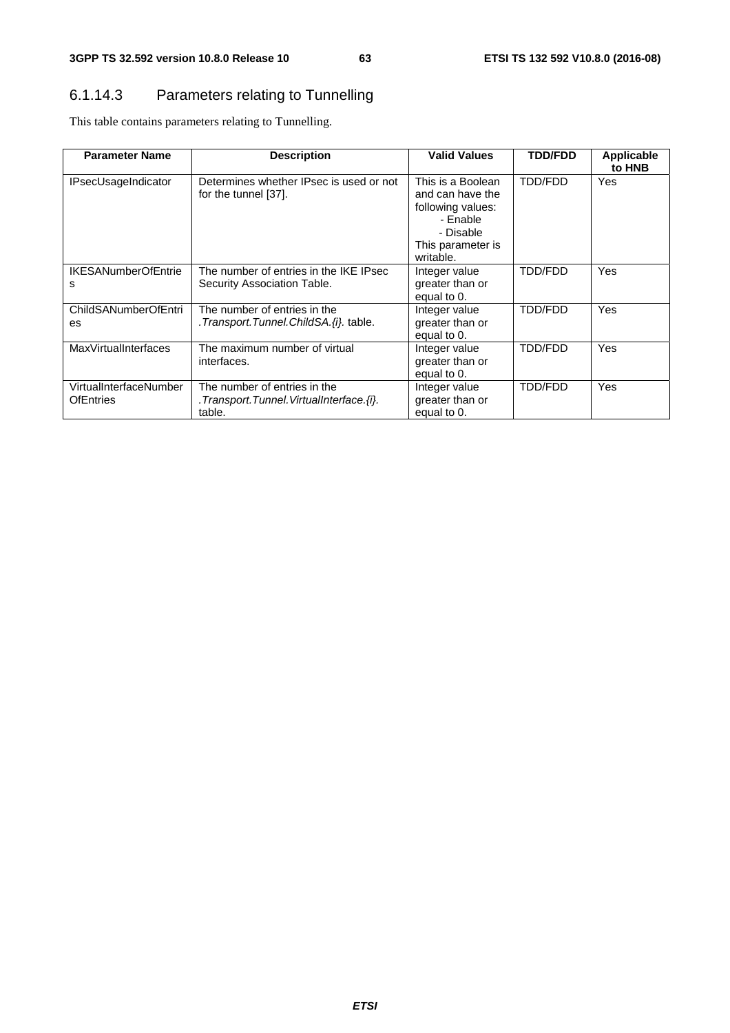### 6.1.14.3 Parameters relating to Tunnelling

This table contains parameters relating to Tunnelling.

| Parameter Name | Description | Valid Values | TDD/FDD | Applicable to HNB |
|---|---|---|---|---|
| IPsecUsageIndicator | Determines whether IPsec is used or not for the tunnel [37]. | This is a Boolean and can have the following values:<br>- Enable<br>- Disable<br>This parameter is writable. | TDD/FDD | Yes |
| IKESANumberOfEntries | The number of entries in the IKE IPsec Security Association Table. | Integer value greater than or equal to 0. | TDD/FDD | Yes |
| ChildSANumberOfEntries | The number of entries in the *.Transport.Tunnel.ChildSA.{i}.* table. | Integer value greater than or equal to 0. | TDD/FDD | Yes |
| MaxVirtualInterfaces | The maximum number of virtual interfaces. | Integer value greater than or equal to 0. | TDD/FDD | Yes |
| VirtualInterfaceNumberOfEntries | The number of entries in the *.Transport.Tunnel.VirtualInterface.{i}.* table. | Integer value greater than or equal to 0. | TDD/FDD | Yes |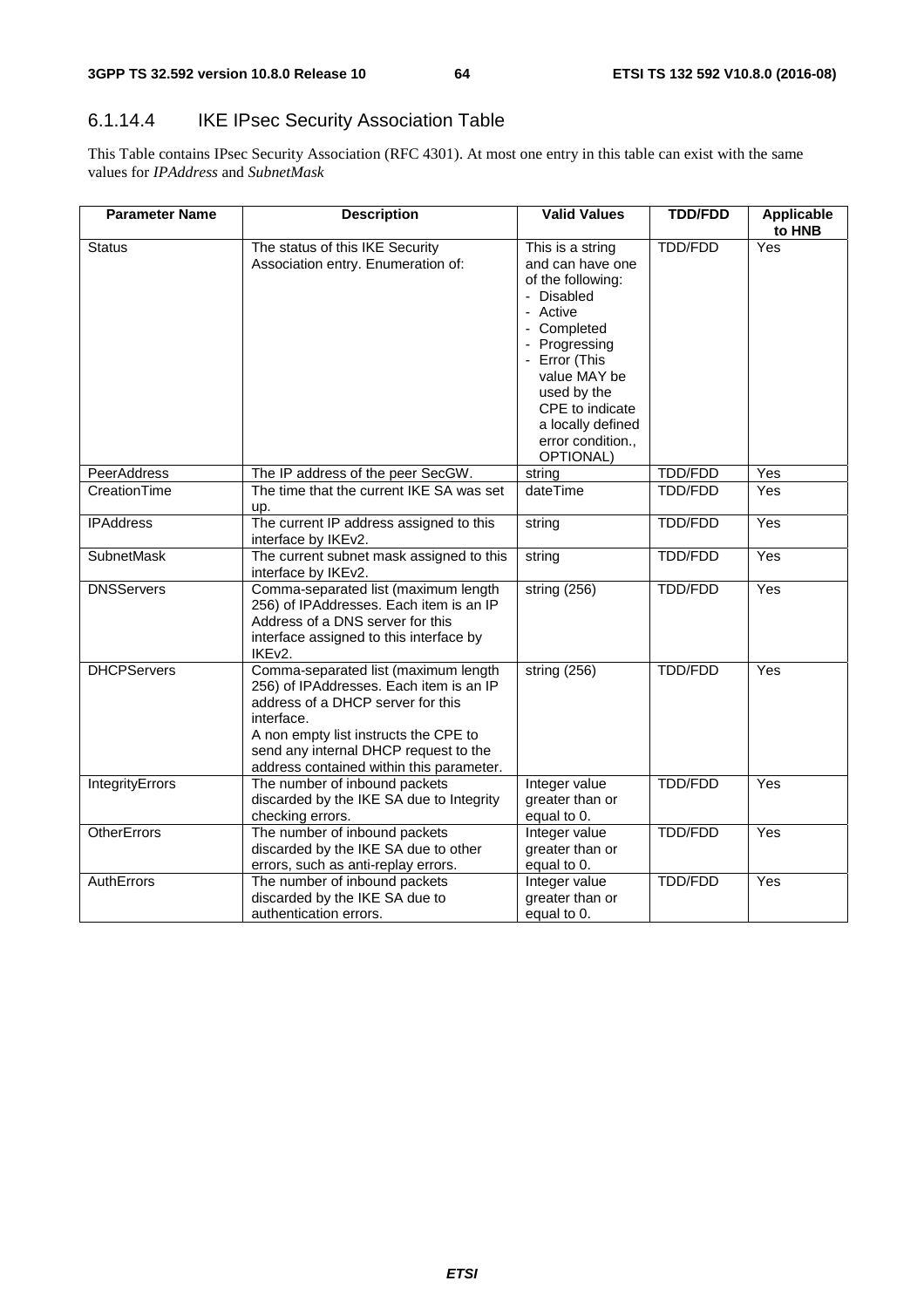### 6.1.14.4 IKE IPsec Security Association Table

This Table contains IPsec Security Association (RFC 4301). At most one entry in this table can exist with the same values for *IPAddress* and *SubnetMask*

| Parameter Name | Description | Valid Values | TDD/FDD | Applicable to HNB |
|---|---|---|---|---|
| Status | The status of this IKE Security Association entry. Enumeration of: | This is a string and can have one of the following: - Disabled - Active - Completed - Progressing - Error (This value MAY be used by the CPE to indicate a locally defined error condition., OPTIONAL) | TDD/FDD | Yes |
| PeerAddress | The IP address of the peer SecGW. | string | TDD/FDD | Yes |
| CreationTime | The time that the current IKE SA was set up. | dateTime | TDD/FDD | Yes |
| IPAddress | The current IP address assigned to this interface by IKEv2. | string | TDD/FDD | Yes |
| SubnetMask | The current subnet mask assigned to this interface by IKEv2. | string | TDD/FDD | Yes |
| DNSServers | Comma-separated list (maximum length 256) of IPAddresses. Each item is an IP Address of a DNS server for this interface assigned to this interface by IKEv2. | string (256) | TDD/FDD | Yes |
| DHCPServers | Comma-separated list (maximum length 256) of IPAddresses. Each item is an IP address of a DHCP server for this interface. A non empty list instructs the CPE to send any internal DHCP request to the address contained within this parameter. | string (256) | TDD/FDD | Yes |
| IntegrityErrors | The number of inbound packets discarded by the IKE SA due to Integrity checking errors. | Integer value greater than or equal to 0. | TDD/FDD | Yes |
| OtherErrors | The number of inbound packets discarded by the IKE SA due to other errors, such as anti-replay errors. | Integer value greater than or equal to 0. | TDD/FDD | Yes |
| AuthErrors | The number of inbound packets discarded by the IKE SA due to authentication errors. | Integer value greater than or equal to 0. | TDD/FDD | Yes |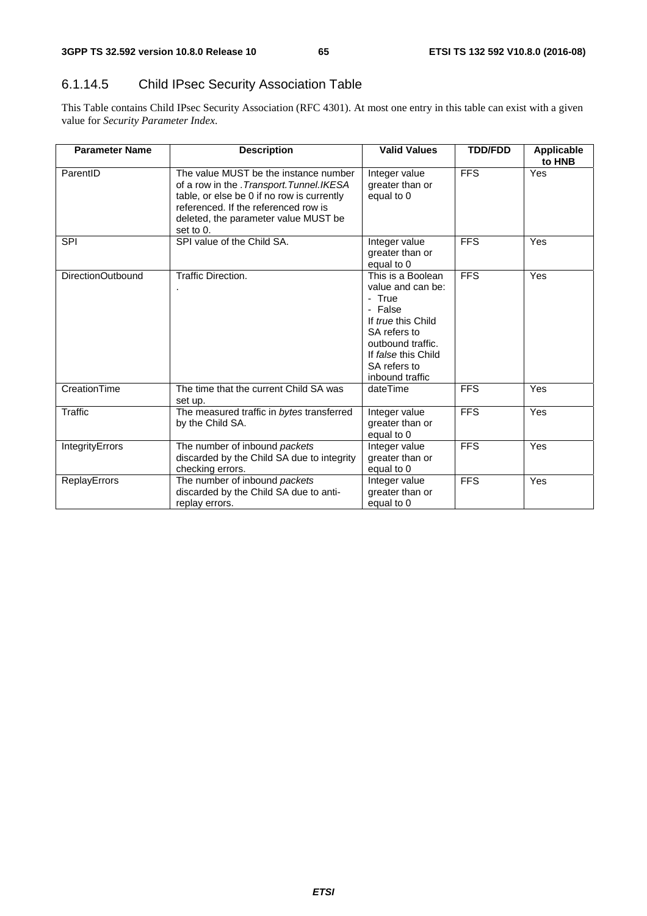### 6.1.14.5 Child IPsec Security Association Table

This Table contains Child IPsec Security Association (RFC 4301). At most one entry in this table can exist with a given value for *Security Parameter Index*.

| Parameter Name | Description | Valid Values | TDD/FDD | Applicable to HNB |
|---|---|---|---|---|
| ParentID | The value MUST be the instance number of a row in the *.Transport.Tunnel.IKESA* table, or else be 0 if no row is currently referenced. If the referenced row is deleted, the parameter value MUST be set to 0. | Integer value greater than or equal to 0 | FFS | Yes |
| SPI | SPI value of the Child SA. | Integer value greater than or equal to 0 | FFS | Yes |
| DirectionOutbound | Traffic Direction.<br>. | This is a Boolean value and can be:<br>- True<br>- False<br>If *true* this Child SA refers to outbound traffic.<br>If *false* this Child SA refers to inbound traffic | FFS | Yes |
| CreationTime | The time that the current Child SA was set up. | dateTime | FFS | Yes |
| Traffic | The measured traffic in *bytes* transferred by the Child SA. | Integer value greater than or equal to 0 | FFS | Yes |
| IntegrityErrors | The number of inbound *packets* discarded by the Child SA due to integrity checking errors. | Integer value greater than or equal to 0 | FFS | Yes |
| ReplayErrors | The number of inbound *packets* discarded by the Child SA due to anti-replay errors. | Integer value greater than or equal to 0 | FFS | Yes |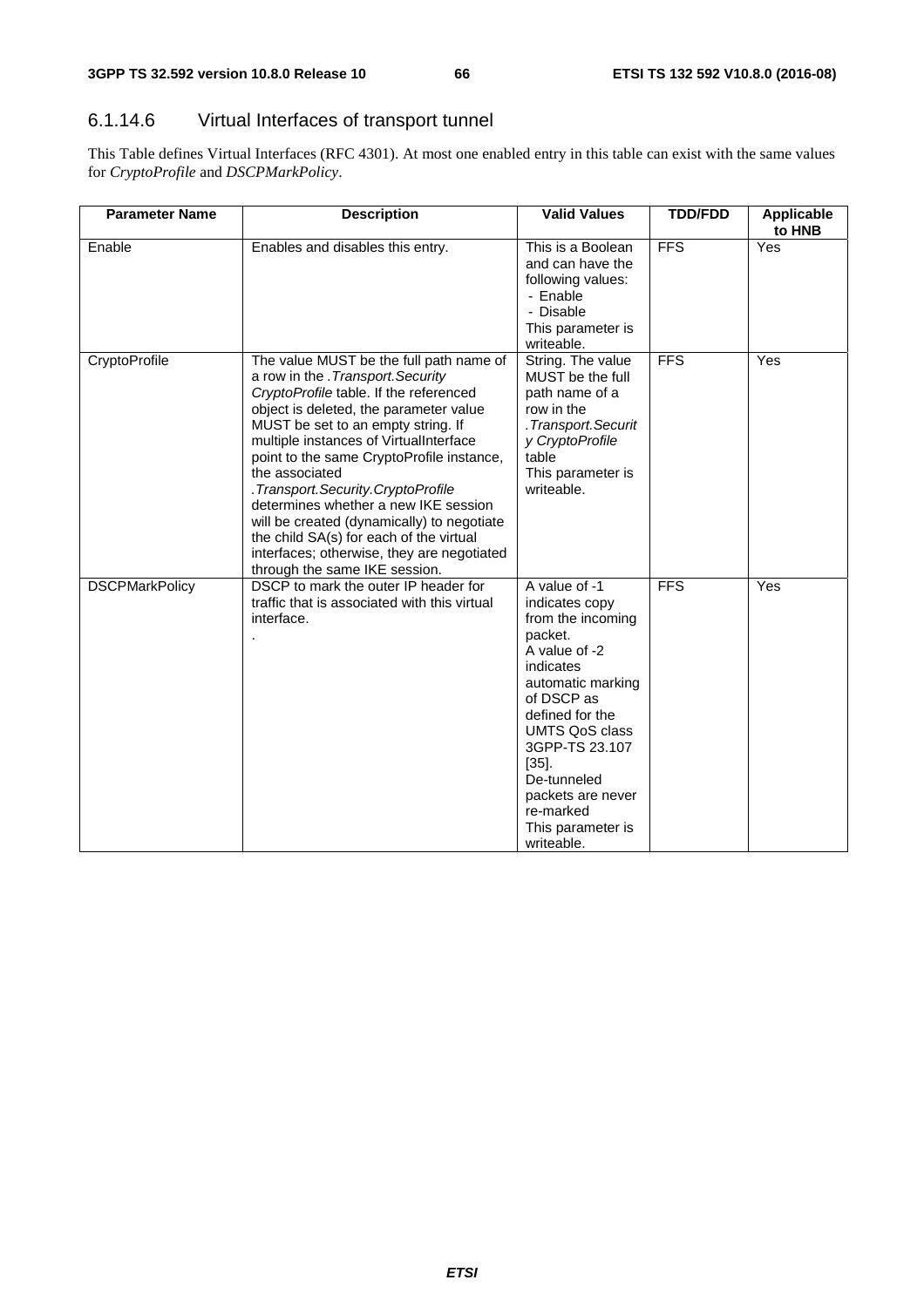### 6.1.14.6 Virtual Interfaces of transport tunnel

This Table defines Virtual Interfaces (RFC 4301). At most one enabled entry in this table can exist with the same values for *CryptoProfile* and *DSCPMarkPolicy*.

| Parameter Name | Description | Valid Values | TDD/FDD | Applicable to HNB |
|---|---|---|---|---|
| Enable | Enables and disables this entry. | This is a Boolean and can have the following values:<br>- Enable<br>- Disable<br>This parameter is writeable. | FFS | Yes |
| CryptoProfile | The value MUST be the full path name of a row in the *.Transport.Security CryptoProfile* table. If the referenced object is deleted, the parameter value MUST be set to an empty string. If multiple instances of VirtualInterface point to the same CryptoProfile instance, the associated *.Transport.Security.CryptoProfile* determines whether a new IKE session will be created (dynamically) to negotiate the child SA(s) for each of the virtual interfaces; otherwise, they are negotiated through the same IKE session. | String. The value MUST be the full path name of a row in the *.Transport.Security CryptoProfile* table<br>This parameter is writeable. | FFS | Yes |
| DSCPMarkPolicy | DSCP to mark the outer IP header for traffic that is associated with this virtual interface.<br>. | A value of -1 indicates copy from the incoming packet.<br>A value of -2 indicates automatic marking of DSCP as defined for the UMTS QoS class 3GPP-TS 23.107 [35].<br>De-tunneled packets are never re-marked<br>This parameter is writeable. | FFS | Yes |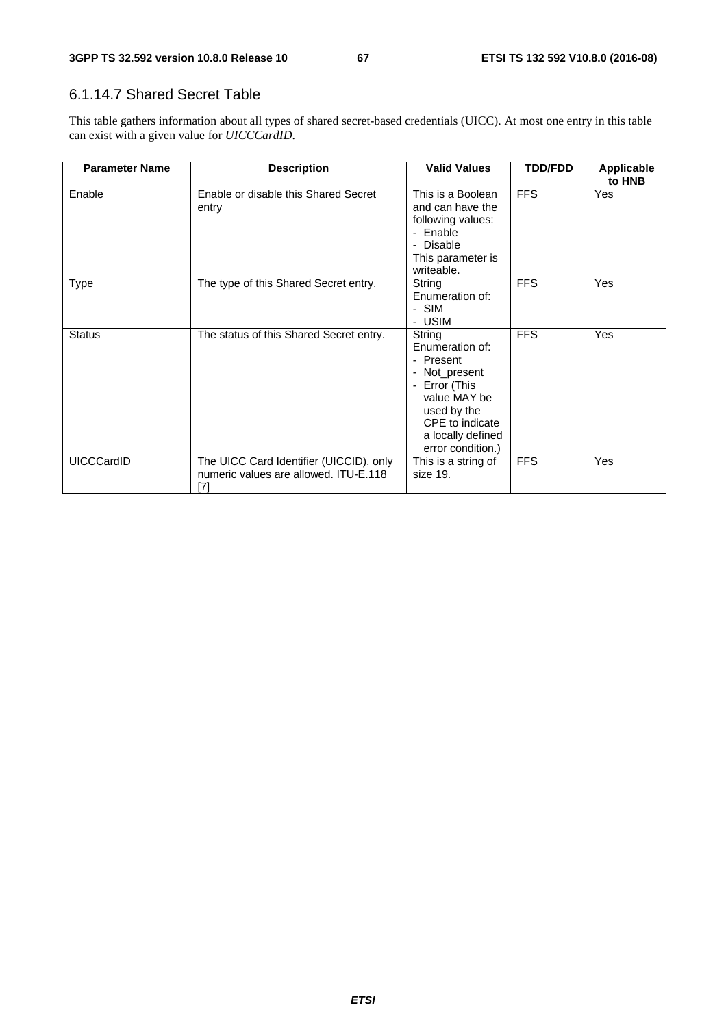### 6.1.14.7 Shared Secret Table

This table gathers information about all types of shared secret-based credentials (UICC). At most one entry in this table can exist with a given value for *UICCCardID*.

| Parameter Name | Description | Valid Values | TDD/FDD | Applicable to HNB |
|---|---|---|---|---|
| Enable | Enable or disable this Shared Secret entry | This is a Boolean and can have the following values:<br>- Enable<br>- Disable<br>This parameter is writeable. | FFS | Yes |
| Type | The type of this Shared Secret entry. | String Enumeration of:<br>- SIM<br>- USIM | FFS | Yes |
| Status | The status of this Shared Secret entry. | String Enumeration of:<br>- Present<br>- Not_present<br>- Error (This value MAY be used by the CPE to indicate a locally defined error condition.) | FFS | Yes |
| UICCCardID | The UICC Card Identifier (UICCID), only numeric values are allowed. ITU-E.118 [7] | This is a string of size 19. | FFS | Yes |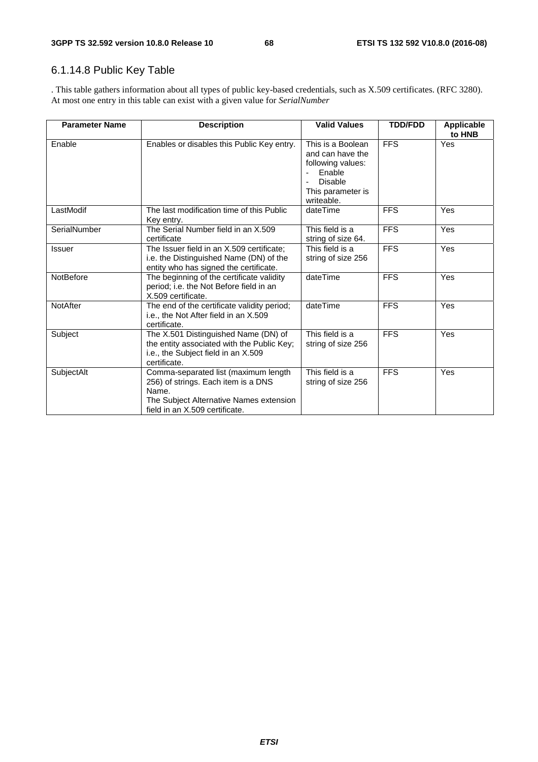### 6.1.14.8 Public Key Table

. This table gathers information about all types of public key-based credentials, such as X.509 certificates. (RFC 3280). At most one entry in this table can exist with a given value for *SerialNumber*

| Parameter Name | Description | Valid Values | TDD/FDD | Applicable to HNB |
|---|---|---|---|---|
| Enable | Enables or disables this Public Key entry. | This is a Boolean and can have the following values: <br>- Enable <br>- Disable <br>This parameter is writeable. | FFS | Yes |
| LastModif | The last modification time of this Public Key entry. | dateTime | FFS | Yes |
| SerialNumber | The Serial Number field in an X.509 certificate | This field is a string of size 64. | FFS | Yes |
| Issuer | The Issuer field in an X.509 certificate; i.e. the Distinguished Name (DN) of the entity who has signed the certificate. | This field is a string of size 256 | FFS | Yes |
| NotBefore | The beginning of the certificate validity period; i.e. the Not Before field in an X.509 certificate. | dateTime | FFS | Yes |
| NotAfter | The end of the certificate validity period; i.e., the Not After field in an X.509 certificate. | dateTime | FFS | Yes |
| Subject | The X.501 Distinguished Name (DN) of the entity associated with the Public Key; i.e., the Subject field in an X.509 certificate. | This field is a string of size 256 | FFS | Yes |
| SubjectAlt | Comma-separated list (maximum length 256) of strings. Each item is a DNS Name. <br>The Subject Alternative Names extension field in an X.509 certificate. | This field is a string of size 256 | FFS | Yes |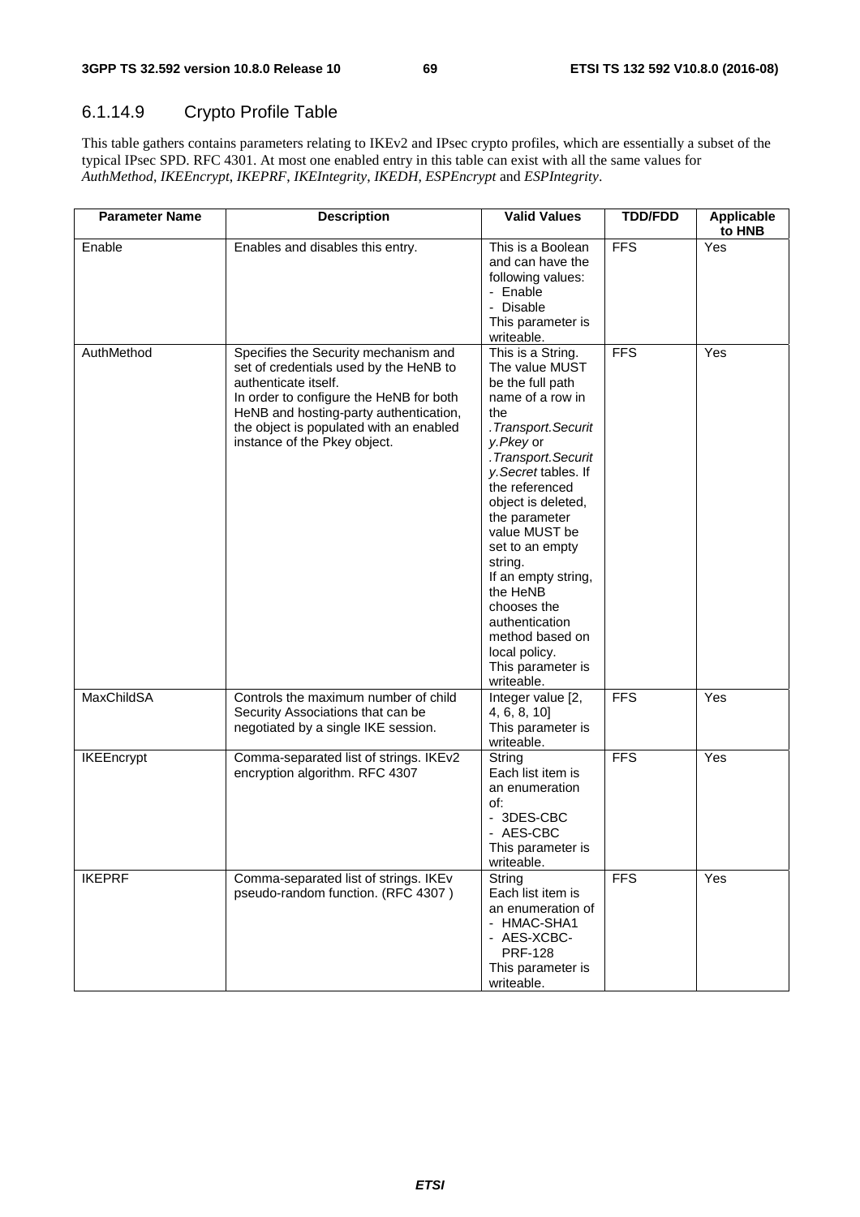### 6.1.14.9 Crypto Profile Table

This table gathers contains parameters relating to IKEv2 and IPsec crypto profiles, which are essentially a subset of the typical IPsec SPD. RFC 4301. At most one enabled entry in this table can exist with all the same values for *AuthMethod*, *IKEEncrypt*, *IKEPRF*, *IKEIntegrity*, *IKEDH*, *ESPEncrypt* and *ESPIntegrity*.

| Parameter Name | Description | Valid Values | TDD/FDD | Applicable to HNB |
|---|---|---|---|---|
| Enable | Enables and disables this entry. | This is a Boolean and can have the following values:<br>- Enable<br>- Disable<br>This parameter is writeable. | FFS | Yes |
| AuthMethod | Specifies the Security mechanism and set of credentials used by the HeNB to authenticate itself.<br>In order to configure the HeNB for both HeNB and hosting-party authentication, the object is populated with an enabled instance of the Pkey object. | This is a String. The value MUST be the full path name of a row in the *.Transport.Security.Pkey* or *.Transport.Security.Secret* tables. If the referenced object is deleted, the parameter value MUST be set to an empty string.<br>If an empty string, the HeNB chooses the authentication method based on local policy.<br>This parameter is writeable. | FFS | Yes |
| MaxChildSA | Controls the maximum number of child Security Associations that can be negotiated by a single IKE session. | Integer value [2, 4, 6, 8, 10]<br>This parameter is writeable. | FFS | Yes |
| IKEEncrypt | Comma-separated list of strings. IKEv2 encryption algorithm. RFC 4307 | String<br>Each list item is an enumeration of:<br>- 3DES-CBC<br>- AES-CBC<br>This parameter is writeable. | FFS | Yes |
| IKEPRF | Comma-separated list of strings. IKEv pseudo-random function. (RFC 4307 ) | String<br>Each list item is an enumeration of<br>- HMAC-SHA1<br>- AES-XCBC-PRF-128<br>This parameter is writeable. | FFS | Yes |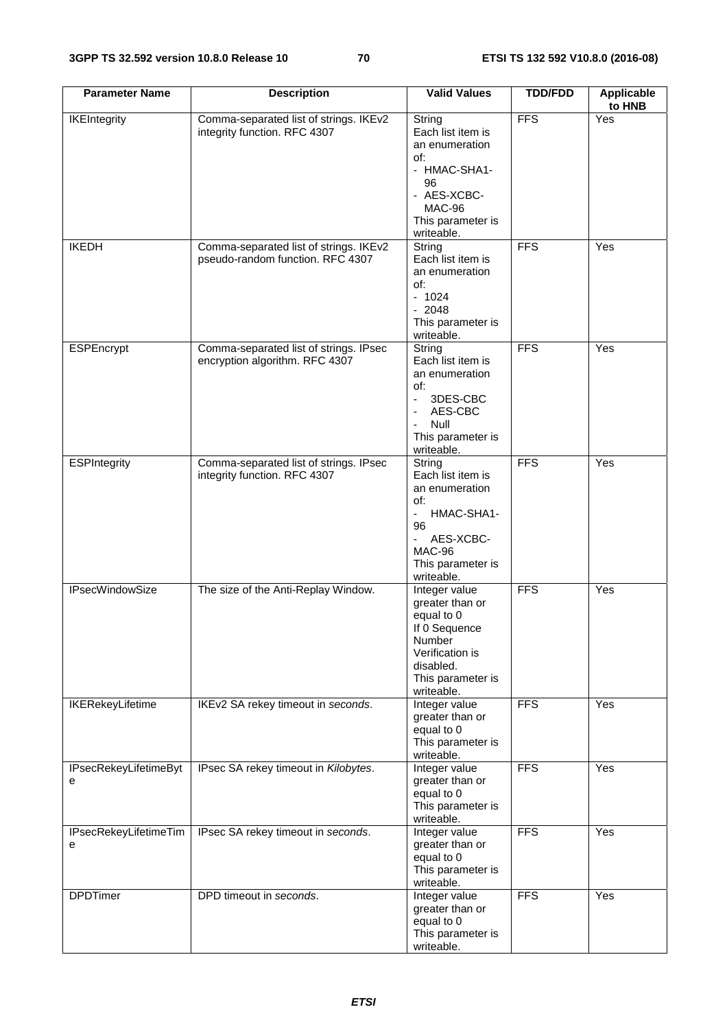| Parameter Name | Description | Valid Values | TDD/FDD | Applicable to HNB |
|---|---|---|---|---|
| IKEIntegrity | Comma-separated list of strings. IKEv2 integrity function. RFC 4307 | String<br>Each list item is an enumeration of:<br>- HMAC-SHA1-96<br>- AES-XCBC-MAC-96<br>This parameter is writeable. | FFS | Yes |
| IKEDH | Comma-separated list of strings. IKEv2 pseudo-random function. RFC 4307 | String<br>Each list item is an enumeration of:<br>- 1024<br>- 2048<br>This parameter is writeable. | FFS | Yes |
| ESPEncrypt | Comma-separated list of strings. IPsec encryption algorithm. RFC 4307 | String<br>Each list item is an enumeration of:<br>- 3DES-CBC<br>- AES-CBC<br>- Null<br>This parameter is writeable. | FFS | Yes |
| ESPIntegrity | Comma-separated list of strings. IPsec integrity function. RFC 4307 | String<br>Each list item is an enumeration of:<br>- HMAC-SHA1-96<br>- AES-XCBC-MAC-96<br>This parameter is writeable. | FFS | Yes |
| IPsecWindowSize | The size of the Anti-Replay Window. | Integer value greater than or equal to 0<br>If 0 Sequence Number Verification is disabled.<br>This parameter is writeable. | FFS | Yes |
| IKERekeyLifetime | IKEv2 SA rekey timeout in *seconds*. | Integer value greater than or equal to 0<br>This parameter is writeable. | FFS | Yes |
| IPsecRekeyLifetimeByte | IPsec SA rekey timeout in *Kilobytes*. | Integer value greater than or equal to 0<br>This parameter is writeable. | FFS | Yes |
| IPsecRekeyLifetimeTime | IPsec SA rekey timeout in *seconds*. | Integer value greater than or equal to 0<br>This parameter is writeable. | FFS | Yes |
| DPDTimer | DPD timeout in *seconds*. | Integer value greater than or equal to 0<br>This parameter is writeable. | FFS | Yes |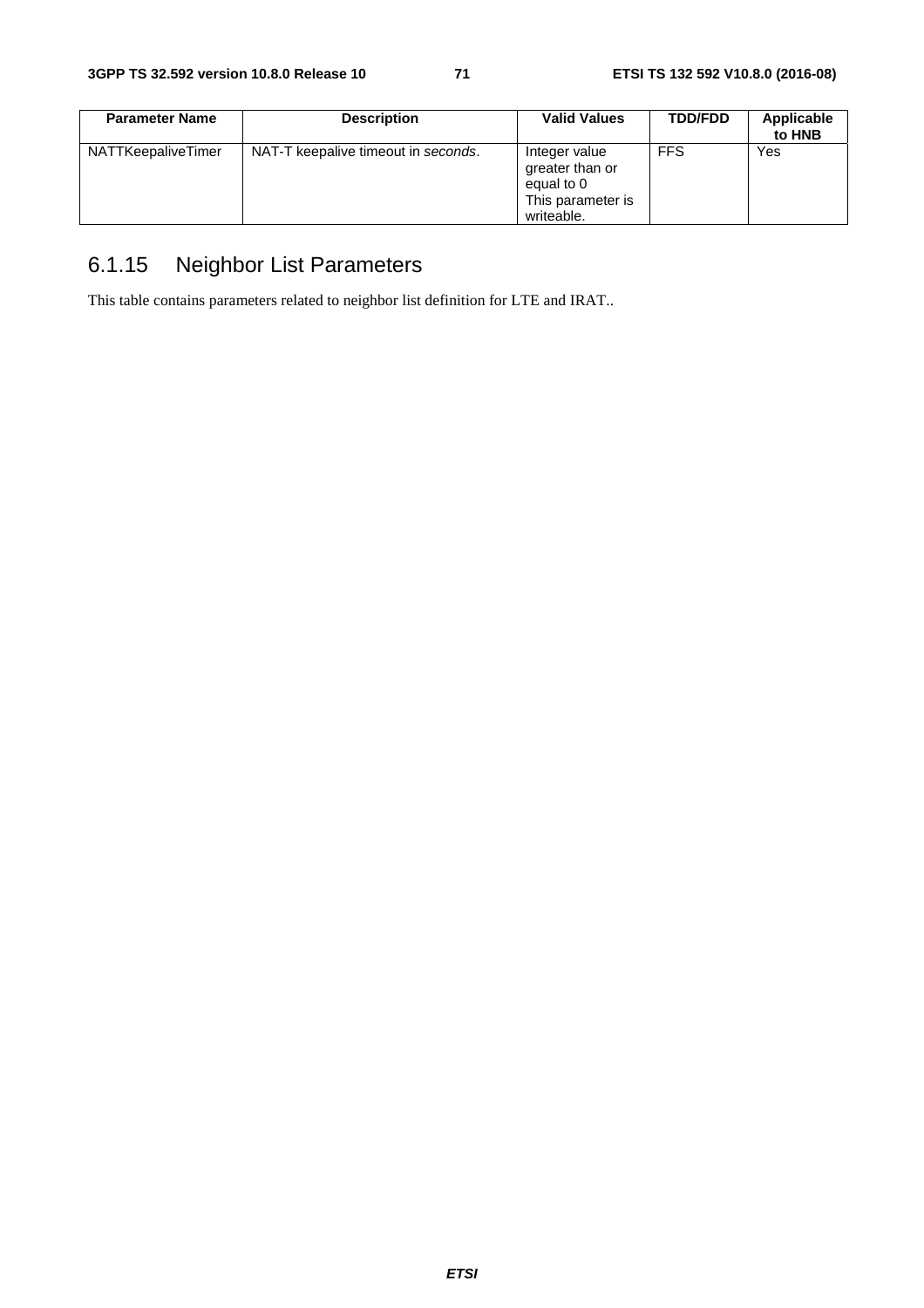| Parameter Name | Description | Valid Values | TDD/FDD | Applicable to HNB |
|---|---|---|---|---|
| NATTKeepaliveTimer | NAT-T keepalive timeout in *seconds*. | Integer value greater than or equal to 0 This parameter is writeable. | FFS | Yes |

### 6.1.15 Neighbor List Parameters

This table contains parameters related to neighbor list definition for LTE and IRAT..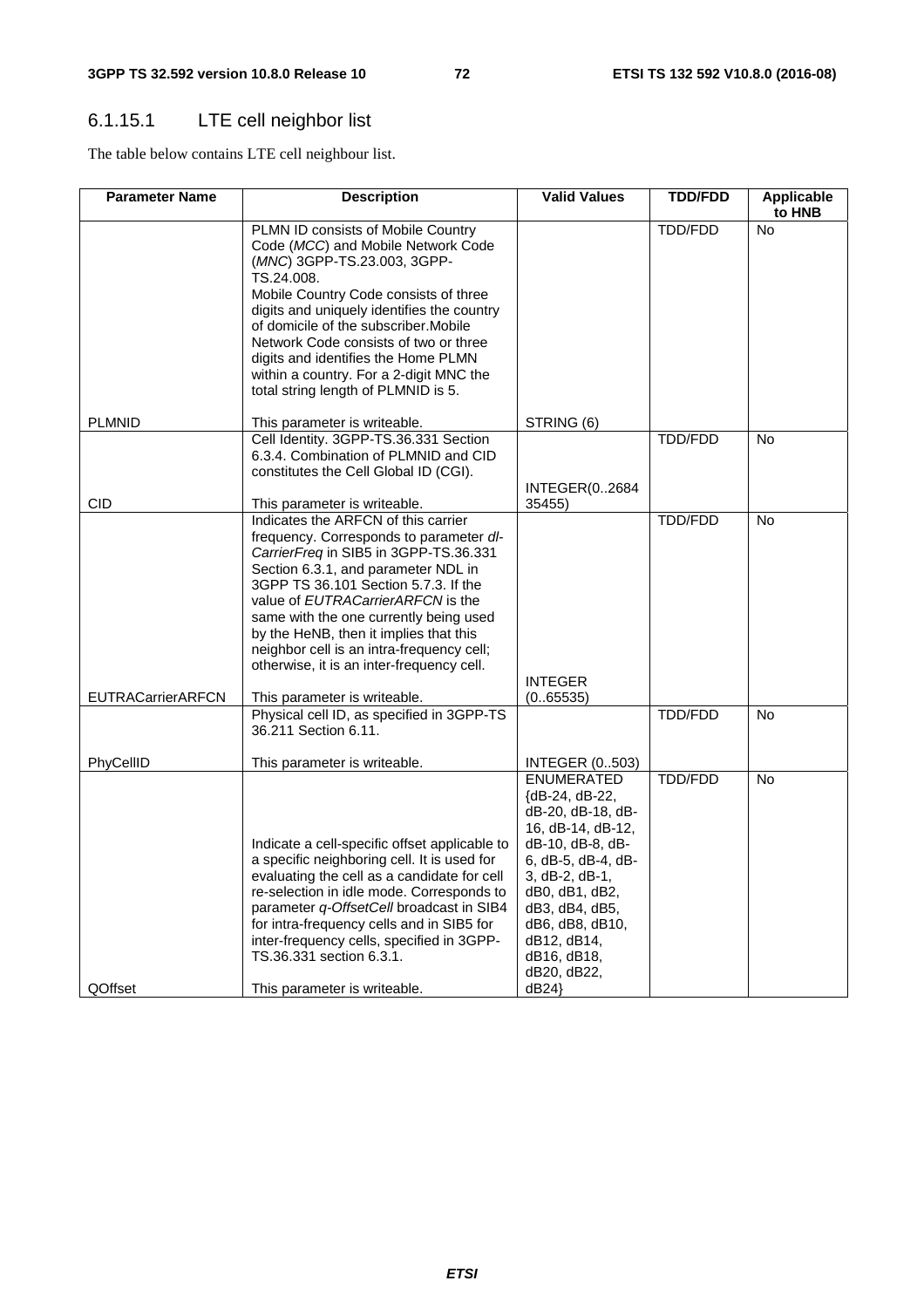### 6.1.15.1 LTE cell neighbor list

The table below contains LTE cell neighbour list.

| Parameter Name | Description | Valid Values | TDD/FDD | Applicable to HNB |
|---|---|---|---|---|
| PLMNID | PLMN ID consists of Mobile Country Code (*MCC*) and Mobile Network Code (*MNC*) 3GPP-TS.23.003, 3GPP-TS.24.008. Mobile Country Code consists of three digits and uniquely identifies the country of domicile of the subscriber.Mobile Network Code consists of two or three digits and identifies the Home PLMN within a country. For a 2-digit MNC the total string length of PLMNID is 5. This parameter is writeable. | STRING (6) | TDD/FDD | No |
| CID | Cell Identity. 3GPP-TS.36.331 Section 6.3.4. Combination of PLMNID and CID constitutes the Cell Global ID (CGI). This parameter is writeable. | INTEGER(0..268435455) | TDD/FDD | No |
| EUTRACarrierARFCN | Indicates the ARFCN of this carrier frequency. Corresponds to parameter *dl-CarrierFreq* in SIB5 in 3GPP-TS.36.331 Section 6.3.1, and parameter NDL in 3GPP TS 36.101 Section 5.7.3. If the value of *EUTRACarrierARFCN* is the same with the one currently being used by the HeNB, then it implies that this neighbor cell is an intra-frequency cell; otherwise, it is an inter-frequency cell. This parameter is writeable. | INTEGER (0..65535) | TDD/FDD | No |
| PhyCellID | Physical cell ID, as specified in 3GPP-TS 36.211 Section 6.11. This parameter is writeable. | INTEGER (0..503) | TDD/FDD | No |
| QOffset | Indicate a cell-specific offset applicable to a specific neighboring cell. It is used for evaluating the cell as a candidate for cell re-selection in idle mode. Corresponds to parameter *q-OffsetCell* broadcast in SIB4 for intra-frequency cells and in SIB5 for inter-frequency cells, specified in 3GPP-TS.36.331 section 6.3.1. This parameter is writeable. | ENUMERATED {dB-24, dB-22, dB-20, dB-18, dB-16, dB-14, dB-12, dB-10, dB-8, dB-6, dB-5, dB-4, dB-3, dB-2, dB-1, dB0, dB1, dB2, dB3, dB4, dB5, dB6, dB8, dB10, dB12, dB14, dB16, dB18, dB20, dB22, dB24} | TDD/FDD | No |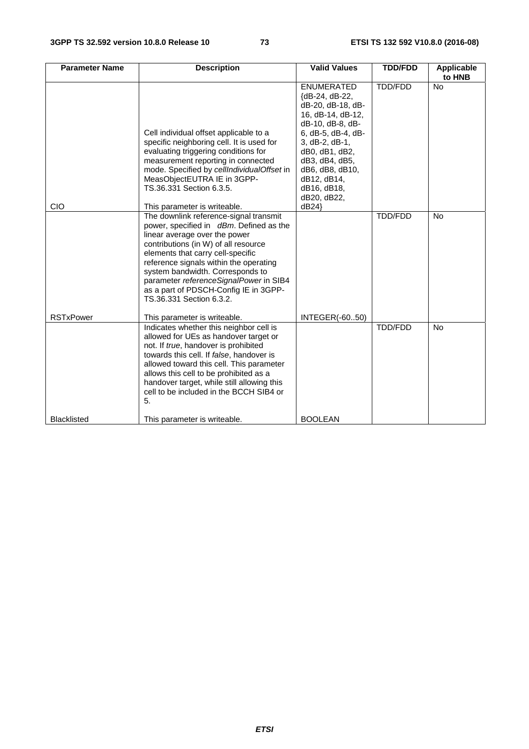| Parameter Name | Description | Valid Values | TDD/FDD | Applicable to HNB |
|---|---|---|---|---|
| CIO | Cell individual offset applicable to a specific neighboring cell. It is used for evaluating triggering conditions for measurement reporting in connected mode. Specified by *cellIndividualOffset* in MeasObjectEUTRA IE in 3GPP-TS.36.331 Section 6.3.5. This parameter is writeable. | ENUMERATED {dB-24, dB-22, dB-20, dB-18, dB-16, dB-14, dB-12, dB-10, dB-8, dB-6, dB-5, dB-4, dB-3, dB-2, dB-1, dB0, dB1, dB2, dB3, dB4, dB5, dB6, dB8, dB10, dB12, dB14, dB16, dB18, dB20, dB22, dB24} | TDD/FDD | No |
| RSTxPower | The downlink reference-signal transmit power, specified in *dBm*. Defined as the linear average over the power contributions (in W) of all resource elements that carry cell-specific reference signals within the operating system bandwidth. Corresponds to parameter *referenceSignalPower* in SIB4 as a part of PDSCH-Config IE in 3GPP-TS.36.331 Section 6.3.2. This parameter is writeable. | INTEGER(-60..50) | TDD/FDD | No |
| Blacklisted | Indicates whether this neighbor cell is allowed for UEs as handover target or not. If *true*, handover is prohibited towards this cell. If *false*, handover is allowed toward this cell. This parameter allows this cell to be prohibited as a handover target, while still allowing this cell to be included in the BCCH SIB4 or 5. This parameter is writeable. | BOOLEAN | TDD/FDD | No |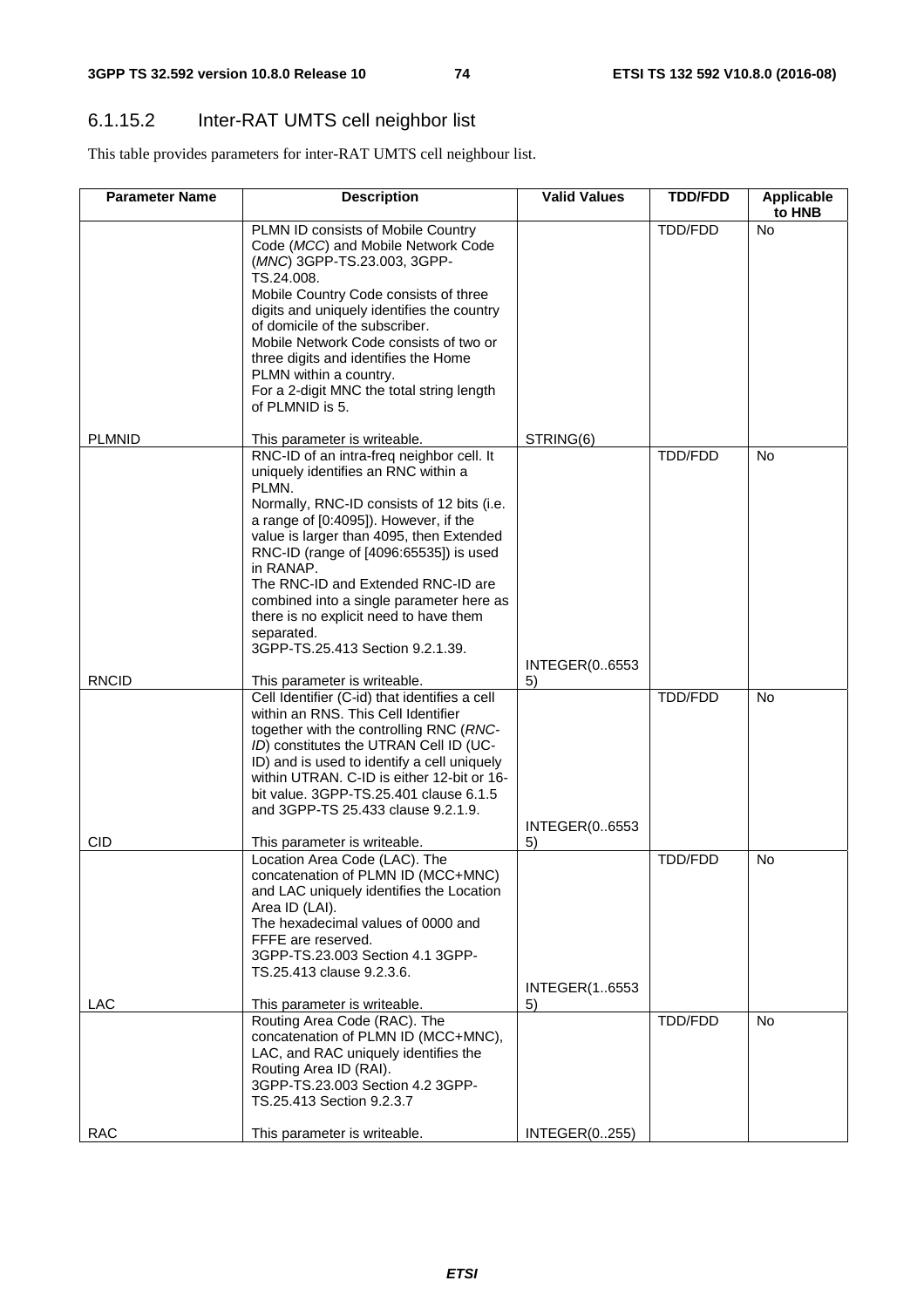### 6.1.15.2 Inter-RAT UMTS cell neighbor list

This table provides parameters for inter-RAT UMTS cell neighbour list.

| Parameter Name | Description | Valid Values | TDD/FDD | Applicable to HNB |
|---|---|---|---|---|
| PLMNID | PLMN ID consists of Mobile Country Code (*MCC*) and Mobile Network Code (*MNC*) 3GPP-TS.23.003, 3GPP-TS.24.008.<br>Mobile Country Code consists of three digits and uniquely identifies the country of domicile of the subscriber.<br>Mobile Network Code consists of two or three digits and identifies the Home PLMN within a country.<br>For a 2-digit MNC the total string length of PLMNID is 5.<br><br>This parameter is writeable. | STRING(6) | TDD/FDD | No |
| RNCID | RNC-ID of an intra-freq neighbor cell. It uniquely identifies an RNC within a PLMN.<br>Normally, RNC-ID consists of 12 bits (i.e. a range of [0:4095]). However, if the value is larger than 4095, then Extended RNC-ID (range of [4096:65535]) is used in RANAP.<br>The RNC-ID and Extended RNC-ID are combined into a single parameter here as there is no explicit need to have them separated.<br>3GPP-TS.25.413 Section 9.2.1.39.<br><br>This parameter is writeable. | INTEGER(0..65535) | TDD/FDD | No |
| CID | Cell Identifier (C-id) that identifies a cell within an RNS. This Cell Identifier together with the controlling RNC (*RNC-ID*) constitutes the UTRAN Cell ID (UC-ID) and is used to identify a cell uniquely within UTRAN. C-ID is either 12-bit or 16-bit value. 3GPP-TS.25.401 clause 6.1.5 and 3GPP-TS 25.433 clause 9.2.1.9.<br><br>This parameter is writeable. | INTEGER(0..65535) | TDD/FDD | No |
| LAC | Location Area Code (LAC). The concatenation of PLMN ID (MCC+MNC) and LAC uniquely identifies the Location Area ID (LAI).<br>The hexadecimal values of 0000 and FFFE are reserved.<br>3GPP-TS.23.003 Section 4.1 3GPP-TS.25.413 clause 9.2.3.6.<br><br>This parameter is writeable. | INTEGER(1..65535) | TDD/FDD | No |
| RAC | Routing Area Code (RAC). The concatenation of PLMN ID (MCC+MNC), LAC, and RAC uniquely identifies the Routing Area ID (RAI).<br>3GPP-TS.23.003 Section 4.2 3GPP-TS.25.413 Section 9.2.3.7<br><br>This parameter is writeable. | INTEGER(0..255) | TDD/FDD | No |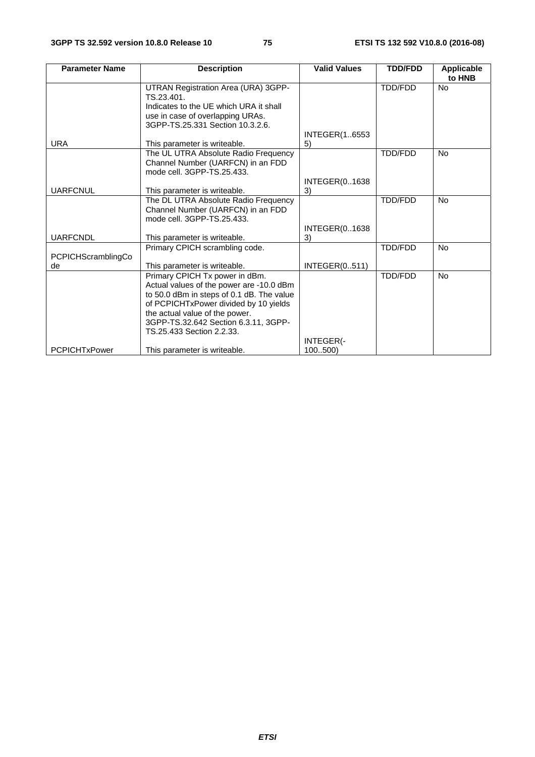| Parameter Name | Description | Valid Values | TDD/FDD | Applicable to HNB |
|---|---|---|---|---|
| URA | UTRAN Registration Area (URA) 3GPP-TS.23.401. Indicates to the UE which URA it shall use in case of overlapping URAs. 3GPP-TS.25.331 Section 10.3.2.6. This parameter is writeable. | INTEGER(1..65535) | TDD/FDD | No |
| UARFCNUL | The UL UTRA Absolute Radio Frequency Channel Number (UARFCN) in an FDD mode cell. 3GPP-TS.25.433. This parameter is writeable. | INTEGER(0..16383) | TDD/FDD | No |
| UARFCNDL | The DL UTRA Absolute Radio Frequency Channel Number (UARFCN) in an FDD mode cell. 3GPP-TS.25.433. This parameter is writeable. | INTEGER(0..16383) | TDD/FDD | No |
| PCPICHScramblingCode | Primary CPICH scrambling code. This parameter is writeable. | INTEGER(0..511) | TDD/FDD | No |
| PCPICHTxPower | Primary CPICH Tx power in dBm. Actual values of the power are -10.0 dBm to 50.0 dBm in steps of 0.1 dB. The value of PCPICHTxPower divided by 10 yields the actual value of the power. 3GPP-TS.32.642 Section 6.3.11, 3GPP-TS.25.433 Section 2.2.33. This parameter is writeable. | INTEGER(-100..500) | TDD/FDD | No |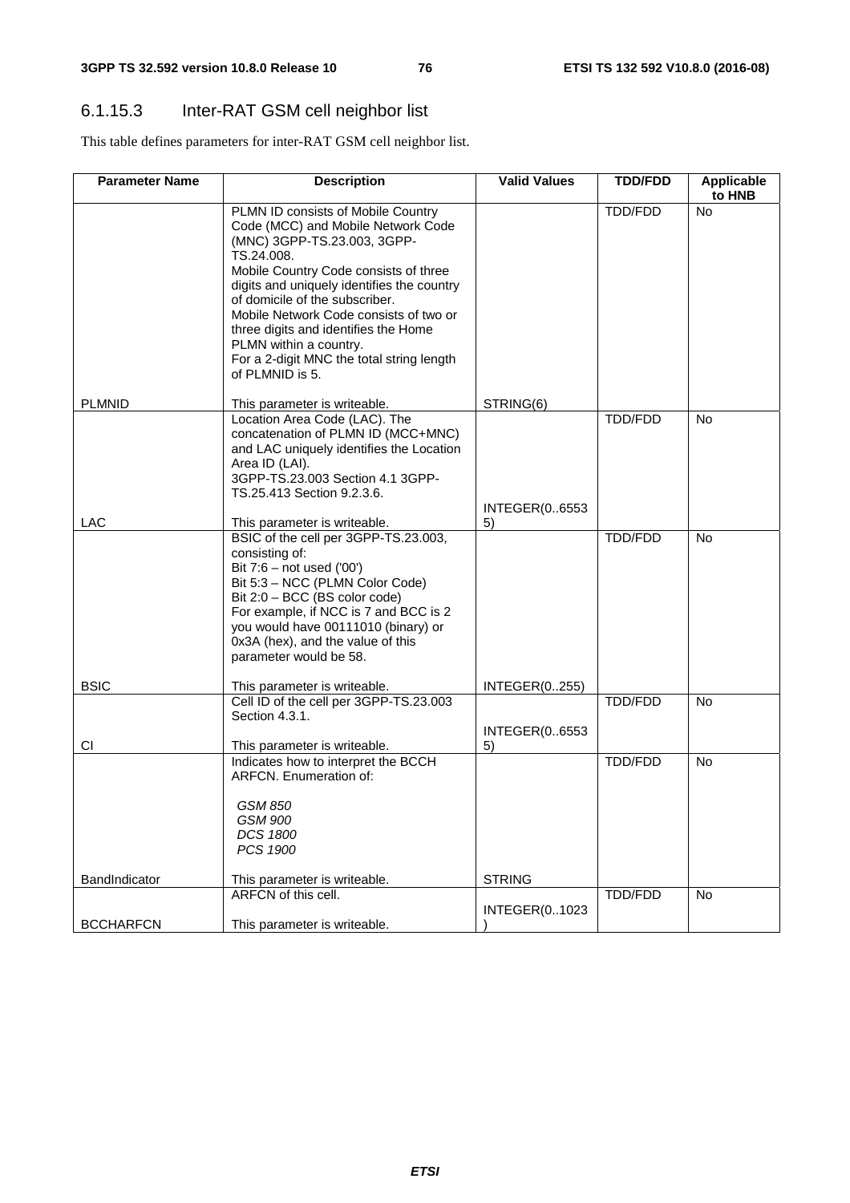### 6.1.15.3 Inter-RAT GSM cell neighbor list

This table defines parameters for inter-RAT GSM cell neighbor list.

| Parameter Name | Description | Valid Values | TDD/FDD | Applicable to HNB |
|---|---|---|---|---|
| PLMNID | PLMN ID consists of Mobile Country Code (MCC) and Mobile Network Code (MNC) 3GPP-TS.23.003, 3GPP-TS.24.008.<br>Mobile Country Code consists of three digits and uniquely identifies the country of domicile of the subscriber.<br>Mobile Network Code consists of two or three digits and identifies the Home PLMN within a country.<br>For a 2-digit MNC the total string length of PLMNID is 5.<br><br>This parameter is writeable. | STRING(6) | TDD/FDD | No |
| LAC | Location Area Code (LAC). The concatenation of PLMN ID (MCC+MNC) and LAC uniquely identifies the Location Area ID (LAI).<br>3GPP-TS.23.003 Section 4.1 3GPP-TS.25.413 Section 9.2.3.6.<br><br>This parameter is writeable. | INTEGER(0..65535) | TDD/FDD | No |
| BSIC | BSIC of the cell per 3GPP-TS.23.003, consisting of:<br>Bit 7:6 – not used ('00')<br>Bit 5:3 – NCC (PLMN Color Code)<br>Bit 2:0 – BCC (BS color code)<br>For example, if NCC is 7 and BCC is 2 you would have 00111010 (binary) or 0x3A (hex), and the value of this parameter would be 58.<br><br>This parameter is writeable. | INTEGER(0..255) | TDD/FDD | No |
| CI | Cell ID of the cell per 3GPP-TS.23.003 Section 4.3.1.<br><br>This parameter is writeable. | INTEGER(0..65535) | TDD/FDD | No |
| BandIndicator | Indicates how to interpret the BCCH ARFCN. Enumeration of:<br><br>*GSM 850*<br>*GSM 900*<br>*DCS 1800*<br>*PCS 1900*<br><br>This parameter is writeable. | STRING | TDD/FDD | No |
| BCCHARFCN | ARFCN of this cell.<br><br>This parameter is writeable. | INTEGER(0..1023) | TDD/FDD | No |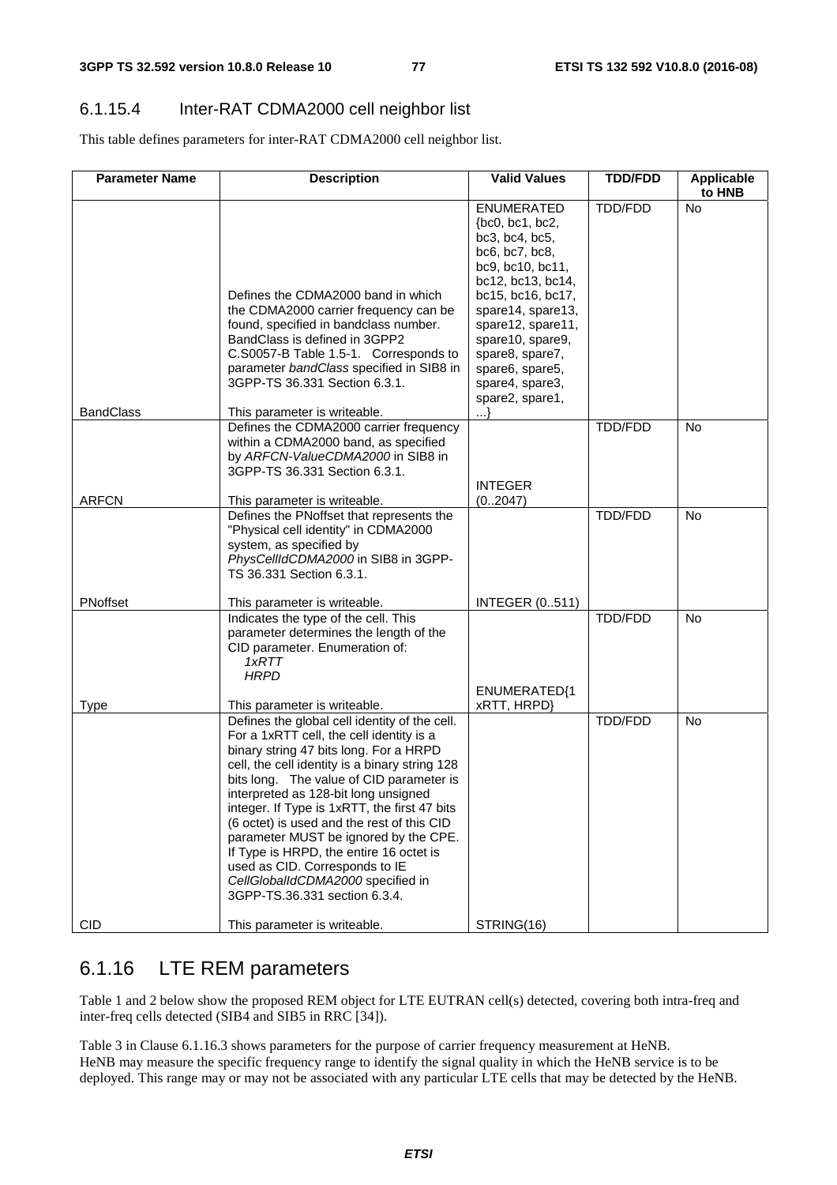### 6.1.15.4 Inter-RAT CDMA2000 cell neighbor list

This table defines parameters for inter-RAT CDMA2000 cell neighbor list.

| Parameter Name | Description | Valid Values | TDD/FDD | Applicable to HNB |
|---|---|---|---|---|
| BandClass | Defines the CDMA2000 band in which the CDMA2000 carrier frequency can be found, specified in bandclass number. BandClass is defined in 3GPP2 C.S0057-B Table 1.5-1. Corresponds to parameter *bandClass* specified in SIB8 in 3GPP-TS 36.331 Section 6.3.1. This parameter is writeable. | ENUMERATED {bc0, bc1, bc2, bc3, bc4, bc5, bc6, bc7, bc8, bc9, bc10, bc11, bc12, bc13, bc14, bc15, bc16, bc17, spare14, spare13, spare12, spare11, spare10, spare9, spare8, spare7, spare6, spare5, spare4, spare3, spare2, spare1, ...} | TDD/FDD | No |
| ARFCN | Defines the CDMA2000 carrier frequency within a CDMA2000 band, as specified by *ARFCN-ValueCDMA2000* in SIB8 in 3GPP-TS 36.331 Section 6.3.1. This parameter is writeable. | INTEGER (0..2047) | TDD/FDD | No |
| PNoffset | Defines the PNoffset that represents the "Physical cell identity" in CDMA2000 system, as specified by *PhysCellIdCDMA2000* in SIB8 in 3GPP-TS 36.331 Section 6.3.1. This parameter is writeable. | INTEGER (0..511) | TDD/FDD | No |
| Type | Indicates the type of the cell. This parameter determines the length of the CID parameter. Enumeration of: *1xRTT* *HRPD* This parameter is writeable. | ENUMERATED{1xRTT, HRPD} | TDD/FDD | No |
| CID | Defines the global cell identity of the cell. For a 1xRTT cell, the cell identity is a binary string 47 bits long. For a HRPD cell, the cell identity is a binary string 128 bits long. The value of CID parameter is interpreted as 128-bit long unsigned integer. If Type is 1xRTT, the first 47 bits (6 octet) is used and the rest of this CID parameter MUST be ignored by the CPE. If Type is HRPD, the entire 16 octet is used as CID. Corresponds to IE *CellGlobalIdCDMA2000* specified in 3GPP-TS.36.331 section 6.3.4. This parameter is writeable. | STRING(16) | TDD/FDD | No |

## 6.1.16 LTE REM parameters

Table 1 and 2 below show the proposed REM object for LTE EUTRAN cell(s) detected, covering both intra-freq and inter-freq cells detected (SIB4 and SIB5 in RRC [34]).

Table 3 in Clause 6.1.16.3 shows parameters for the purpose of carrier frequency measurement at HeNB. HeNB may measure the specific frequency range to identify the signal quality in which the HeNB service is to be deployed. This range may or may not be associated with any particular LTE cells that may be detected by the HeNB.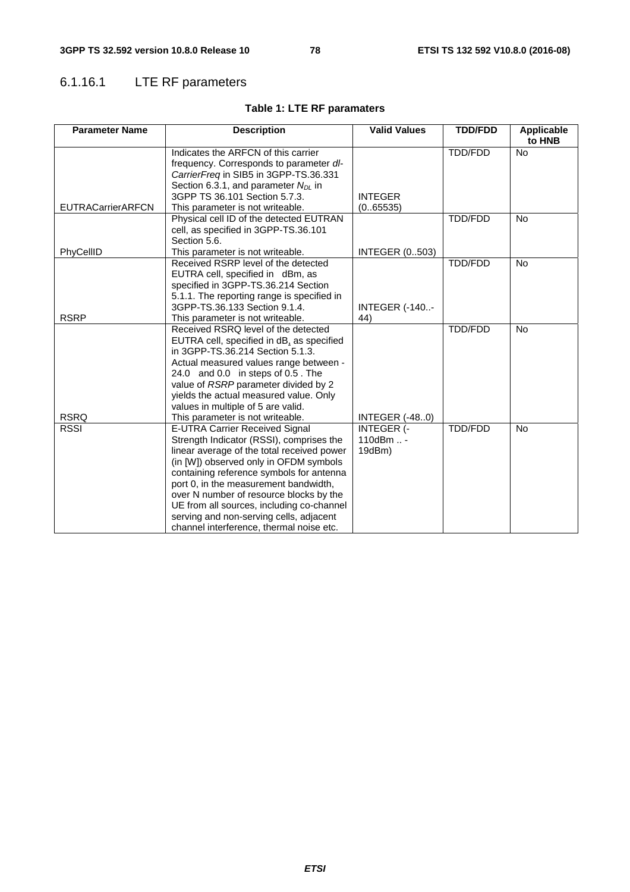### 6.1.16.1 LTE RF parameters

**Table 1: LTE RF paramaters**

| Parameter Name | Description | Valid Values | TDD/FDD | Applicable to HNB |
|---|---|---|---|---|
| EUTRACarrierARFCN | Indicates the ARFCN of this carrier frequency. Corresponds to parameter *dl-CarrierFreq* in SIB5 in 3GPP-TS.36.331 Section 6.3.1, and parameter $N_{DL}$ in 3GPP TS 36.101 Section 5.7.3. This parameter is not writeable. | INTEGER (0..65535) | TDD/FDD | No |
| PhyCellID | Physical cell ID of the detected EUTRAN cell, as specified in 3GPP-TS.36.101 Section 5.6. This parameter is not writeable. | INTEGER (0..503) | TDD/FDD | No |
| RSRP | Received RSRP level of the detected EUTRA cell, specified in dBm, as specified in 3GPP-TS.36.214 Section 5.1.1. The reporting range is specified in 3GPP-TS.36.133 Section 9.1.4. This parameter is not writeable. | INTEGER (-140..-44) | TDD/FDD | No |
| RSRQ | Received RSRQ level of the detected EUTRA cell, specified in dB, as specified in 3GPP-TS.36.214 Section 5.1.3. Actual measured values range between -24.0 and 0.0 in steps of 0.5 . The value of *RSRP* parameter divided by 2 yields the actual measured value. Only values in multiple of 5 are valid. This parameter is not writeable. | INTEGER (-48..0) | TDD/FDD | No |
| RSSI | E-UTRA Carrier Received Signal Strength Indicator (RSSI), comprises the linear average of the total received power (in [W]) observed only in OFDM symbols containing reference symbols for antenna port 0, in the measurement bandwidth, over N number of resource blocks by the UE from all sources, including co-channel serving and non-serving cells, adjacent channel interference, thermal noise etc. | INTEGER (-110dBm .. -19dBm) | TDD/FDD | No |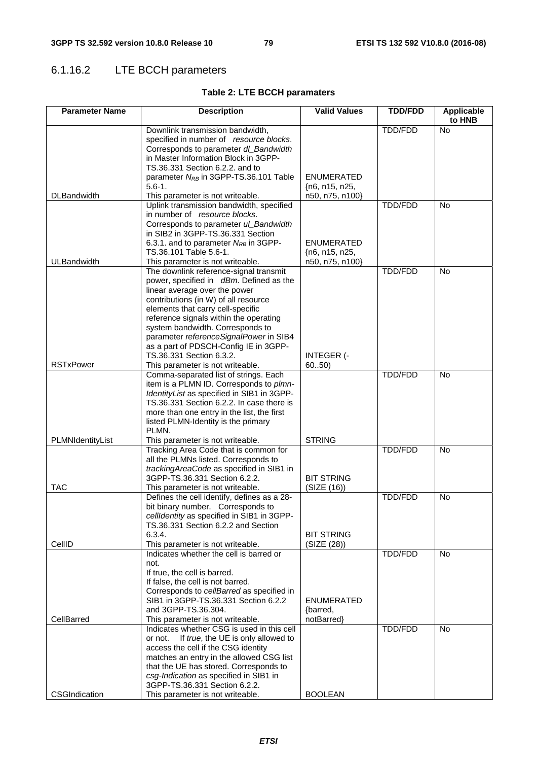### 6.1.16.2 LTE BCCH parameters

**Table 2: LTE BCCH paramaters**

| Parameter Name | Description | Valid Values | TDD/FDD | Applicable to HNB |
|---|---|---|---|---|
| DLBandwidth | Downlink transmission bandwidth, specified in number of *resource blocks*. Corresponds to parameter *dl_Bandwidth* in Master Information Block in 3GPP-TS.36.331 Section 6.2.2. and to parameter $N_{RB}$ in 3GPP-TS.36.101 Table 5.6-1. This parameter is not writeable. | ENUMERATED {n6, n15, n25, n50, n75, n100} | TDD/FDD | No |
| ULBandwidth | Uplink transmission bandwidth, specified in number of *resource blocks*. Corresponds to parameter *ul_Bandwidth* in SIB2 in 3GPP-TS.36.331 Section 6.3.1. and to parameter $N_{RB}$ in 3GPP-TS.36.101 Table 5.6-1. This parameter is not writeable. | ENUMERATED {n6, n15, n25, n50, n75, n100} | TDD/FDD | No |
| RSTxPower | The downlink reference-signal transmit power, specified in *dBm*. Defined as the linear average over the power contributions (in W) of all resource elements that carry cell-specific reference signals within the operating system bandwidth. Corresponds to parameter *referenceSignalPower* in SIB4 as a part of PDSCH-Config IE in 3GPP-TS.36.331 Section 6.3.2. This parameter is not writeable. | INTEGER (-60..50) | TDD/FDD | No |
| PLMNIdentityList | Comma-separated list of strings. Each item is a PLMN ID. Corresponds to *plmn-IdentityList* as specified in SIB1 in 3GPP-TS.36.331 Section 6.2.2. In case there is more than one entry in the list, the first listed PLMN-Identity is the primary PLMN. This parameter is not writeable. | STRING | TDD/FDD | No |
| TAC | Tracking Area Code that is common for all the PLMNs listed. Corresponds to *trackingAreaCode* as specified in SIB1 in 3GPP-TS.36.331 Section 6.2.2. This parameter is not writeable. | BIT STRING (SIZE (16)) | TDD/FDD | No |
| CellID | Defines the cell identify, defines as a 28-bit binary number. Corresponds to *cellIdentity* as specified in SIB1 in 3GPP-TS.36.331 Section 6.2.2 and Section 6.3.4. This parameter is not writeable. | BIT STRING (SIZE (28)) | TDD/FDD | No |
| CellBarred | Indicates whether the cell is barred or not. If true, the cell is barred. If false, the cell is not barred. Corresponds to *cellBarred* as specified in SIB1 in 3GPP-TS.36.331 Section 6.2.2 and 3GPP-TS.36.304. This parameter is not writeable. | ENUMERATED {barred, notBarred} | TDD/FDD | No |
| CSGIndication | Indicates whether CSG is used in this cell or not. If *true*, the UE is only allowed to access the cell if the CSG identity matches an entry in the allowed CSG list that the UE has stored. Corresponds to *csg-Indication* as specified in SIB1 in 3GPP-TS.36.331 Section 6.2.2. This parameter is not writeable. | BOOLEAN | TDD/FDD | No |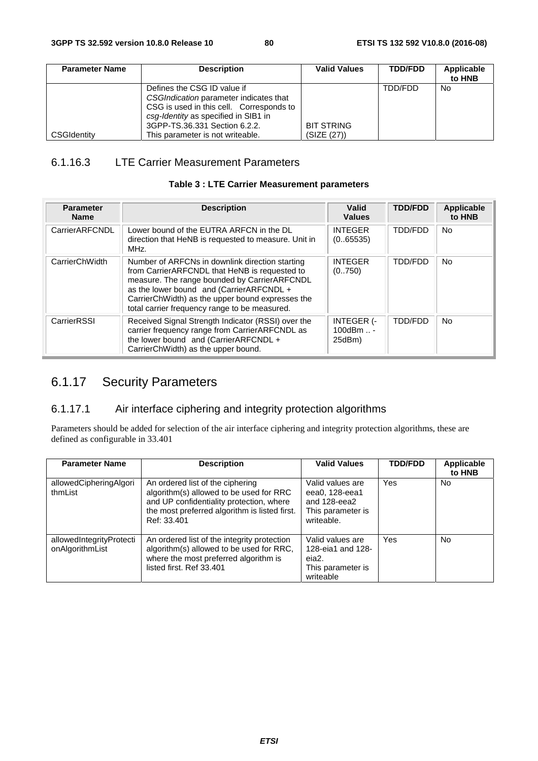| Parameter Name | Description | Valid Values | TDD/FDD | Applicable to HNB |
|---|---|---|---|---|
| CSGIdentity | Defines the CSG ID value if *CSGIndication* parameter indicates that CSG is used in this cell. Corresponds to *csg-Identity* as specified in SIB1 in 3GPP-TS.36.331 Section 6.2.2. This parameter is not writeable. | BIT STRING (SIZE (27)) | TDD/FDD | No |

### 6.1.16.3 LTE Carrier Measurement Parameters

**Table 3 : LTE Carrier Measurement parameters**

| Parameter Name | Description | Valid Values | TDD/FDD | Applicable to HNB |
|---|---|---|---|---|
| CarrierARFCNDL | Lower bound of the EUTRA ARFCN in the DL direction that HeNB is requested to measure. Unit in MHz. | INTEGER (0..65535) | TDD/FDD | No |
| CarrierChWidth | Number of ARFCNs in downlink direction starting from CarrierARFCNDL that HeNB is requested to measure. The range bounded by CarrierARFCNDL as the lower bound and (CarrierARFCNDL + CarrierChWidth) as the upper bound expresses the total carrier frequency range to be measured. | INTEGER (0..750) | TDD/FDD | No |
| CarrierRSSI | Received Signal Strength Indicator (RSSI) over the carrier frequency range from CarrierARFCNDL as the lower bound and (CarrierARFCNDL + CarrierChWidth) as the upper bound. | INTEGER (-100dBm .. -25dBm) | TDD/FDD | No |

## 6.1.17 Security Parameters

### 6.1.17.1 Air interface ciphering and integrity protection algorithms

Parameters should be added for selection of the air interface ciphering and integrity protection algorithms, these are defined as configurable in 33.401

| Parameter Name | Description | Valid Values | TDD/FDD | Applicable to HNB |
|---|---|---|---|---|
| allowedCipheringAlgorithmList | An ordered list of the ciphering algorithm(s) allowed to be used for RRC and UP confidentiality protection, where the most preferred algorithm is listed first. Ref: 33.401 | Valid values are eea0, 128-eea1 and 128-eea2 This parameter is writeable. | Yes | No |
| allowedIntegrityProtectionAlgorithmList | An ordered list of the integrity protection algorithm(s) allowed to be used for RRC, where the most preferred algorithm is listed first. Ref 33.401 | Valid values are 128-eia1 and 128-eia2. This parameter is writeable | Yes | No |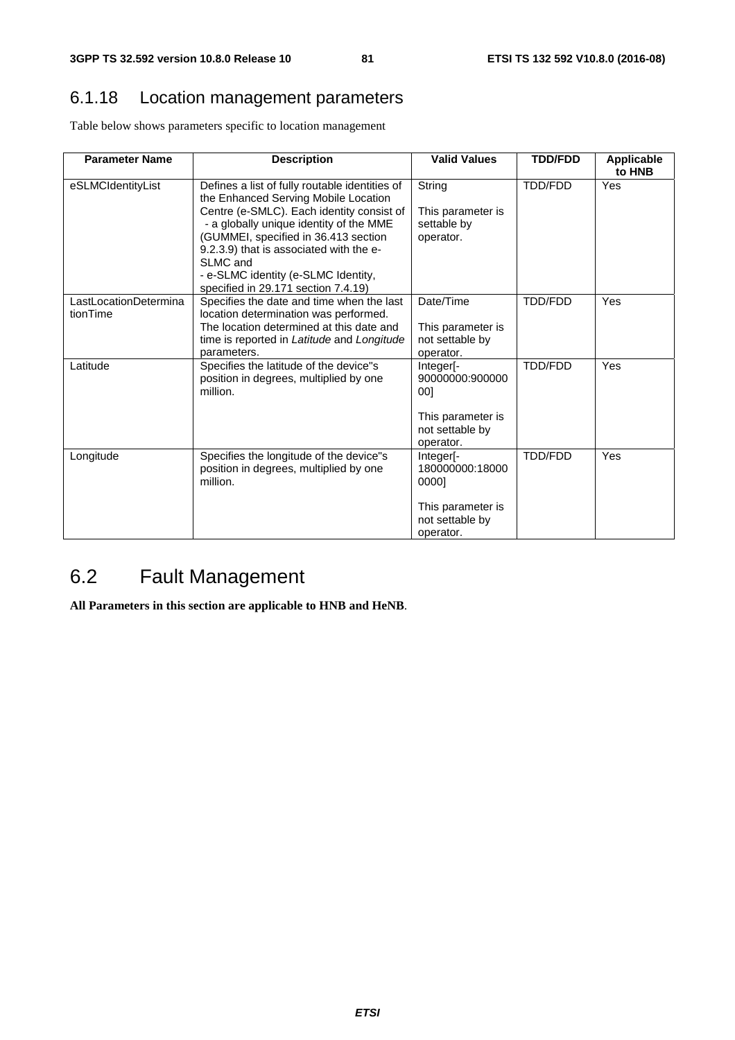## 6.1.18 Location management parameters

Table below shows parameters specific to location management

| Parameter Name | Description | Valid Values | TDD/FDD | Applicable to HNB |
|---|---|---|---|---|
| eSLMCIdentityList | Defines a list of fully routable identities of the Enhanced Serving Mobile Location Centre (e-SMLC). Each identity consist of<br>- a globally unique identity of the MME (GUMMEI, specified in 36.413 section 9.2.3.9) that is associated with the e-SLMC and<br>- e-SLMC identity (e-SLMC Identity, specified in 29.171 section 7.4.19) | String<br><br>This parameter is settable by operator. | TDD/FDD | Yes |
| LastLocationDeterminationTime | Specifies the date and time when the last location determination was performed. The location determined at this date and time is reported in *Latitude* and *Longitude* parameters. | Date/Time<br><br>This parameter is not settable by operator. | TDD/FDD | Yes |
| Latitude | Specifies the latitude of the device"s position in degrees, multiplied by one million. | Integer[-90000000:90000000]<br><br>This parameter is not settable by operator. | TDD/FDD | Yes |
| Longitude | Specifies the longitude of the device"s position in degrees, multiplied by one million. | Integer[-180000000:180000000]<br><br>This parameter is not settable by operator. | TDD/FDD | Yes |

# 6.2 Fault Management

**All Parameters in this section are applicable to HNB and HeNB**.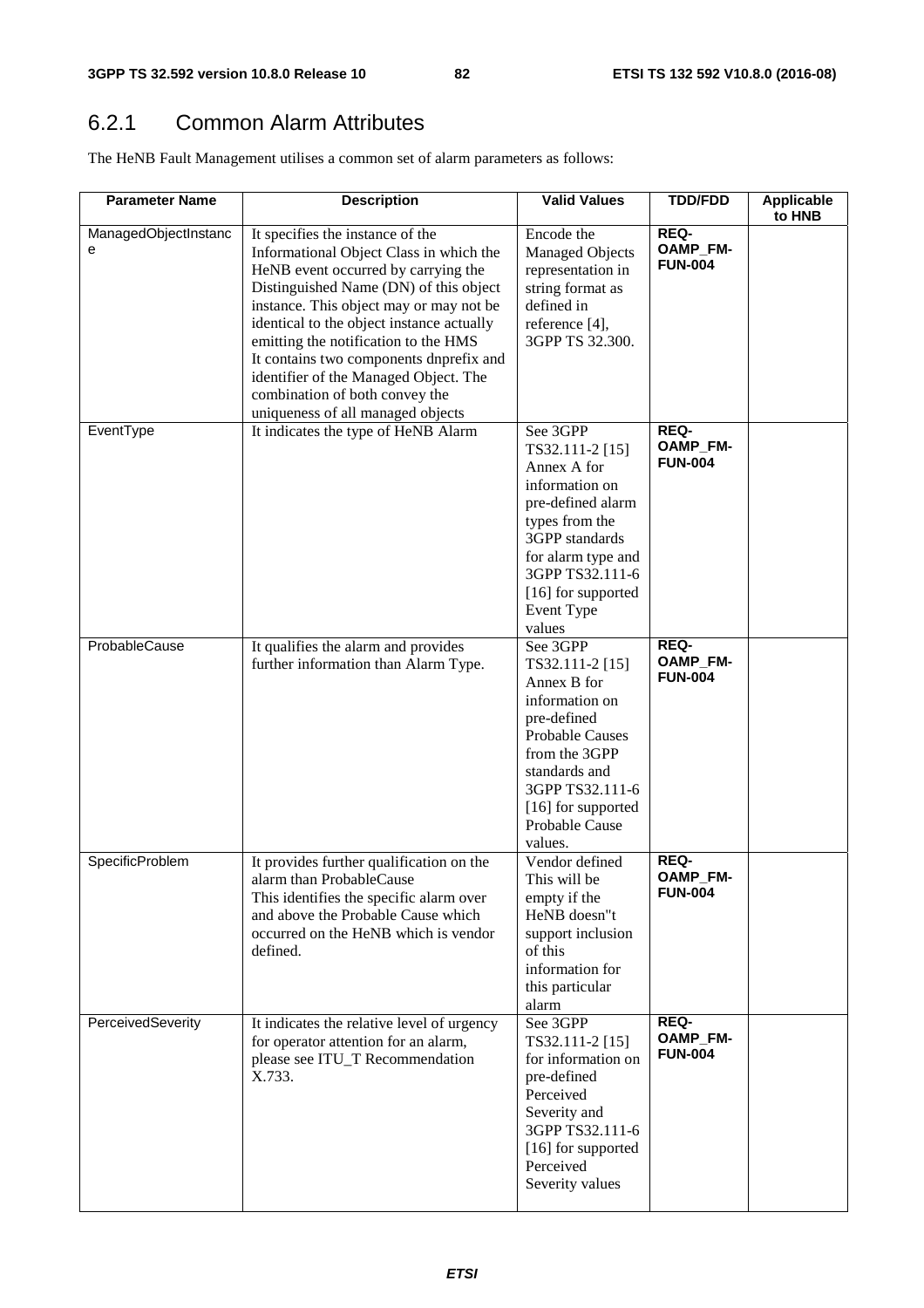## 6.2.1 Common Alarm Attributes

The HeNB Fault Management utilises a common set of alarm parameters as follows:

| Parameter Name | Description | Valid Values | TDD/FDD | Applicable to HNB |
|---|---|---|---|---|
| ManagedObjectInstance | It specifies the instance of the Informational Object Class in which the HeNB event occurred by carrying the Distinguished Name (DN) of this object instance. This object may or may not be identical to the object instance actually emitting the notification to the HMS It contains two components dnprefix and identifier of the Managed Object. The combination of both convey the uniqueness of all managed objects | Encode the Managed Objects representation in string format as defined in reference [4], 3GPP TS 32.300. | REQ-OAMP_FM-FUN-004 | |
| EventType | It indicates the type of HeNB Alarm | See 3GPP TS32.111-2 [15] Annex A for information on pre-defined alarm types from the 3GPP standards for alarm type and 3GPP TS32.111-6 [16] for supported Event Type values | REQ-OAMP_FM-FUN-004 | |
| ProbableCause | It qualifies the alarm and provides further information than Alarm Type. | See 3GPP TS32.111-2 [15] Annex B for information on pre-defined Probable Causes from the 3GPP standards and 3GPP TS32.111-6 [16] for supported Probable Cause values. | REQ-OAMP_FM-FUN-004 | |
| SpecificProblem | It provides further qualification on the alarm than ProbableCause This identifies the specific alarm over and above the Probable Cause which occurred on the HeNB which is vendor defined. | Vendor defined This will be empty if the HeNB doesn"t support inclusion of this information for this particular alarm | REQ-OAMP_FM-FUN-004 | |
| PerceivedSeverity | It indicates the relative level of urgency for operator attention for an alarm, please see ITU_T Recommendation X.733. | See 3GPP TS32.111-2 [15] for information on pre-defined Perceived Severity and 3GPP TS32.111-6 [16] for supported Perceived Severity values | REQ-OAMP_FM-FUN-004 | |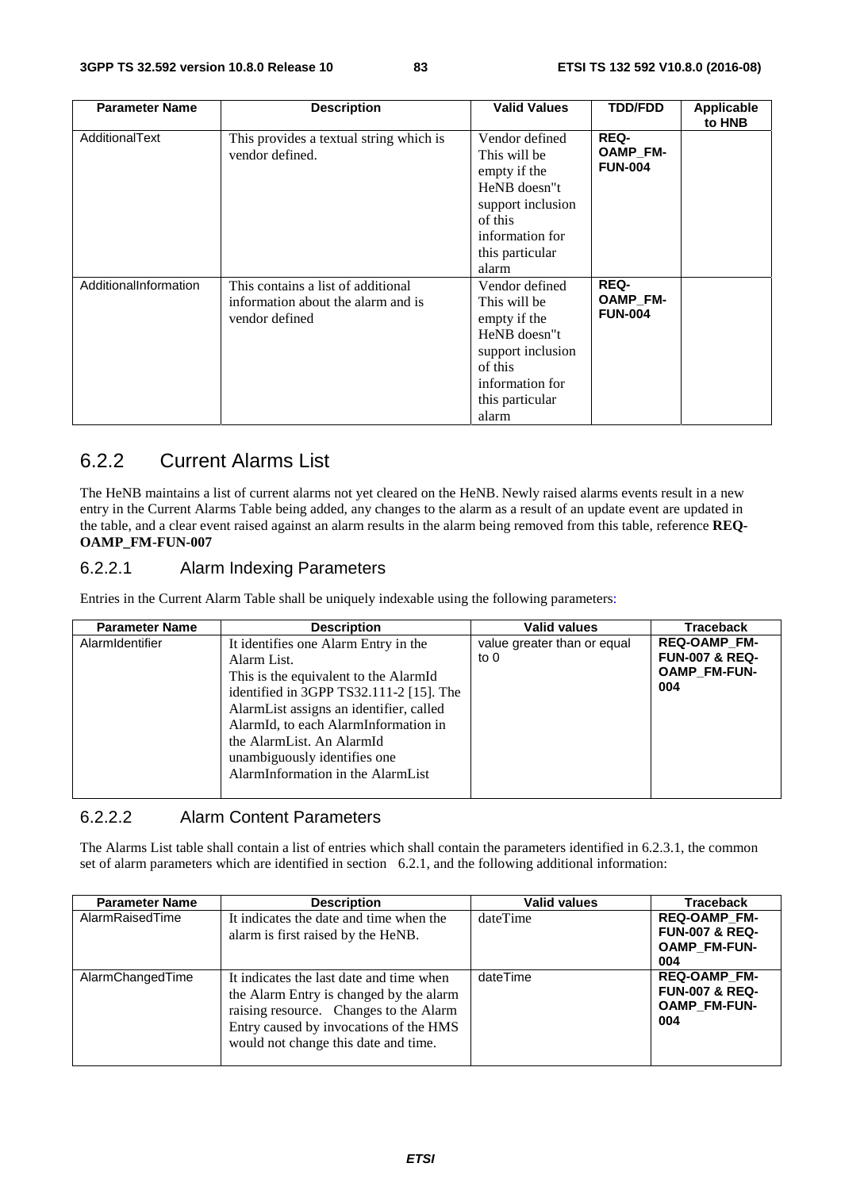| Parameter Name | Description | Valid Values | TDD/FDD | Applicable to HNB |
|---|---|---|---|---|
| AdditionalText | This provides a textual string which is vendor defined. | Vendor defined This will be empty if the HeNB doesn"t support inclusion of this information for this particular alarm | REQ-OAMP_FM-FUN-004 | |
| AdditionalInformation | This contains a list of additional information about the alarm and is vendor defined | Vendor defined This will be empty if the HeNB doesn"t support inclusion of this information for this particular alarm | REQ-OAMP_FM-FUN-004 | |

## 6.2.2 Current Alarms List

The HeNB maintains a list of current alarms not yet cleared on the HeNB. Newly raised alarms events result in a new entry in the Current Alarms Table being added, any changes to the alarm as a result of an update event are updated in the table, and a clear event raised against an alarm results in the alarm being removed from this table, reference **REQ-OAMP_FM-FUN-007**

### 6.2.2.1 Alarm Indexing Parameters

Entries in the Current Alarm Table shall be uniquely indexable using the following parameters:

| Parameter Name | Description | Valid values | Traceback |
|---|---|---|---|
| AlarmIdentifier | It identifies one Alarm Entry in the Alarm List. This is the equivalent to the AlarmId identified in 3GPP TS32.111-2 [15]. The AlarmList assigns an identifier, called AlarmId, to each AlarmInformation in the AlarmList. An AlarmId unambiguously identifies one AlarmInformation in the AlarmList | value greater than or equal to 0 | REQ-OAMP_FM-FUN-007 & REQ-OAMP_FM-FUN-004 |

### 6.2.2.2 Alarm Content Parameters

The Alarms List table shall contain a list of entries which shall contain the parameters identified in 6.2.3.1, the common set of alarm parameters which are identified in section 6.2.1, and the following additional information:

| Parameter Name | Description | Valid values | Traceback |
|---|---|---|---|
| AlarmRaisedTime | It indicates the date and time when the alarm is first raised by the HeNB. | dateTime | REQ-OAMP_FM-FUN-007 & REQ-OAMP_FM-FUN-004 |
| AlarmChangedTime | It indicates the last date and time when the Alarm Entry is changed by the alarm raising resource. Changes to the Alarm Entry caused by invocations of the HMS would not change this date and time. | dateTime | REQ-OAMP_FM-FUN-007 & REQ-OAMP_FM-FUN-004 |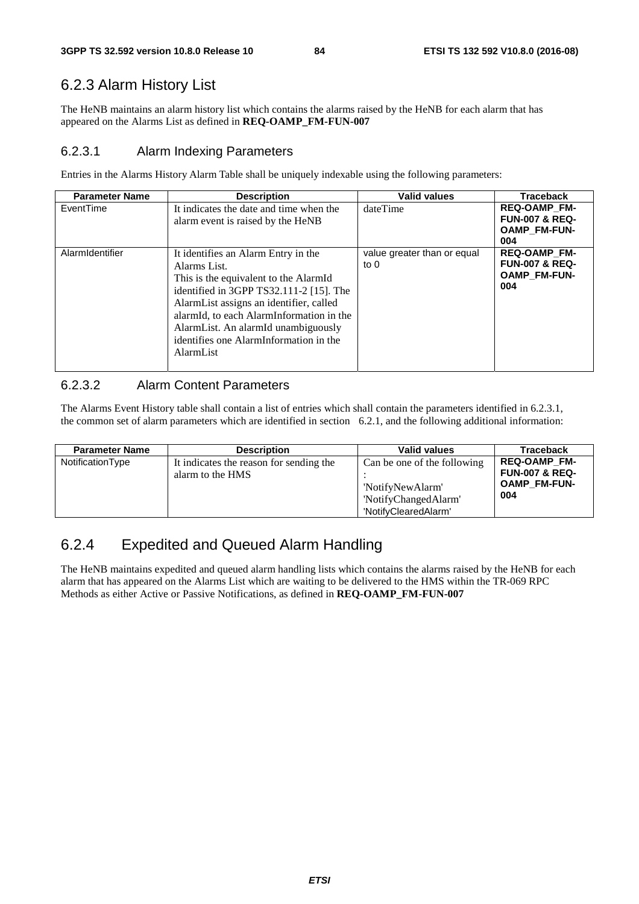## 6.2.3 Alarm History List

The HeNB maintains an alarm history list which contains the alarms raised by the HeNB for each alarm that has appeared on the Alarms List as defined in **REQ-OAMP_FM-FUN-007**

### 6.2.3.1 Alarm Indexing Parameters

Entries in the Alarms History Alarm Table shall be uniquely indexable using the following parameters:

| Parameter Name | Description | Valid values | Traceback |
|---|---|---|---|
| EventTime | It indicates the date and time when the alarm event is raised by the HeNB | dateTime | **REQ-OAMP_FM-FUN-007 & REQ-OAMP_FM-FUN-004** |
| AlarmIdentifier | It identifies an Alarm Entry in the Alarms List. This is the equivalent to the AlarmId identified in 3GPP TS32.111-2 [15]. The AlarmList assigns an identifier, called alarmId, to each AlarmInformation in the AlarmList. An alarmId unambiguously identifies one AlarmInformation in the AlarmList | value greater than or equal to 0 | **REQ-OAMP_FM-FUN-007 & REQ-OAMP_FM-FUN-004** |

### 6.2.3.2 Alarm Content Parameters

The Alarms Event History table shall contain a list of entries which shall contain the parameters identified in 6.2.3.1, the common set of alarm parameters which are identified in section 6.2.1, and the following additional information:

| Parameter Name | Description | Valid values | Traceback |
|---|---|---|---|
| NotificationType | It indicates the reason for sending the alarm to the HMS | Can be one of the following : 'NotifyNewAlarm' 'NotifyChangedAlarm' 'NotifyClearedAlarm' | **REQ-OAMP_FM-FUN-007 & REQ-OAMP_FM-FUN-004** |

## 6.2.4 Expedited and Queued Alarm Handling

The HeNB maintains expedited and queued alarm handling lists which contains the alarms raised by the HeNB for each alarm that has appeared on the Alarms List which are waiting to be delivered to the HMS within the TR-069 RPC Methods as either Active or Passive Notifications, as defined in **REQ-OAMP_FM-FUN-007**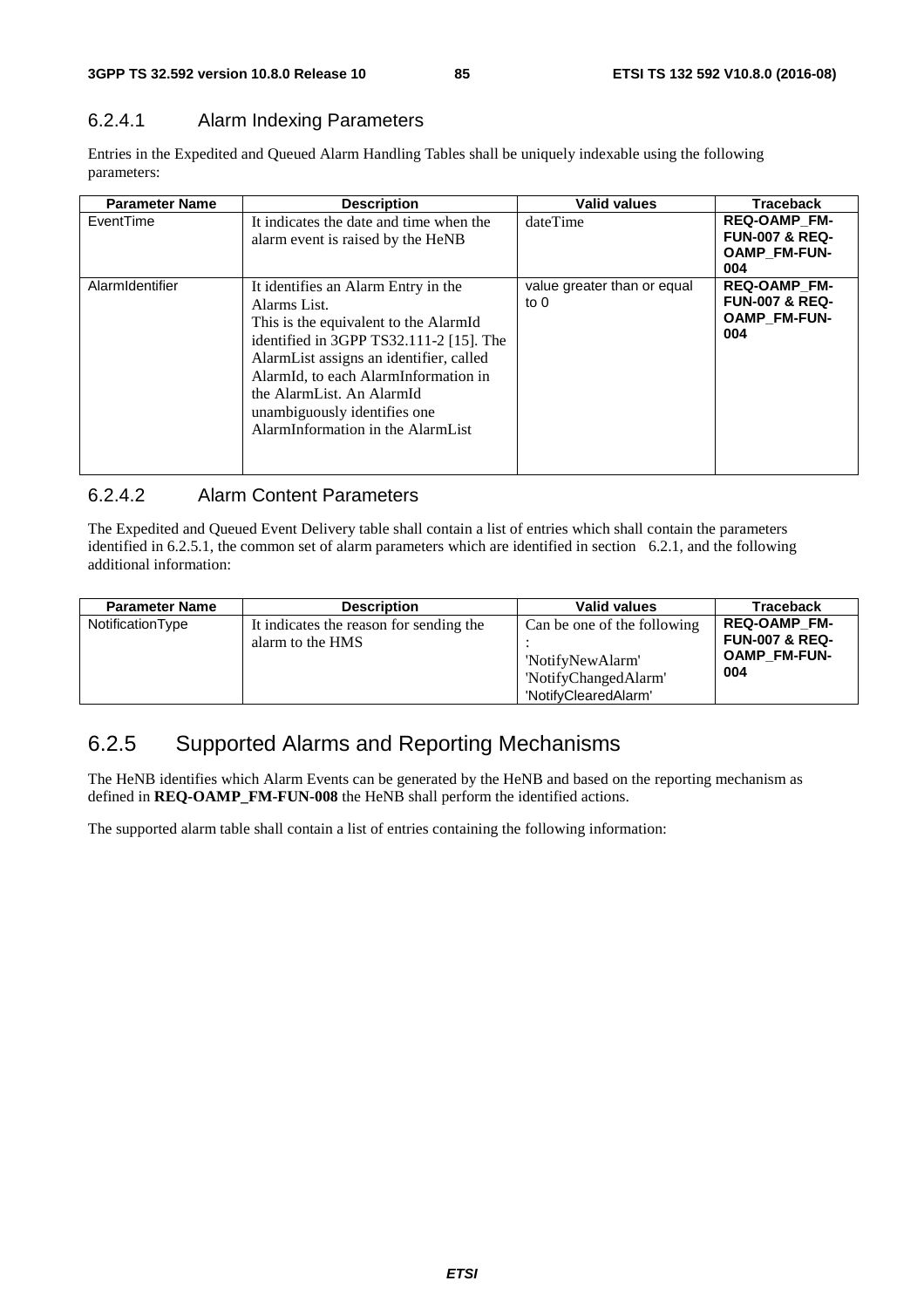#### 6.2.4.1 Alarm Indexing Parameters

Entries in the Expedited and Queued Alarm Handling Tables shall be uniquely indexable using the following parameters:

| Parameter Name | Description | Valid values | Traceback |
|---|---|---|---|
| EventTime | It indicates the date and time when the alarm event is raised by the HeNB | dateTime | **REQ-OAMP_FM-FUN-007 & REQ-OAMP_FM-FUN-004** |
| AlarmIdentifier | It identifies an Alarm Entry in the Alarms List. This is the equivalent to the AlarmId identified in 3GPP TS32.111-2 [15]. The AlarmList assigns an identifier, called AlarmId, to each AlarmInformation in the AlarmList. An AlarmId unambiguously identifies one AlarmInformation in the AlarmList | value greater than or equal to 0 | **REQ-OAMP_FM-FUN-007 & REQ-OAMP_FM-FUN-004** |

#### 6.2.4.2 Alarm Content Parameters

The Expedited and Queued Event Delivery table shall contain a list of entries which shall contain the parameters identified in 6.2.5.1, the common set of alarm parameters which are identified in section 6.2.1, and the following additional information:

| Parameter Name | Description | Valid values | Traceback |
|---|---|---|---|
| NotificationType | It indicates the reason for sending the alarm to the HMS | Can be one of the following : 'NotifyNewAlarm' 'NotifyChangedAlarm' 'NotifyClearedAlarm' | **REQ-OAMP_FM-FUN-007 & REQ-OAMP_FM-FUN-004** |

### 6.2.5 Supported Alarms and Reporting Mechanisms

The HeNB identifies which Alarm Events can be generated by the HeNB and based on the reporting mechanism as defined in **REQ-OAMP_FM-FUN-008** the HeNB shall perform the identified actions.

The supported alarm table shall contain a list of entries containing the following information: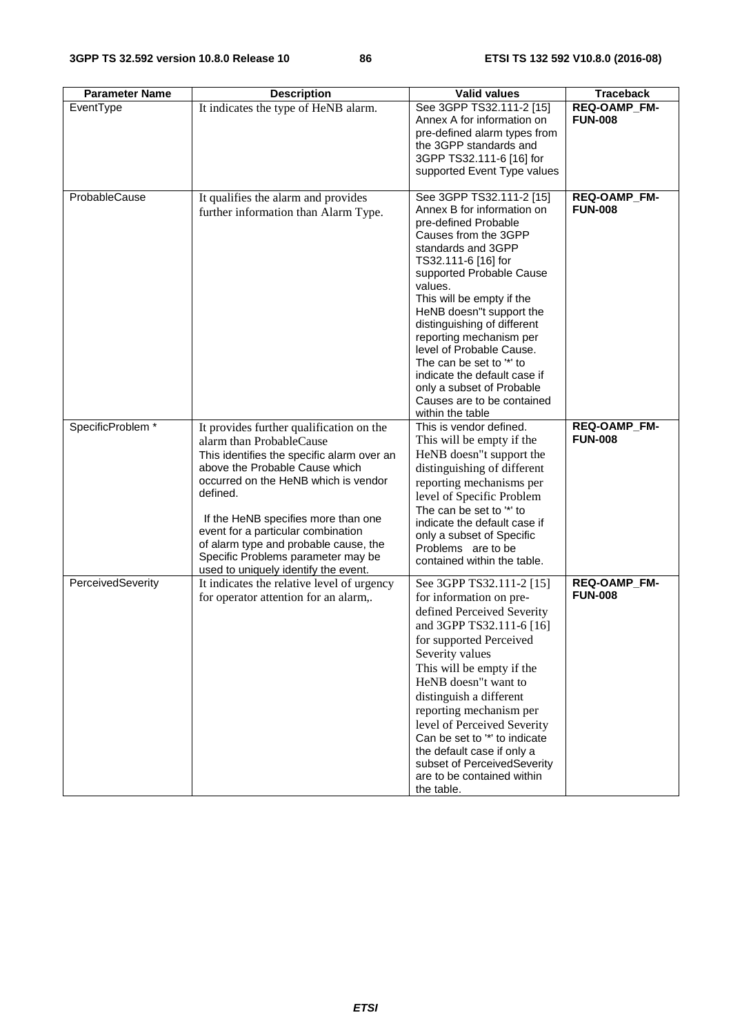| Parameter Name | Description | Valid values | Traceback |
| --- | --- | --- | --- |
| EventType | It indicates the type of HeNB alarm. | See 3GPP TS32.111-2 [15] Annex A for information on pre-defined alarm types from the 3GPP standards and 3GPP TS32.111-6 [16] for supported Event Type values | **REQ-OAMP_FM-FUN-008** |
| ProbableCause | It qualifies the alarm and provides further information than Alarm Type. | See 3GPP TS32.111-2 [15] Annex B for information on pre-defined Probable Causes from the 3GPP standards and 3GPP TS32.111-6 [16] for supported Probable Cause values.<br>This will be empty if the HeNB doesn"t support the distinguishing of different reporting mechanism per level of Probable Cause. The can be set to '*' to indicate the default case if only a subset of Probable Causes are to be contained within the table | **REQ-OAMP_FM-FUN-008** |
| SpecificProblem * | It provides further qualification on the alarm than ProbableCause<br>This identifies the specific alarm over an above the Probable Cause which occurred on the HeNB which is vendor defined.<br><br>If the HeNB specifies more than one event for a particular combination of alarm type and probable cause, the Specific Problems parameter may be used to uniquely identify the event. | This is vendor defined.<br>This will be empty if the HeNB doesn"t support the distinguishing of different reporting mechanisms per level of Specific Problem The can be set to '*' to indicate the default case if only a subset of Specific Problems are to be contained within the table. | **REQ-OAMP_FM-FUN-008** |
| PerceivedSeverity | It indicates the relative level of urgency for operator attention for an alarm,. | See 3GPP TS32.111-2 [15] for information on pre-defined Perceived Severity and 3GPP TS32.111-6 [16] for supported Perceived Severity values<br>This will be empty if the HeNB doesn"t want to distinguish a different reporting mechanism per level of Perceived Severity Can be set to '*' to indicate the default case if only a subset of PerceivedSeverity are to be contained within the table. | **REQ-OAMP_FM-FUN-008** |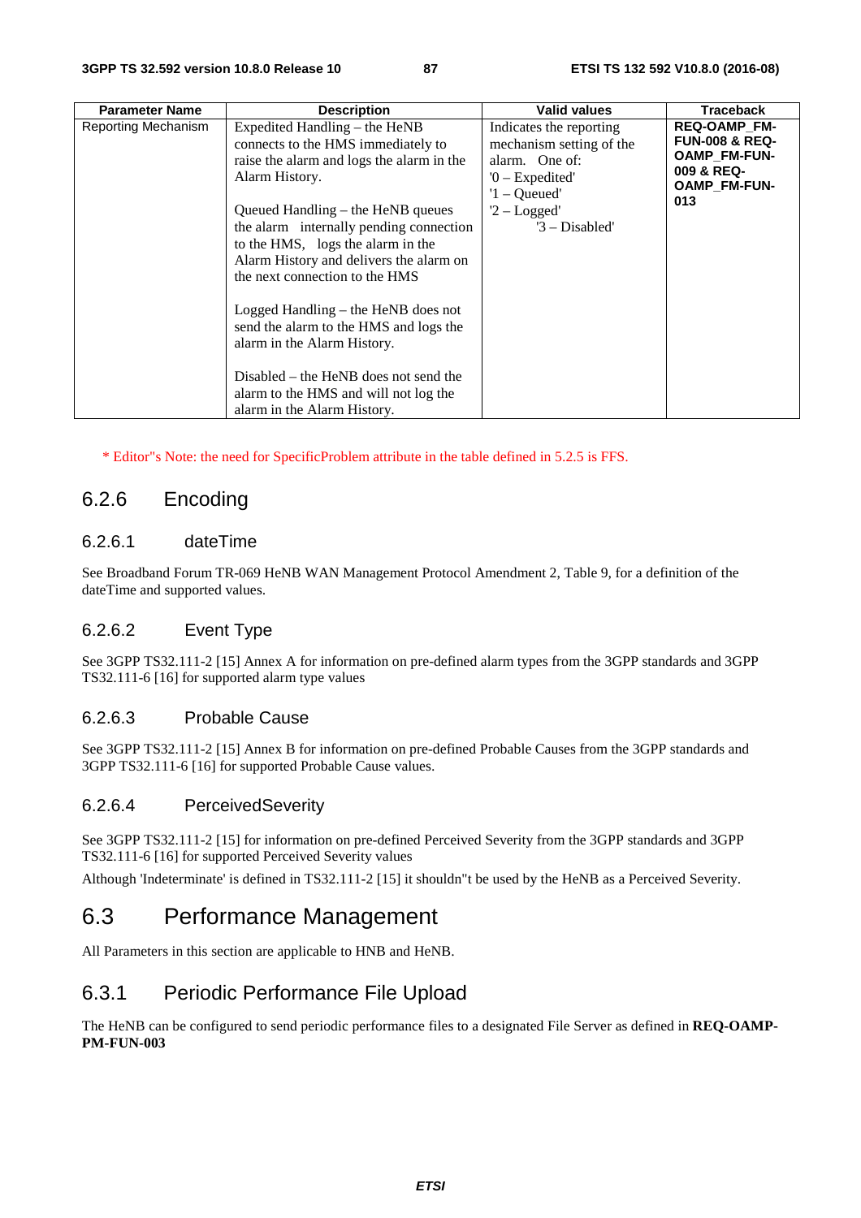| Parameter Name | Description | Valid values | Traceback |
| --- | --- | --- | --- |
| Reporting Mechanism | Expedited Handling – the HeNB connects to the HMS immediately to raise the alarm and logs the alarm in the Alarm History.<br><br>Queued Handling – the HeNB queues the alarm internally pending connection to the HMS, logs the alarm in the Alarm History and delivers the alarm on the next connection to the HMS<br><br>Logged Handling – the HeNB does not send the alarm to the HMS and logs the alarm in the Alarm History.<br><br>Disabled – the HeNB does not send the alarm to the HMS and will not log the alarm in the Alarm History. | Indicates the reporting mechanism setting of the alarm. One of:<br>'0 – Expedited'<br>'1 – Queued'<br>'2 – Logged'<br>'3 – Disabled' | **REQ-OAMP_FM-FUN-008 & REQ-OAMP_FM-FUN-009 & REQ-OAMP_FM-FUN-013** |

* Editor"s Note: the need for SpecificProblem attribute in the table defined in 5.2.5 is FFS.

### 6.2.6 Encoding

#### 6.2.6.1 dateTime

See Broadband Forum TR-069 HeNB WAN Management Protocol Amendment 2, Table 9, for a definition of the dateTime and supported values.

#### 6.2.6.2 Event Type

See 3GPP TS32.111-2 [15] Annex A for information on pre-defined alarm types from the 3GPP standards and 3GPP TS32.111-6 [16] for supported alarm type values

#### 6.2.6.3 Probable Cause

See 3GPP TS32.111-2 [15] Annex B for information on pre-defined Probable Causes from the 3GPP standards and 3GPP TS32.111-6 [16] for supported Probable Cause values.

#### 6.2.6.4 PerceivedSeverity

See 3GPP TS32.111-2 [15] for information on pre-defined Perceived Severity from the 3GPP standards and 3GPP TS32.111-6 [16] for supported Perceived Severity values

Although 'Indeterminate' is defined in TS32.111-2 [15] it shouldn"t be used by the HeNB as a Perceived Severity.

## 6.3 Performance Management

All Parameters in this section are applicable to HNB and HeNB.

### 6.3.1 Periodic Performance File Upload

The HeNB can be configured to send periodic performance files to a designated File Server as defined in **REQ-OAMP-PM-FUN-003**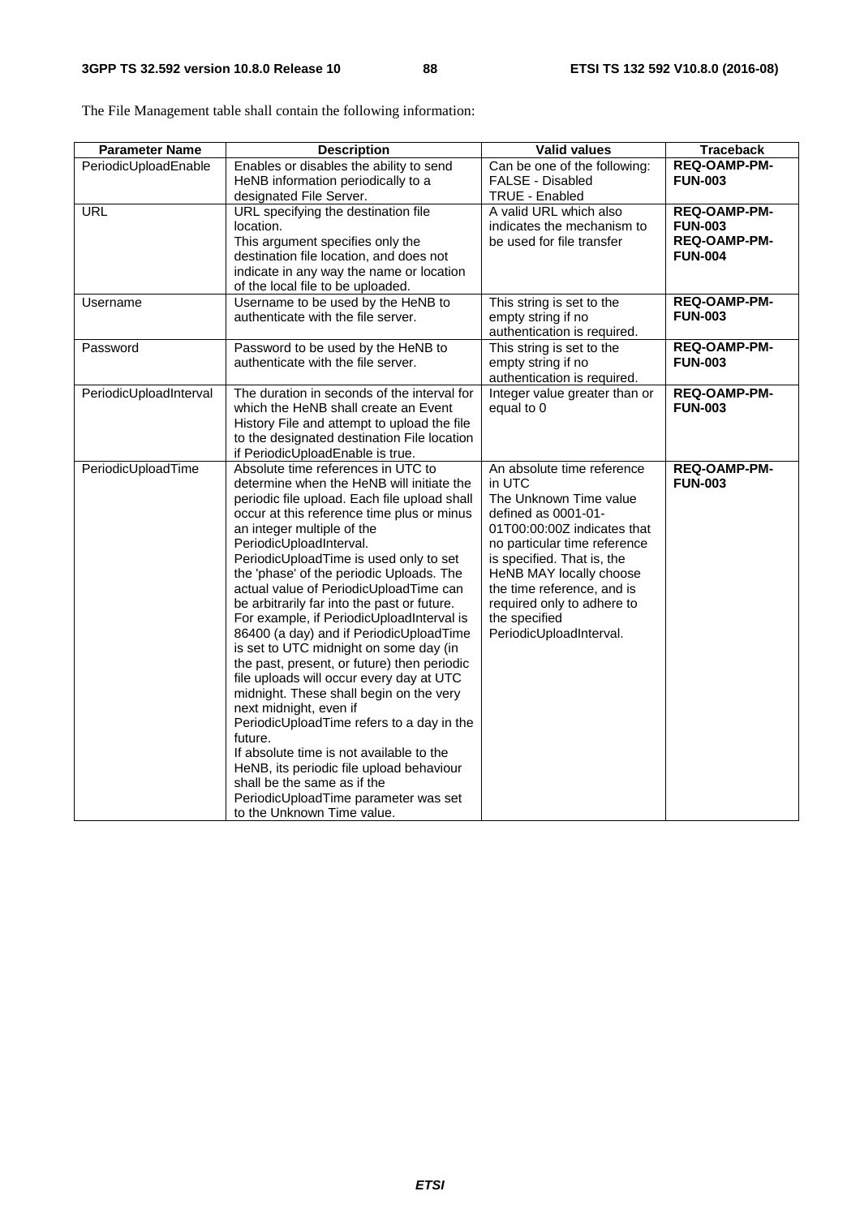The File Management table shall contain the following information:

| Parameter Name | Description | Valid values | Traceback |
|---|---|---|---|
| PeriodicUploadEnable | Enables or disables the ability to send HeNB information periodically to a designated File Server. | Can be one of the following:<br>FALSE - Disabled<br>TRUE - Enabled | **REQ-OAMP-PM-FUN-003** |
| URL | URL specifying the destination file location.<br>This argument specifies only the destination file location, and does not indicate in any way the name or location of the local file to be uploaded. | A valid URL which also indicates the mechanism to be used for file transfer | **REQ-OAMP-PM-FUN-003**<br>**REQ-OAMP-PM-FUN-004** |
| Username | Username to be used by the HeNB to authenticate with the file server. | This string is set to the empty string if no authentication is required. | **REQ-OAMP-PM-FUN-003** |
| Password | Password to be used by the HeNB to authenticate with the file server. | This string is set to the empty string if no authentication is required. | **REQ-OAMP-PM-FUN-003** |
| PeriodicUploadInterval | The duration in seconds of the interval for which the HeNB shall create an Event History File and attempt to upload the file to the designated destination File location if PeriodicUploadEnable is true. | Integer value greater than or equal to 0 | **REQ-OAMP-PM-FUN-003** |
| PeriodicUploadTime | Absolute time references in UTC to determine when the HeNB will initiate the periodic file upload. Each file upload shall occur at this reference time plus or minus an integer multiple of the PeriodicUploadInterval.<br>PeriodicUploadTime is used only to set the 'phase' of the periodic Uploads. The actual value of PeriodicUploadTime can be arbitrarily far into the past or future.<br>For example, if PeriodicUploadInterval is 86400 (a day) and if PeriodicUploadTime is set to UTC midnight on some day (in the past, present, or future) then periodic file uploads will occur every day at UTC midnight. These shall begin on the very next midnight, even if PeriodicUploadTime refers to a day in the future.<br>If absolute time is not available to the HeNB, its periodic file upload behaviour shall be the same as if the PeriodicUploadTime parameter was set to the Unknown Time value. | An absolute time reference in UTC<br>The Unknown Time value defined as 0001-01-01T00:00:00Z indicates that no particular time reference is specified. That is, the HeNB MAY locally choose the time reference, and is required only to adhere to the specified PeriodicUploadInterval. | **REQ-OAMP-PM-FUN-003** |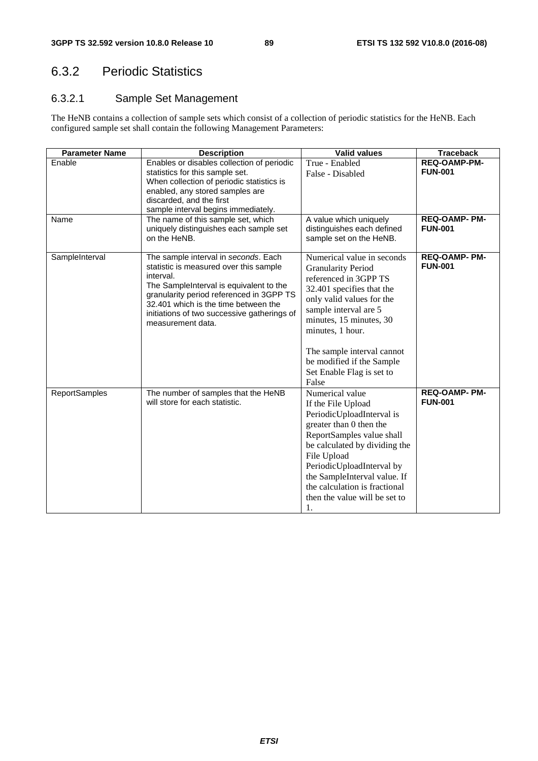## 6.3.2 Periodic Statistics

### 6.3.2.1 Sample Set Management

The HeNB contains a collection of sample sets which consist of a collection of periodic statistics for the HeNB. Each configured sample set shall contain the following Management Parameters:

| Parameter Name | Description | Valid values | Traceback |
|---|---|---|---|
| Enable | Enables or disables collection of periodic statistics for this sample set.<br>When collection of periodic statistics is enabled, any stored samples are discarded, and the first sample interval begins immediately. | True - Enabled<br>False - Disabled | **REQ-OAMP-PM-FUN-001** |
| Name | The name of this sample set, which uniquely distinguishes each sample set on the HeNB. | A value which uniquely distinguishes each defined sample set on the HeNB. | **REQ-OAMP- PM-FUN-001** |
| SampleInterval | The sample interval in *seconds*. Each statistic is measured over this sample interval.<br>The SampleInterval is equivalent to the granularity period referenced in 3GPP TS 32.401 which is the time between the initiations of two successive gatherings of measurement data. | Numerical value in seconds Granularity Period referenced in 3GPP TS 32.401 specifies that the only valid values for the sample interval are 5 minutes, 15 minutes, 30 minutes, 1 hour.<br><br>The sample interval cannot be modified if the Sample Set Enable Flag is set to False | **REQ-OAMP- PM-FUN-001** |
| ReportSamples | The number of samples that the HeNB will store for each statistic. | Numerical value<br>If the File Upload PeriodicUploadInterval is greater than 0 then the ReportSamples value shall be calculated by dividing the File Upload PeriodicUploadInterval by the SampleInterval value. If the calculation is fractional then the value will be set to 1. | **REQ-OAMP- PM-FUN-001** |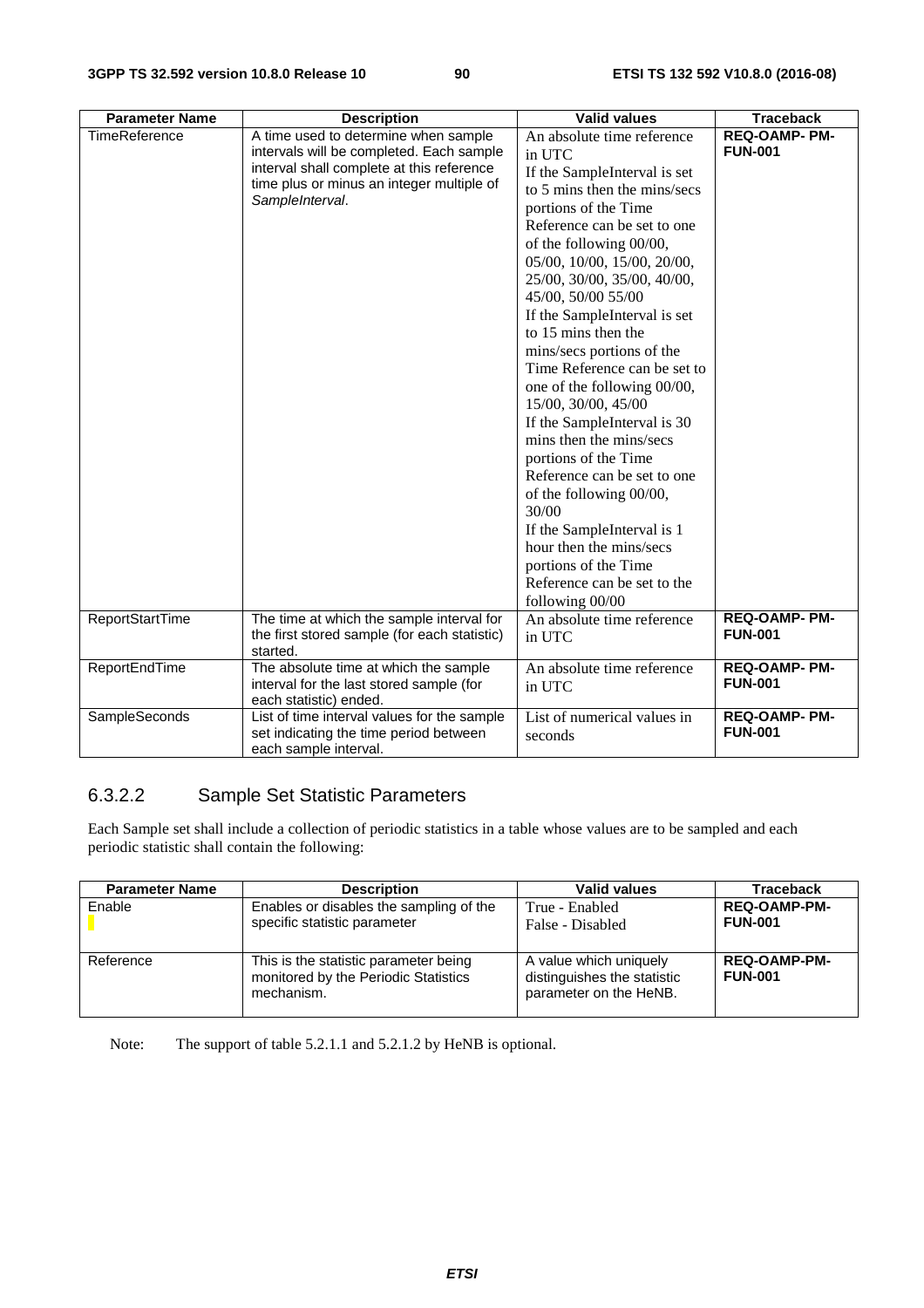| Parameter Name | Description | Valid values | Traceback |
|---|---|---|---|
| TimeReference | A time used to determine when sample intervals will be completed. Each sample interval shall complete at this reference time plus or minus an integer multiple of *SampleInterval*. | An absolute time reference in UTC<br>If the SampleInterval is set to 5 mins then the mins/secs portions of the Time Reference can be set to one of the following 00/00, 05/00, 10/00, 15/00, 20/00, 25/00, 30/00, 35/00, 40/00, 45/00, 50/00 55/00<br>If the SampleInterval is set to 15 mins then the mins/secs portions of the Time Reference can be set to one of the following 00/00, 15/00, 30/00, 45/00<br>If the SampleInterval is 30 mins then the mins/secs portions of the Time Reference can be set to one of the following 00/00, 30/00<br>If the SampleInterval is 1 hour then the mins/secs portions of the Time Reference can be set to the following 00/00 | **REQ-OAMP- PM-FUN-001** |
| ReportStartTime | The time at which the sample interval for the first stored sample (for each statistic) started. | An absolute time reference in UTC | **REQ-OAMP- PM-FUN-001** |
| ReportEndTime | The absolute time at which the sample interval for the last stored sample (for each statistic) ended. | An absolute time reference in UTC | **REQ-OAMP- PM-FUN-001** |
| SampleSeconds | List of time interval values for the sample set indicating the time period between each sample interval. | List of numerical values in seconds | **REQ-OAMP- PM-FUN-001** |

### 6.3.2.2 Sample Set Statistic Parameters

Each Sample set shall include a collection of periodic statistics in a table whose values are to be sampled and each periodic statistic shall contain the following:

| Parameter Name | Description | Valid values | Traceback |
|---|---|---|---|
| Enable | Enables or disables the sampling of the specific statistic parameter | True - Enabled<br>False - Disabled | **REQ-OAMP-PM-FUN-001** |
| Reference | This is the statistic parameter being monitored by the Periodic Statistics mechanism. | A value which uniquely distinguishes the statistic parameter on the HeNB. | **REQ-OAMP-PM-FUN-001** |

Note: The support of table 5.2.1.1 and 5.2.1.2 by HeNB is optional.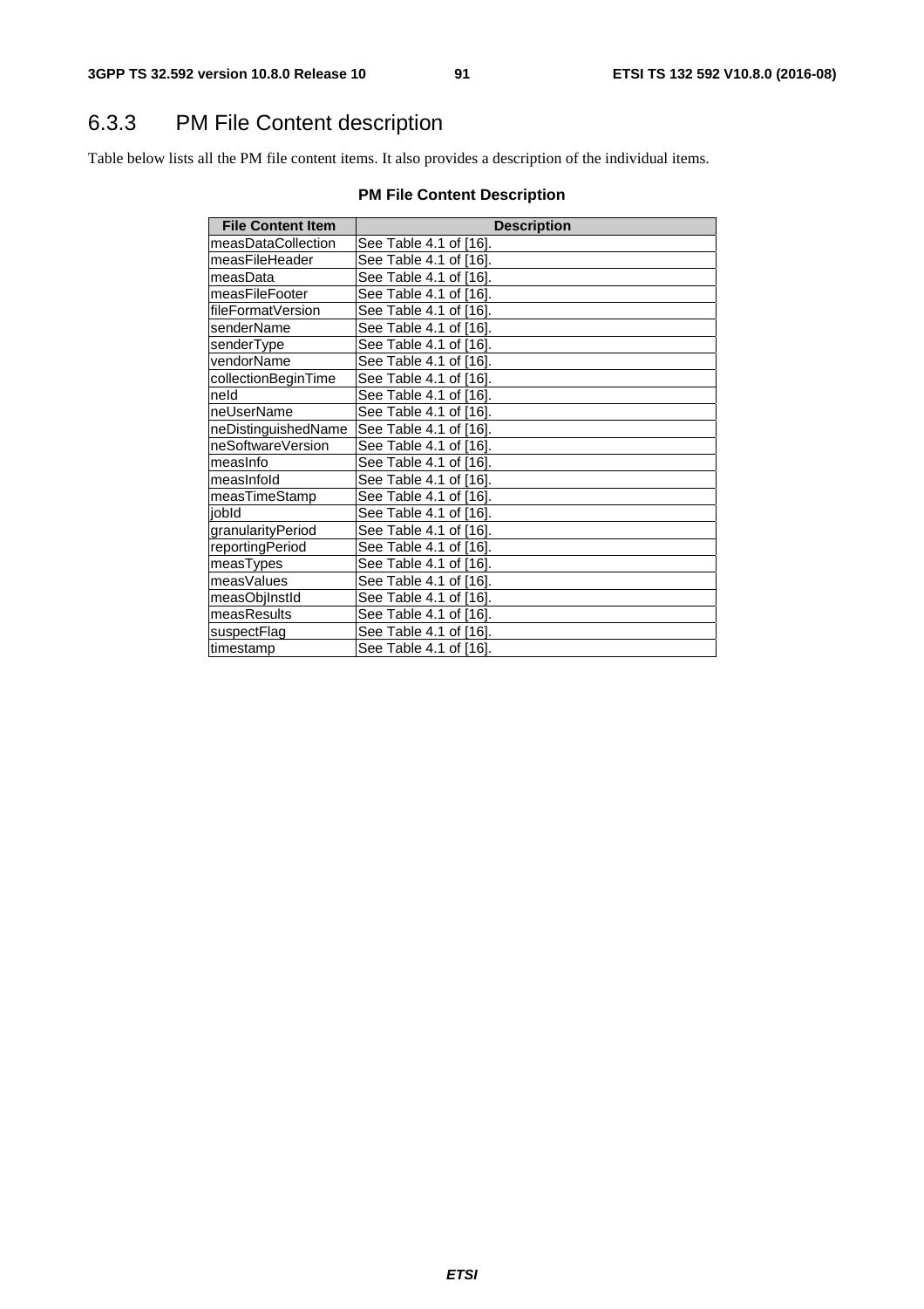### 6.3.3 PM File Content description

Table below lists all the PM file content items. It also provides a description of the individual items.

**PM File Content Description**

| File Content Item | Description |
|---|---|
| measDataCollection | See Table 4.1 of [16]. |
| measFileHeader | See Table 4.1 of [16]. |
| measData | See Table 4.1 of [16]. |
| measFileFooter | See Table 4.1 of [16]. |
| fileFormatVersion | See Table 4.1 of [16]. |
| senderName | See Table 4.1 of [16]. |
| senderType | See Table 4.1 of [16]. |
| vendorName | See Table 4.1 of [16]. |
| collectionBeginTime | See Table 4.1 of [16]. |
| neId | See Table 4.1 of [16]. |
| neUserName | See Table 4.1 of [16]. |
| neDistinguishedName | See Table 4.1 of [16]. |
| neSoftwareVersion | See Table 4.1 of [16]. |
| measInfo | See Table 4.1 of [16]. |
| measInfoId | See Table 4.1 of [16]. |
| measTimeStamp | See Table 4.1 of [16]. |
| jobId | See Table 4.1 of [16]. |
| granularityPeriod | See Table 4.1 of [16]. |
| reportingPeriod | See Table 4.1 of [16]. |
| measTypes | See Table 4.1 of [16]. |
| measValues | See Table 4.1 of [16]. |
| measObjInstId | See Table 4.1 of [16]. |
| measResults | See Table 4.1 of [16]. |
| suspectFlag | See Table 4.1 of [16]. |
| timestamp | See Table 4.1 of [16]. |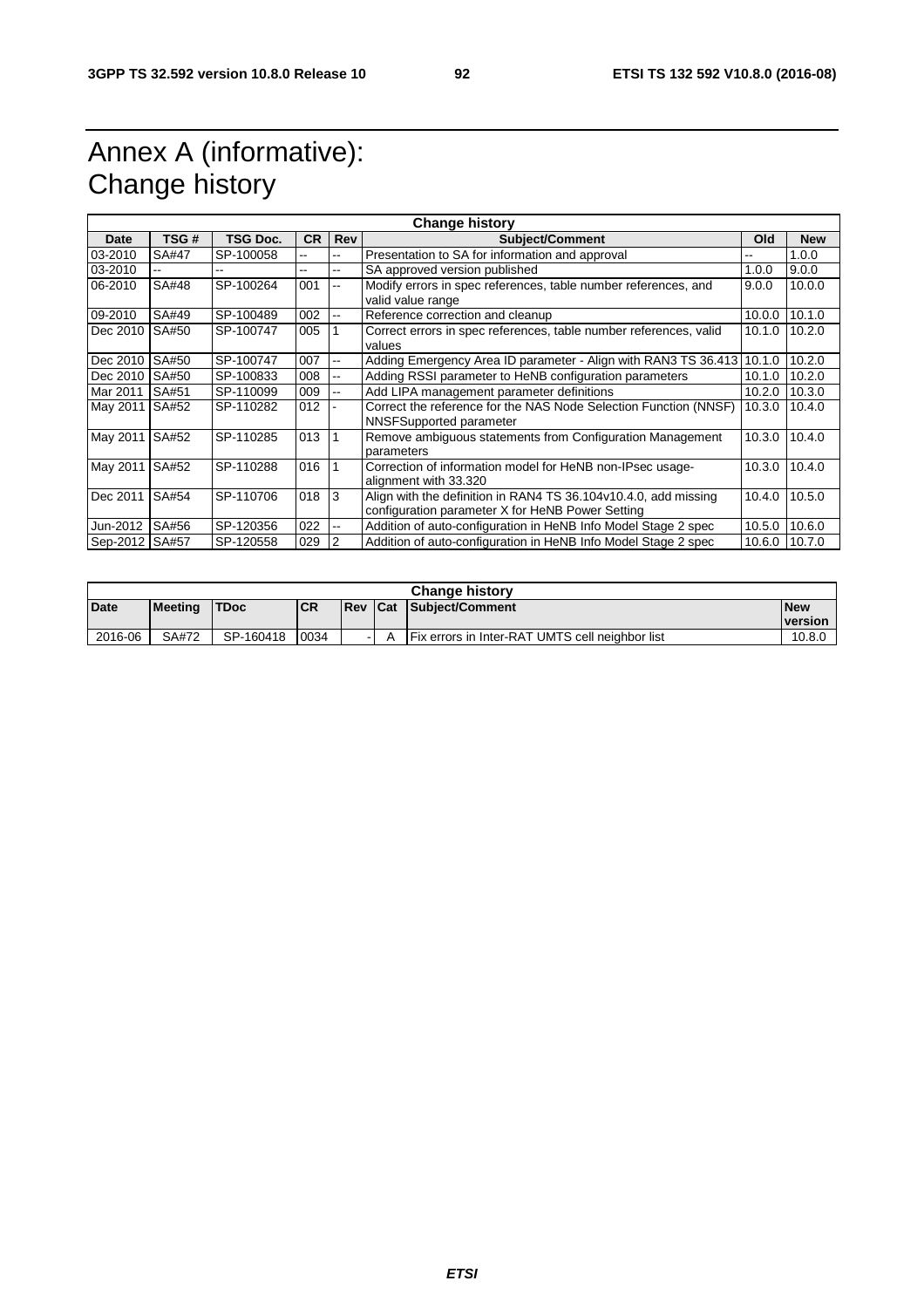# Annex A (informative): Change history

| Change history | | | | | | | |
|---|---|---|---|---|---|---|---|
| **Date** | **TSG #** | **TSG Doc.** | **CR** | **Rev** | **Subject/Comment** | **Old** | **New** |
| 03-2010 | SA#47 | SP-100058 | -- | -- | Presentation to SA for information and approval | -- | 1.0.0 |
| 03-2010 | -- | -- | -- | -- | SA approved version published | 1.0.0 | 9.0.0 |
| 06-2010 | SA#48 | SP-100264 | 001 | -- | Modify errors in spec references, table number references, and valid value range | 9.0.0 | 10.0.0 |
| 09-2010 | SA#49 | SP-100489 | 002 | -- | Reference correction and cleanup | 10.0.0 | 10.1.0 |
| Dec 2010 | SA#50 | SP-100747 | 005 | 1 | Correct errors in spec references, table number references, valid values | 10.1.0 | 10.2.0 |
| Dec 2010 | SA#50 | SP-100747 | 007 | -- | Adding Emergency Area ID parameter - Align with RAN3 TS 36.413 | 10.1.0 | 10.2.0 |
| Dec 2010 | SA#50 | SP-100833 | 008 | -- | Adding RSSI parameter to HeNB configuration parameters | 10.1.0 | 10.2.0 |
| Mar 2011 | SA#51 | SP-110099 | 009 | -- | Add LIPA management parameter definitions | 10.2.0 | 10.3.0 |
| May 2011 | SA#52 | SP-110282 | 012 | - | Correct the reference for the NAS Node Selection Function (NNSF) NNSFSupported parameter | 10.3.0 | 10.4.0 |
| May 2011 | SA#52 | SP-110285 | 013 | 1 | Remove ambiguous statements from Configuration Management parameters | 10.3.0 | 10.4.0 |
| May 2011 | SA#52 | SP-110288 | 016 | 1 | Correction of information model for HeNB non-IPsec usage-alignment with 33.320 | 10.3.0 | 10.4.0 |
| Dec 2011 | SA#54 | SP-110706 | 018 | 3 | Align with the definition in RAN4 TS 36.104v10.4.0, add missing configuration parameter X for HeNB Power Setting | 10.4.0 | 10.5.0 |
| Jun-2012 | SA#56 | SP-120356 | 022 | -- | Addition of auto-configuration in HeNB Info Model Stage 2 spec | 10.5.0 | 10.6.0 |
| Sep-2012 | SA#57 | SP-120558 | 029 | 2 | Addition of auto-configuration in HeNB Info Model Stage 2 spec | 10.6.0 | 10.7.0 |

| Change history | | | | | | | |
|---|---|---|---|---|---|---|---|
| **Date** | **Meeting** | **TDoc** | **CR** | **Rev** | **Cat** | **Subject/Comment** | **New version** |
| 2016-06 | SA#72 | SP-160418 | 0034 | - | A | Fix errors in Inter-RAT UMTS cell neighbor list | 10.8.0 |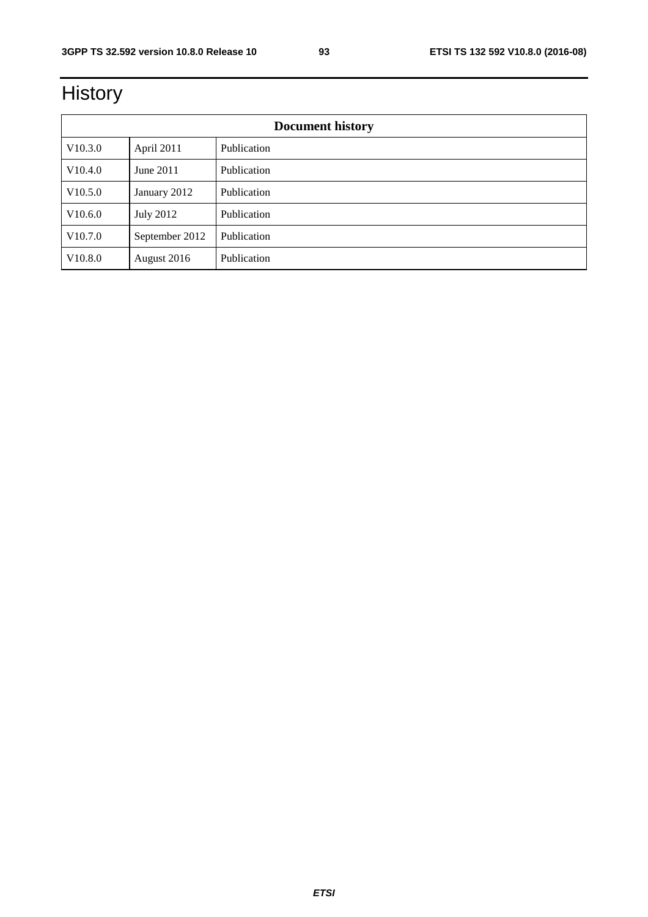# History

| Document history | | |
|---|---|---|
| V10.3.0 | April 2011 | Publication |
| V10.4.0 | June 2011 | Publication |
| V10.5.0 | January 2012 | Publication |
| V10.6.0 | July 2012 | Publication |
| V10.7.0 | September 2012 | Publication |
| V10.8.0 | August 2016 | Publication |